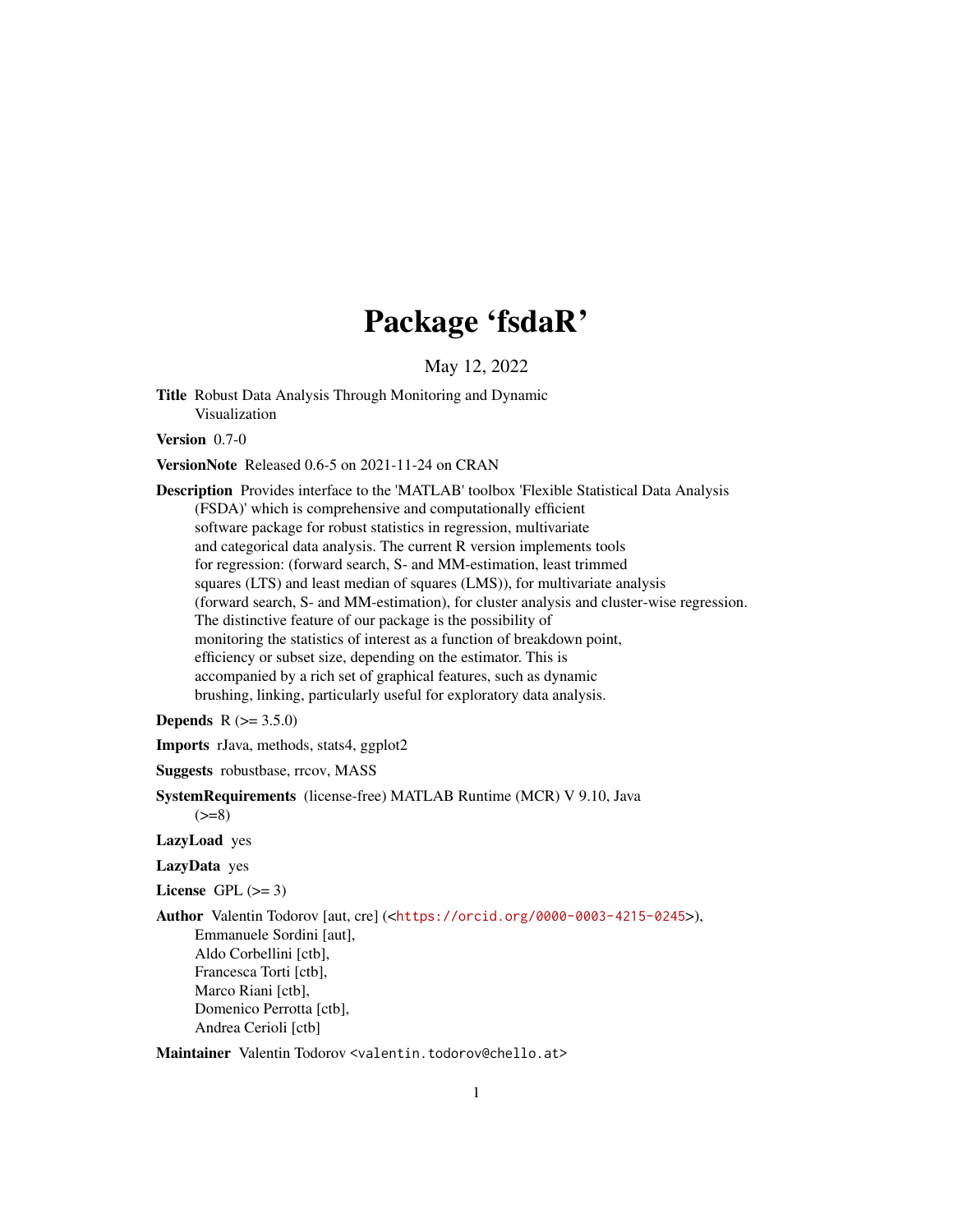# Package 'fsdaR'

May 12, 2022

**Title** Robust Data Analysis Through Monitoring and Dynamic Visualization

**Version** 0.7-0

**VersionNote** Released 0.6-5 on 2021-11-24 on CRAN

**Description** Provides interface to the 'MATLAB' toolbox 'Flexible Statistical Data Analysis (FSDA)' which is comprehensive and computationally efficient software package for robust statistics in regression, multivariate and categorical data analysis. The current R version implements tools for regression: (forward search, S- and MM-estimation, least trimmed squares (LTS) and least median of squares (LMS)), for multivariate analysis (forward search, S- and MM-estimation), for cluster analysis and cluster-wise regression. The distinctive feature of our package is the possibility of monitoring the statistics of interest as a function of breakdown point, efficiency or subset size, depending on the estimator. This is accompanied by a rich set of graphical features, such as dynamic brushing, linking, particularly useful for exploratory data analysis.

**Depends** R (>= 3.5.0)

**Imports** rJava, methods, stats4, ggplot2

**Suggests** robustbase, rrcov, MASS

**SystemRequirements** (license-free) MATLAB Runtime (MCR) V 9.10, Java (>=8)

**LazyLoad** yes

**LazyData** yes

**License** GPL (>= 3)

**Author** Valentin Todorov [aut, cre] (<https://orcid.org/0000-0003-4215-0245>), Emmanuele Sordini [aut], Aldo Corbellini [ctb], Francesca Torti [ctb], Marco Riani [ctb], Domenico Perrotta [ctb], Andrea Cerioli [ctb]

**Maintainer** Valentin Todorov <valentin.todorov@chello.at>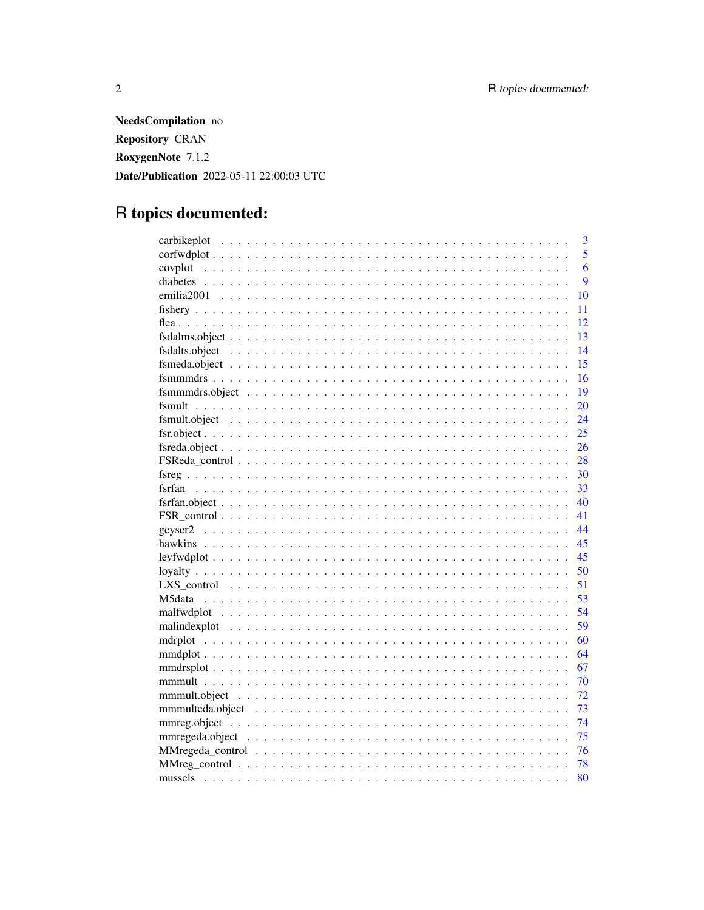**NeedsCompilation** no

**Repository** CRAN

**RoxygenNote** 7.1.2

**Date/Publication** 2022-05-11 22:00:03 UTC

# R topics documented:

| | |
|---|---|
| carbikeplot | 3 |
| corfwdplot | 5 |
| covplot | 6 |
| diabetes | 9 |
| emilia2001 | 10 |
| fishery | 11 |
| flea | 12 |
| fsdalms.object | 13 |
| fsdalts.object | 14 |
| fsmeda.object | 15 |
| fsmmmdrs | 16 |
| fsmmmdrs.object | 19 |
| fsmult | 20 |
| fsmult.object | 24 |
| fsr.object | 25 |
| fsreda.object | 26 |
| FSReda_control | 28 |
| fsreg | 30 |
| fsrfan | 33 |
| fsrfan.object | 40 |
| FSR_control | 41 |
| geyser2 | 44 |
| hawkins | 45 |
| levfwdplot | 45 |
| loyalty | 50 |
| LXS_control | 51 |
| M5data | 53 |
| malfwdplot | 54 |
| malindexplot | 59 |
| mdrplot | 60 |
| mmdplot | 64 |
| mmdrsplot | 67 |
| mmmult | 70 |
| mmmult.object | 72 |
| mmmulteda.object | 73 |
| mmreg.object | 74 |
| mmregeda.object | 75 |
| MMregeda_control | 76 |
| MMreg_control | 78 |
| mussels | 80 |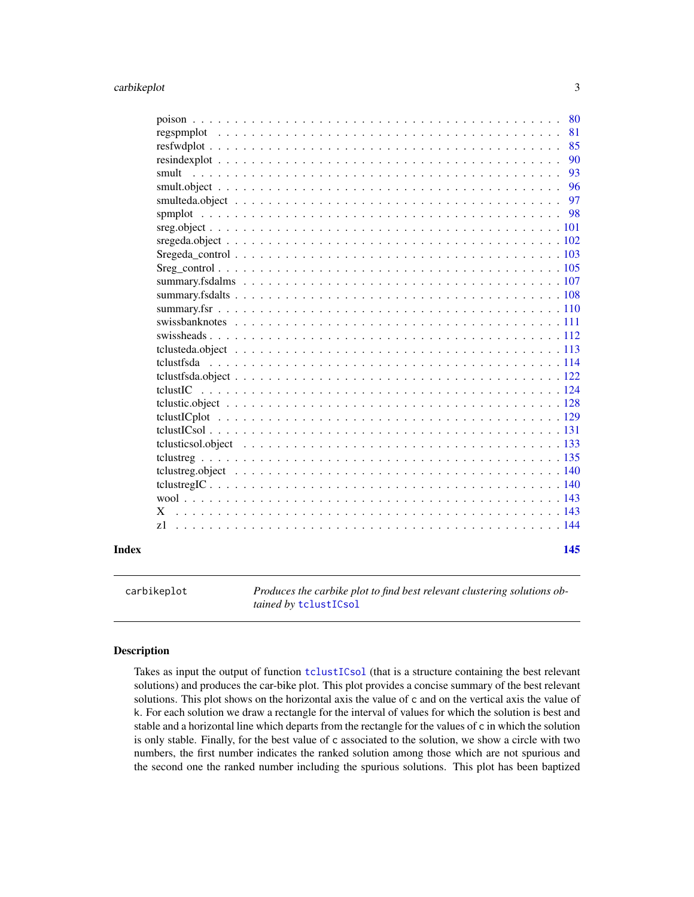| | |
|---|---|
| poison | 80 |
| regspmplot | 81 |
| resfwdplot | 85 |
| resindexplot | 90 |
| smult | 93 |
| smult.object | 96 |
| smulteda.object | 97 |
| spmplot | 98 |
| sreg.object | 101 |
| sregeda.object | 102 |
| Sregeda_control | 103 |
| Sreg_control | 105 |
| summary.fsdalms | 107 |
| summary.fsdalts | 108 |
| summary.fsr | 110 |
| swissbanknotes | 111 |
| swissheads | 112 |
| tclusteda.object | 113 |
| tclustfsda | 114 |
| tclustfsda.object | 122 |
| tclustIC | 124 |
| tclustic.object | 128 |
| tclustICplot | 129 |
| tclustICsol | 131 |
| tclusticsol.object | 133 |
| tclustreg | 135 |
| tclustreg.object | 140 |
| tclustregIC | 140 |
| wool | 143 |
| X | 143 |
| z1 | 144 |

**Index** **145**

---

`carbikeplot` *Produces the carbike plot to find best relevant clustering solutions obtained by* `tclustICsol`

---

### Description

Takes as input the output of function `tclustICsol` (that is a structure containing the best relevant solutions) and produces the car-bike plot. This plot provides a concise summary of the best relevant solutions. This plot shows on the horizontal axis the value of `c` and on the vertical axis the value of `k`. For each solution we draw a rectangle for the interval of values for which the solution is best and stable and a horizontal line which departs from the rectangle for the values of `c` in which the solution is only stable. Finally, for the best value of `c` associated to the solution, we show a circle with two numbers, the first number indicates the ranked solution among those which are not spurious and the second one the ranked number including the spurious solutions. This plot has been baptized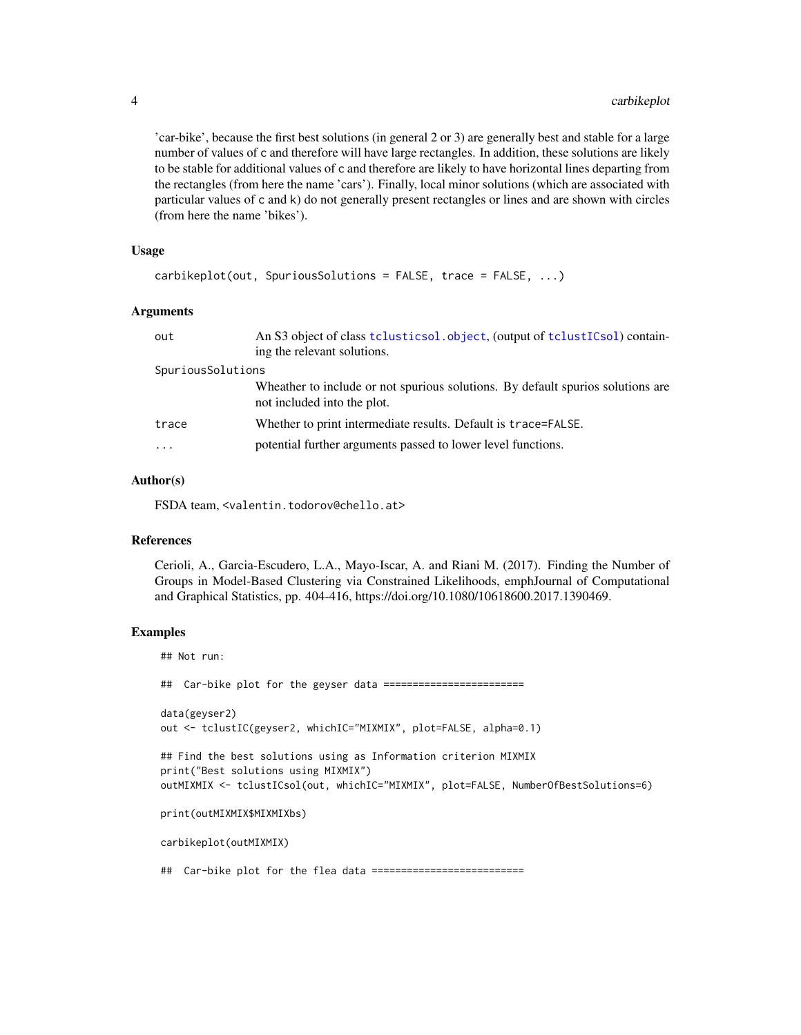'car-bike', because the first best solutions (in general 2 or 3) are generally best and stable for a large number of values of c and therefore will have large rectangles. In addition, these solutions are likely to be stable for additional values of c and therefore are likely to have horizontal lines departing from the rectangles (from here the name 'cars'). Finally, local minor solutions (which are associated with particular values of c and k) do not generally present rectangles or lines and are shown with circles (from here the name 'bikes').

### Usage

```
carbikeplot(out, SpuriousSolutions = FALSE, trace = FALSE, ...)
```

### Arguments

| | |
|---|---|
| `out` | An S3 object of class `tclusticsol.object`, (output of `tclustICsol`) containing the relevant solutions. |
| `SpuriousSolutions` | Wheather to include or not spurious solutions. By default spurios solutions are not included into the plot. |
| `trace` | Whether to print intermediate results. Default is `trace=FALSE`. |
| `...` | potential further arguments passed to lower level functions. |

### Author(s)

FSDA team, <valentin.todorov@chello.at>

### References

Cerioli, A., Garcia-Escudero, L.A., Mayo-Iscar, A. and Riani M. (2017). Finding the Number of Groups in Model-Based Clustering via Constrained Likelihoods, emphJournal of Computational and Graphical Statistics, pp. 404-416, https://doi.org/10.1080/10618600.2017.1390469.

### Examples

```
## Not run:

##  Car-bike plot for the geyser data ========================

data(geyser2)
out <- tclustIC(geyser2, whichIC="MIXMIX", plot=FALSE, alpha=0.1)

## Find the best solutions using as Information criterion MIXMIX
print("Best solutions using MIXMIX")
outMIXMIX <- tclustICsol(out, whichIC="MIXMIX", plot=FALSE, NumberOfBestSolutions=6)

print(outMIXMIX$MIXMIXbs)

carbikeplot(outMIXMIX)

##  Car-bike plot for the flea data ==========================
```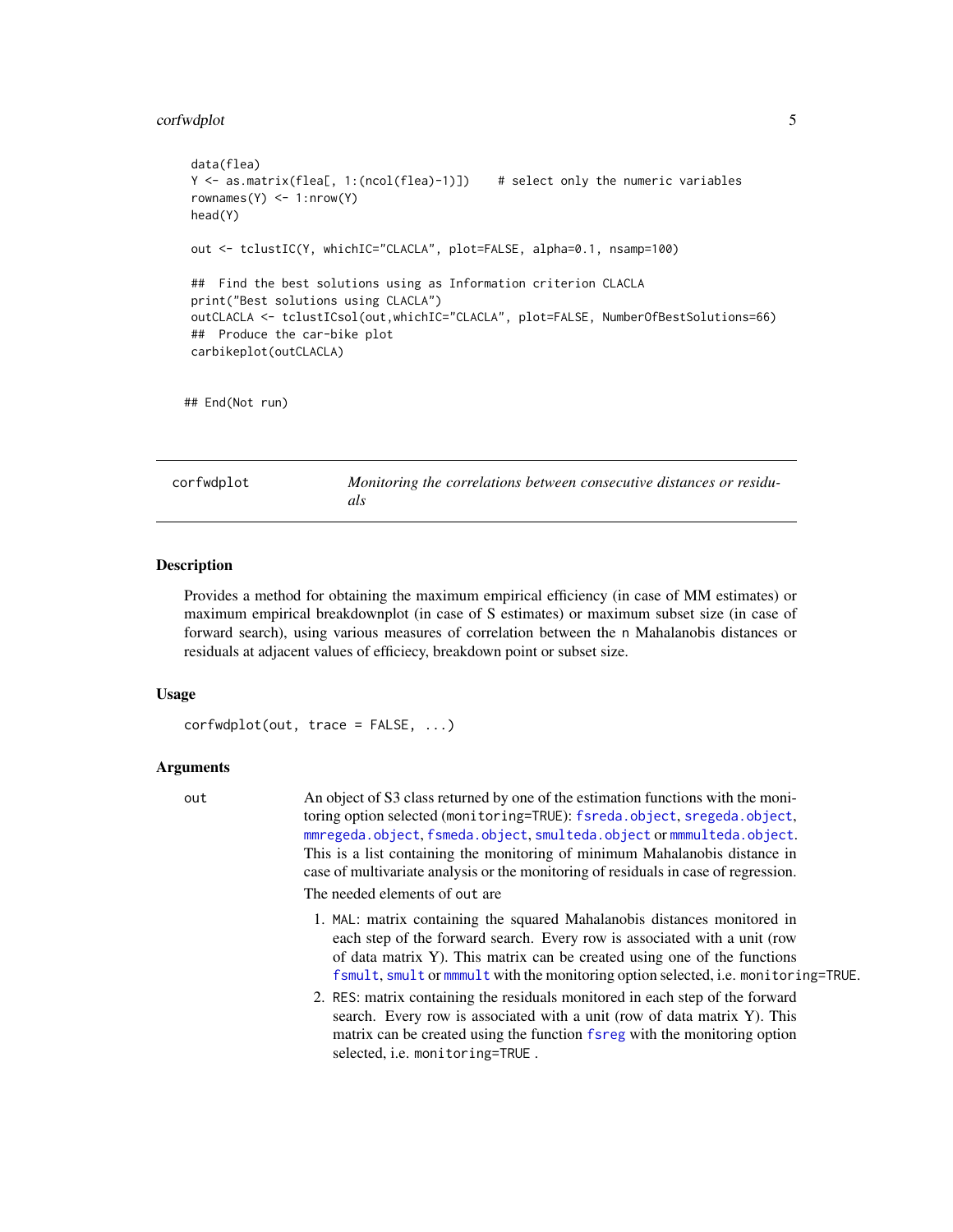```
data(flea)
Y <- as.matrix(flea[, 1:(ncol(flea)-1)])    # select only the numeric variables
rownames(Y) <- 1:nrow(Y)
head(Y)

out <- tclustIC(Y, whichIC="CLACLA", plot=FALSE, alpha=0.1, nsamp=100)

##  Find the best solutions using as Information criterion CLACLA
print("Best solutions using CLACLA")
outCLACLA <- tclustICsol(out,whichIC="CLACLA", plot=FALSE, NumberOfBestSolutions=66)
##  Produce the car-bike plot
carbikeplot(outCLACLA)


## End(Not run)
```

---

## corfwdplot — *Monitoring the correlations between consecutive distances or residuals*

---

### Description

Provides a method for obtaining the maximum empirical efficiency (in case of MM estimates) or maximum empirical breakdownplot (in case of S estimates) or maximum subset size (in case of forward search), using various measures of correlation between the `n` Mahalanobis distances or residuals at adjacent values of efficiecy, breakdown point or subset size.

### Usage

```
corfwdplot(out, trace = FALSE, ...)
```

### Arguments

`out` An object of S3 class returned by one of the estimation functions with the monitoring option selected (`monitoring=TRUE`): `fsreda.object`, `sregeda.object`, `mmregeda.object`, `fsmeda.object`, `smulteda.object` or `mmmulteda.object`. This is a list containing the monitoring of minimum Mahalanobis distance in case of multivariate analysis or the monitoring of residuals in case of regression.

The needed elements of `out` are

1. `MAL`: matrix containing the squared Mahalanobis distances monitored in each step of the forward search. Every row is associated with a unit (row of data matrix Y). This matrix can be created using one of the functions `fsmult`, `smult` or `mmmult` with the monitoring option selected, i.e. `monitoring=TRUE`.
2. `RES`: matrix containing the residuals monitored in each step of the forward search. Every row is associated with a unit (row of data matrix Y). This matrix can be created using the function `fsreg` with the monitoring option selected, i.e. `monitoring=TRUE` .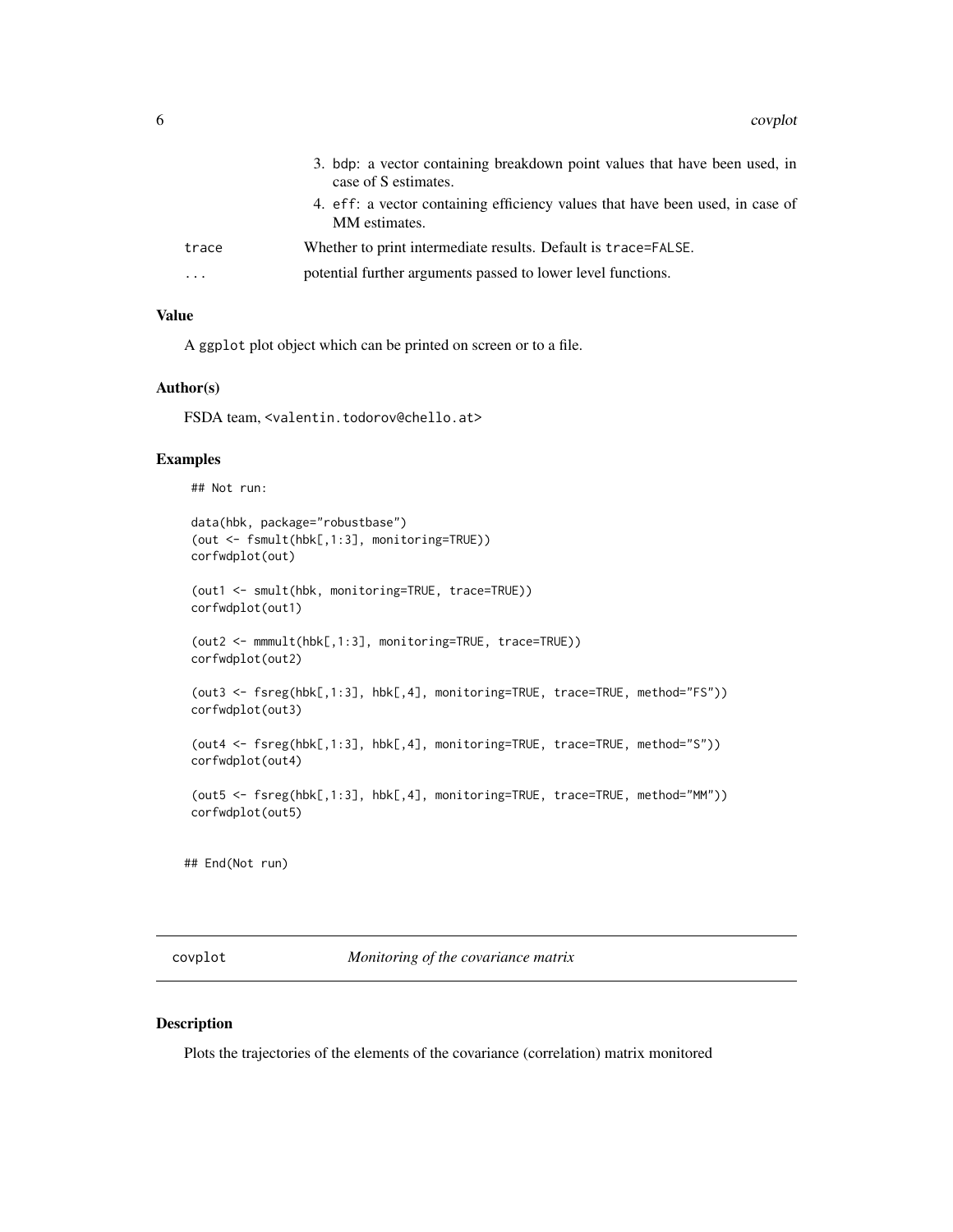3. bdp: a vector containing breakdown point values that have been used, in case of S estimates.
4. eff: a vector containing efficiency values that have been used, in case of MM estimates.

| | |
|---|---|
| trace | Whether to print intermediate results. Default is trace=FALSE. |
| ... | potential further arguments passed to lower level functions. |

### Value

A ggplot plot object which can be printed on screen or to a file.

### Author(s)

FSDA team, <valentin.todorov@chello.at>

### Examples

```
## Not run:

data(hbk, package="robustbase")
(out <- fsmult(hbk[,1:3], monitoring=TRUE))
corfwdplot(out)

(out1 <- smult(hbk, monitoring=TRUE, trace=TRUE))
corfwdplot(out1)

(out2 <- mmmult(hbk[,1:3], monitoring=TRUE, trace=TRUE))
corfwdplot(out2)

(out3 <- fsreg(hbk[,1:3], hbk[,4], monitoring=TRUE, trace=TRUE, method="FS"))
corfwdplot(out3)

(out4 <- fsreg(hbk[,1:3], hbk[,4], monitoring=TRUE, trace=TRUE, method="S"))
corfwdplot(out4)

(out5 <- fsreg(hbk[,1:3], hbk[,4], monitoring=TRUE, trace=TRUE, method="MM"))
corfwdplot(out5)


## End(Not run)
```

## covplot *Monitoring of the covariance matrix*

### Description

Plots the trajectories of the elements of the covariance (correlation) matrix monitored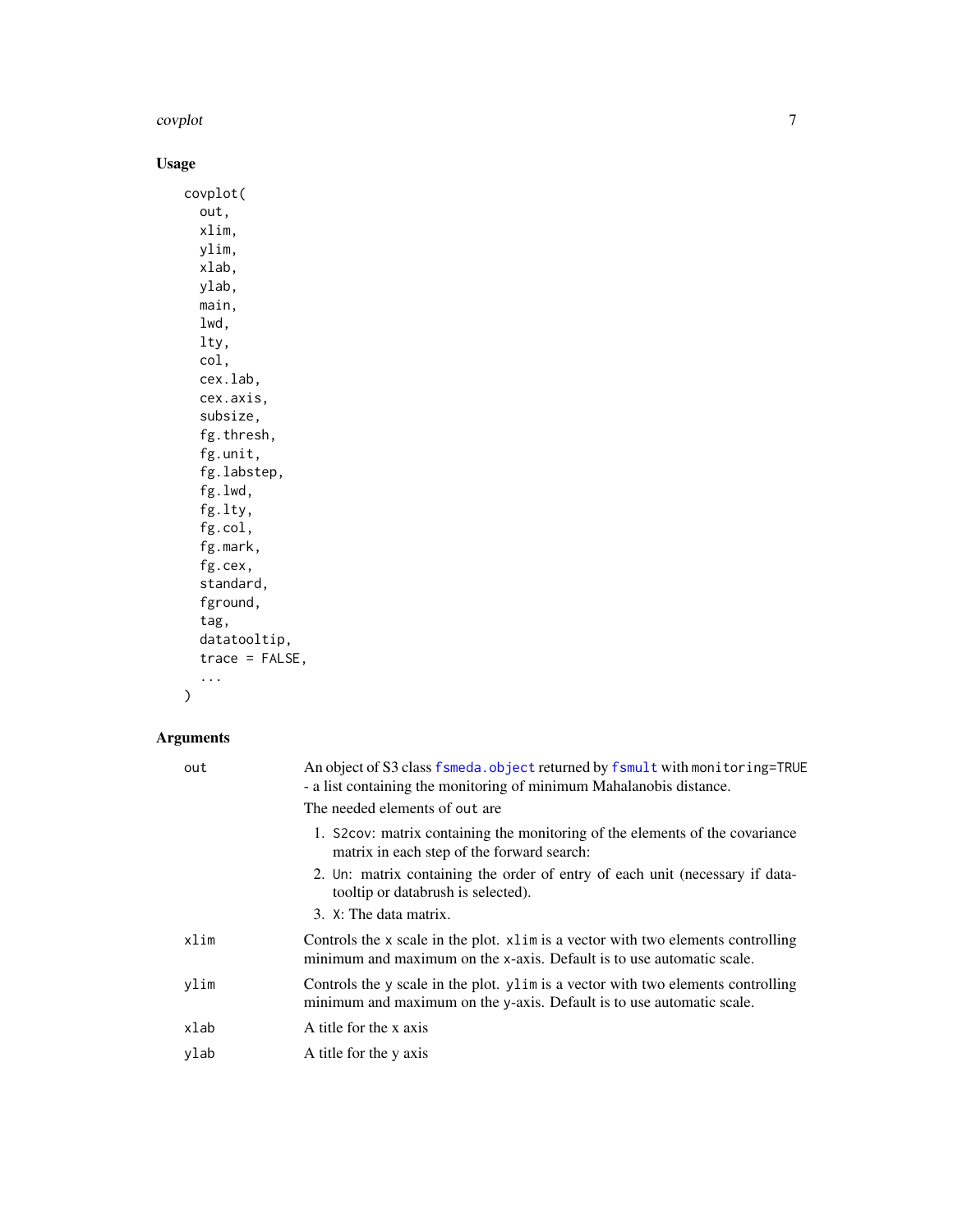## Usage

```
covplot(
  out,
  xlim,
  ylim,
  xlab,
  ylab,
  main,
  lwd,
  lty,
  col,
  cex.lab,
  cex.axis,
  subsize,
  fg.thresh,
  fg.unit,
  fg.labstep,
  fg.lwd,
  fg.lty,
  fg.col,
  fg.mark,
  fg.cex,
  standard,
  fground,
  tag,
  datatooltip,
  trace = FALSE,
  ...
)
```

## Arguments

| | |
|---|---|
| `out` | An object of S3 class `fsmeda.object` returned by `fsmult` with `monitoring=TRUE` - a list containing the monitoring of minimum Mahalanobis distance. <br> The needed elements of `out` are <br> 1. `S2cov`: matrix containing the monitoring of the elements of the covariance matrix in each step of the forward search: <br> 2. `Un`: matrix containing the order of entry of each unit (necessary if datatooltip or databrush is selected). <br> 3. `X`: The data matrix. |
| `xlim` | Controls the x scale in the plot. `xlim` is a vector with two elements controlling minimum and maximum on the x-axis. Default is to use automatic scale. |
| `ylim` | Controls the y scale in the plot. `ylim` is a vector with two elements controlling minimum and maximum on the y-axis. Default is to use automatic scale. |
| `xlab` | A title for the x axis |
| `ylab` | A title for the y axis |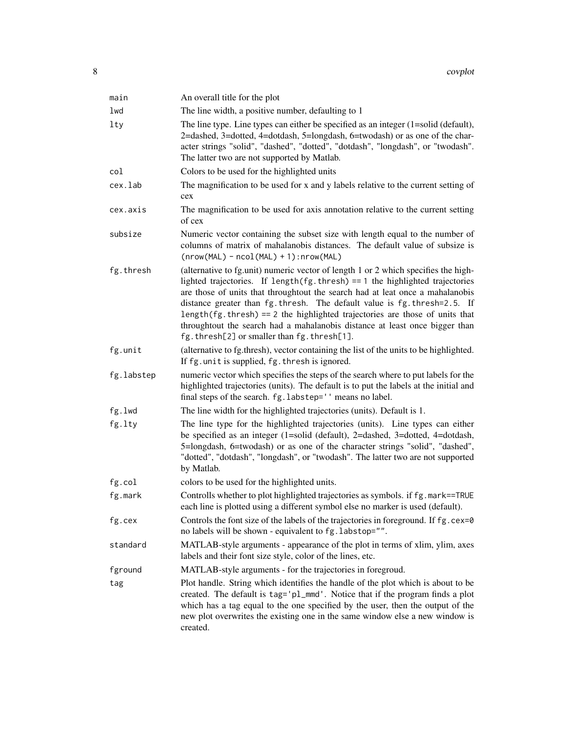| | |
|---|---|
| `main` | An overall title for the plot |
| `lwd` | The line width, a positive number, defaulting to 1 |
| `lty` | The line type. Line types can either be specified as an integer (1=solid (default), 2=dashed, 3=dotted, 4=dotdash, 5=longdash, 6=twodash) or as one of the character strings "solid", "dashed", "dotted", "dotdash", "longdash", or "twodash". The latter two are not supported by Matlab. |
| `col` | Colors to be used for the highlighted units |
| `cex.lab` | The magnification to be used for x and y labels relative to the current setting of cex |
| `cex.axis` | The magnification to be used for axis annotation relative to the current setting of cex |
| `subsize` | Numeric vector containing the subset size with length equal to the number of columns of matrix of mahalanobis distances. The default value of subsize is `(nrow(MAL) - ncol(MAL) + 1):nrow(MAL)` |
| `fg.thresh` | (alternative to fg.unit) numeric vector of length 1 or 2 which specifies the highlighted trajectories. If `length(fg.thresh) == 1` the highlighted trajectories are those of units that throughtout the search had at leat once a mahalanobis distance greater than `fg.thresh`. The default value is `fg.thresh=2.5`. If `length(fg.thresh) == 2` the highlighted trajectories are those of units that throughtout the search had a mahalanobis distance at least once bigger than `fg.thresh[2]` or smaller than `fg.thresh[1]`. |
| `fg.unit` | (alternative to fg.thresh), vector containing the list of the units to be highlighted. If `fg.unit` is supplied, `fg.thresh` is ignored. |
| `fg.labstep` | numeric vector which specifies the steps of the search where to put labels for the highlighted trajectories (units). The default is to put the labels at the initial and final steps of the search. `fg.labstep=''` means no label. |
| `fg.lwd` | The line width for the highlighted trajectories (units). Default is 1. |
| `fg.lty` | The line type for the highlighted trajectories (units). Line types can either be specified as an integer (1=solid (default), 2=dashed, 3=dotted, 4=dotdash, 5=longdash, 6=twodash) or as one of the character strings "solid", "dashed", "dotted", "dotdash", "longdash", or "twodash". The latter two are not supported by Matlab. |
| `fg.col` | colors to be used for the highlighted units. |
| `fg.mark` | Controlls whether to plot highlighted trajectories as symbols. if `fg.mark==TRUE` each line is plotted using a different symbol else no marker is used (default). |
| `fg.cex` | Controls the font size of the labels of the trajectories in foreground. If `fg.cex=0` no labels will be shown - equivalent to `fg.labstop=""`. |
| `standard` | MATLAB-style arguments - appearance of the plot in terms of xlim, ylim, axes labels and their font size style, color of the lines, etc. |
| `fground` | MATLAB-style arguments - for the trajectories in foregroud. |
| `tag` | Plot handle. String which identifies the handle of the plot which is about to be created. The default is `tag='pl_mmd'`. Notice that if the program finds a plot which has a tag equal to the one specified by the user, then the output of the new plot overwrites the existing one in the same window else a new window is created. |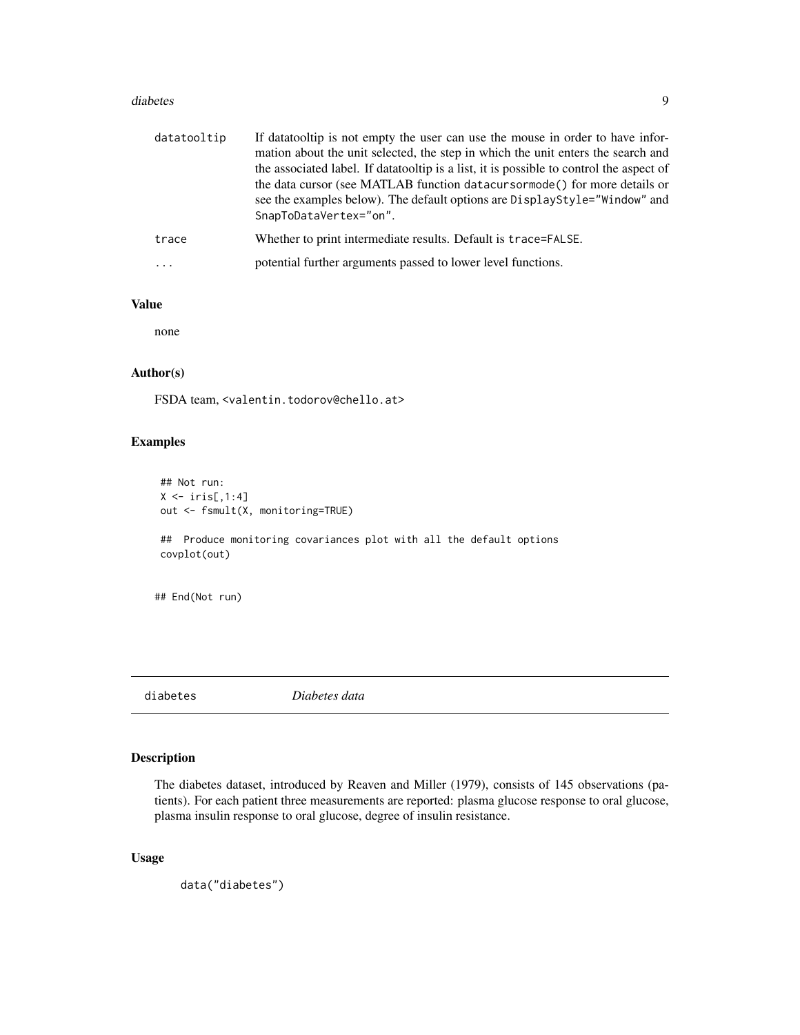| | |
|---|---|
| datatooltip | If datatooltip is not empty the user can use the mouse in order to have information about the unit selected, the step in which the unit enters the search and the associated label. If datatooltip is a list, it is possible to control the aspect of the data cursor (see MATLAB function `datacursormode()` for more details or see the examples below). The default options are `DisplayStyle="Window"` and `SnapToDataVertex="on"`. |
| trace | Whether to print intermediate results. Default is `trace=FALSE`. |
| ... | potential further arguments passed to lower level functions. |

### Value

none

### Author(s)

FSDA team, <valentin.todorov@chello.at>

### Examples

```
 ## Not run:
 X <- iris[,1:4]
 out <- fsmult(X, monitoring=TRUE)

 ##  Produce monitoring covariances plot with all the default options
 covplot(out)


## End(Not run)
```

---

## diabetes *Diabetes data*

---

### Description

The diabetes dataset, introduced by Reaven and Miller (1979), consists of 145 observations (patients). For each patient three measurements are reported: plasma glucose response to oral glucose, plasma insulin response to oral glucose, degree of insulin resistance.

### Usage

```
data("diabetes")
```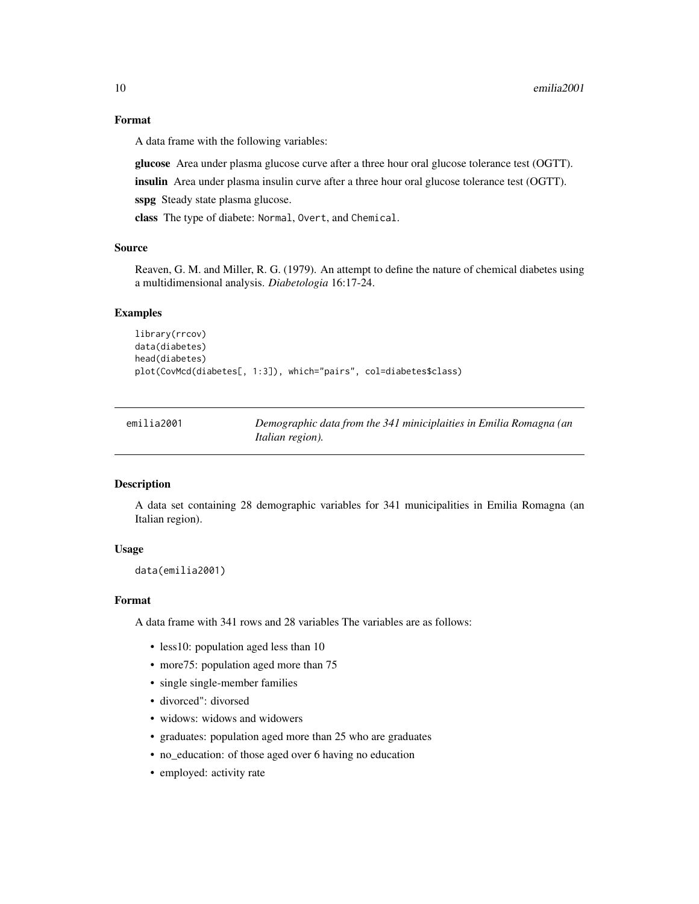### Format

A data frame with the following variables:

**glucose** Area under plasma glucose curve after a three hour oral glucose tolerance test (OGTT).

**insulin** Area under plasma insulin curve after a three hour oral glucose tolerance test (OGTT).

**sspg** Steady state plasma glucose.

**class** The type of diabete: `Normal`, `Overt`, and `Chemical`.

### Source

Reaven, G. M. and Miller, R. G. (1979). An attempt to define the nature of chemical diabetes using a multidimensional analysis. *Diabetologia* 16:17-24.

### Examples

```
library(rrcov)
data(diabetes)
head(diabetes)
plot(CovMcd(diabetes[, 1:3]), which="pairs", col=diabetes$class)
```

---

## emilia2001 — *Demographic data from the 341 miniciplaities in Emilia Romagna (an Italian region).*

### Description

A data set containing 28 demographic variables for 341 municipalities in Emilia Romagna (an Italian region).

### Usage

```
data(emilia2001)
```

### Format

A data frame with 341 rows and 28 variables The variables are as follows:

- less10: population aged less than 10
- more75: population aged more than 75
- single single-member families
- divorced": divorsed
- widows: widows and widowers
- graduates: population aged more than 25 who are graduates
- no_education: of those aged over 6 having no education
- employed: activity rate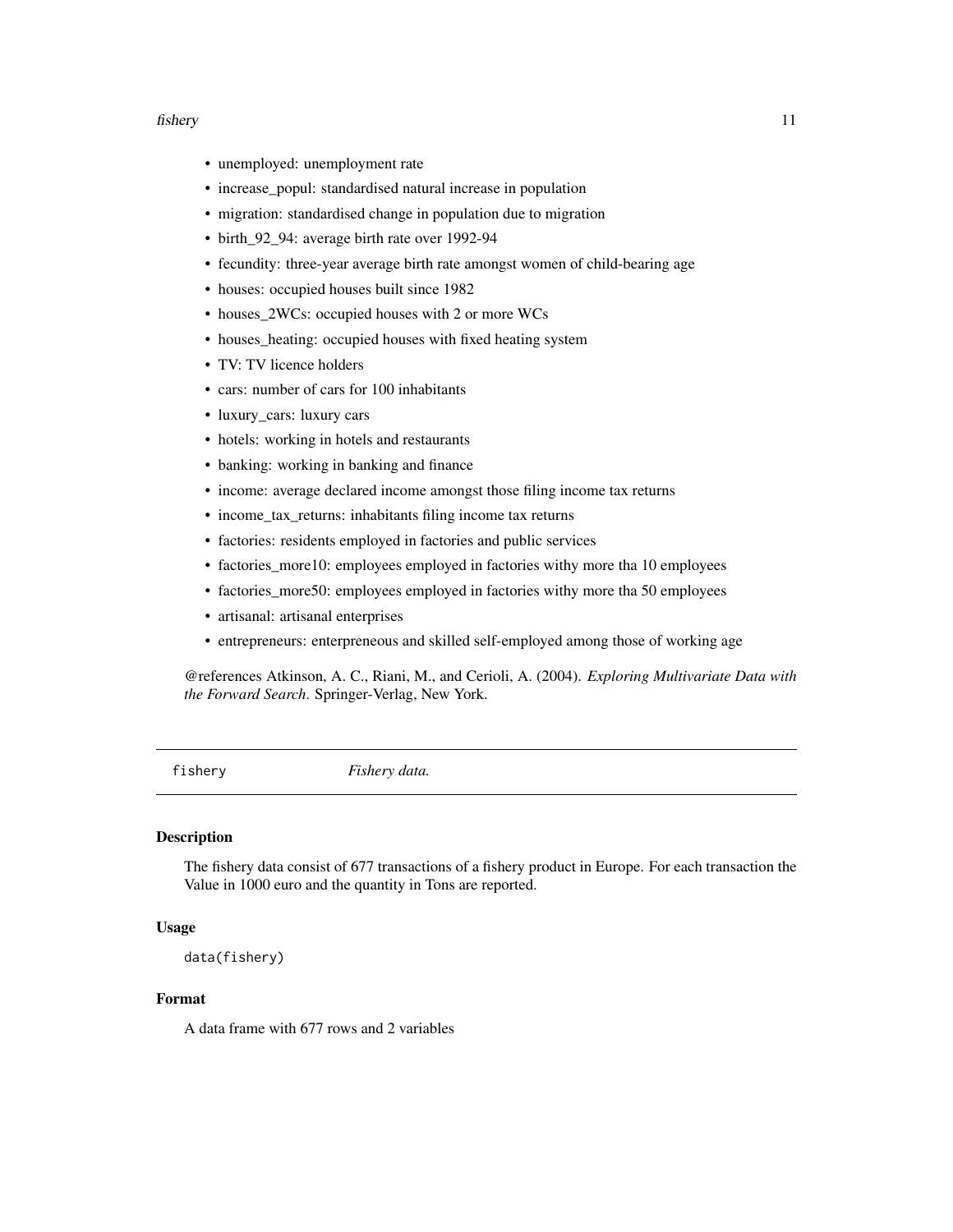- unemployed: unemployment rate
- increase_popul: standardised natural increase in population
- migration: standardised change in population due to migration
- birth_92_94: average birth rate over 1992-94
- fecundity: three-year average birth rate amongst women of child-bearing age
- houses: occupied houses built since 1982
- houses_2WCs: occupied houses with 2 or more WCs
- houses_heating: occupied houses with fixed heating system
- TV: TV licence holders
- cars: number of cars for 100 inhabitants
- luxury_cars: luxury cars
- hotels: working in hotels and restaurants
- banking: working in banking and finance
- income: average declared income amongst those filing income tax returns
- income_tax_returns: inhabitants filing income tax returns
- factories: residents employed in factories and public services
- factories_more10: employees employed in factories withy more tha 10 employees
- factories_more50: employees employed in factories withy more tha 50 employees
- artisanal: artisanal enterprises
- entrepreneurs: enterpreneous and skilled self-employed among those of working age

@references Atkinson, A. C., Riani, M., and Cerioli, A. (2004). *Exploring Multivariate Data with the Forward Search*. Springer-Verlag, New York.

---

fishery *Fishery data.*

---

### Description

The fishery data consist of 677 transactions of a fishery product in Europe. For each transaction the Value in 1000 euro and the quantity in Tons are reported.

### Usage

```
data(fishery)
```

### Format

A data frame with 677 rows and 2 variables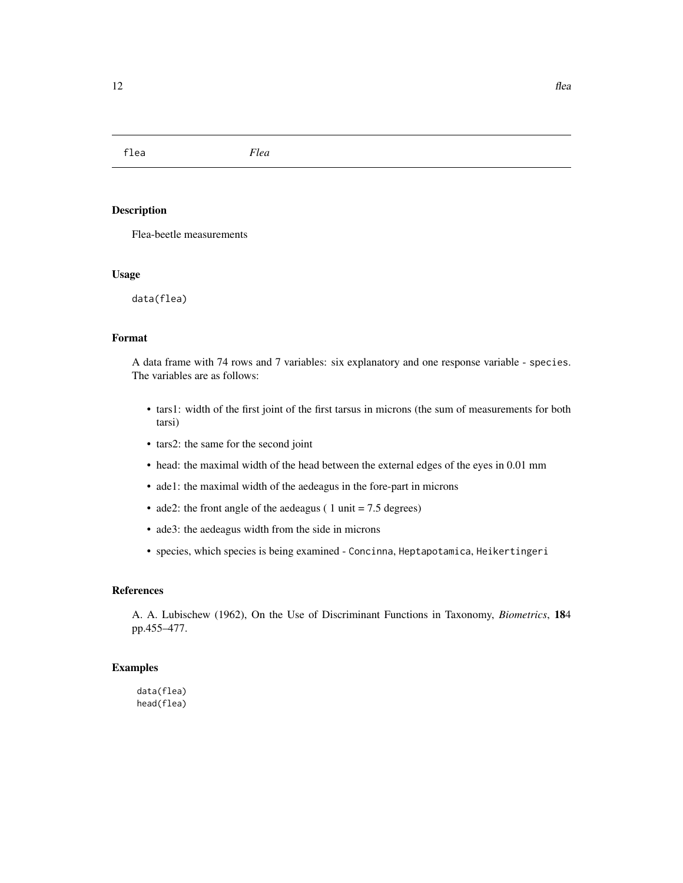flea *Flea*

## Description

Flea-beetle measurements

## Usage

```
data(flea)
```

## Format

A data frame with 74 rows and 7 variables: six explanatory and one response variable - `species`. The variables are as follows:

- tars1: width of the first joint of the first tarsus in microns (the sum of measurements for both tarsi)
- tars2: the same for the second joint
- head: the maximal width of the head between the external edges of the eyes in 0.01 mm
- ade1: the maximal width of the aedeagus in the fore-part in microns
- ade2: the front angle of the aedeagus ( 1 unit = 7.5 degrees)
- ade3: the aedeagus width from the side in microns
- species, which species is being examined - `Concinna`, `Heptapotamica`, `Heikertingeri`

## References

A. A. Lubischew (1962), On the Use of Discriminant Functions in Taxonomy, *Biometrics*, **18**4 pp.455–477.

## Examples

```
data(flea)
head(flea)
```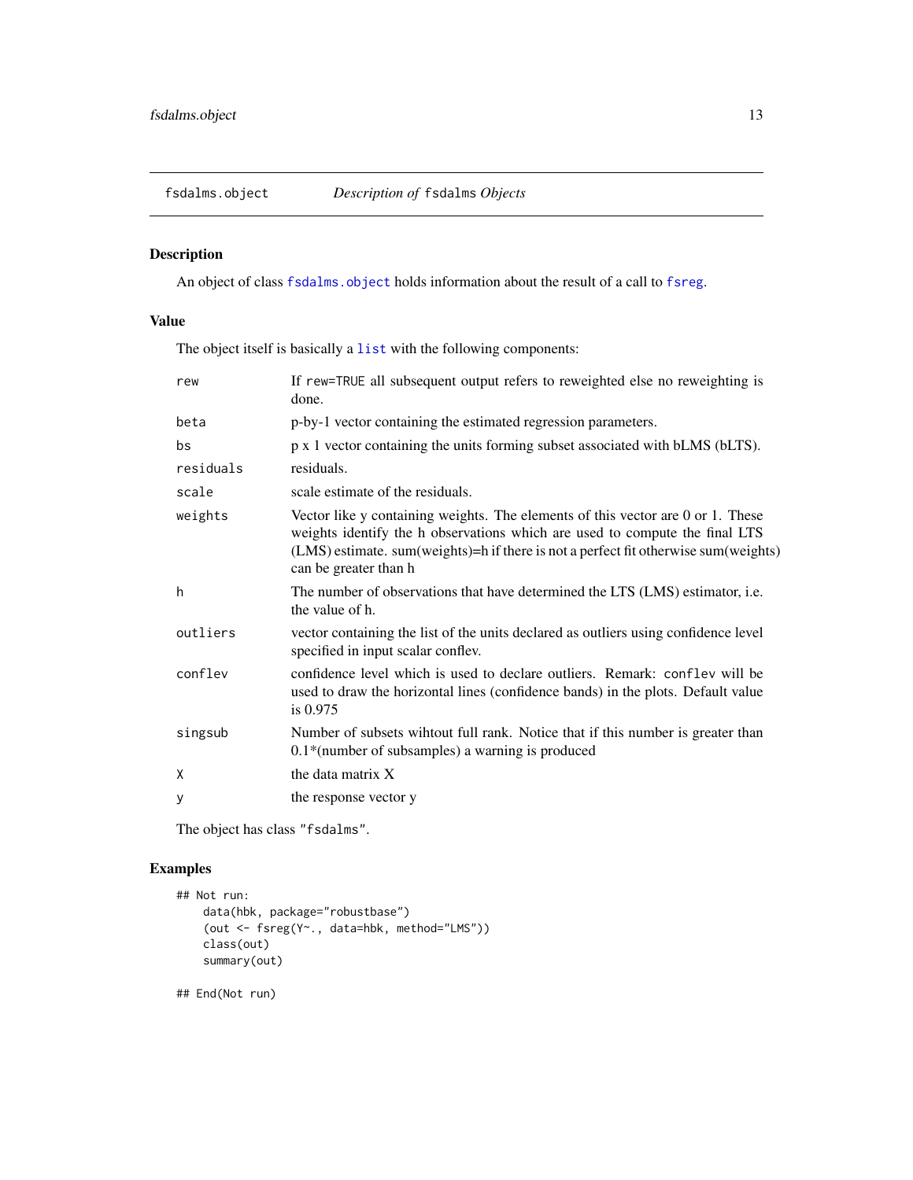fsdalms.object    *Description of* fsdalms *Objects*

## Description

An object of class fsdalms.object holds information about the result of a call to fsreg.

## Value

The object itself is basically a list with the following components:

| | |
|---|---|
| rew | If rew=TRUE all subsequent output refers to reweighted else no reweighting is done. |
| beta | p-by-1 vector containing the estimated regression parameters. |
| bs | p x 1 vector containing the units forming subset associated with bLMS (bLTS). |
| residuals | residuals. |
| scale | scale estimate of the residuals. |
| weights | Vector like y containing weights. The elements of this vector are 0 or 1. These weights identify the h observations which are used to compute the final LTS (LMS) estimate. sum(weights)=h if there is not a perfect fit otherwise sum(weights) can be greater than h |
| h | The number of observations that have determined the LTS (LMS) estimator, i.e. the value of h. |
| outliers | vector containing the list of the units declared as outliers using confidence level specified in input scalar conflev. |
| conflev | confidence level which is used to declare outliers. Remark: conflev will be used to draw the horizontal lines (confidence bands) in the plots. Default value is 0.975 |
| singsub | Number of subsets wihtout full rank. Notice that if this number is greater than 0.1*(number of subsamples) a warning is produced |
| X | the data matrix X |
| y | the response vector y |

The object has class "fsdalms".

## Examples

```
## Not run:
    data(hbk, package="robustbase")
    (out <- fsreg(Y~., data=hbk, method="LMS"))
    class(out)
    summary(out)

## End(Not run)
```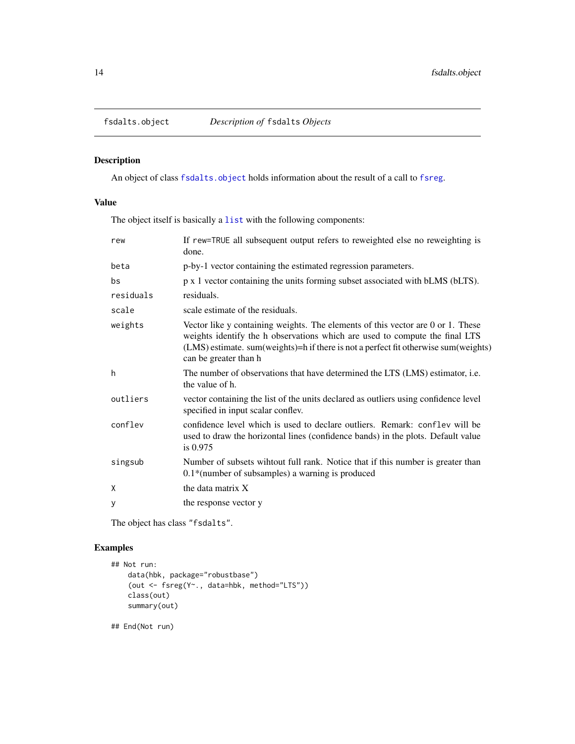fsdalts.object    *Description of* fsdalts *Objects*

## Description

An object of class `fsdalts.object` holds information about the result of a call to `fsreg`.

## Value

The object itself is basically a `list` with the following components:

| | |
|---|---|
| `rew` | If `rew=TRUE` all subsequent output refers to reweighted else no reweighting is done. |
| `beta` | p-by-1 vector containing the estimated regression parameters. |
| `bs` | p x 1 vector containing the units forming subset associated with bLMS (bLTS). |
| `residuals` | residuals. |
| `scale` | scale estimate of the residuals. |
| `weights` | Vector like y containing weights. The elements of this vector are 0 or 1. These weights identify the h observations which are used to compute the final LTS (LMS) estimate. sum(weights)=h if there is not a perfect fit otherwise sum(weights) can be greater than h |
| `h` | The number of observations that have determined the LTS (LMS) estimator, i.e. the value of h. |
| `outliers` | vector containing the list of the units declared as outliers using confidence level specified in input scalar conflev. |
| `conflev` | confidence level which is used to declare outliers. Remark: `conflev` will be used to draw the horizontal lines (confidence bands) in the plots. Default value is 0.975 |
| `singsub` | Number of subsets wihtout full rank. Notice that if this number is greater than 0.1*(number of subsamples) a warning is produced |
| `X` | the data matrix X |
| `y` | the response vector y |

The object has class `"fsdalts"`.

## Examples

```
## Not run:
    data(hbk, package="robustbase")
    (out <- fsreg(Y~., data=hbk, method="LTS"))
    class(out)
    summary(out)

## End(Not run)
```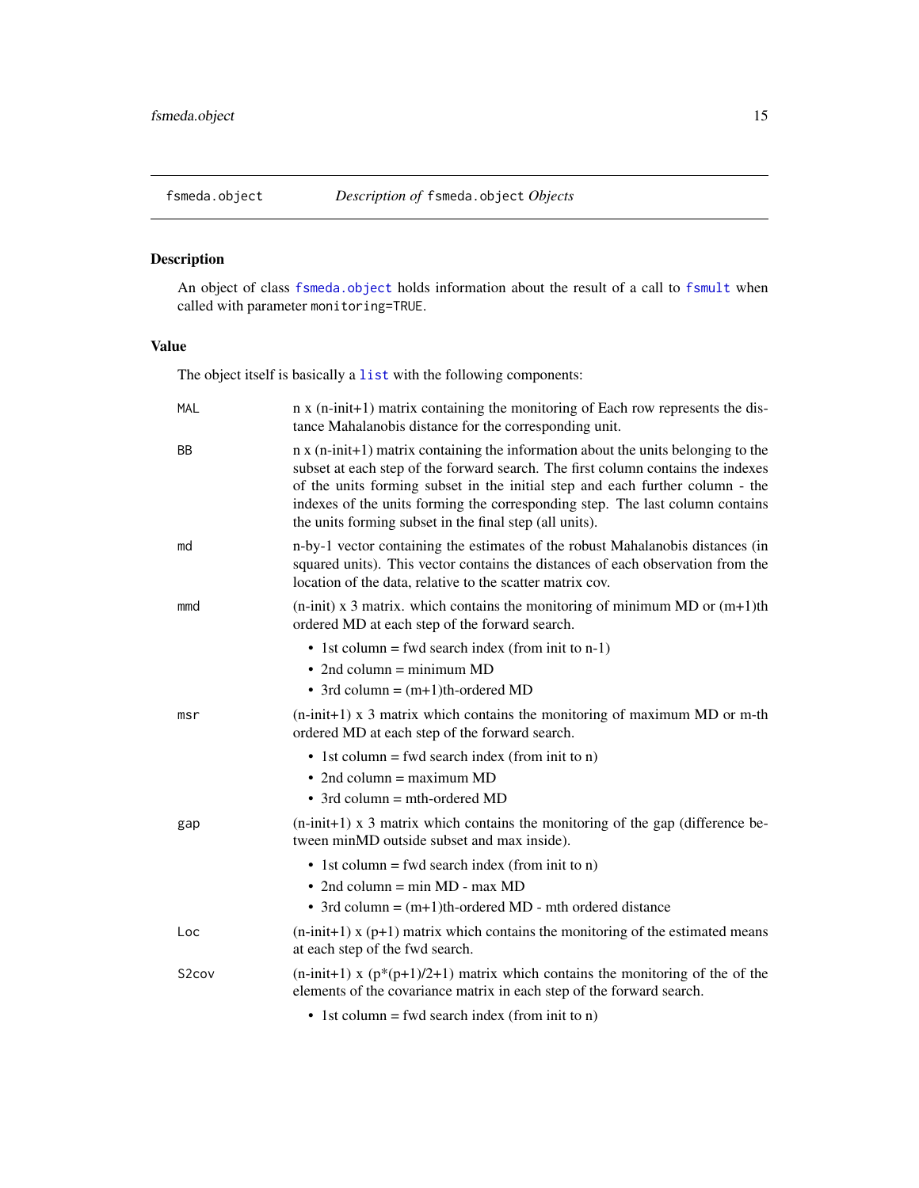## fsmeda.object    *Description of* `fsmeda.object` *Objects*

### Description

An object of class `fsmeda.object` holds information about the result of a call to `fsmult` when called with parameter `monitoring=TRUE`.

### Value

The object itself is basically a `list` with the following components:

`MAL` n x (n-init+1) matrix containing the monitoring of Each row represents the distance Mahalanobis distance for the corresponding unit.

`BB` n x (n-init+1) matrix containing the information about the units belonging to the subset at each step of the forward search. The first column contains the indexes of the units forming subset in the initial step and each further column - the indexes of the units forming the corresponding step. The last column contains the units forming subset in the final step (all units).

`md` n-by-1 vector containing the estimates of the robust Mahalanobis distances (in squared units). This vector contains the distances of each observation from the location of the data, relative to the scatter matrix cov.

`mmd` (n-init) x 3 matrix. which contains the monitoring of minimum MD or (m+1)th ordered MD at each step of the forward search.

- 1st column = fwd search index (from init to n-1)
- 2nd column = minimum MD
- 3rd column = (m+1)th-ordered MD

`msr` (n-init+1) x 3 matrix which contains the monitoring of maximum MD or m-th ordered MD at each step of the forward search.

- 1st column = fwd search index (from init to n)
- 2nd column = maximum MD
- 3rd column = mth-ordered MD

`gap` (n-init+1) x 3 matrix which contains the monitoring of the gap (difference between minMD outside subset and max inside).

- 1st column = fwd search index (from init to n)
- 2nd column = min MD - max MD
- 3rd column = (m+1)th-ordered MD - mth ordered distance

`Loc` (n-init+1) x (p+1) matrix which contains the monitoring of the estimated means at each step of the fwd search.

`S2cov` (n-init+1) x (p*(p+1)/2+1) matrix which contains the monitoring of the of the elements of the covariance matrix in each step of the forward search.

- 1st column = fwd search index (from init to n)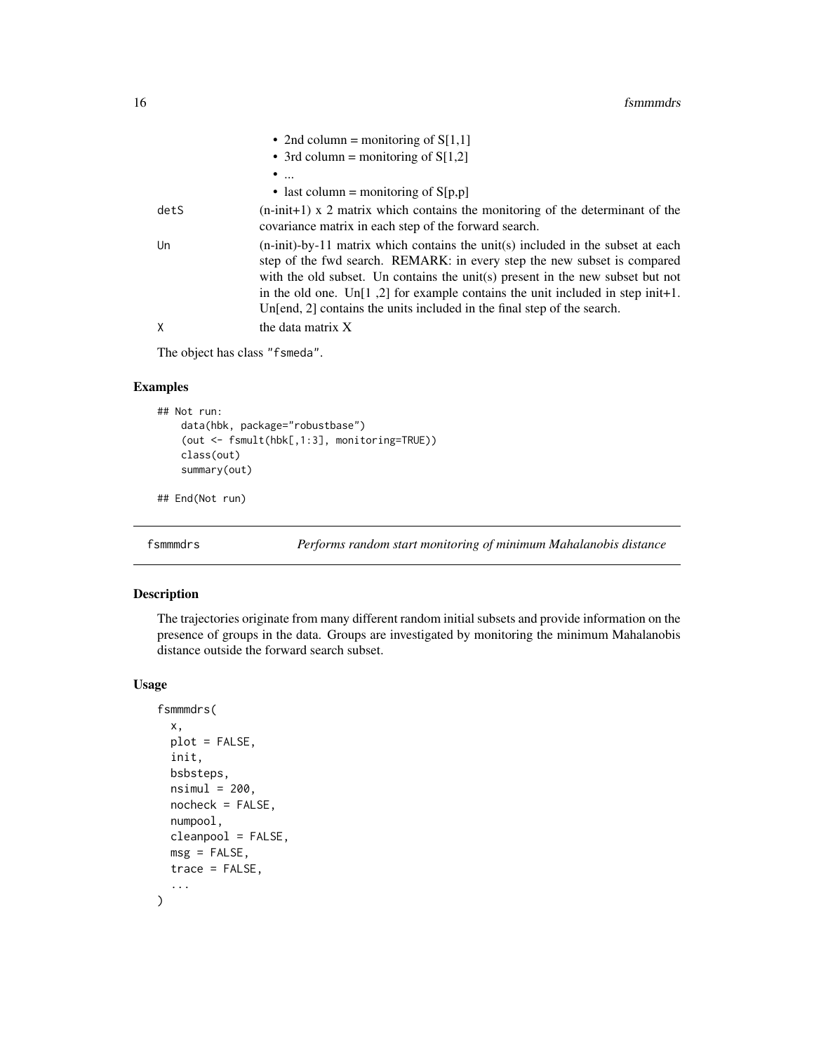- 2nd column = monitoring of S[1,1]
- 3rd column = monitoring of S[1,2]
- ...
- last column = monitoring of S[p,p]

| | |
|---|---|
| detS | (n-init+1) x 2 matrix which contains the monitoring of the determinant of the covariance matrix in each step of the forward search. |
| Un | (n-init)-by-11 matrix which contains the unit(s) included in the subset at each step of the fwd search. REMARK: in every step the new subset is compared with the old subset. Un contains the unit(s) present in the new subset but not in the old one. Un[1 ,2] for example contains the unit included in step init+1. Un[end, 2] contains the units included in the final step of the search. |
| X | the data matrix X |

The object has class "fsmeda".

### Examples

```
## Not run:
    data(hbk, package="robustbase")
    (out <- fsmult(hbk[,1:3], monitoring=TRUE))
    class(out)
    summary(out)

## End(Not run)
```

---

## fsmmmdrs — *Performs random start monitoring of minimum Mahalanobis distance*

### Description

The trajectories originate from many different random initial subsets and provide information on the presence of groups in the data. Groups are investigated by monitoring the minimum Mahalanobis distance outside the forward search subset.

### Usage

```
fsmmmdrs(
  x,
  plot = FALSE,
  init,
  bsbsteps,
  nsimul = 200,
  nocheck = FALSE,
  numpool,
  cleanpool = FALSE,
  msg = FALSE,
  trace = FALSE,
  ...
)
```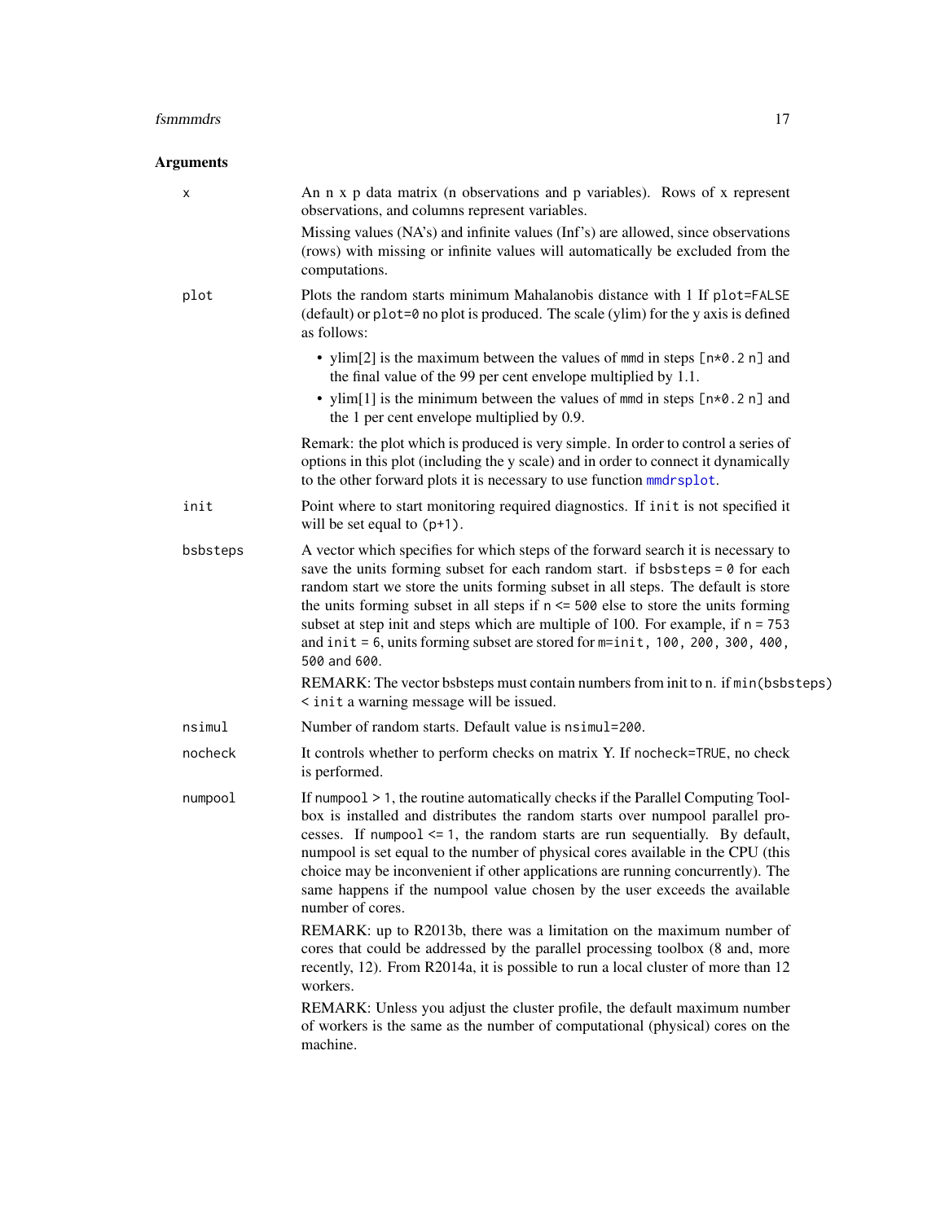## Arguments

**x**

An n x p data matrix (n observations and p variables). Rows of x represent observations, and columns represent variables.

Missing values (NA's) and infinite values (Inf's) are allowed, since observations (rows) with missing or infinite values will automatically be excluded from the computations.

**plot**

Plots the random starts minimum Mahalanobis distance with 1 If `plot=FALSE` (default) or `plot=0` no plot is produced. The scale (ylim) for the y axis is defined as follows:

- ylim[2] is the maximum between the values of `mmd` in steps `[n*0.2 n]` and the final value of the 99 per cent envelope multiplied by 1.1.
- ylim[1] is the minimum between the values of `mmd` in steps `[n*0.2 n]` and the 1 per cent envelope multiplied by 0.9.

Remark: the plot which is produced is very simple. In order to control a series of options in this plot (including the y scale) and in order to connect it dynamically to the other forward plots it is necessary to use function `mmdrsplot`.

**init**

Point where to start monitoring required diagnostics. If `init` is not specified it will be set equal to `(p+1)`.

**bsbsteps**

A vector which specifies for which steps of the forward search it is necessary to save the units forming subset for each random start. if `bsbsteps = 0` for each random start we store the units forming subset in all steps. The default is store the units forming subset in all steps if `n <= 500` else to store the units forming subset at step init and steps which are multiple of 100. For example, if `n = 753` and `init = 6`, units forming subset are stored for `m=init, 100, 200, 300, 400, 500` and `600`.

REMARK: The vector bsbsteps must contain numbers from init to n. if `min(bsbsteps) < init` a warning message will be issued.

**nsimul**

Number of random starts. Default value is `nsimul=200`.

**nocheck**

It controls whether to perform checks on matrix Y. If `nocheck=TRUE`, no check is performed.

**numpool**

If `numpool > 1`, the routine automatically checks if the Parallel Computing Toolbox is installed and distributes the random starts over numpool parallel processes. If `numpool <= 1`, the random starts are run sequentially. By default, numpool is set equal to the number of physical cores available in the CPU (this choice may be inconvenient if other applications are running concurrently). The same happens if the numpool value chosen by the user exceeds the available number of cores.

REMARK: up to R2013b, there was a limitation on the maximum number of cores that could be addressed by the parallel processing toolbox (8 and, more recently, 12). From R2014a, it is possible to run a local cluster of more than 12 workers.

REMARK: Unless you adjust the cluster profile, the default maximum number of workers is the same as the number of computational (physical) cores on the machine.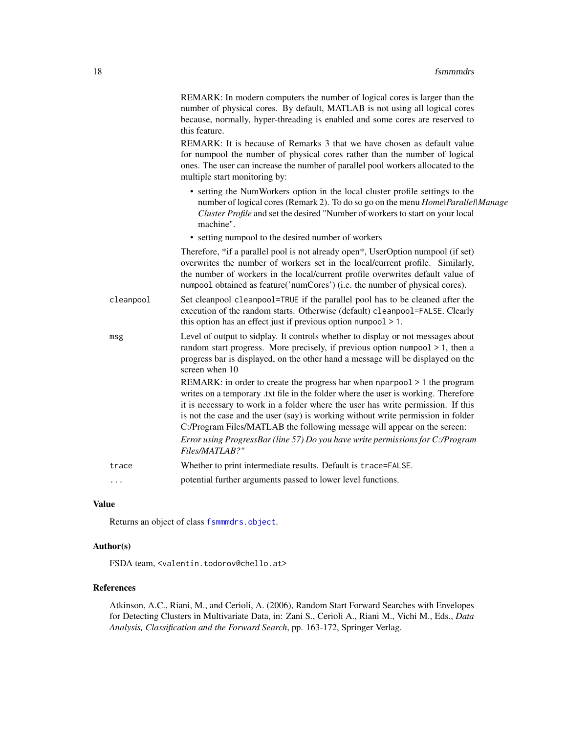REMARK: In modern computers the number of logical cores is larger than the number of physical cores. By default, MATLAB is not using all logical cores because, normally, hyper-threading is enabled and some cores are reserved to this feature.

REMARK: It is because of Remarks 3 that we have chosen as default value for numpool the number of physical cores rather than the number of logical ones. The user can increase the number of parallel pool workers allocated to the multiple start monitoring by:

- setting the NumWorkers option in the local cluster profile settings to the number of logical cores (Remark 2). To do so go on the menu *Home|Parallel|Manage Cluster Profile* and set the desired "Number of workers to start on your local machine".
- setting numpool to the desired number of workers

Therefore, *if a parallel pool is not already open*, UserOption numpool (if set) overwrites the number of workers set in the local/current profile. Similarly, the number of workers in the local/current profile overwrites default value of `numpool` obtained as feature('numCores') (i.e. the number of physical cores).

`cleanpool` Set cleanpool `cleanpool=TRUE` if the parallel pool has to be cleaned after the execution of the random starts. Otherwise (default) `cleanpool=FALSE`. Clearly this option has an effect just if previous option `numpool > 1`.

`msg` Level of output to sidplay. It controls whether to display or not messages about random start progress. More precisely, if previous option `numpool > 1`, then a progress bar is displayed, on the other hand a message will be displayed on the screen when 10

REMARK: in order to create the progress bar when `nparpool > 1` the program writes on a temporary .txt file in the folder where the user is working. Therefore it is necessary to work in a folder where the user has write permission. If this is not the case and the user (say) is working without write permission in folder C:/Program Files/MATLAB the following message will appear on the screen:

*Error using ProgressBar (line 57) Do you have write permissions for C:/Program Files/MATLAB?"*

`trace` Whether to print intermediate results. Default is `trace=FALSE`.

`...` potential further arguments passed to lower level functions.

## Value

Returns an object of class `fsmmmdrs.object`.

## Author(s)

FSDA team, <valentin.todorov@chello.at>

## References

Atkinson, A.C., Riani, M., and Cerioli, A. (2006), Random Start Forward Searches with Envelopes for Detecting Clusters in Multivariate Data, in: Zani S., Cerioli A., Riani M., Vichi M., Eds., *Data Analysis, Classification and the Forward Search*, pp. 163-172, Springer Verlag.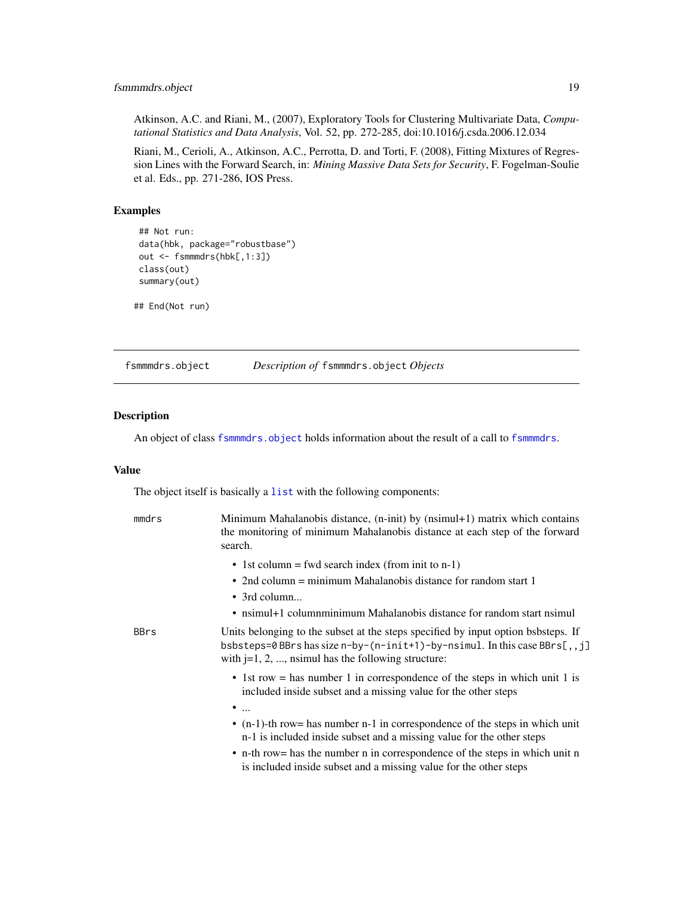Atkinson, A.C. and Riani, M., (2007), Exploratory Tools for Clustering Multivariate Data, *Computational Statistics and Data Analysis*, Vol. 52, pp. 272-285, doi:10.1016/j.csda.2006.12.034

Riani, M., Cerioli, A., Atkinson, A.C., Perrotta, D. and Torti, F. (2008), Fitting Mixtures of Regression Lines with the Forward Search, in: *Mining Massive Data Sets for Security*, F. Fogelman-Soulie et al. Eds., pp. 271-286, IOS Press.

### Examples

```
 ## Not run:
 data(hbk, package="robustbase")
 out <- fsmmmdrs(hbk[,1:3])
 class(out)
 summary(out)

## End(Not run)
```

---

## fsmmmdrs.object — *Description of* fsmmmdrs.object *Objects*

### Description

An object of class `fsmmmdrs.object` holds information about the result of a call to `fsmmmdrs`.

### Value

The object itself is basically a `list` with the following components:

**mmdrs** Minimum Mahalanobis distance, (n-init) by (nsimul+1) matrix which contains the monitoring of minimum Mahalanobis distance at each step of the forward search.

- 1st column = fwd search index (from init to n-1)
- 2nd column = minimum Mahalanobis distance for random start 1
- 3rd column...
- nsimul+1 columnminimum Mahalanobis distance for random start nsimul

**BBrs** Units belonging to the subset at the steps specified by input option bsbsteps. If `bsbsteps=0` BBrs has size `n-by-(n-init+1)-by-nsimul`. In this case `BBrs[,,j]` with j=1, 2, ..., nsimul has the following structure:

- 1st row = has number 1 in correspondence of the steps in which unit 1 is included inside subset and a missing value for the other steps
- ...
- (n-1)-th row= has number n-1 in correspondence of the steps in which unit n-1 is included inside subset and a missing value for the other steps
- n-th row= has the number n in correspondence of the steps in which unit n is included inside subset and a missing value for the other steps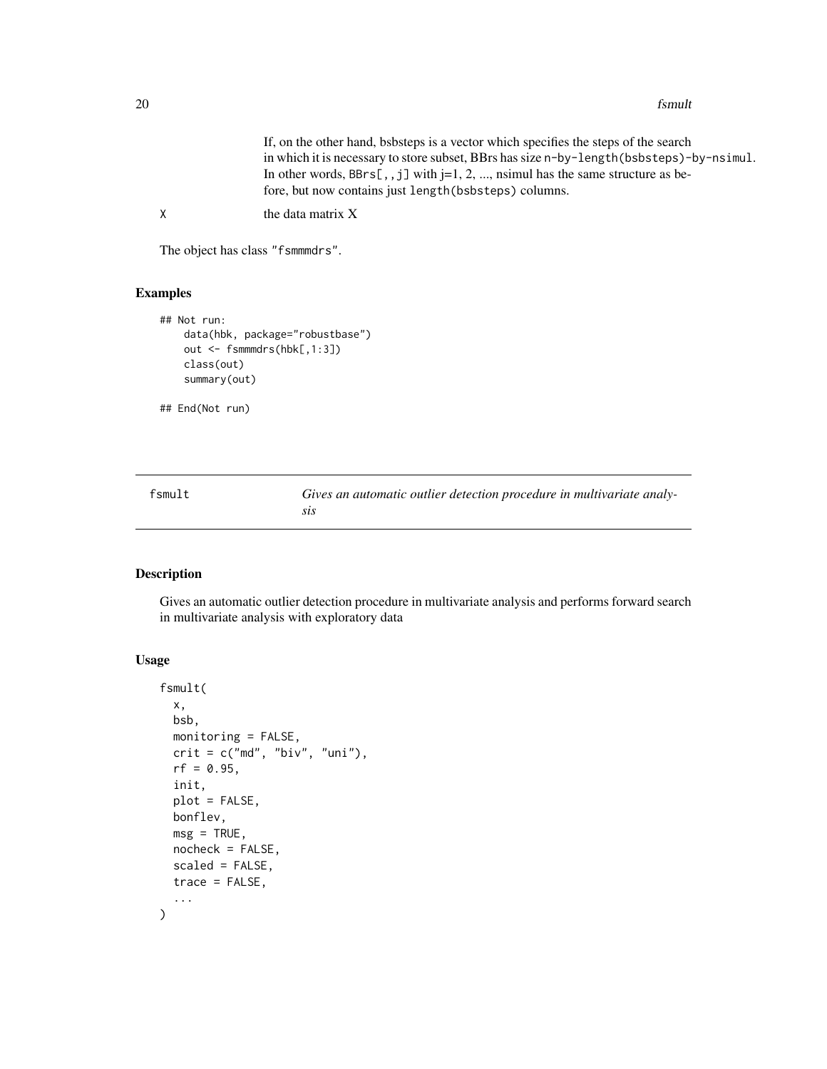If, on the other hand, bsbsteps is a vector which specifies the steps of the search in which it is necessary to store subset, BBrs has size `n-by-length(bsbsteps)-by-nsimul`. In other words, `BBrs[,,j]` with j=1, 2, ..., nsimul has the same structure as before, but now contains just `length(bsbsteps)` columns.

`X` the data matrix X

The object has class `"fsmmmdrs"`.

### Examples

```
## Not run:
    data(hbk, package="robustbase")
    out <- fsmmmdrs(hbk[,1:3])
    class(out)
    summary(out)

## End(Not run)
```

---

## fsmult — *Gives an automatic outlier detection procedure in multivariate analysis*

---

### Description

Gives an automatic outlier detection procedure in multivariate analysis and performs forward search in multivariate analysis with exploratory data

### Usage

```
fsmult(
  x,
  bsb,
  monitoring = FALSE,
  crit = c("md", "biv", "uni"),
  rf = 0.95,
  init,
  plot = FALSE,
  bonflev,
  msg = TRUE,
  nocheck = FALSE,
  scaled = FALSE,
  trace = FALSE,
  ...
)
```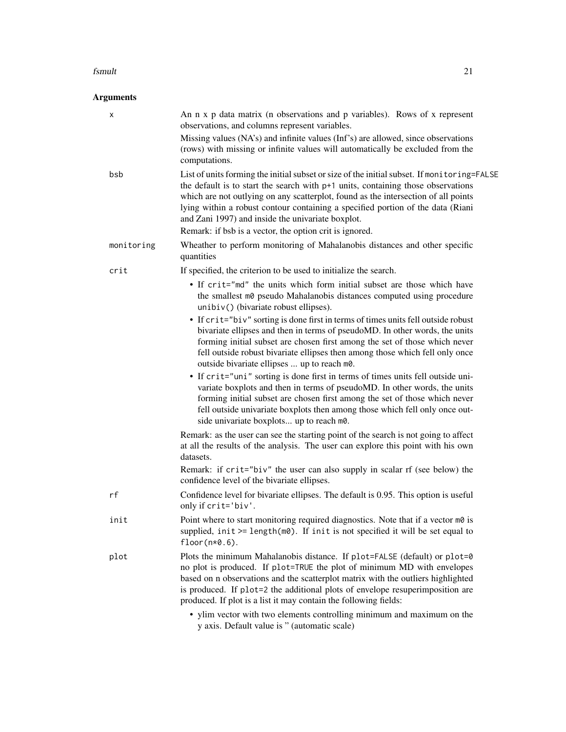## Arguments

**x**
An n x p data matrix (n observations and p variables). Rows of x represent observations, and columns represent variables.

Missing values (NA's) and infinite values (Inf's) are allowed, since observations (rows) with missing or infinite values will automatically be excluded from the computations.

**bsb**
List of units forming the initial subset or size of the initial subset. If `monitoring=FALSE` the default is to start the search with `p+1` units, containing those observations which are not outlying on any scatterplot, found as the intersection of all points lying within a robust contour containing a specified portion of the data (Riani and Zani 1997) and inside the univariate boxplot.

Remark: if bsb is a vector, the option crit is ignored.

**monitoring**
Wheather to perform monitoring of Mahalanobis distances and other specific quantities

**crit**
If specified, the criterion to be used to initialize the search.

- If `crit="md"` the units which form initial subset are those which have the smallest `m0` pseudo Mahalanobis distances computed using procedure `unibiv()` (bivariate robust ellipses).
- If `crit="biv"` sorting is done first in terms of times units fell outside robust bivariate ellipses and then in terms of pseudoMD. In other words, the units forming initial subset are chosen first among the set of those which never fell outside robust bivariate ellipses then among those which fell only once outside bivariate ellipses ... up to reach `m0`.
- If `crit="uni"` sorting is done first in terms of times units fell outside univariate boxplots and then in terms of pseudoMD. In other words, the units forming initial subset are chosen first among the set of those which never fell outside univariate boxplots then among those which fell only once outside univariate boxplots... up to reach `m0`.

Remark: as the user can see the starting point of the search is not going to affect at all the results of the analysis. The user can explore this point with his own datasets.

Remark: if `crit="biv"` the user can also supply in scalar rf (see below) the confidence level of the bivariate ellipses.

**rf**
Confidence level for bivariate ellipses. The default is 0.95. This option is useful only if `crit='biv'`.

**init**
Point where to start monitoring required diagnostics. Note that if a vector `m0` is supplied, `init >= length(m0)`. If `init` is not specified it will be set equal to `floor(n*0.6)`.

**plot**
Plots the minimum Mahalanobis distance. If `plot=FALSE` (default) or `plot=0` no plot is produced. If `plot=TRUE` the plot of minimum MD with envelopes based on n observations and the scatterplot matrix with the outliers highlighted is produced. If `plot=2` the additional plots of envelope resuperimposition are produced. If plot is a list it may contain the following fields:

- ylim vector with two elements controlling minimum and maximum on the y axis. Default value is '' (automatic scale)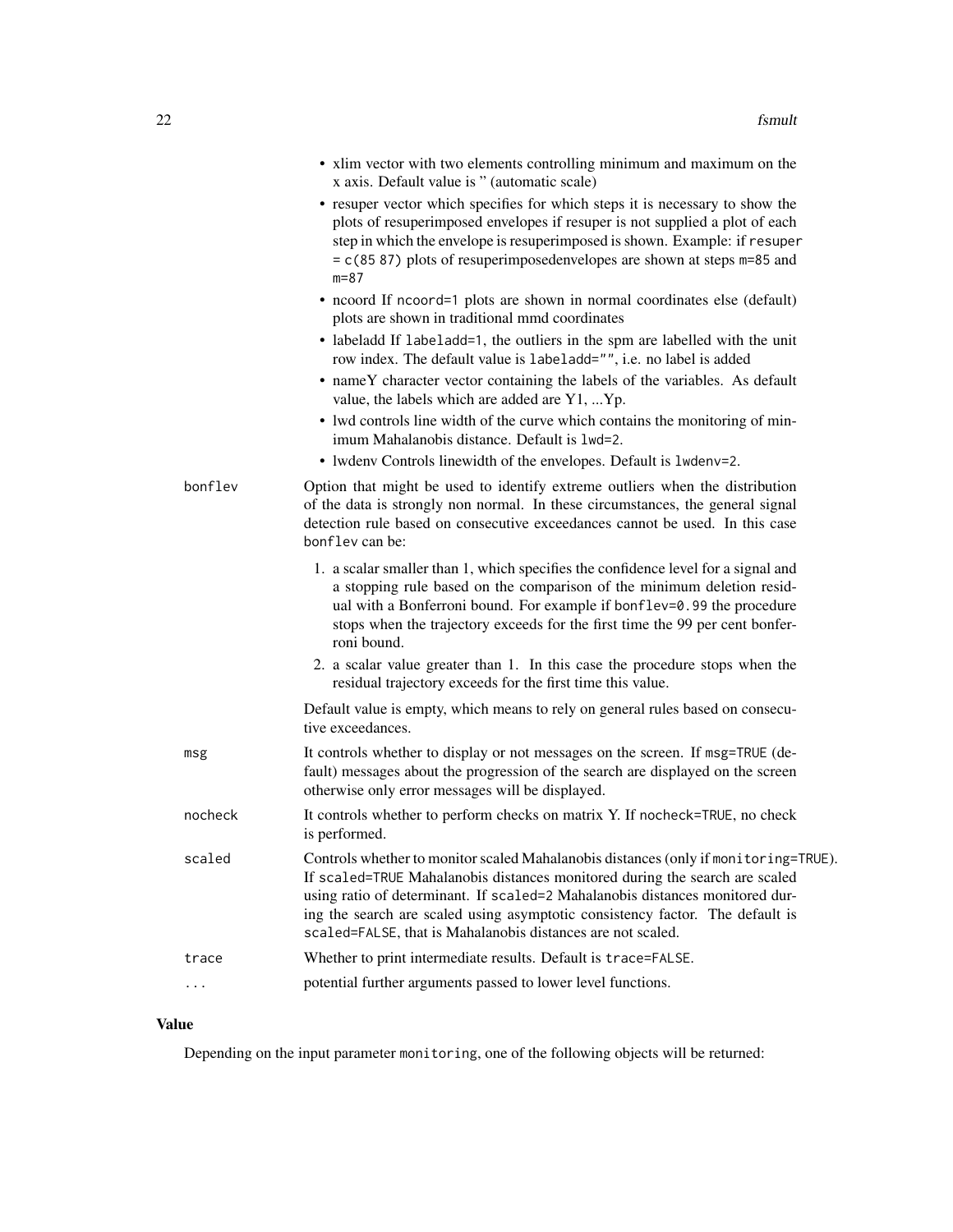- xlim vector with two elements controlling minimum and maximum on the x axis. Default value is '' (automatic scale)
- resuper vector which specifies for which steps it is necessary to show the plots of resuperimposed envelopes if resuper is not supplied a plot of each step in which the envelope is resuperimposed is shown. Example: if `resuper = c(85 87)` plots of resuperimposedenvelopes are shown at steps `m=85` and `m=87`
- ncoord If `ncoord=1` plots are shown in normal coordinates else (default) plots are shown in traditional mmd coordinates
- labeladd If `labeladd=1`, the outliers in the spm are labelled with the unit row index. The default value is `labeladd=""`, i.e. no label is added
- nameY character vector containing the labels of the variables. As default value, the labels which are added are Y1, ...Yp.
- lwd controls line width of the curve which contains the monitoring of minimum Mahalanobis distance. Default is `lwd=2`.
- lwdenv Controls linewidth of the envelopes. Default is `lwdenv=2`.

`bonflev` Option that might be used to identify extreme outliers when the distribution of the data is strongly non normal. In these circumstances, the general signal detection rule based on consecutive exceedances cannot be used. In this case `bonflev` can be:

1. a scalar smaller than 1, which specifies the confidence level for a signal and a stopping rule based on the comparison of the minimum deletion residual with a Bonferroni bound. For example if `bonflev=0.99` the procedure stops when the trajectory exceeds for the first time the 99 per cent bonferroni bound.
2. a scalar value greater than 1. In this case the procedure stops when the residual trajectory exceeds for the first time this value.

Default value is empty, which means to rely on general rules based on consecutive exceedances.

`msg` It controls whether to display or not messages on the screen. If `msg=TRUE` (default) messages about the progression of the search are displayed on the screen otherwise only error messages will be displayed.

`nocheck` It controls whether to perform checks on matrix Y. If `nocheck=TRUE`, no check is performed.

`scaled` Controls whether to monitor scaled Mahalanobis distances (only if `monitoring=TRUE`). If `scaled=TRUE` Mahalanobis distances monitored during the search are scaled using ratio of determinant. If `scaled=2` Mahalanobis distances monitored during the search are scaled using asymptotic consistency factor. The default is `scaled=FALSE`, that is Mahalanobis distances are not scaled.

`trace` Whether to print intermediate results. Default is `trace=FALSE`.

`...` potential further arguments passed to lower level functions.

## Value

Depending on the input parameter `monitoring`, one of the following objects will be returned: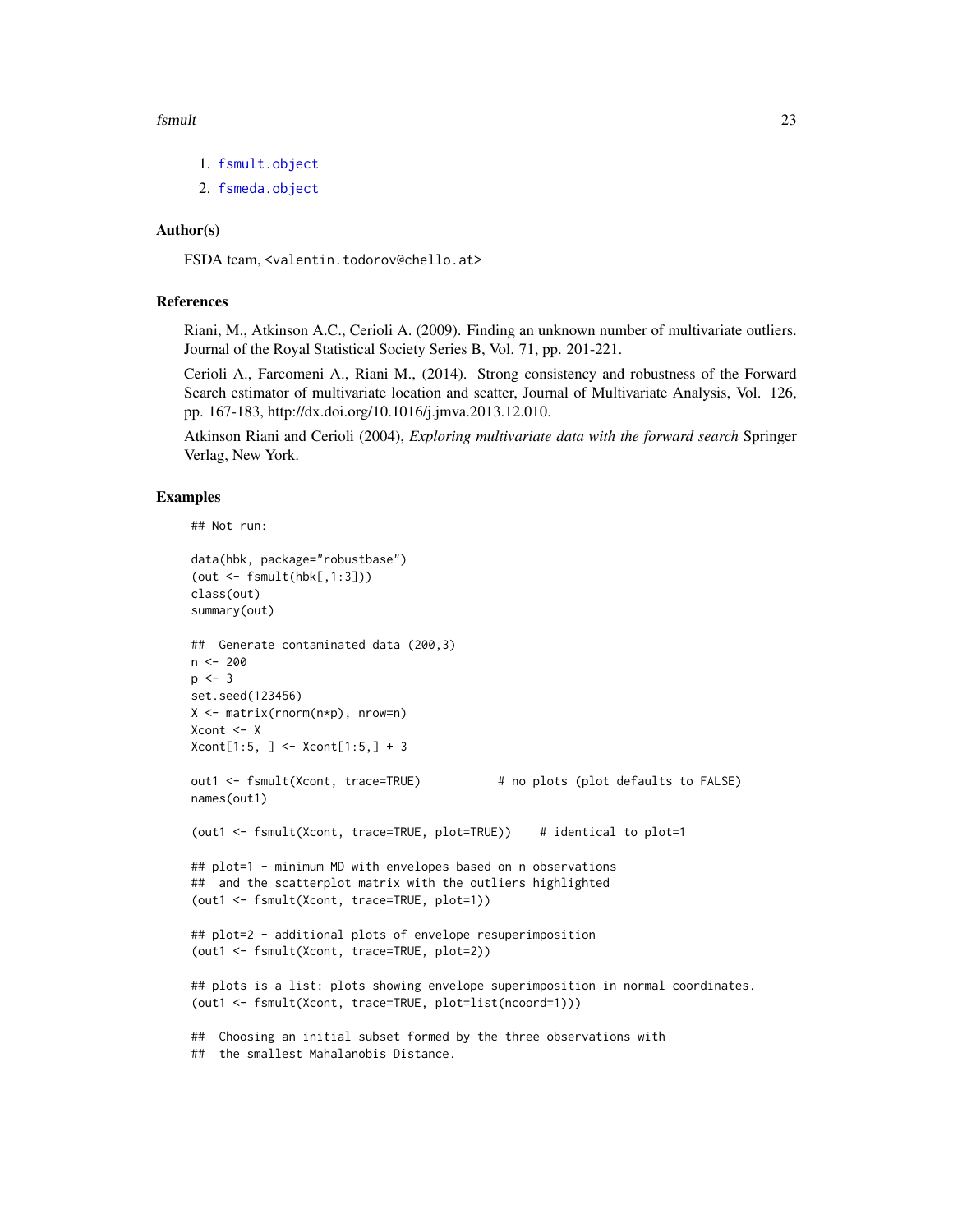1. fsmult.object
2. fsmeda.object

### Author(s)

FSDA team, <valentin.todorov@chello.at>

### References

Riani, M., Atkinson A.C., Cerioli A. (2009). Finding an unknown number of multivariate outliers. Journal of the Royal Statistical Society Series B, Vol. 71, pp. 201-221.

Cerioli A., Farcomeni A., Riani M., (2014). Strong consistency and robustness of the Forward Search estimator of multivariate location and scatter, Journal of Multivariate Analysis, Vol. 126, pp. 167-183, http://dx.doi.org/10.1016/j.jmva.2013.12.010.

Atkinson Riani and Cerioli (2004), *Exploring multivariate data with the forward search* Springer Verlag, New York.

### Examples

```
## Not run:

data(hbk, package="robustbase")
(out <- fsmult(hbk[,1:3]))
class(out)
summary(out)

##  Generate contaminated data (200,3)
n <- 200
p <- 3
set.seed(123456)
X <- matrix(rnorm(n*p), nrow=n)
Xcont <- X
Xcont[1:5, ] <- Xcont[1:5,] + 3

out1 <- fsmult(Xcont, trace=TRUE)           # no plots (plot defaults to FALSE)
names(out1)

(out1 <- fsmult(Xcont, trace=TRUE, plot=TRUE))    # identical to plot=1

## plot=1 - minimum MD with envelopes based on n observations
##  and the scatterplot matrix with the outliers highlighted
(out1 <- fsmult(Xcont, trace=TRUE, plot=1))

## plot=2 - additional plots of envelope resuperimposition
(out1 <- fsmult(Xcont, trace=TRUE, plot=2))

## plots is a list: plots showing envelope superimposition in normal coordinates.
(out1 <- fsmult(Xcont, trace=TRUE, plot=list(ncoord=1)))

##  Choosing an initial subset formed by the three observations with
##  the smallest Mahalanobis Distance.
```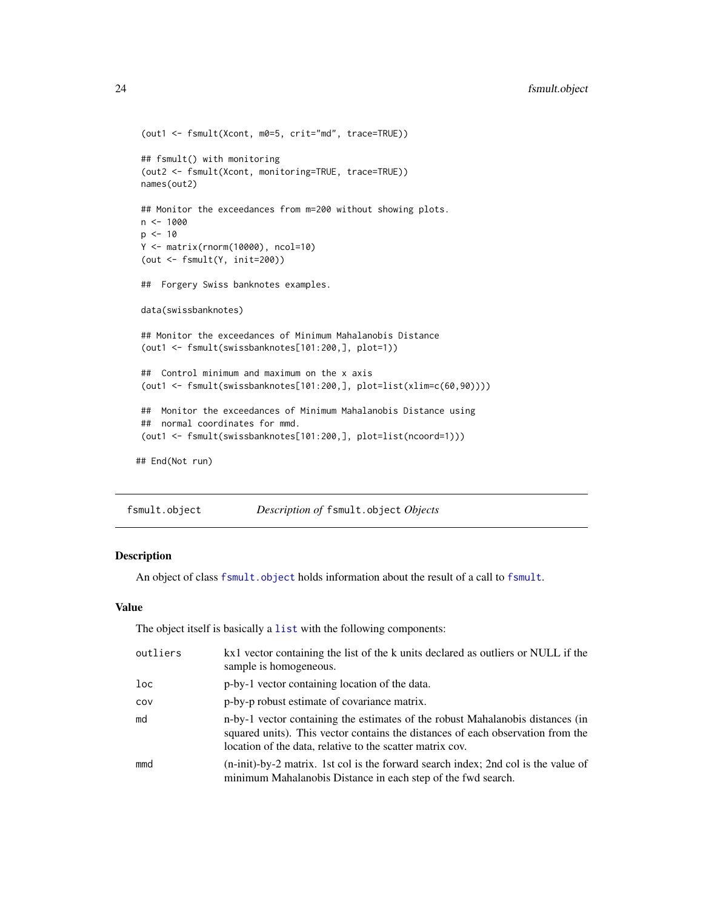```
 (out1 <- fsmult(Xcont, m0=5, crit="md", trace=TRUE))

 ## fsmult() with monitoring
 (out2 <- fsmult(Xcont, monitoring=TRUE, trace=TRUE))
 names(out2)

 ## Monitor the exceedances from m=200 without showing plots.
 n <- 1000
 p <- 10
 Y <- matrix(rnorm(10000), ncol=10)
 (out <- fsmult(Y, init=200))

 ##  Forgery Swiss banknotes examples.

 data(swissbanknotes)

 ## Monitor the exceedances of Minimum Mahalanobis Distance
 (out1 <- fsmult(swissbanknotes[101:200,], plot=1))

 ##  Control minimum and maximum on the x axis
 (out1 <- fsmult(swissbanknotes[101:200,], plot=list(xlim=c(60,90))))

 ##  Monitor the exceedances of Minimum Mahalanobis Distance using
 ##  normal coordinates for mmd.
 (out1 <- fsmult(swissbanknotes[101:200,], plot=list(ncoord=1)))

## End(Not run)
```

---

## fsmult.object — *Description of* `fsmult.object` *Objects*

### Description

An object of class `fsmult.object` holds information about the result of a call to `fsmult`.

### Value

The object itself is basically a `list` with the following components:

| | |
|---|---|
| `outliers` | kx1 vector containing the list of the k units declared as outliers or NULL if the sample is homogeneous. |
| `loc` | p-by-1 vector containing location of the data. |
| `cov` | p-by-p robust estimate of covariance matrix. |
| `md` | n-by-1 vector containing the estimates of the robust Mahalanobis distances (in squared units). This vector contains the distances of each observation from the location of the data, relative to the scatter matrix cov. |
| `mmd` | (n-init)-by-2 matrix. 1st col is the forward search index; 2nd col is the value of minimum Mahalanobis Distance in each step of the fwd search. |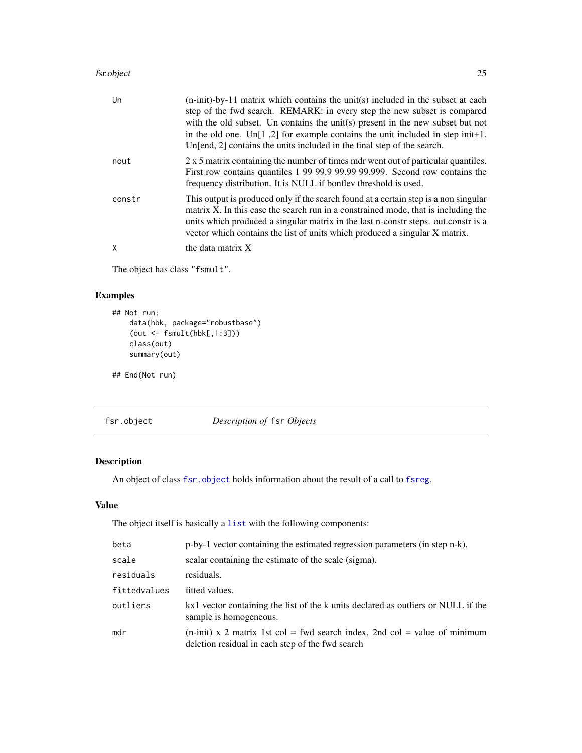| | |
|---|---|
| `Un` | (n-init)-by-11 matrix which contains the unit(s) included in the subset at each step of the fwd search. REMARK: in every step the new subset is compared with the old subset. Un contains the unit(s) present in the new subset but not in the old one. Un[1 ,2] for example contains the unit included in step init+1. Un[end, 2] contains the units included in the final step of the search. |
| `nout` | 2 x 5 matrix containing the number of times mdr went out of particular quantiles. First row contains quantiles 1 99 99.9 99.99 99.999. Second row contains the frequency distribution. It is NULL if bonflev threshold is used. |
| `constr` | This output is produced only if the search found at a certain step is a non singular matrix X. In this case the search run in a constrained mode, that is including the units which produced a singular matrix in the last n-constr steps. out.constr is a vector which contains the list of units which produced a singular X matrix. |
| `X` | the data matrix X |

The object has class `"fsmult"`.

## Examples

```
## Not run:
    data(hbk, package="robustbase")
    (out <- fsmult(hbk[,1:3]))
    class(out)
    summary(out)

## End(Not run)
```

---

`fsr.object` *Description of* `fsr` *Objects*

---

## Description

An object of class `fsr.object` holds information about the result of a call to `fsreg`.

## Value

The object itself is basically a `list` with the following components:

| | |
|---|---|
| `beta` | p-by-1 vector containing the estimated regression parameters (in step n-k). |
| `scale` | scalar containing the estimate of the scale (sigma). |
| `residuals` | residuals. |
| `fittedvalues` | fitted values. |
| `outliers` | kx1 vector containing the list of the k units declared as outliers or NULL if the sample is homogeneous. |
| `mdr` | (n-init) x 2 matrix 1st col = fwd search index, 2nd col = value of minimum deletion residual in each step of the fwd search |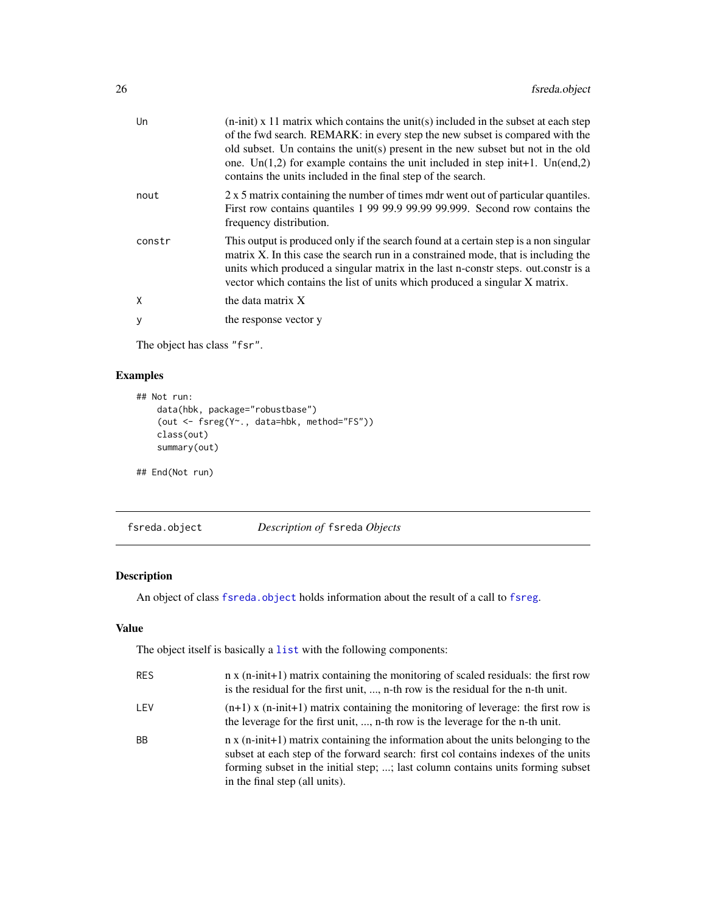| | |
|---|---|
| Un | (n-init) x 11 matrix which contains the unit(s) included in the subset at each step of the fwd search. REMARK: in every step the new subset is compared with the old subset. Un contains the unit(s) present in the new subset but not in the old one. Un(1,2) for example contains the unit included in step init+1. Un(end,2) contains the units included in the final step of the search. |
| nout | 2 x 5 matrix containing the number of times mdr went out of particular quantiles. First row contains quantiles 1 99 99.9 99.99 99.999. Second row contains the frequency distribution. |
| constr | This output is produced only if the search found at a certain step is a non singular matrix X. In this case the search run in a constrained mode, that is including the units which produced a singular matrix in the last n-constr steps. out.constr is a vector which contains the list of units which produced a singular X matrix. |
| X | the data matrix X |
| y | the response vector y |

The object has class "fsr".

### Examples

```
## Not run:
    data(hbk, package="robustbase")
    (out <- fsreg(Y~., data=hbk, method="FS"))
    class(out)
    summary(out)

## End(Not run)
```

---

## fsreda.object — *Description of* fsreda *Objects*

### Description

An object of class fsreda.object holds information about the result of a call to fsreg.

### Value

The object itself is basically a list with the following components:

| | |
|---|---|
| RES | n x (n-init+1) matrix containing the monitoring of scaled residuals: the first row is the residual for the first unit, ..., n-th row is the residual for the n-th unit. |
| LEV | (n+1) x (n-init+1) matrix containing the monitoring of leverage: the first row is the leverage for the first unit, ..., n-th row is the leverage for the n-th unit. |
| BB | n x (n-init+1) matrix containing the information about the units belonging to the subset at each step of the forward search: first col contains indexes of the units forming subset in the initial step; ...; last column contains units forming subset in the final step (all units). |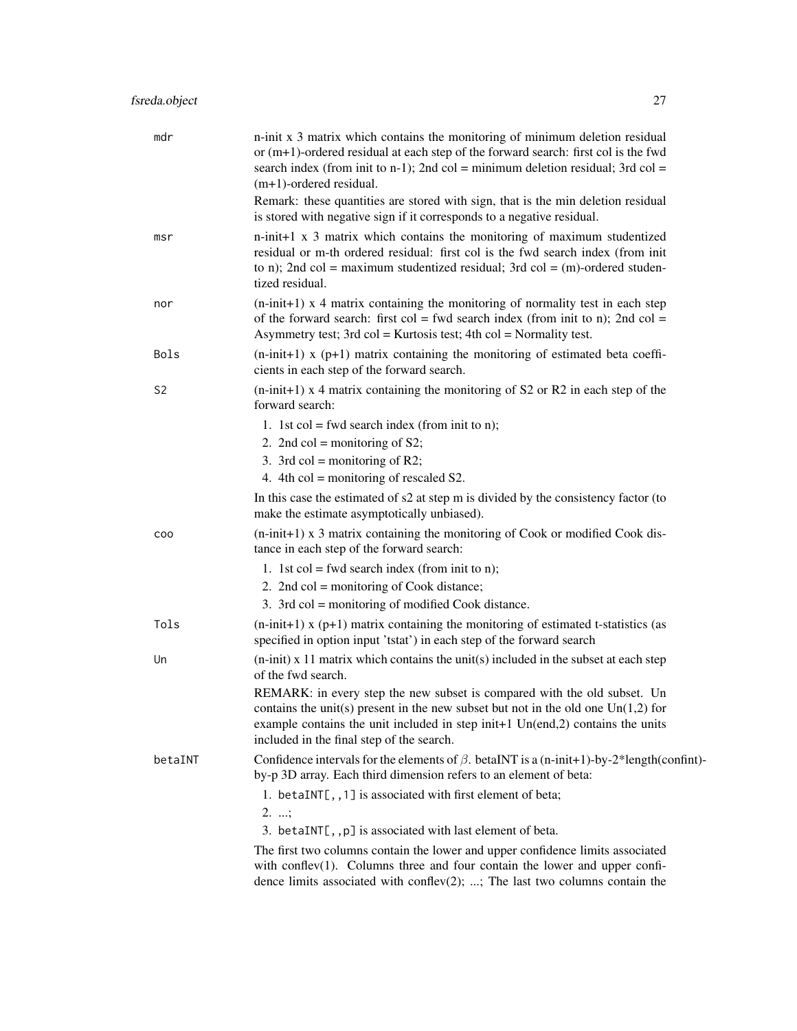mdr
: n-init x 3 matrix which contains the monitoring of minimum deletion residual or (m+1)-ordered residual at each step of the forward search: first col is the fwd search index (from init to n-1); 2nd col = minimum deletion residual; 3rd col = (m+1)-ordered residual.

  Remark: these quantities are stored with sign, that is the min deletion residual is stored with negative sign if it corresponds to a negative residual.

msr
: n-init+1 x 3 matrix which contains the monitoring of maximum studentized residual or m-th ordered residual: first col is the fwd search index (from init to n); 2nd col = maximum studentized residual; 3rd col = (m)-ordered studentized residual.

nor
: (n-init+1) x 4 matrix containing the monitoring of normality test in each step of the forward search: first col = fwd search index (from init to n); 2nd col = Asymmetry test; 3rd col = Kurtosis test; 4th col = Normality test.

Bols
: (n-init+1) x (p+1) matrix containing the monitoring of estimated beta coefficients in each step of the forward search.

S2
: (n-init+1) x 4 matrix containing the monitoring of S2 or R2 in each step of the forward search:

  1. 1st col = fwd search index (from init to n);
  2. 2nd col = monitoring of S2;
  3. 3rd col = monitoring of R2;
  4. 4th col = monitoring of rescaled S2.

  In this case the estimated of s2 at step m is divided by the consistency factor (to make the estimate asymptotically unbiased).

coo
: (n-init+1) x 3 matrix containing the monitoring of Cook or modified Cook distance in each step of the forward search:

  1. 1st col = fwd search index (from init to n);
  2. 2nd col = monitoring of Cook distance;
  3. 3rd col = monitoring of modified Cook distance.

Tols
: (n-init+1) x (p+1) matrix containing the monitoring of estimated t-statistics (as specified in option input 'tstat') in each step of the forward search

Un
: (n-init) x 11 matrix which contains the unit(s) included in the subset at each step of the fwd search.

  REMARK: in every step the new subset is compared with the old subset. Un contains the unit(s) present in the new subset but not in the old one Un(1,2) for example contains the unit included in step init+1 Un(end,2) contains the units included in the final step of the search.

betaINT
: Confidence intervals for the elements of $\beta$. betaINT is a (n-init+1)-by-2*length(confint)-by-p 3D array. Each third dimension refers to an element of beta:

  1. `betaINT[,,1]` is associated with first element of beta;
  2. ...;
  3. `betaINT[,,p]` is associated with last element of beta.

  The first two columns contain the lower and upper confidence limits associated with conflev(1). Columns three and four contain the lower and upper confidence limits associated with conflev(2); ...; The last two columns contain the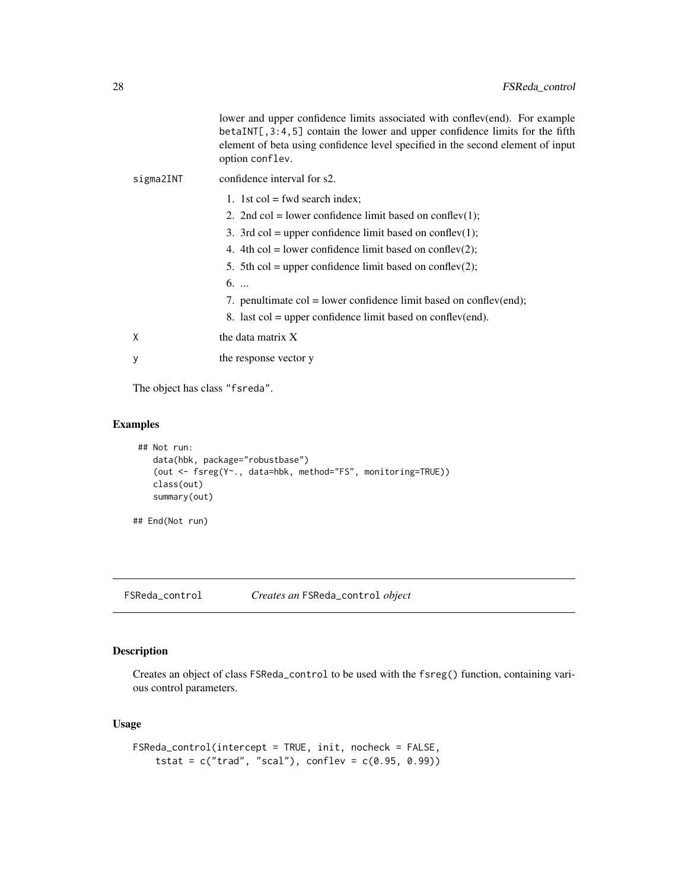lower and upper confidence limits associated with conflev(end). For example betaINT[,3:4,5] contain the lower and upper confidence limits for the fifth element of beta using confidence level specified in the second element of input option conflev.

sigma2INT
: confidence interval for s2.

1. 1st col = fwd search index;
2. 2nd col = lower confidence limit based on conflev(1);
3. 3rd col = upper confidence limit based on conflev(1);
4. 4th col = lower confidence limit based on conflev(2);
5. 5th col = upper confidence limit based on conflev(2);
6. ...
7. penultimate col = lower confidence limit based on conflev(end);
8. last col = upper confidence limit based on conflev(end).

X
: the data matrix X

y
: the response vector y

The object has class "fsreda".

## Examples

```
 ## Not run:
    data(hbk, package="robustbase")
    (out <- fsreg(Y~., data=hbk, method="FS", monitoring=TRUE))
    class(out)
    summary(out)

## End(Not run)
```

---

# FSReda_control — *Creates an* FSReda_control *object*

## Description

Creates an object of class FSReda_control to be used with the fsreg() function, containing various control parameters.

## Usage

```
FSReda_control(intercept = TRUE, init, nocheck = FALSE,
    tstat = c("trad", "scal"), conflev = c(0.95, 0.99))
```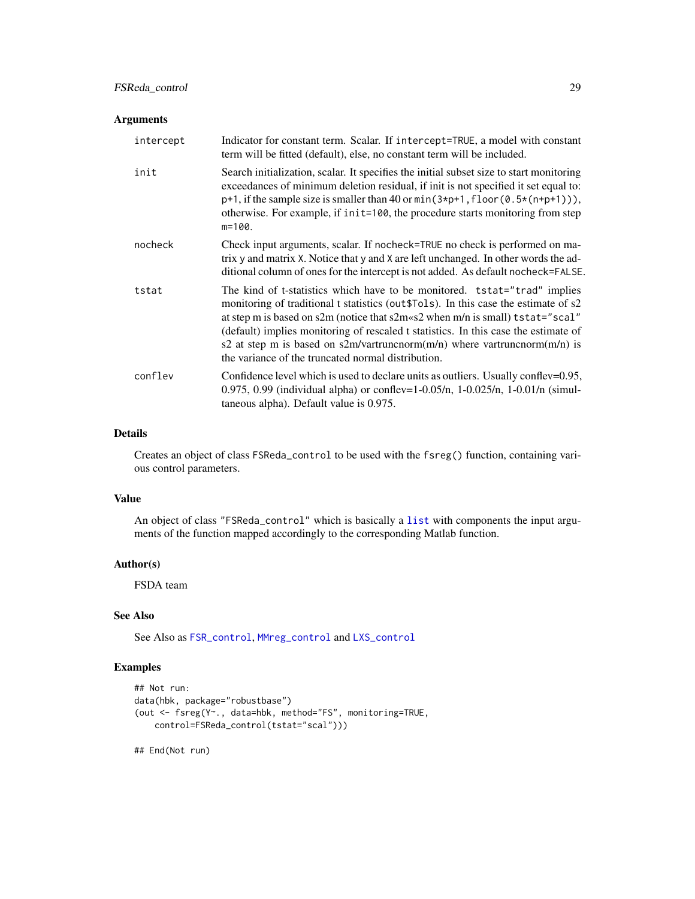### Arguments

| | |
|---|---|
| `intercept` | Indicator for constant term. Scalar. If `intercept=TRUE`, a model with constant term will be fitted (default), else, no constant term will be included. |
| `init` | Search initialization, scalar. It specifies the initial subset size to start monitoring exceedances of minimum deletion residual, if init is not specified it set equal to: `p+1`, if the sample size is smaller than 40 or `min(3*p+1,floor(0.5*(n+p+1)))`, otherwise. For example, if `init=100`, the procedure starts monitoring from step `m=100`. |
| `nocheck` | Check input arguments, scalar. If `nocheck=TRUE` no check is performed on matrix `y` and matrix `X`. Notice that `y` and `X` are left unchanged. In other words the additional column of ones for the intercept is not added. As default `nocheck=FALSE`. |
| `tstat` | The kind of t-statistics which have to be monitored. `tstat="trad"` implies monitoring of traditional t statistics (`out$Tols`). In this case the estimate of s2 at step m is based on s2m (notice that s2m<<s2 when m/n is small) `tstat="scal"` (default) implies monitoring of rescaled t statistics. In this case the estimate of s2 at step m is based on s2m/vartruncnorm(m/n) where vartruncnorm(m/n) is the variance of the truncated normal distribution. |
| `conflev` | Confidence level which is used to declare units as outliers. Usually conflev=0.95, 0.975, 0.99 (individual alpha) or conflev=1-0.05/n, 1-0.025/n, 1-0.01/n (simultaneous alpha). Default value is 0.975. |

### Details

Creates an object of class `FSReda_control` to be used with the `fsreg()` function, containing various control parameters.

### Value

An object of class `"FSReda_control"` which is basically a `list` with components the input arguments of the function mapped accordingly to the corresponding Matlab function.

### Author(s)

FSDA team

### See Also

See Also as `FSR_control`, `MMreg_control` and `LXS_control`

### Examples

```
## Not run:
data(hbk, package="robustbase")
(out <- fsreg(Y~., data=hbk, method="FS", monitoring=TRUE,
    control=FSReda_control(tstat="scal")))

## End(Not run)
```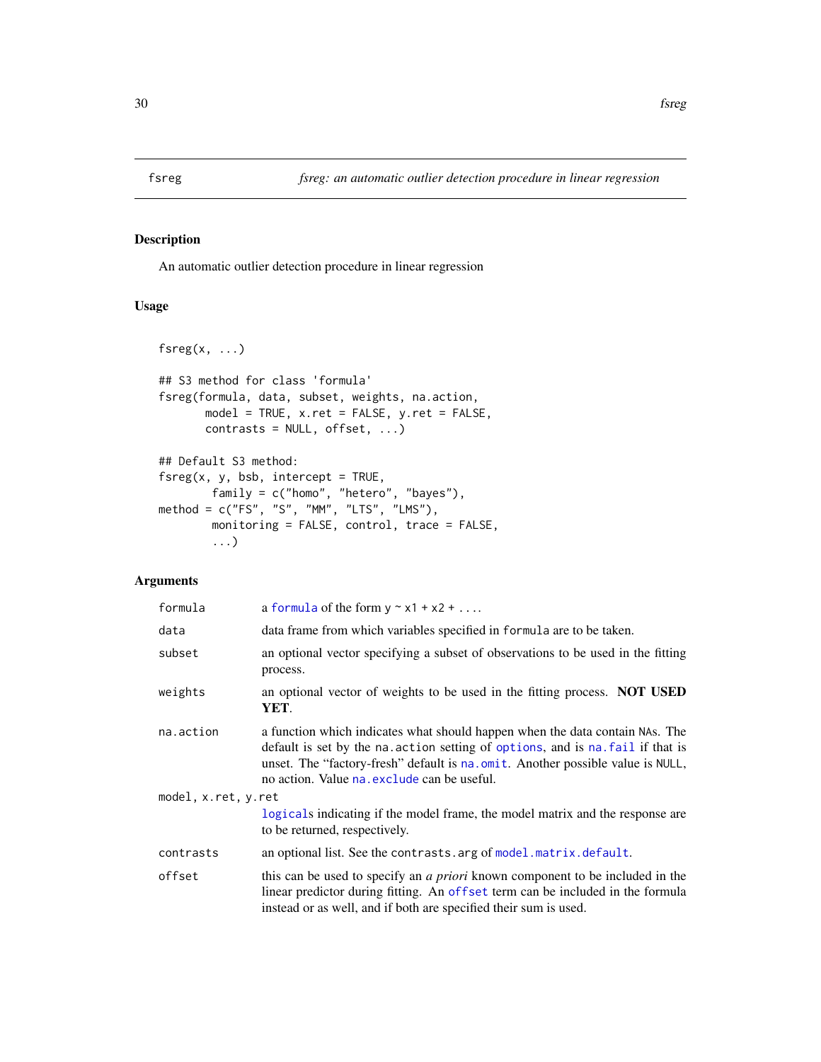## fsreg — *fsreg: an automatic outlier detection procedure in linear regression*

### Description

An automatic outlier detection procedure in linear regression

### Usage

```
fsreg(x, ...)

## S3 method for class 'formula'
fsreg(formula, data, subset, weights, na.action,
       model = TRUE, x.ret = FALSE, y.ret = FALSE,
       contrasts = NULL, offset, ...)

## Default S3 method:
fsreg(x, y, bsb, intercept = TRUE,
        family = c("homo", "hetero", "bayes"),
method = c("FS", "S", "MM", "LTS", "LMS"),
        monitoring = FALSE, control, trace = FALSE,
        ...)
```

### Arguments

| | |
|---|---|
| `formula` | a `formula` of the form `y ~ x1 + x2 + ...`. |
| `data` | data frame from which variables specified in `formula` are to be taken. |
| `subset` | an optional vector specifying a subset of observations to be used in the fitting process. |
| `weights` | an optional vector of weights to be used in the fitting process. **NOT USED YET**. |
| `na.action` | a function which indicates what should happen when the data contain `NA`s. The default is set by the `na.action` setting of `options`, and is `na.fail` if that is unset. The "factory-fresh" default is `na.omit`. Another possible value is `NULL`, no action. Value `na.exclude` can be useful. |
| `model, x.ret, y.ret` | `logical`s indicating if the model frame, the model matrix and the response are to be returned, respectively. |
| `contrasts` | an optional list. See the `contrasts.arg` of `model.matrix.default`. |
| `offset` | this can be used to specify an *a priori* known component to be included in the linear predictor during fitting. An `offset` term can be included in the formula instead or as well, and if both are specified their sum is used. |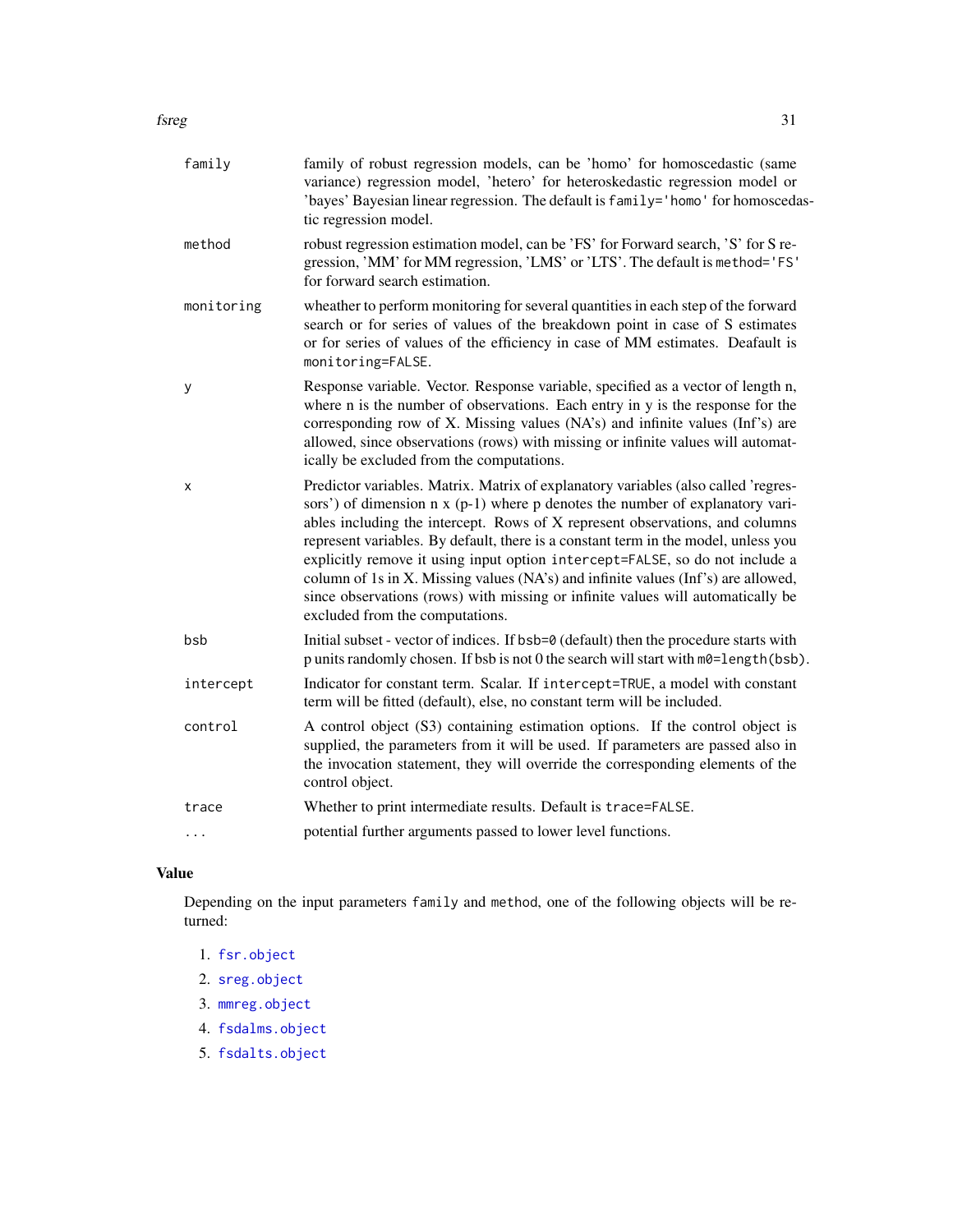family
: family of robust regression models, can be 'homo' for homoscedastic (same variance) regression model, 'hetero' for heteroskedastic regression model or 'bayes' Bayesian linear regression. The default is `family='homo'` for homoscedastic regression model.

method
: robust regression estimation model, can be 'FS' for Forward search, 'S' for S regression, 'MM' for MM regression, 'LMS' or 'LTS'. The default is `method='FS'` for forward search estimation.

monitoring
: wheather to perform monitoring for several quantities in each step of the forward search or for series of values of the breakdown point in case of S estimates or for series of values of the efficiency in case of MM estimates. Deafault is `monitoring=FALSE`.

y
: Response variable. Vector. Response variable, specified as a vector of length n, where n is the number of observations. Each entry in y is the response for the corresponding row of X. Missing values (NA's) and infinite values (Inf's) are allowed, since observations (rows) with missing or infinite values will automatically be excluded from the computations.

x
: Predictor variables. Matrix. Matrix of explanatory variables (also called 'regressors') of dimension n x (p-1) where p denotes the number of explanatory variables including the intercept. Rows of X represent observations, and columns represent variables. By default, there is a constant term in the model, unless you explicitly remove it using input option `intercept=FALSE`, so do not include a column of 1s in X. Missing values (NA's) and infinite values (Inf's) are allowed, since observations (rows) with missing or infinite values will automatically be excluded from the computations.

bsb
: Initial subset - vector of indices. If `bsb=0` (default) then the procedure starts with p units randomly chosen. If bsb is not 0 the search will start with `m0=length(bsb)`.

intercept
: Indicator for constant term. Scalar. If `intercept=TRUE`, a model with constant term will be fitted (default), else, no constant term will be included.

control
: A control object (S3) containing estimation options. If the control object is supplied, the parameters from it will be used. If parameters are passed also in the invocation statement, they will override the corresponding elements of the control object.

trace
: Whether to print intermediate results. Default is `trace=FALSE`.

...
: potential further arguments passed to lower level functions.

### Value

Depending on the input parameters `family` and `method`, one of the following objects will be returned:

1. `fsr.object`
2. `sreg.object`
3. `mmreg.object`
4. `fsdalms.object`
5. `fsdalts.object`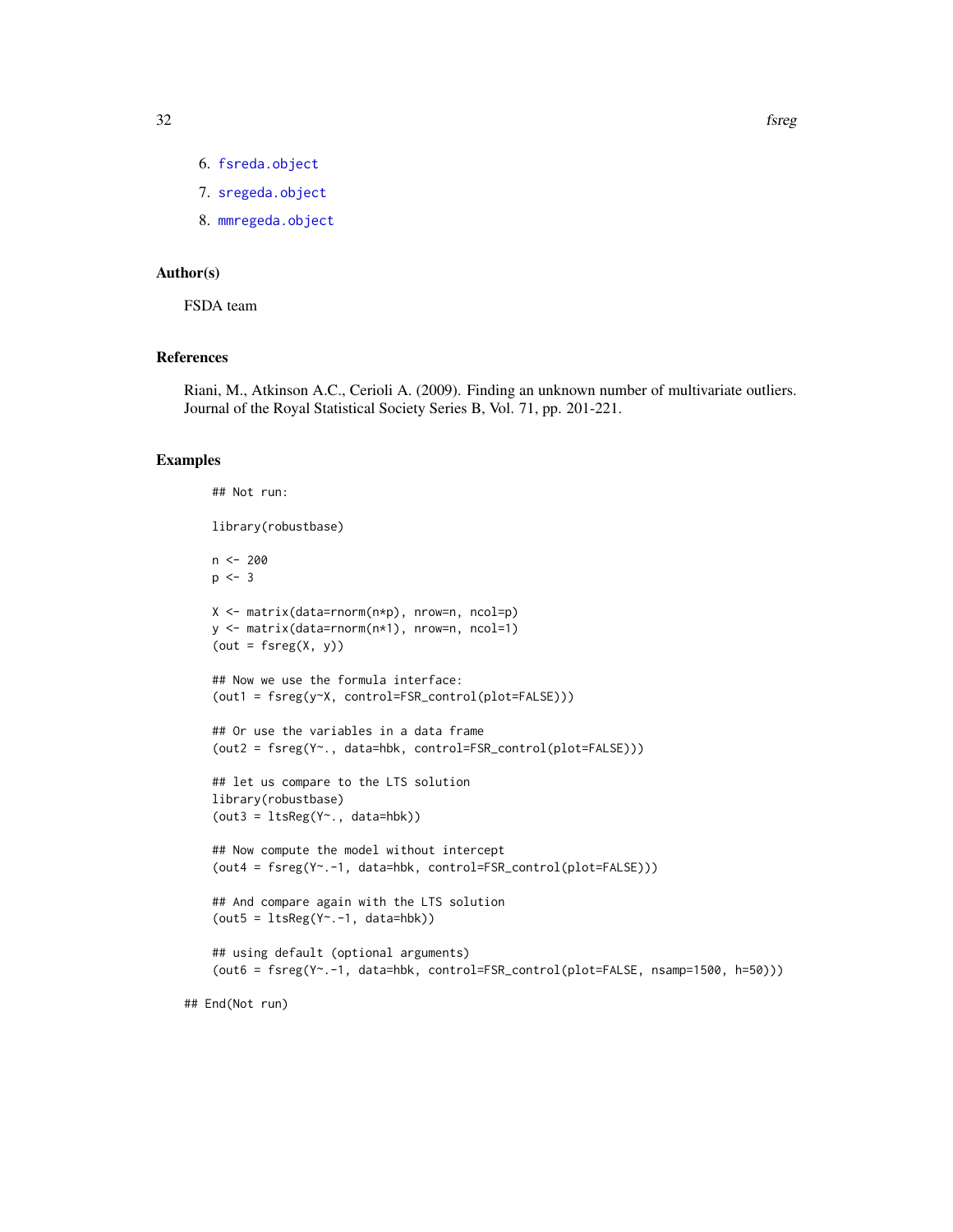6. fsreda.object
7. sregeda.object
8. mmregeda.object

### Author(s)

FSDA team

### References

Riani, M., Atkinson A.C., Cerioli A. (2009). Finding an unknown number of multivariate outliers. Journal of the Royal Statistical Society Series B, Vol. 71, pp. 201-221.

### Examples

```
    ## Not run:

    library(robustbase)

    n <- 200
    p <- 3

    X <- matrix(data=rnorm(n*p), nrow=n, ncol=p)
    y <- matrix(data=rnorm(n*1), nrow=n, ncol=1)
    (out = fsreg(X, y))

    ## Now we use the formula interface:
    (out1 = fsreg(y~X, control=FSR_control(plot=FALSE)))

    ## Or use the variables in a data frame
    (out2 = fsreg(Y~., data=hbk, control=FSR_control(plot=FALSE)))

    ## let us compare to the LTS solution
    library(robustbase)
    (out3 = ltsReg(Y~., data=hbk))

    ## Now compute the model without intercept
    (out4 = fsreg(Y~.-1, data=hbk, control=FSR_control(plot=FALSE)))

    ## And compare again with the LTS solution
    (out5 = ltsReg(Y~.-1, data=hbk))

    ## using default (optional arguments)
    (out6 = fsreg(Y~.-1, data=hbk, control=FSR_control(plot=FALSE, nsamp=1500, h=50)))

## End(Not run)
```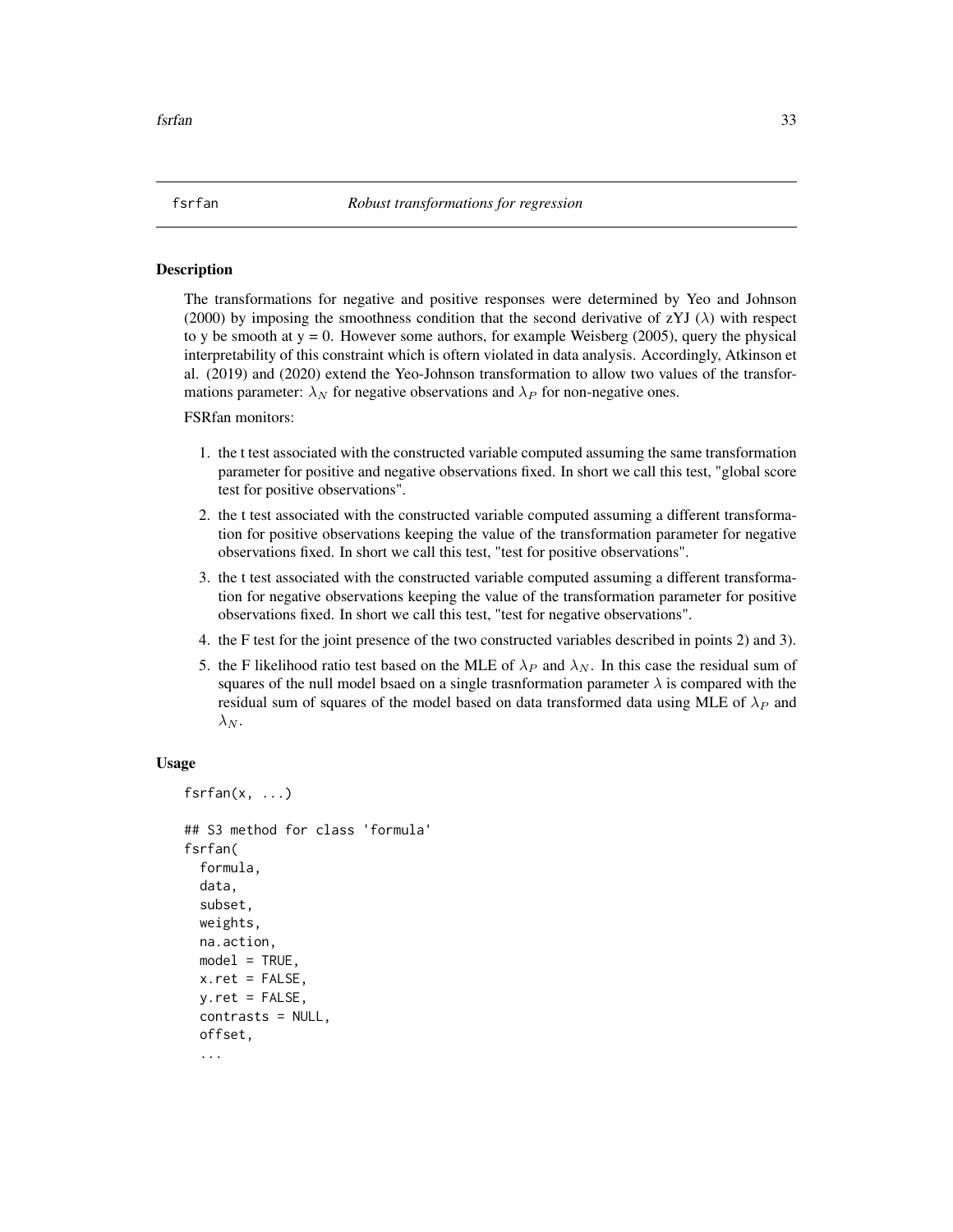# fsrfan *Robust transformations for regression*

## Description

The transformations for negative and positive responses were determined by Yeo and Johnson (2000) by imposing the smoothness condition that the second derivative of zYJ ($\lambda$) with respect to y be smooth at y = 0. However some authors, for example Weisberg (2005), query the physical interpretability of this constraint which is oftern violated in data analysis. Accordingly, Atkinson et al. (2019) and (2020) extend the Yeo-Johnson transformation to allow two values of the transformations parameter: $\lambda_N$ for negative observations and $\lambda_P$ for non-negative ones.

FSRfan monitors:

1. the t test associated with the constructed variable computed assuming the same transformation parameter for positive and negative observations fixed. In short we call this test, "global score test for positive observations".
2. the t test associated with the constructed variable computed assuming a different transformation for positive observations keeping the value of the transformation parameter for negative observations fixed. In short we call this test, "test for positive observations".
3. the t test associated with the constructed variable computed assuming a different transformation for negative observations keeping the value of the transformation parameter for positive observations fixed. In short we call this test, "test for negative observations".
4. the F test for the joint presence of the two constructed variables described in points 2) and 3).
5. the F likelihood ratio test based on the MLE of $\lambda_P$ and $\lambda_N$. In this case the residual sum of squares of the null model bsaed on a single trasnformation parameter $\lambda$ is compared with the residual sum of squares of the model based on data transformed data using MLE of $\lambda_P$ and $\lambda_N$.

## Usage

```
fsrfan(x, ...)

## S3 method for class 'formula'
fsrfan(
  formula,
  data,
  subset,
  weights,
  na.action,
  model = TRUE,
  x.ret = FALSE,
  y.ret = FALSE,
  contrasts = NULL,
  offset,
  ...
```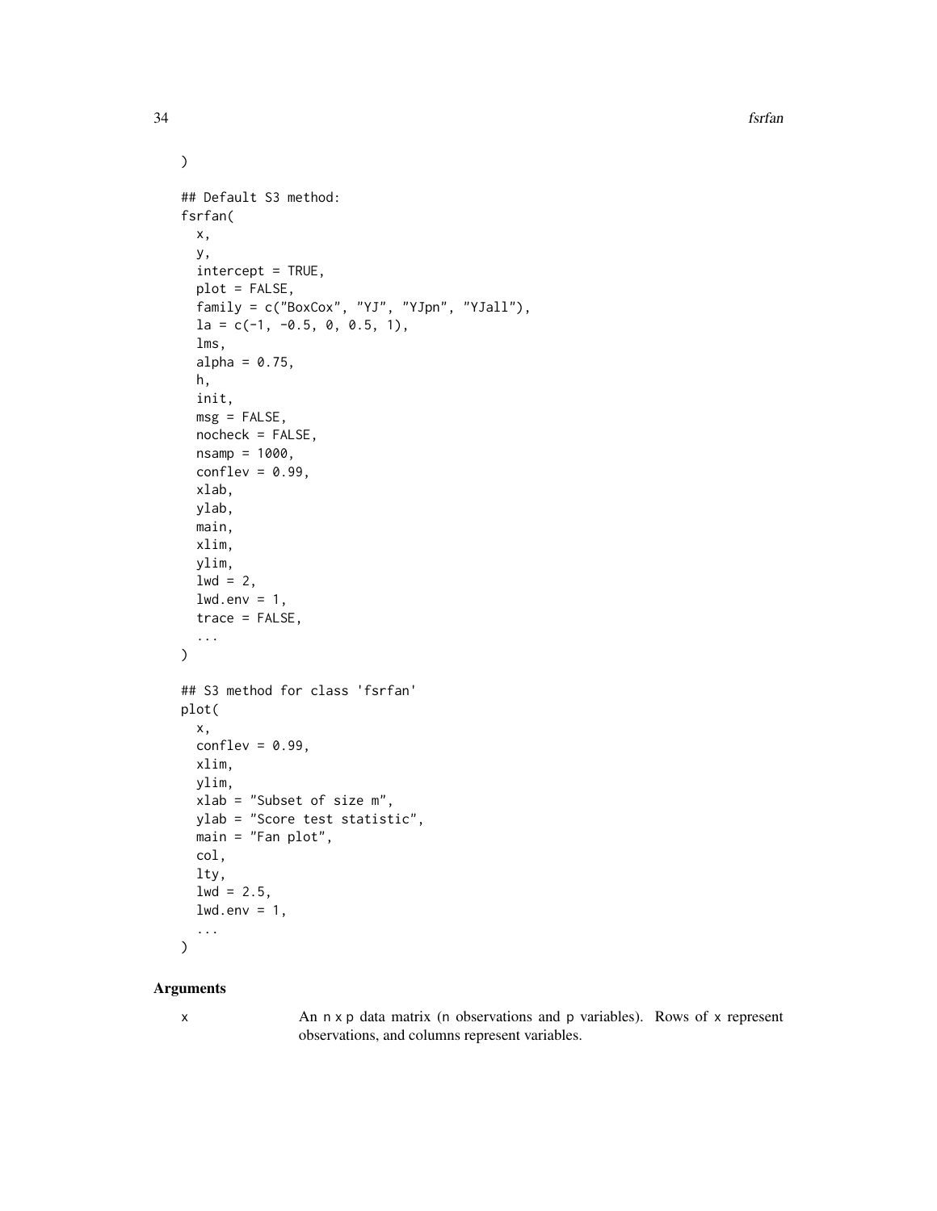```
)

## Default S3 method:
fsrfan(
  x,
  y,
  intercept = TRUE,
  plot = FALSE,
  family = c("BoxCox", "YJ", "YJpn", "YJall"),
  la = c(-1, -0.5, 0, 0.5, 1),
  lms,
  alpha = 0.75,
  h,
  init,
  msg = FALSE,
  nocheck = FALSE,
  nsamp = 1000,
  conflev = 0.99,
  xlab,
  ylab,
  main,
  xlim,
  ylim,
  lwd = 2,
  lwd.env = 1,
  trace = FALSE,
  ...
)

## S3 method for class 'fsrfan'
plot(
  x,
  conflev = 0.99,
  xlim,
  ylim,
  xlab = "Subset of size m",
  ylab = "Score test statistic",
  main = "Fan plot",
  col,
  lty,
  lwd = 2.5,
  lwd.env = 1,
  ...
)
```

## Arguments

x An n x p data matrix (n observations and p variables). Rows of x represent observations, and columns represent variables.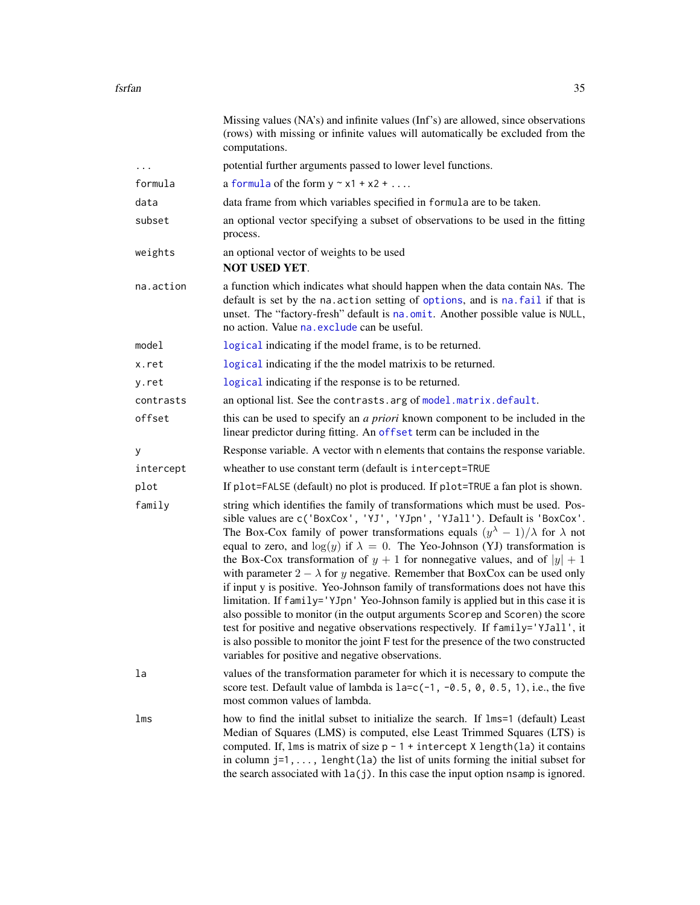Missing values (NA's) and infinite values (Inf's) are allowed, since observations (rows) with missing or infinite values will automatically be excluded from the computations.

| | |
|---|---|
| `...` | potential further arguments passed to lower level functions. |
| `formula` | a `formula` of the form `y ~ x1 + x2 + ...`. |
| `data` | data frame from which variables specified in `formula` are to be taken. |
| `subset` | an optional vector specifying a subset of observations to be used in the fitting process. |
| `weights` | an optional vector of weights to be used **NOT USED YET**. |
| `na.action` | a function which indicates what should happen when the data contain `NA`s. The default is set by the `na.action` setting of `options`, and is `na.fail` if that is unset. The "factory-fresh" default is `na.omit`. Another possible value is `NULL`, no action. Value `na.exclude` can be useful. |
| `model` | `logical` indicating if the model frame, is to be returned. |
| `x.ret` | `logical` indicating if the the model matrixis to be returned. |
| `y.ret` | `logical` indicating if the response is to be returned. |
| `contrasts` | an optional list. See the `contrasts.arg` of `model.matrix.default`. |
| `offset` | this can be used to specify an *a priori* known component to be included in the linear predictor during fitting. An `offset` term can be included in the |
| `y` | Response variable. A vector with `n` elements that contains the response variable. |
| `intercept` | wheather to use constant term (default is `intercept=TRUE` |
| `plot` | If `plot=FALSE` (default) no plot is produced. If `plot=TRUE` a fan plot is shown. |
| `family` | string which identifies the family of transformations which must be used. Possible values are `c('BoxCox', 'YJ', 'YJpn', 'YJall')`. Default is `'BoxCox'`. The Box-Cox family of power transformations equals $(y^\lambda - 1)/\lambda$ for $\lambda$ not equal to zero, and $\log(y)$ if $\lambda = 0$. The Yeo-Johnson (YJ) transformation is the Box-Cox transformation of $y + 1$ for nonnegative values, and of $\lvert y \rvert + 1$ with parameter $2 - \lambda$ for $y$ negative. Remember that BoxCox can be used only if input y is positive. Yeo-Johnson family of transformations does not have this limitation. If `family='YJpn'` Yeo-Johnson family is applied but in this case it is also possible to monitor (in the output arguments `Scorep` and `Scoren`) the score test for positive and negative observations respectively. If `family='YJall'`, it is also possible to monitor the joint F test for the presence of the two constructed variables for positive and negative observations. |
| `la` | values of the transformation parameter for which it is necessary to compute the score test. Default value of lambda is `la=c(-1, -0.5, 0, 0.5, 1)`, i.e., the five most common values of lambda. |
| `lms` | how to find the initlal subset to initialize the search. If `lms=1` (default) Least Median of Squares (LMS) is computed, else Least Trimmed Squares (LTS) is computed. If, `lms` is matrix of size `p - 1 + intercept X length(la)` it contains in column `j=1,..., lenght(la)` the list of units forming the initial subset for the search associated with `la(j)`. In this case the input option `nsamp` is ignored. |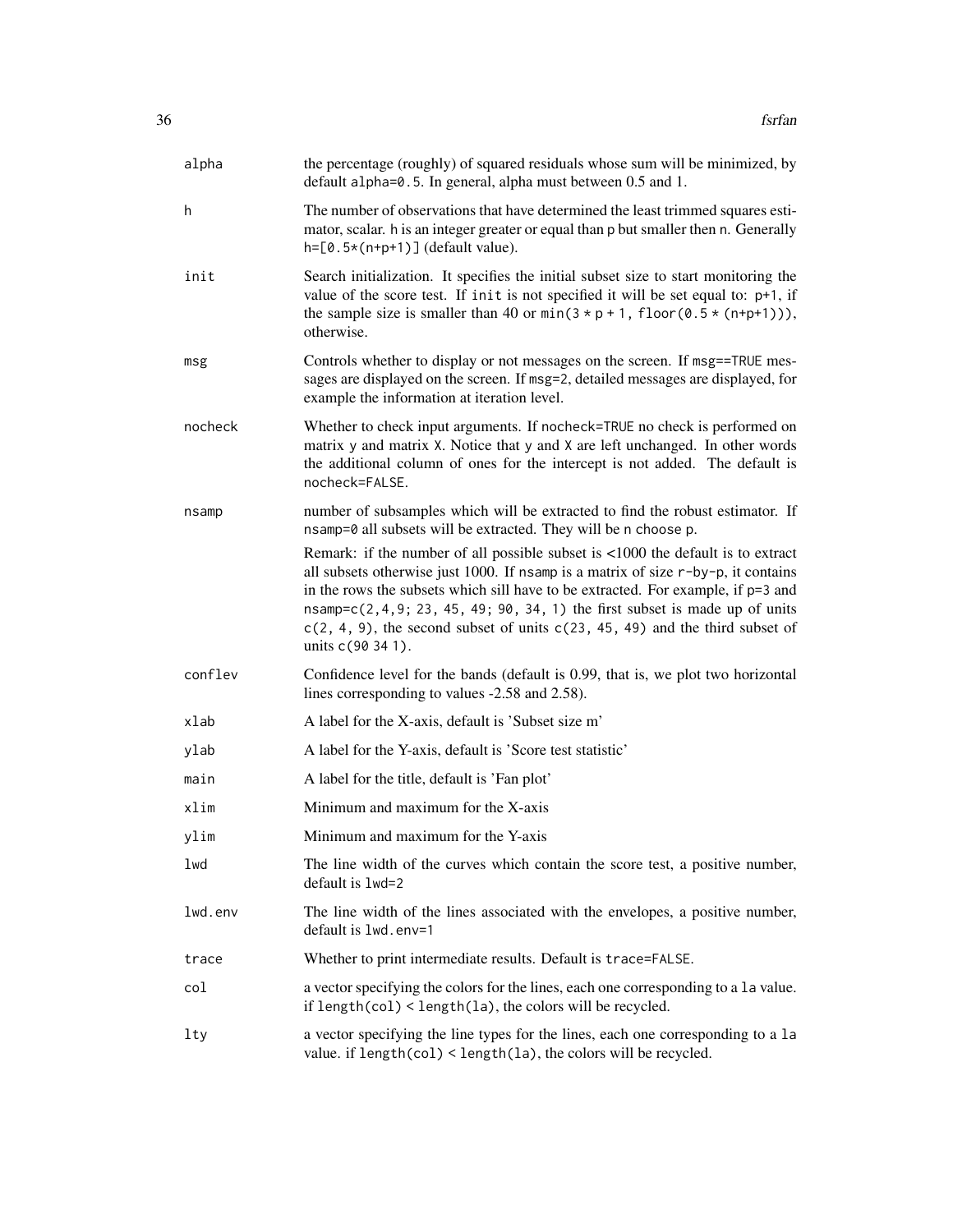| | |
|---|---|
| alpha | the percentage (roughly) of squared residuals whose sum will be minimized, by default alpha=0.5. In general, alpha must between 0.5 and 1. |
| h | The number of observations that have determined the least trimmed squares estimator, scalar. h is an integer greater or equal than p but smaller then n. Generally h=[0.5*(n+p+1)] (default value). |
| init | Search initialization. It specifies the initial subset size to start monitoring the value of the score test. If init is not specified it will be set equal to: p+1, if the sample size is smaller than 40 or min(3 * p + 1, floor(0.5 * (n+p+1))), otherwise. |
| msg | Controls whether to display or not messages on the screen. If msg==TRUE messages are displayed on the screen. If msg=2, detailed messages are displayed, for example the information at iteration level. |
| nocheck | Whether to check input arguments. If nocheck=TRUE no check is performed on matrix y and matrix X. Notice that y and X are left unchanged. In other words the additional column of ones for the intercept is not added. The default is nocheck=FALSE. |
| nsamp | number of subsamples which will be extracted to find the robust estimator. If nsamp=0 all subsets will be extracted. They will be n choose p. <br><br> Remark: if the number of all possible subset is <1000 the default is to extract all subsets otherwise just 1000. If nsamp is a matrix of size r-by-p, it contains in the rows the subsets which sill have to be extracted. For example, if p=3 and nsamp=c(2,4,9; 23, 45, 49; 90, 34, 1) the first subset is made up of units c(2, 4, 9), the second subset of units c(23, 45, 49) and the third subset of units c(90 34 1). |
| conflev | Confidence level for the bands (default is 0.99, that is, we plot two horizontal lines corresponding to values -2.58 and 2.58). |
| xlab | A label for the X-axis, default is 'Subset size m' |
| ylab | A label for the Y-axis, default is 'Score test statistic' |
| main | A label for the title, default is 'Fan plot' |
| xlim | Minimum and maximum for the X-axis |
| ylim | Minimum and maximum for the Y-axis |
| lwd | The line width of the curves which contain the score test, a positive number, default is lwd=2 |
| lwd.env | The line width of the lines associated with the envelopes, a positive number, default is lwd.env=1 |
| trace | Whether to print intermediate results. Default is trace=FALSE. |
| col | a vector specifying the colors for the lines, each one corresponding to a la value. if length(col) < length(la), the colors will be recycled. |
| lty | a vector specifying the line types for the lines, each one corresponding to a la value. if length(col) < length(la), the colors will be recycled. |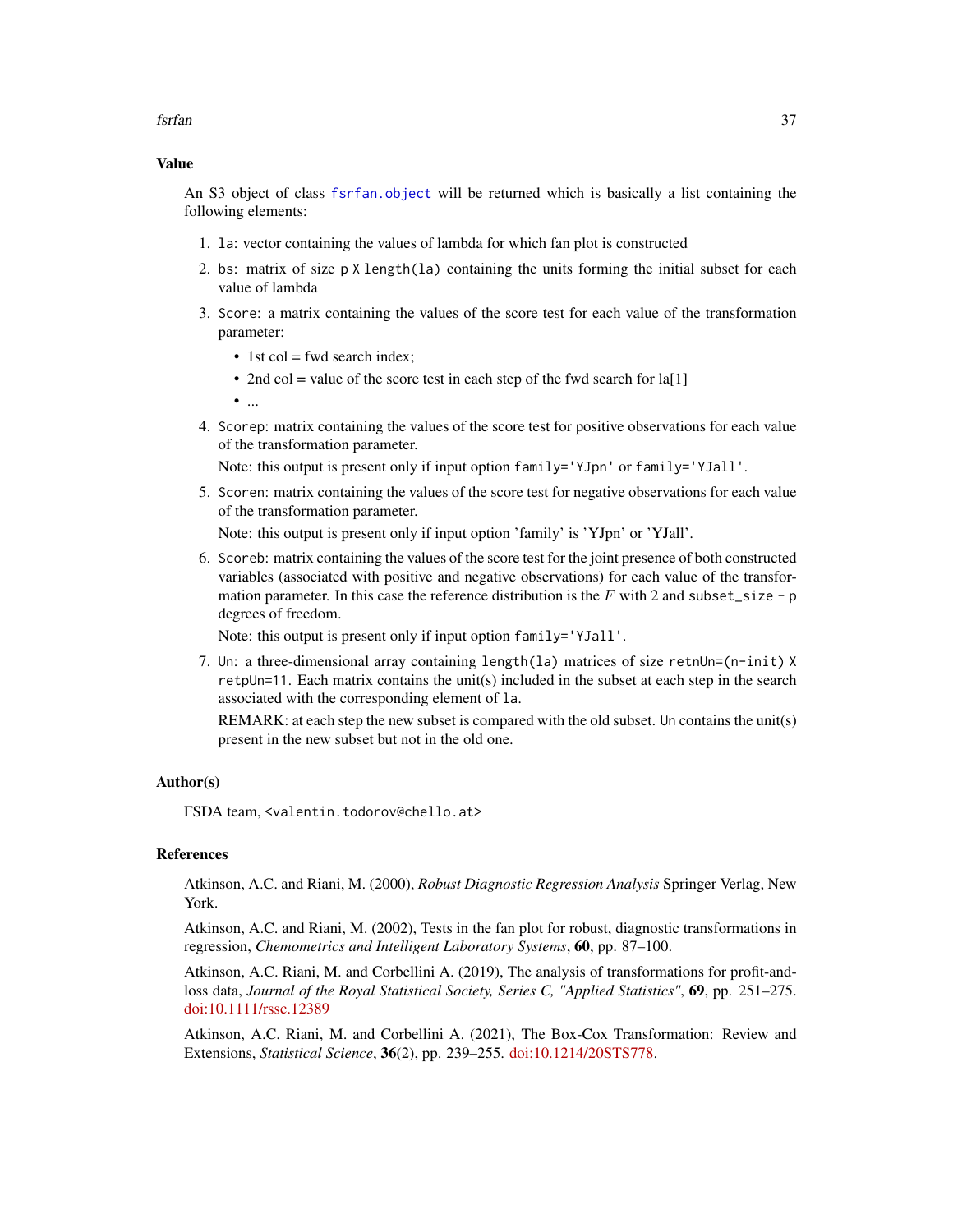## Value

An S3 object of class fsrfan.object will be returned which is basically a list containing the following elements:

1. `la`: vector containing the values of lambda for which fan plot is constructed
2. `bs`: matrix of size `p X length(la)` containing the units forming the initial subset for each value of lambda
3. `Score`: a matrix containing the values of the score test for each value of the transformation parameter:
   - 1st col = fwd search index;
   - 2nd col = value of the score test in each step of the fwd search for la[1]
   - ...
4. `Scorep`: matrix containing the values of the score test for positive observations for each value of the transformation parameter.

   Note: this output is present only if input option `family='YJpn'` or `family='YJall'`.
5. `Scoren`: matrix containing the values of the score test for negative observations for each value of the transformation parameter.

   Note: this output is present only if input option 'family' is 'YJpn' or 'YJall'.
6. `Scoreb`: matrix containing the values of the score test for the joint presence of both constructed variables (associated with positive and negative observations) for each value of the transformation parameter. In this case the reference distribution is the $F$ with 2 and `subset_size - p` degrees of freedom.

   Note: this output is present only if input option `family='YJall'`.
7. `Un`: a three-dimensional array containing `length(la)` matrices of size `retnUn=(n-init) X retpUn=11`. Each matrix contains the unit(s) included in the subset at each step in the search associated with the corresponding element of `la`.

   REMARK: at each step the new subset is compared with the old subset. `Un` contains the unit(s) present in the new subset but not in the old one.

## Author(s)

FSDA team, `<valentin.todorov@chello.at>`

## References

Atkinson, A.C. and Riani, M. (2000), *Robust Diagnostic Regression Analysis* Springer Verlag, New York.

Atkinson, A.C. and Riani, M. (2002), Tests in the fan plot for robust, diagnostic transformations in regression, *Chemometrics and Intelligent Laboratory Systems*, **60**, pp. 87–100.

Atkinson, A.C. Riani, M. and Corbellini A. (2019), The analysis of transformations for profit-and-loss data, *Journal of the Royal Statistical Society, Series C, "Applied Statistics"*, **69**, pp. 251–275. doi:10.1111/rssc.12389

Atkinson, A.C. Riani, M. and Corbellini A. (2021), The Box-Cox Transformation: Review and Extensions, *Statistical Science*, **36**(2), pp. 239–255. doi:10.1214/20STS778.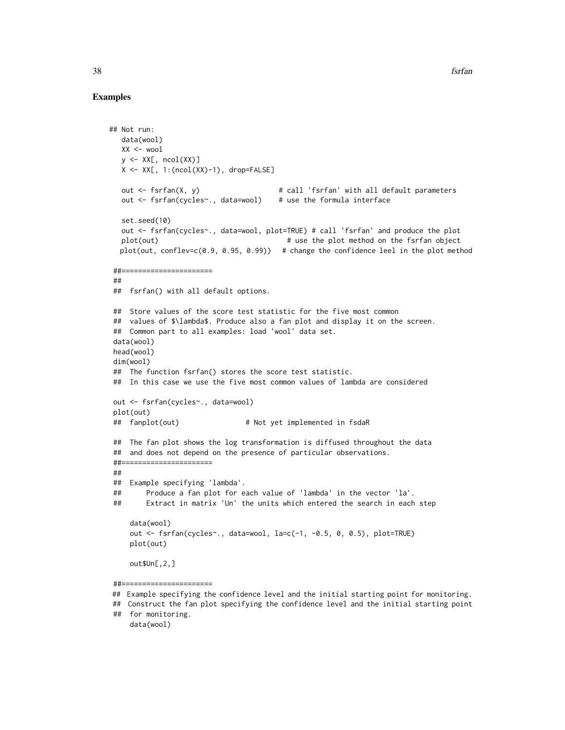## Examples

```
## Not run:
   data(wool)
   XX <- wool
   y <- XX[, ncol(XX)]
   X <- XX[, 1:(ncol(XX)-1), drop=FALSE]

   out <- fsrfan(X, y)                   # call 'fsrfan' with all default parameters
   out <- fsrfan(cycles~., data=wool)    # use the formula interface

   set.seed(10)
   out <- fsrfan(cycles~., data=wool, plot=TRUE) # call 'fsrfan' and produce the plot
   plot(out)                               # use the plot method on the fsrfan object
  plot(out, conflev=c(0.9, 0.95, 0.99))   # change the confidence leel in the plot method

 ##======================
 ##
 ##  fsrfan() with all default options.

 ##  Store values of the score test statistic for the five most common
 ##  values of $\lambda$. Produce also a fan plot and display it on the screen.
 ##  Common part to all examples: load 'wool' data set.
 data(wool)
 head(wool)
 dim(wool)
 ##  The function fsrfan() stores the score test statistic.
 ##  In this case we use the five most common values of lambda are considered

 out <- fsrfan(cycles~., data=wool)
 plot(out)
 ##  fanplot(out)                # Not yet implemented in fsdaR

 ##  The fan plot shows the log transformation is diffused throughout the data
 ##  and does not depend on the presence of particular observations.
 ##======================
 ##
 ##  Example specifying 'lambda'.
 ##      Produce a fan plot for each value of 'lambda' in the vector 'la'.
 ##      Extract in matrix 'Un' the units which entered the search in each step

     data(wool)
     out <- fsrfan(cycles~., data=wool, la=c(-1, -0.5, 0, 0.5), plot=TRUE)
     plot(out)

     out$Un[,2,]

 ##======================
 ##  Example specifying the confidence level and the initial starting point for monitoring.
 ##  Construct the fan plot specifying the confidence level and the initial starting point
 ##  for monitoring.
     data(wool)
```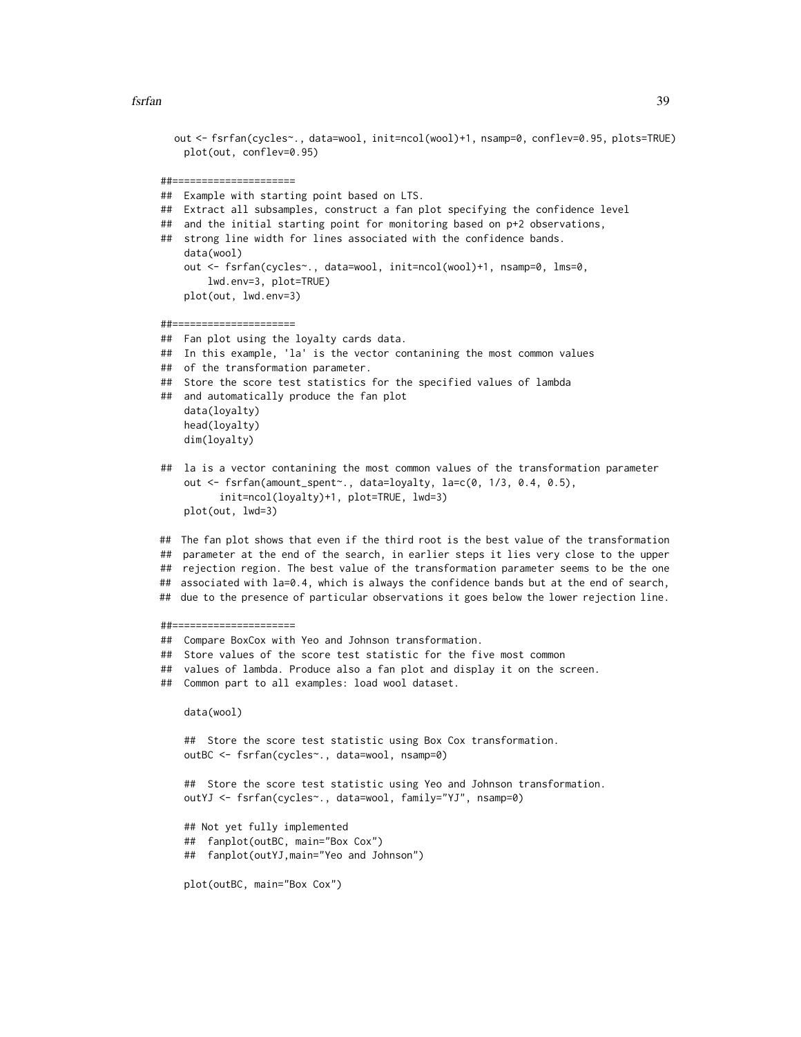```
    out <- fsrfan(cycles~., data=wool, init=ncol(wool)+1, nsamp=0, conflev=0.95, plots=TRUE)
     plot(out, conflev=0.95)

 ##=====================
 ##  Example with starting point based on LTS.
 ##  Extract all subsamples, construct a fan plot specifying the confidence level
 ##  and the initial starting point for monitoring based on p+2 observations,
 ##  strong line width for lines associated with the confidence bands.
     data(wool)
     out <- fsrfan(cycles~., data=wool, init=ncol(wool)+1, nsamp=0, lms=0,
         lwd.env=3, plot=TRUE)
     plot(out, lwd.env=3)

 ##=====================
 ##  Fan plot using the loyalty cards data.
 ##  In this example, 'la' is the vector contanining the most common values
 ##  of the transformation parameter.
 ##  Store the score test statistics for the specified values of lambda
 ##  and automatically produce the fan plot
     data(loyalty)
     head(loyalty)
     dim(loyalty)

 ##  la is a vector contanining the most common values of the transformation parameter
     out <- fsrfan(amount_spent~., data=loyalty, la=c(0, 1/3, 0.4, 0.5),
           init=ncol(loyalty)+1, plot=TRUE, lwd=3)
     plot(out, lwd=3)

 ##  The fan plot shows that even if the third root is the best value of the transformation
 ##  parameter at the end of the search, in earlier steps it lies very close to the upper
 ##  rejection region. The best value of the transformation parameter seems to be the one
 ##  associated with la=0.4, which is always the confidence bands but at the end of search,
 ##  due to the presence of particular observations it goes below the lower rejection line.

 ##=====================
 ##  Compare BoxCox with Yeo and Johnson transformation.
 ##  Store values of the score test statistic for the five most common
 ##  values of lambda. Produce also a fan plot and display it on the screen.
 ##  Common part to all examples: load wool dataset.

     data(wool)

     ##  Store the score test statistic using Box Cox transformation.
     outBC <- fsrfan(cycles~., data=wool, nsamp=0)

     ##  Store the score test statistic using Yeo and Johnson transformation.
     outYJ <- fsrfan(cycles~., data=wool, family="YJ", nsamp=0)

     ## Not yet fully implemented
     ##  fanplot(outBC, main="Box Cox")
     ##  fanplot(outYJ,main="Yeo and Johnson")

     plot(outBC, main="Box Cox")
```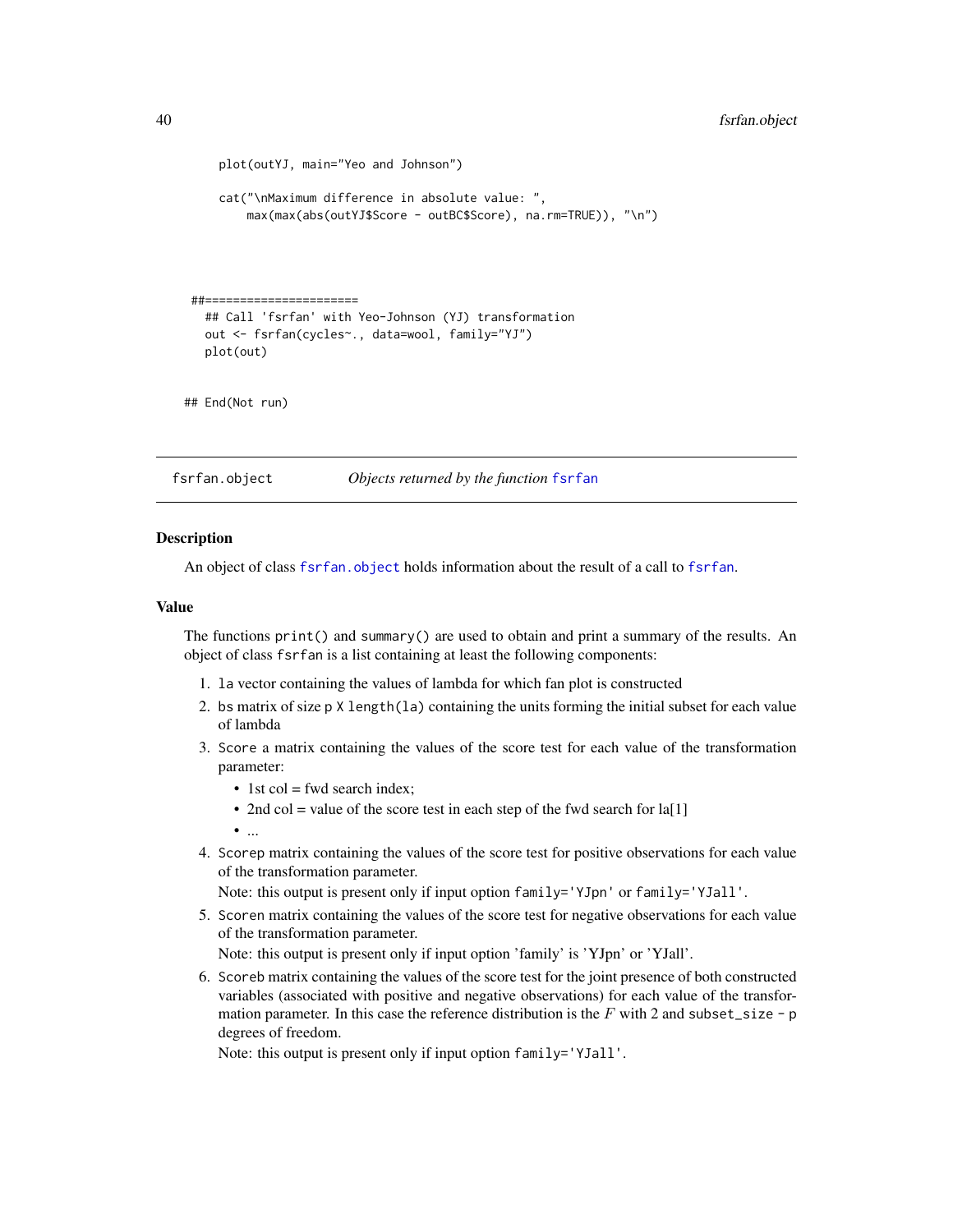```
    plot(outYJ, main="Yeo and Johnson")

    cat("\nMaximum difference in absolute value: ",
        max(max(abs(outYJ$Score - outBC$Score), na.rm=TRUE)), "\n")



 ##=======================
   ## Call 'fsrfan' with Yeo-Johnson (YJ) transformation
   out <- fsrfan(cycles~., data=wool, family="YJ")
   plot(out)


## End(Not run)
```

---

fsrfan.object &nbsp;&nbsp;&nbsp;&nbsp;&nbsp;&nbsp;&nbsp; *Objects returned by the function* `fsrfan`

---

### Description

An object of class `fsrfan.object` holds information about the result of a call to `fsrfan`.

### Value

The functions `print()` and `summary()` are used to obtain and print a summary of the results. An object of class `fsrfan` is a list containing at least the following components:

1. `la` vector containing the values of lambda for which fan plot is constructed
2. `bs` matrix of size `p X length(la)` containing the units forming the initial subset for each value of lambda
3. `Score` a matrix containing the values of the score test for each value of the transformation parameter:
   - 1st col = fwd search index;
   - 2nd col = value of the score test in each step of the fwd search for la[1]
   - ...
4. `Scorep` matrix containing the values of the score test for positive observations for each value of the transformation parameter.
   Note: this output is present only if input option `family='YJpn'` or `family='YJall'`.
5. `Scoren` matrix containing the values of the score test for negative observations for each value of the transformation parameter.
   Note: this output is present only if input option 'family' is 'YJpn' or 'YJall'.
6. `Scoreb` matrix containing the values of the score test for the joint presence of both constructed variables (associated with positive and negative observations) for each value of the transformation parameter. In this case the reference distribution is the $F$ with 2 and `subset_size - p` degrees of freedom.
   Note: this output is present only if input option `family='YJall'`.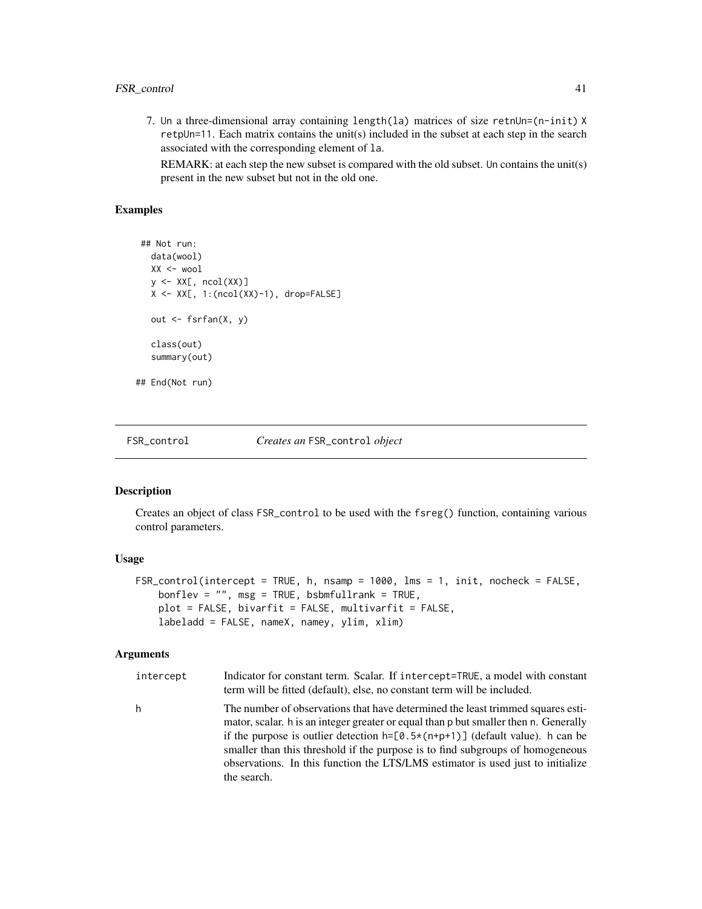7. Un a three-dimensional array containing length(la) matrices of size retnUn=(n-init) X retpUn=11. Each matrix contains the unit(s) included in the subset at each step in the search associated with the corresponding element of la.

   REMARK: at each step the new subset is compared with the old subset. Un contains the unit(s) present in the new subset but not in the old one.

### Examples

```
 ## Not run:
  data(wool)
  XX <- wool
  y <- XX[, ncol(XX)]
  X <- XX[, 1:(ncol(XX)-1), drop=FALSE]

  out <- fsrfan(X, y)

  class(out)
  summary(out)

## End(Not run)
```

## FSR_control — *Creates an* FSR_control *object*

### Description

Creates an object of class FSR_control to be used with the fsreg() function, containing various control parameters.

### Usage

```
FSR_control(intercept = TRUE, h, nsamp = 1000, lms = 1, init, nocheck = FALSE,
    bonflev = "", msg = TRUE, bsbmfullrank = TRUE,
    plot = FALSE, bivarfit = FALSE, multivarfit = FALSE,
    labeladd = FALSE, nameX, namey, ylim, xlim)
```

### Arguments

| | |
|---|---|
| intercept | Indicator for constant term. Scalar. If intercept=TRUE, a model with constant term will be fitted (default), else, no constant term will be included. |
| h | The number of observations that have determined the least trimmed squares estimator, scalar. h is an integer greater or equal than p but smaller then n. Generally if the purpose is outlier detection h=[0.5*(n+p+1)] (default value). h can be smaller than this threshold if the purpose is to find subgroups of homogeneous observations. In this function the LTS/LMS estimator is used just to initialize the search. |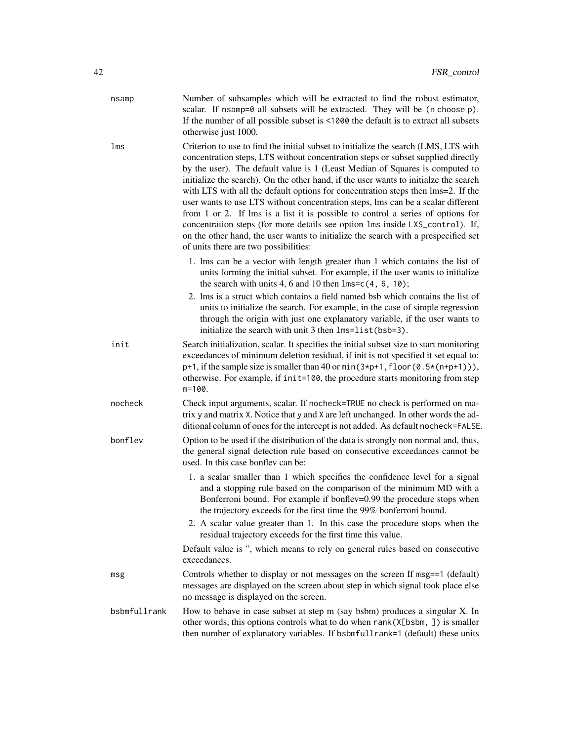**nsamp** Number of subsamples which will be extracted to find the robust estimator, scalar. If `nsamp=0` all subsets will be extracted. They will be `(n choose p)`. If the number of all possible subset is `<1000` the default is to extract all subsets otherwise just 1000.

**lms** Criterion to use to find the initial subset to initialize the search (LMS, LTS with concentration steps, LTS without concentration steps or subset supplied directly by the user). The default value is 1 (Least Median of Squares is computed to initialize the search). On the other hand, if the user wants to initialze the search with LTS with all the default options for concentration steps then lms=2. If the user wants to use LTS without concentration steps, lms can be a scalar different from 1 or 2. If lms is a list it is possible to control a series of options for concentration steps (for more details see option `lms` inside `LXS_control`). If, on the other hand, the user wants to initialize the search with a prespecified set of units there are two possibilities:

1. lms can be a vector with length greater than 1 which contains the list of units forming the initial subset. For example, if the user wants to initialize the search with units 4, 6 and 10 then `lms=c(4, 6, 10)`;
2. lms is a struct which contains a field named bsb which contains the list of units to initialize the search. For example, in the case of simple regression through the origin with just one explanatory variable, if the user wants to initialize the search with unit 3 then `lms=list(bsb=3)`.

**init** Search initialization, scalar. It specifies the initial subset size to start monitoring exceedances of minimum deletion residual, if init is not specified it set equal to: `p+1`, if the sample size is smaller than 40 or `min(3*p+1,floor(0.5*(n+p+1)))`, otherwise. For example, if `init=100`, the procedure starts monitoring from step `m=100`.

**nocheck** Check input arguments, scalar. If `nocheck=TRUE` no check is performed on matrix `y` and matrix `X`. Notice that `y` and `X` are left unchanged. In other words the additional column of ones for the intercept is not added. As default `nocheck=FALSE`.

**bonflev** Option to be used if the distribution of the data is strongly non normal and, thus, the general signal detection rule based on consecutive exceedances cannot be used. In this case bonflev can be:

1. a scalar smaller than 1 which specifies the confidence level for a signal and a stopping rule based on the comparison of the minimum MD with a Bonferroni bound. For example if bonflev=0.99 the procedure stops when the trajectory exceeds for the first time the 99% bonferroni bound.
2. A scalar value greater than 1. In this case the procedure stops when the residual trajectory exceeds for the first time this value.

Default value is '', which means to rely on general rules based on consecutive exceedances.

**msg** Controls whether to display or not messages on the screen If `msg==1` (default) messages are displayed on the screen about step in which signal took place else no message is displayed on the screen.

**bsbmfullrank** How to behave in case subset at step m (say bsbm) produces a singular X. In other words, this options controls what to do when `rank(X[bsbm, ])` is smaller then number of explanatory variables. If `bsbmfullrank=1` (default) these units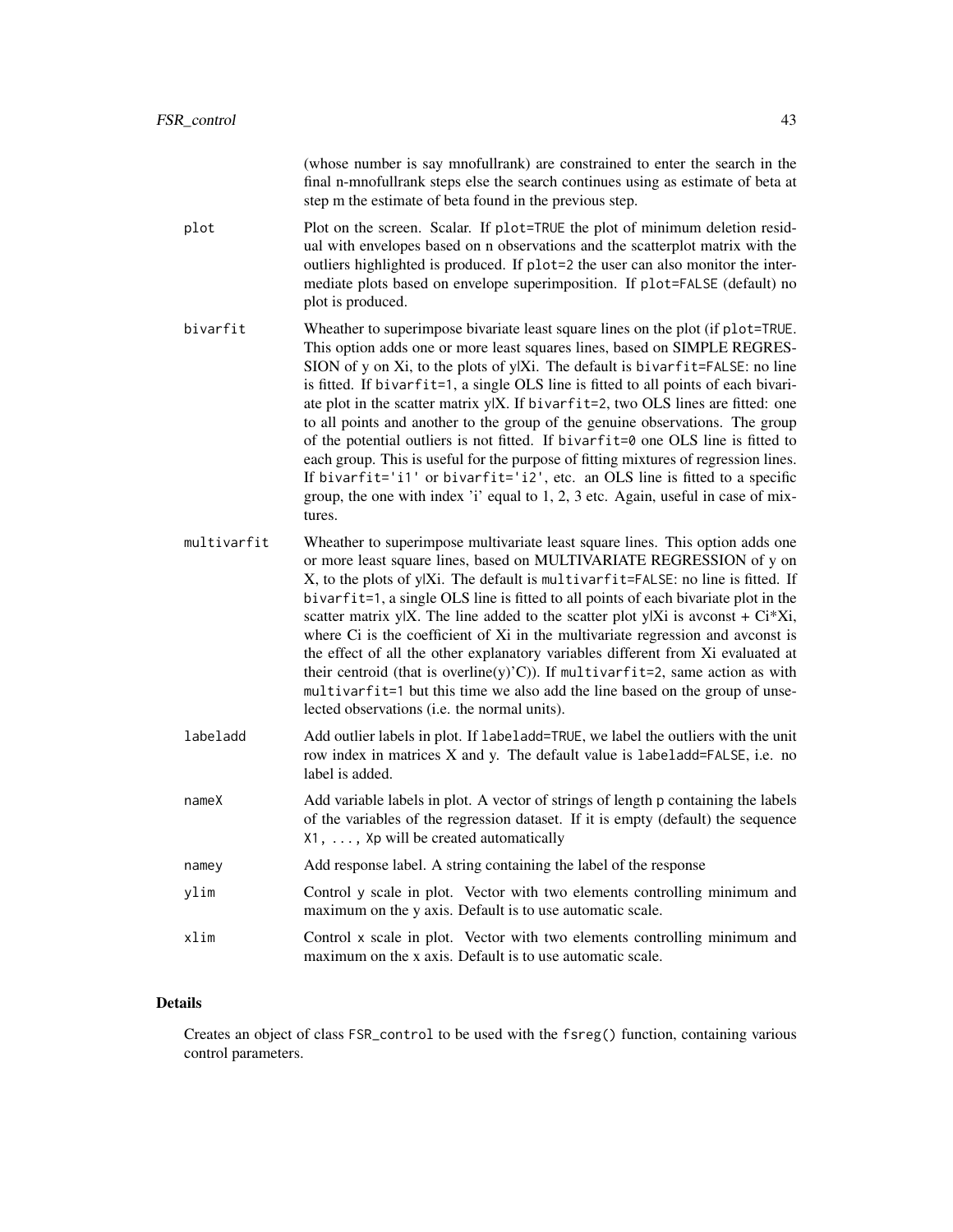(whose number is say mnofullrank) are constrained to enter the search in the final n-mnofullrank steps else the search continues using as estimate of beta at step m the estimate of beta found in the previous step.

`plot`
: Plot on the screen. Scalar. If `plot=TRUE` the plot of minimum deletion residual with envelopes based on n observations and the scatterplot matrix with the outliers highlighted is produced. If `plot=2` the user can also monitor the intermediate plots based on envelope superimposition. If `plot=FALSE` (default) no plot is produced.

`bivarfit`
: Wheather to superimpose bivariate least square lines on the plot (if `plot=TRUE`. This option adds one or more least squares lines, based on SIMPLE REGRESSION of y on Xi, to the plots of y|Xi. The default is `bivarfit=FALSE`: no line is fitted. If `bivarfit=1`, a single OLS line is fitted to all points of each bivariate plot in the scatter matrix y|X. If `bivarfit=2`, two OLS lines are fitted: one to all points and another to the group of the genuine observations. The group of the potential outliers is not fitted. If `bivarfit=0` one OLS line is fitted to each group. This is useful for the purpose of fitting mixtures of regression lines. If `bivarfit='i1'` or `bivarfit='i2'`, etc. an OLS line is fitted to a specific group, the one with index 'i' equal to 1, 2, 3 etc. Again, useful in case of mixtures.

`multivarfit`
: Wheather to superimpose multivariate least square lines. This option adds one or more least square lines, based on MULTIVARIATE REGRESSION of y on X, to the plots of y|Xi. The default is `multivarfit=FALSE`: no line is fitted. If `bivarfit=1`, a single OLS line is fitted to all points of each bivariate plot in the scatter matrix y|X. The line added to the scatter plot y|Xi is avconst + Ci*Xi, where Ci is the coefficient of Xi in the multivariate regression and avconst is the effect of all the other explanatory variables different from Xi evaluated at their centroid (that is overline(y)'C)). If `multivarfit=2`, same action as with `multivarfit=1` but this time we also add the line based on the group of unselected observations (i.e. the normal units).

`labeladd`
: Add outlier labels in plot. If `labeladd=TRUE`, we label the outliers with the unit row index in matrices X and y. The default value is `labeladd=FALSE`, i.e. no label is added.

`nameX`
: Add variable labels in plot. A vector of strings of length p containing the labels of the variables of the regression dataset. If it is empty (default) the sequence `X1, ..., Xp` will be created automatically

`namey`
: Add response label. A string containing the label of the response

`ylim`
: Control y scale in plot. Vector with two elements controlling minimum and maximum on the y axis. Default is to use automatic scale.

`xlim`
: Control x scale in plot. Vector with two elements controlling minimum and maximum on the x axis. Default is to use automatic scale.

## Details

Creates an object of class `FSR_control` to be used with the `fsreg()` function, containing various control parameters.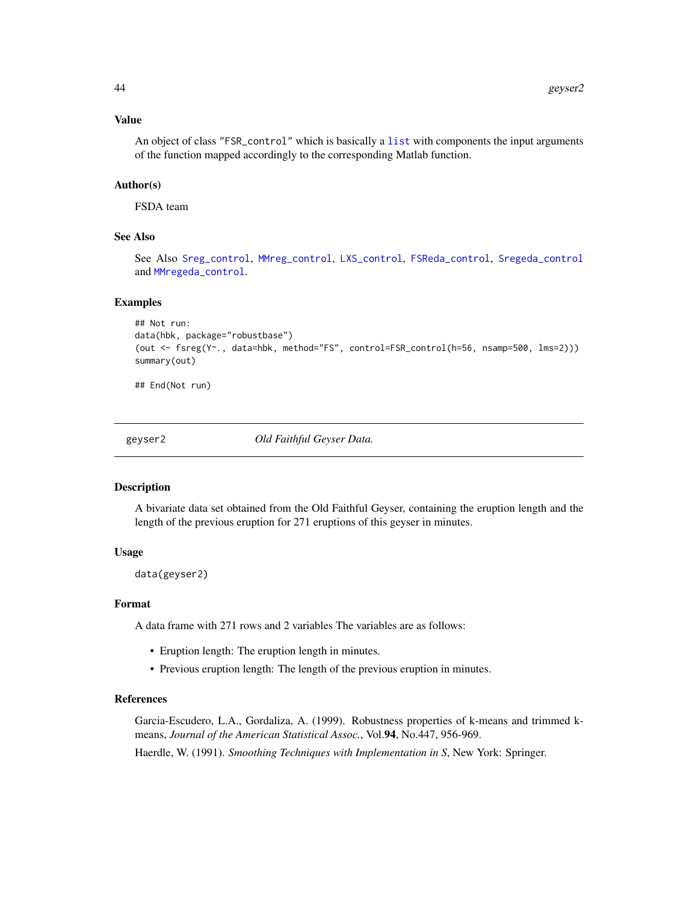### Value

An object of class "FSR_control" which is basically a list with components the input arguments of the function mapped accordingly to the corresponding Matlab function.

### Author(s)

FSDA team

### See Also

See Also Sreg_control, MMreg_control, LXS_control, FSReda_control, Sregeda_control and MMregeda_control.

### Examples

```
## Not run:
data(hbk, package="robustbase")
(out <- fsreg(Y~., data=hbk, method="FS", control=FSR_control(h=56, nsamp=500, lms=2)))
summary(out)

## End(Not run)
```

---

## geyser2 — *Old Faithful Geyser Data.*

---

### Description

A bivariate data set obtained from the Old Faithful Geyser, containing the eruption length and the length of the previous eruption for 271 eruptions of this geyser in minutes.

### Usage

```
data(geyser2)
```

### Format

A data frame with 271 rows and 2 variables The variables are as follows:

- Eruption length: The eruption length in minutes.
- Previous eruption length: The length of the previous eruption in minutes.

### References

Garcia-Escudero, L.A., Gordaliza, A. (1999). Robustness properties of k-means and trimmed k-means, *Journal of the American Statistical Assoc.*, Vol.**94**, No.447, 956-969.

Haerdle, W. (1991). *Smoothing Techniques with Implementation in S*, New York: Springer.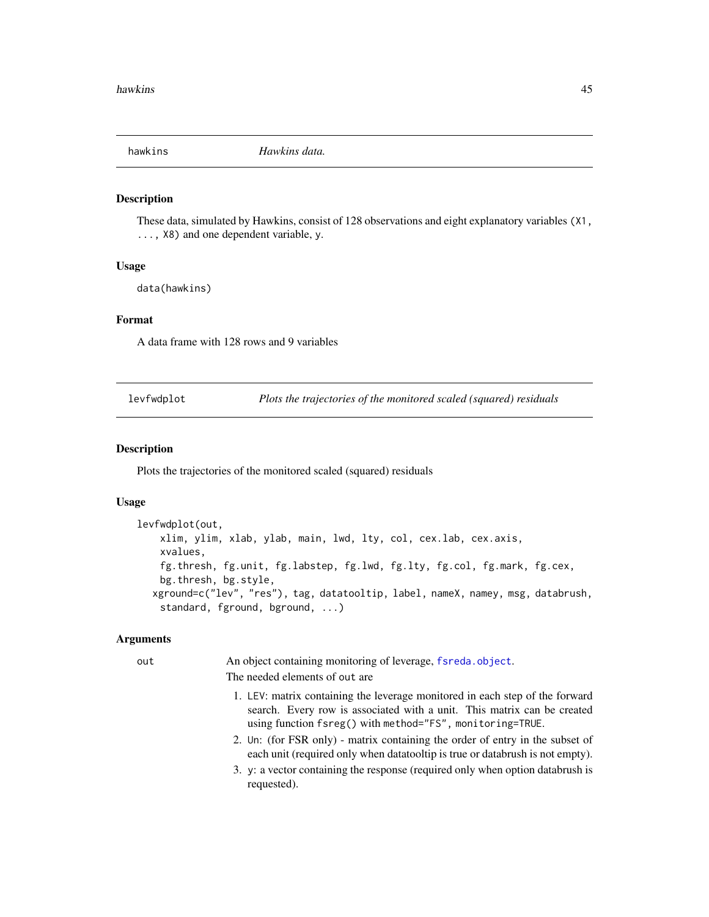## hawkins — *Hawkins data.*

### Description

These data, simulated by Hawkins, consist of 128 observations and eight explanatory variables (X1, ..., X8) and one dependent variable, y.

### Usage

```
data(hawkins)
```

### Format

A data frame with 128 rows and 9 variables

## levfwdplot — *Plots the trajectories of the monitored scaled (squared) residuals*

### Description

Plots the trajectories of the monitored scaled (squared) residuals

### Usage

```
levfwdplot(out,
    xlim, ylim, xlab, ylab, main, lwd, lty, col, cex.lab, cex.axis,
    xvalues,
    fg.thresh, fg.unit, fg.labstep, fg.lwd, fg.lty, fg.col, fg.mark, fg.cex,
    bg.thresh, bg.style,
   xground=c("lev", "res"), tag, datatooltip, label, nameX, namey, msg, databrush,
    standard, fground, bground, ...)
```

### Arguments

`out` An object containing monitoring of leverage, `fsreda.object`.

The needed elements of `out` are

1. `LEV`: matrix containing the leverage monitored in each step of the forward search. Every row is associated with a unit. This matrix can be created using function `fsreg()` with `method="FS"`, `monitoring=TRUE`.
2. `Un`: (for FSR only) - matrix containing the order of entry in the subset of each unit (required only when datatooltip is true or databrush is not empty).
3. `y`: a vector containing the response (required only when option databrush is requested).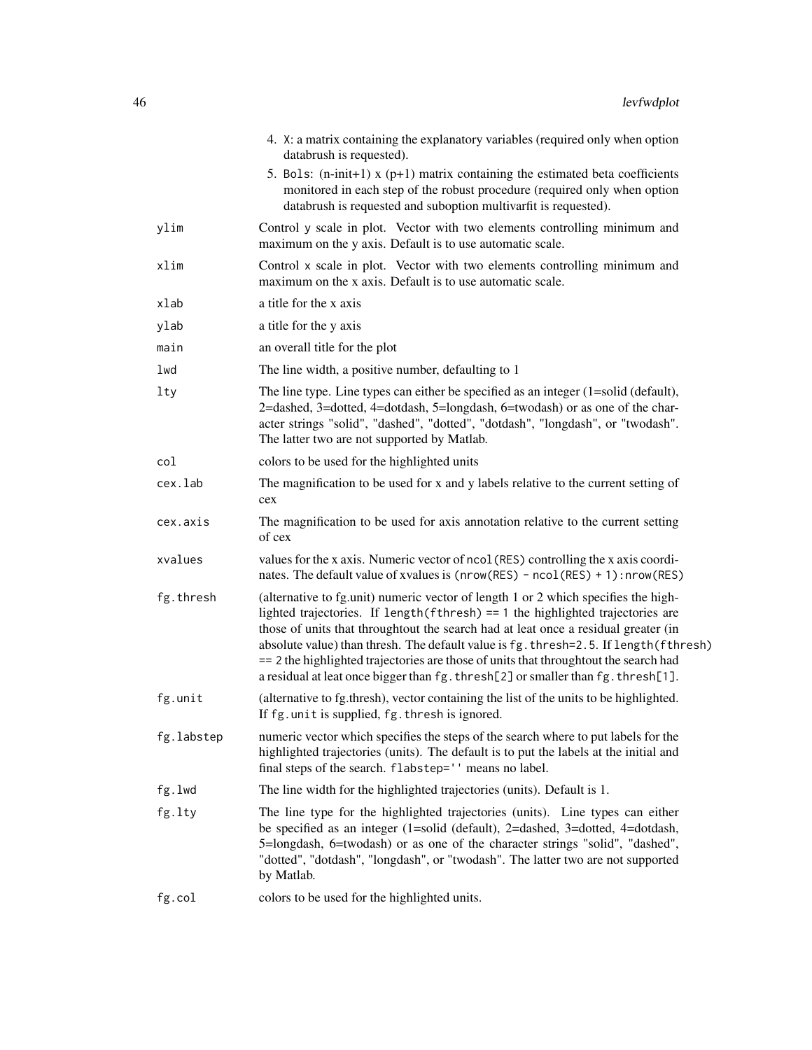4. `X`: a matrix containing the explanatory variables (required only when option databrush is requested).
5. `Bols`: (n-init+1) x (p+1) matrix containing the estimated beta coefficients monitored in each step of the robust procedure (required only when option databrush is requested and suboption multivarfit is requested).

| | |
|---|---|
| `ylim` | Control y scale in plot. Vector with two elements controlling minimum and maximum on the y axis. Default is to use automatic scale. |
| `xlim` | Control x scale in plot. Vector with two elements controlling minimum and maximum on the x axis. Default is to use automatic scale. |
| `xlab` | a title for the x axis |
| `ylab` | a title for the y axis |
| `main` | an overall title for the plot |
| `lwd` | The line width, a positive number, defaulting to 1 |
| `lty` | The line type. Line types can either be specified as an integer (1=solid (default), 2=dashed, 3=dotted, 4=dotdash, 5=longdash, 6=twodash) or as one of the character strings "solid", "dashed", "dotted", "dotdash", "longdash", or "twodash". The latter two are not supported by Matlab. |
| `col` | colors to be used for the highlighted units |
| `cex.lab` | The magnification to be used for x and y labels relative to the current setting of cex |
| `cex.axis` | The magnification to be used for axis annotation relative to the current setting of cex |
| `xvalues` | values for the x axis. Numeric vector of `ncol(RES)` controlling the x axis coordinates. The default value of xvalues is `(nrow(RES) - ncol(RES) + 1):nrow(RES)` |
| `fg.thresh` | (alternative to fg.unit) numeric vector of length 1 or 2 which specifies the highlighted trajectories. If `length(fthresh) == 1` the highlighted trajectories are those of units that throughtout the search had at leat once a residual greater (in absolute value) than thresh. The default value is `fg.thresh=2.5`. If `length(fthresh) == 2` the highlighted trajectories are those of units that throughtout the search had a residual at leat once bigger than `fg.thresh[2]` or smaller than `fg.thresh[1]`. |
| `fg.unit` | (alternative to fg.thresh), vector containing the list of the units to be highlighted. If `fg.unit` is supplied, `fg.thresh` is ignored. |
| `fg.labstep` | numeric vector which specifies the steps of the search where to put labels for the highlighted trajectories (units). The default is to put the labels at the initial and final steps of the search. `flabstep=''` means no label. |
| `fg.lwd` | The line width for the highlighted trajectories (units). Default is 1. |
| `fg.lty` | The line type for the highlighted trajectories (units). Line types can either be specified as an integer (1=solid (default), 2=dashed, 3=dotted, 4=dotdash, 5=longdash, 6=twodash) or as one of the character strings "solid", "dashed", "dotted", "dotdash", "longdash", or "twodash". The latter two are not supported by Matlab. |
| `fg.col` | colors to be used for the highlighted units. |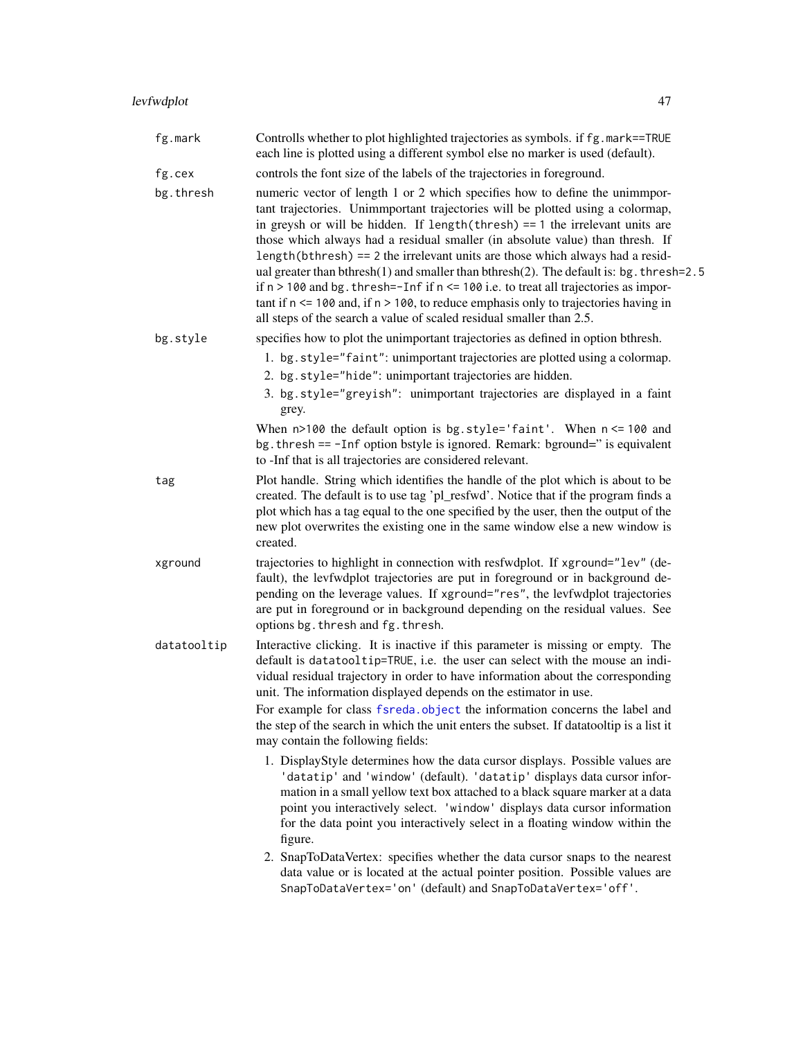| | |
|---|---|
| `fg.mark` | Controlls whether to plot highlighted trajectories as symbols. if `fg.mark==TRUE` each line is plotted using a different symbol else no marker is used (default). |
| `fg.cex` | controls the font size of the labels of the trajectories in foreground. |
| `bg.thresh` | numeric vector of length 1 or 2 which specifies how to define the unimmportant trajectories. Unimmportant trajectories will be plotted using a colormap, in greysh or will be hidden. If `length(thresh) == 1` the irrelevant units are those which always had a residual smaller (in absolute value) than thresh. If `length(bthresh) == 2` the irrelevant units are those which always had a residual greater than bthresh(1) and smaller than bthresh(2). The default is: `bg.thresh=2.5` if `n > 100` and `bg.thresh=-Inf` if `n <= 100` i.e. to treat all trajectories as important if `n <= 100` and, if `n > 100`, to reduce emphasis only to trajectories having in all steps of the search a value of scaled residual smaller than 2.5. |
| `bg.style` | specifies how to plot the unimportant trajectories as defined in option bthresh.<br>1. `bg.style="faint"`: unimportant trajectories are plotted using a colormap.<br>2. `bg.style="hide"`: unimportant trajectories are hidden.<br>3. `bg.style="greyish"`: unimportant trajectories are displayed in a faint grey.<br><br>When `n>100` the default option is `bg.style='faint'`. When `n <= 100` and `bg.thresh == -Inf` option bstyle is ignored. Remark: bground='' is equivalent to -Inf that is all trajectories are considered relevant. |
| `tag` | Plot handle. String which identifies the handle of the plot which is about to be created. The default is to use tag 'pl_resfwd'. Notice that if the program finds a plot which has a tag equal to the one specified by the user, then the output of the new plot overwrites the existing one in the same window else a new window is created. |
| `xground` | trajectories to highlight in connection with resfwdplot. If `xground="lev"` (default), the levfwdplot trajectories are put in foreground or in background depending on the leverage values. If `xground="res"`, the levfwdplot trajectories are put in foreground or in background depending on the residual values. See options `bg.thresh` and `fg.thresh`. |
| `datatooltip` | Interactive clicking. It is inactive if this parameter is missing or empty. The default is `datatooltip=TRUE`, i.e. the user can select with the mouse an individual residual trajectory in order to have information about the corresponding unit. The information displayed depends on the estimator in use.<br><br>For example for class `fsreda.object` the information concerns the label and the step of the search in which the unit enters the subset. If datatooltip is a list it may contain the following fields:<br>1. DisplayStyle determines how the data cursor displays. Possible values are `'datatip'` and `'window'` (default). `'datatip'` displays data cursor information in a small yellow text box attached to a black square marker at a data point you interactively select. `'window'` displays data cursor information for the data point you interactively select in a floating window within the figure.<br>2. SnapToDataVertex: specifies whether the data cursor snaps to the nearest data value or is located at the actual pointer position. Possible values are `SnapToDataVertex='on'` (default) and `SnapToDataVertex='off'`. |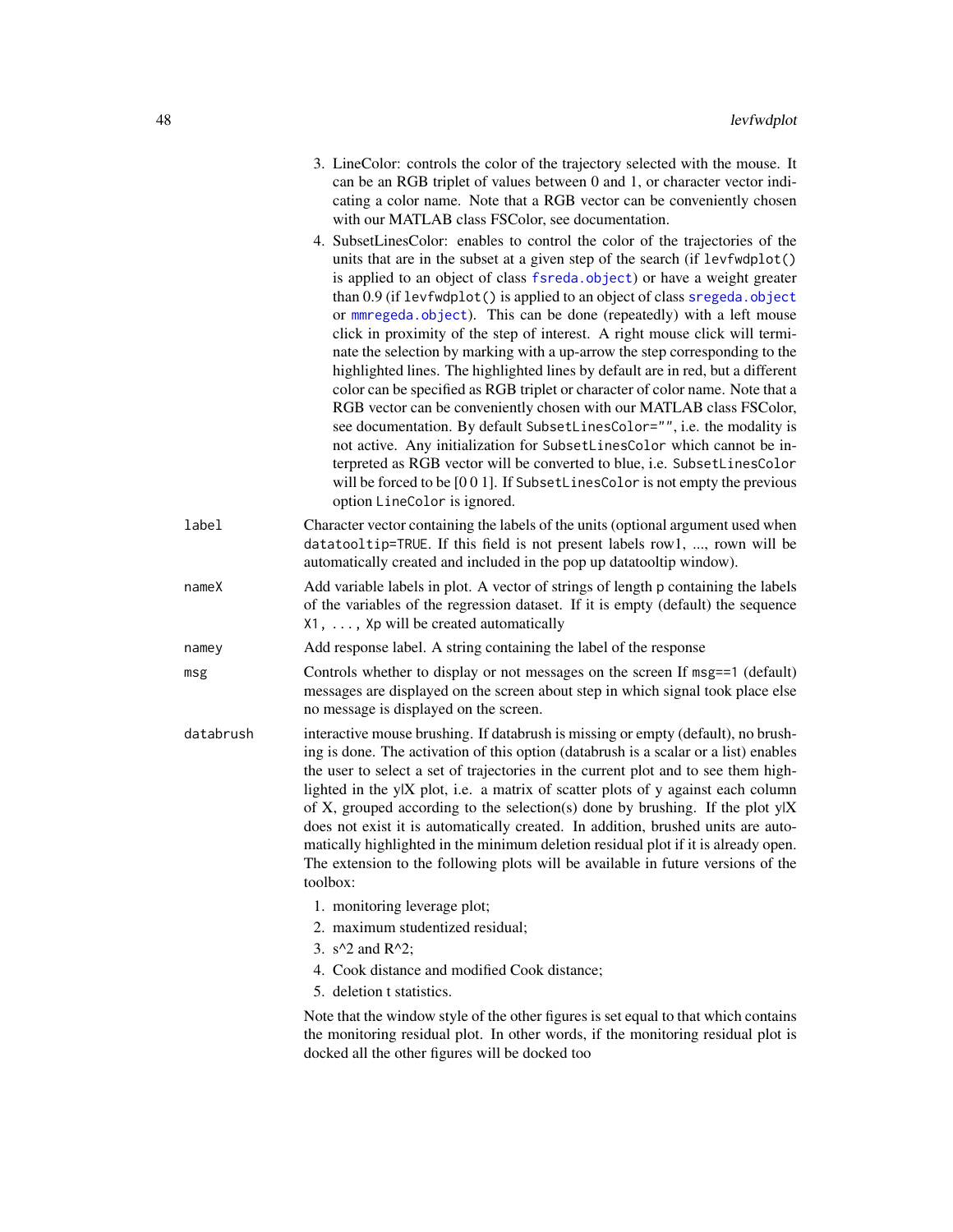3. LineColor: controls the color of the trajectory selected with the mouse. It can be an RGB triplet of values between 0 and 1, or character vector indicating a color name. Note that a RGB vector can be conveniently chosen with our MATLAB class FSColor, see documentation.
4. SubsetLinesColor: enables to control the color of the trajectories of the units that are in the subset at a given step of the search (if `levfwdplot()` is applied to an object of class `fsreda.object`) or have a weight greater than 0.9 (if `levfwdplot()` is applied to an object of class `sregeda.object` or `mmregeda.object`). This can be done (repeatedly) with a left mouse click in proximity of the step of interest. A right mouse click will terminate the selection by marking with a up-arrow the step corresponding to the highlighted lines. The highlighted lines by default are in red, but a different color can be specified as RGB triplet or character of color name. Note that a RGB vector can be conveniently chosen with our MATLAB class FSColor, see documentation. By default `SubsetLinesColor=""`, i.e. the modality is not active. Any initialization for `SubsetLinesColor` which cannot be interpreted as RGB vector will be converted to blue, i.e. `SubsetLinesColor` will be forced to be [0 0 1]. If `SubsetLinesColor` is not empty the previous option `LineColor` is ignored.

`label` Character vector containing the labels of the units (optional argument used when `datatooltip=TRUE`. If this field is not present labels row1, ..., rown will be automatically created and included in the pop up datatooltip window).

`nameX` Add variable labels in plot. A vector of strings of length `p` containing the labels of the variables of the regression dataset. If it is empty (default) the sequence `X1, ..., Xp` will be created automatically

`namey` Add response label. A string containing the label of the response

`msg` Controls whether to display or not messages on the screen If `msg==1` (default) messages are displayed on the screen about step in which signal took place else no message is displayed on the screen.

`databrush` interactive mouse brushing. If databrush is missing or empty (default), no brushing is done. The activation of this option (databrush is a scalar or a list) enables the user to select a set of trajectories in the current plot and to see them highlighted in the y|X plot, i.e. a matrix of scatter plots of y against each column of X, grouped according to the selection(s) done by brushing. If the plot y|X does not exist it is automatically created. In addition, brushed units are automatically highlighted in the minimum deletion residual plot if it is already open. The extension to the following plots will be available in future versions of the toolbox:

1. monitoring leverage plot;
2. maximum studentized residual;
3. s^2 and R^2;
4. Cook distance and modified Cook distance;
5. deletion t statistics.

Note that the window style of the other figures is set equal to that which contains the monitoring residual plot. In other words, if the monitoring residual plot is docked all the other figures will be docked too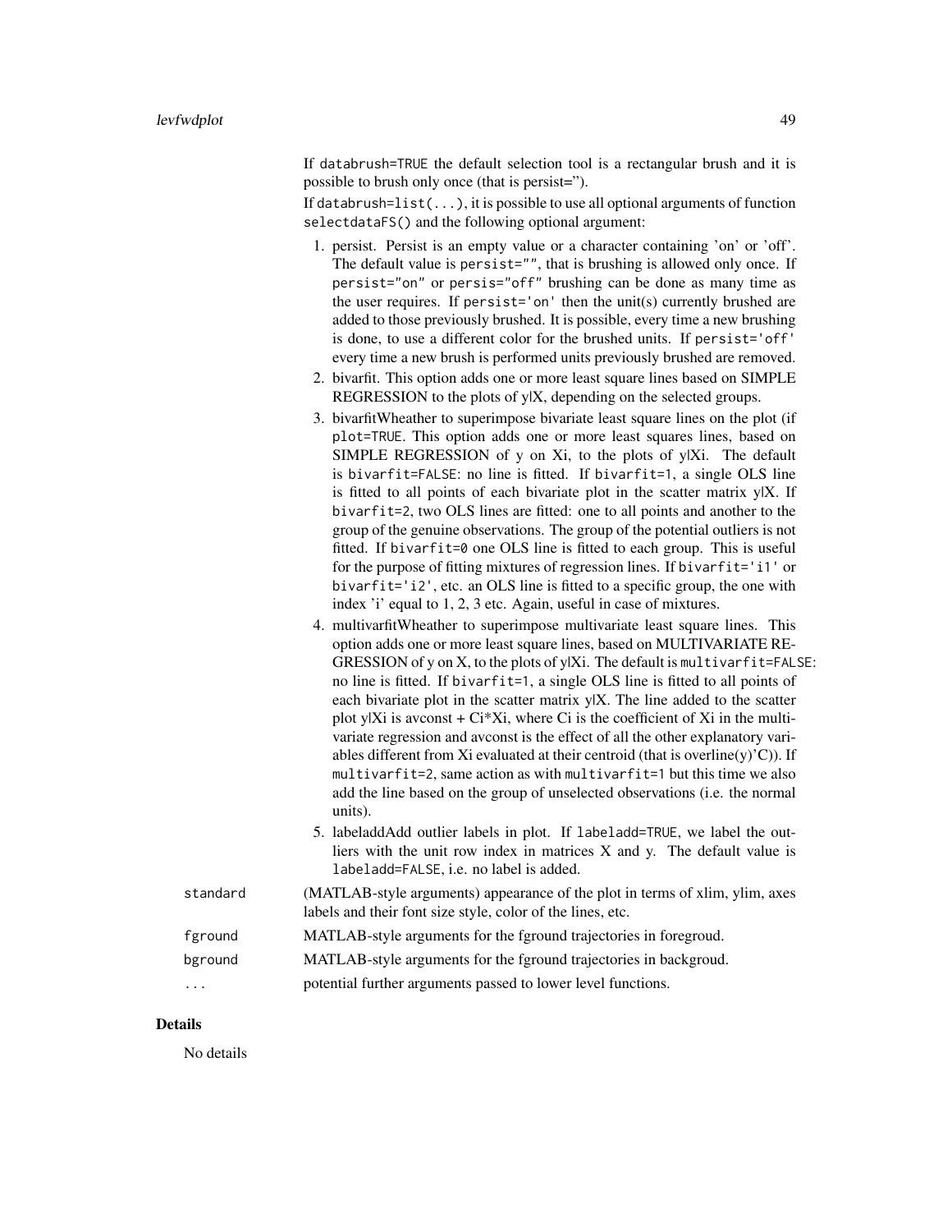If `databrush=TRUE` the default selection tool is a rectangular brush and it is possible to brush only once (that is persist='').

If `databrush=list(...)`, it is possible to use all optional arguments of function `selectdataFS()` and the following optional argument:

1. persist. Persist is an empty value or a character containing 'on' or 'off'. The default value is `persist=""`, that is brushing is allowed only once. If `persist="on"` or `persis="off"` brushing can be done as many time as the user requires. If `persist='on'` then the unit(s) currently brushed are added to those previously brushed. It is possible, every time a new brushing is done, to use a different color for the brushed units. If `persist='off'` every time a new brush is performed units previously brushed are removed.
2. bivarfit. This option adds one or more least square lines based on SIMPLE REGRESSION to the plots of y|X, depending on the selected groups.
3. bivarfitWheather to superimpose bivariate least square lines on the plot (if `plot=TRUE`. This option adds one or more least squares lines, based on SIMPLE REGRESSION of y on Xi, to the plots of y|Xi. The default is `bivarfit=FALSE`: no line is fitted. If `bivarfit=1`, a single OLS line is fitted to all points of each bivariate plot in the scatter matrix y|X. If `bivarfit=2`, two OLS lines are fitted: one to all points and another to the group of the genuine observations. The group of the potential outliers is not fitted. If `bivarfit=0` one OLS line is fitted to each group. This is useful for the purpose of fitting mixtures of regression lines. If `bivarfit='i1'` or `bivarfit='i2'`, etc. an OLS line is fitted to a specific group, the one with index 'i' equal to 1, 2, 3 etc. Again, useful in case of mixtures.
4. multivarfitWheather to superimpose multivariate least square lines. This option adds one or more least square lines, based on MULTIVARIATE REGRESSION of y on X, to the plots of y|Xi. The default is `multivarfit=FALSE`: no line is fitted. If `bivarfit=1`, a single OLS line is fitted to all points of each bivariate plot in the scatter matrix y|X. The line added to the scatter plot y|Xi is avconst + Ci*Xi, where Ci is the coefficient of Xi in the multivariate regression and avconst is the effect of all the other explanatory variables different from Xi evaluated at their centroid (that is overline(y)'C)). If `multivarfit=2`, same action as with `multivarfit=1` but this time we also add the line based on the group of unselected observations (i.e. the normal units).
5. labeladdAdd outlier labels in plot. If `labeladd=TRUE`, we label the outliers with the unit row index in matrices X and y. The default value is `labeladd=FALSE`, i.e. no label is added.

`standard` (MATLAB-style arguments) appearance of the plot in terms of xlim, ylim, axes labels and their font size style, color of the lines, etc.

`fground` MATLAB-style arguments for the fground trajectories in foregroud.

`bground` MATLAB-style arguments for the fground trajectories in backgroud.

`...` potential further arguments passed to lower level functions.

## Details

No details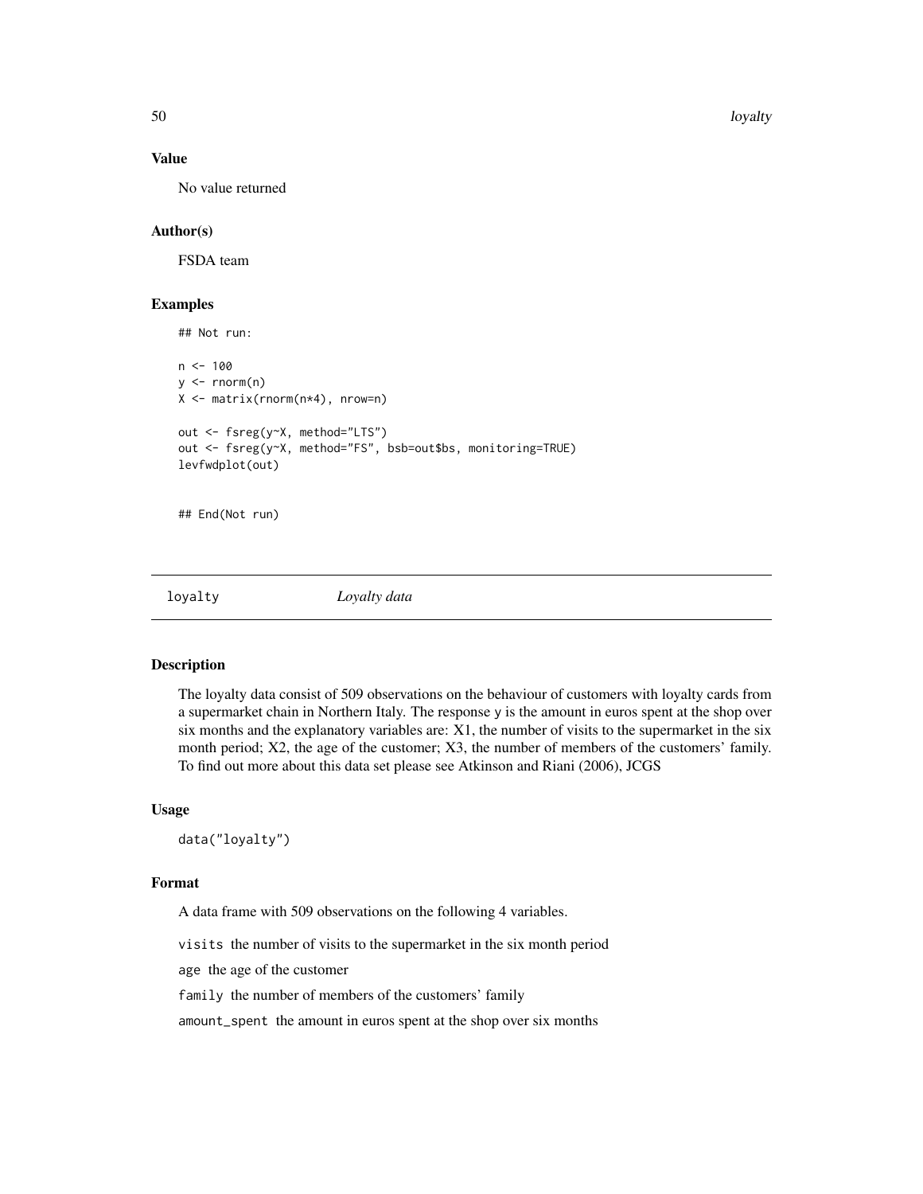### Value

No value returned

### Author(s)

FSDA team

### Examples

```
## Not run:

n <- 100
y <- rnorm(n)
X <- matrix(rnorm(n*4), nrow=n)

out <- fsreg(y~X, method="LTS")
out <- fsreg(y~X, method="FS", bsb=out$bs, monitoring=TRUE)
levfwdplot(out)


## End(Not run)
```

---

## loyalty *Loyalty data*

---

### Description

The loyalty data consist of 509 observations on the behaviour of customers with loyalty cards from a supermarket chain in Northern Italy. The response y is the amount in euros spent at the shop over six months and the explanatory variables are: X1, the number of visits to the supermarket in the six month period; X2, the age of the customer; X3, the number of members of the customers' family. To find out more about this data set please see Atkinson and Riani (2006), JCGS

### Usage

```
data("loyalty")
```

### Format

A data frame with 509 observations on the following 4 variables.

`visits` the number of visits to the supermarket in the six month period

`age` the age of the customer

`family` the number of members of the customers' family

`amount_spent` the amount in euros spent at the shop over six months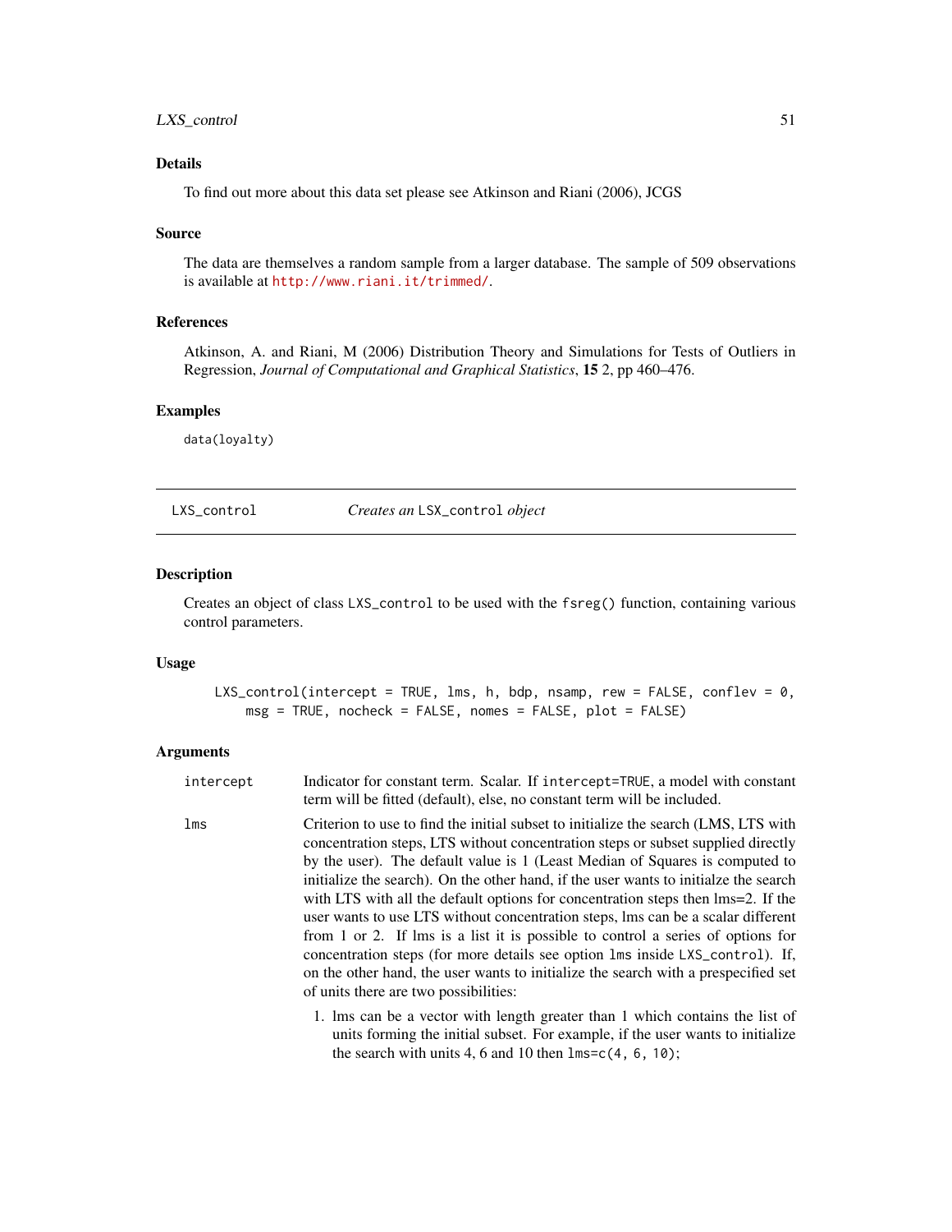## Details

To find out more about this data set please see Atkinson and Riani (2006), JCGS

## Source

The data are themselves a random sample from a larger database. The sample of 509 observations is available at http://www.riani.it/trimmed/.

## References

Atkinson, A. and Riani, M (2006) Distribution Theory and Simulations for Tests of Outliers in Regression, *Journal of Computational and Graphical Statistics*, **15** 2, pp 460–476.

## Examples

```
data(loyalty)
```

---

# LXS_control — *Creates an* `LSX_control` *object*

---

## Description

Creates an object of class `LXS_control` to be used with the `fsreg()` function, containing various control parameters.

## Usage

```
LXS_control(intercept = TRUE, lms, h, bdp, nsamp, rew = FALSE, conflev = 0,
    msg = TRUE, nocheck = FALSE, nomes = FALSE, plot = FALSE)
```

## Arguments

`intercept` Indicator for constant term. Scalar. If `intercept=TRUE`, a model with constant term will be fitted (default), else, no constant term will be included.

`lms` Criterion to use to find the initial subset to initialize the search (LMS, LTS with concentration steps, LTS without concentration steps or subset supplied directly by the user). The default value is 1 (Least Median of Squares is computed to initialize the search). On the other hand, if the user wants to initialze the search with LTS with all the default options for concentration steps then lms=2. If the user wants to use LTS without concentration steps, lms can be a scalar different from 1 or 2. If lms is a list it is possible to control a series of options for concentration steps (for more details see option `lms` inside `LXS_control`). If, on the other hand, the user wants to initialize the search with a prespecified set of units there are two possibilities:

1. lms can be a vector with length greater than 1 which contains the list of units forming the initial subset. For example, if the user wants to initialize the search with units 4, 6 and 10 then `lms=c(4, 6, 10)`;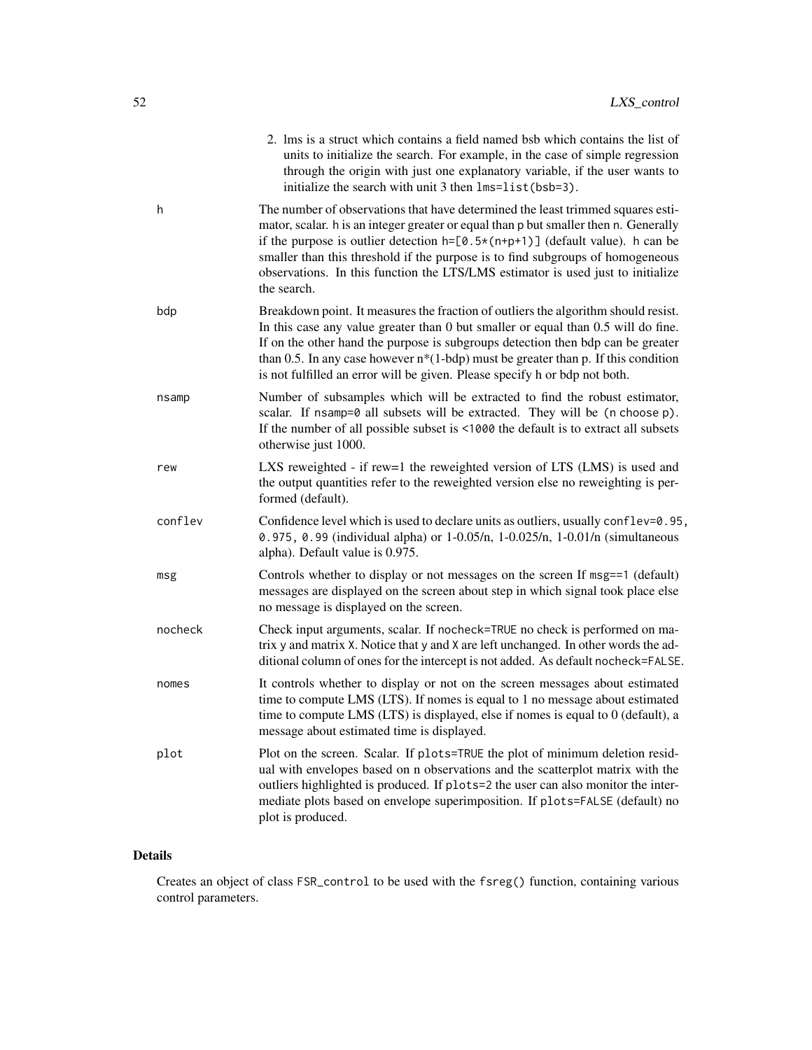2. lms is a struct which contains a field named bsb which contains the list of units to initialize the search. For example, in the case of simple regression through the origin with just one explanatory variable, if the user wants to initialize the search with unit 3 then `lms=list(bsb=3)`.

**h**
The number of observations that have determined the least trimmed squares estimator, scalar. `h` is an integer greater or equal than `p` but smaller then `n`. Generally if the purpose is outlier detection `h=[0.5*(n+p+1)]` (default value). `h` can be smaller than this threshold if the purpose is to find subgroups of homogeneous observations. In this function the LTS/LMS estimator is used just to initialize the search.

**bdp**
Breakdown point. It measures the fraction of outliers the algorithm should resist. In this case any value greater than 0 but smaller or equal than 0.5 will do fine. If on the other hand the purpose is subgroups detection then bdp can be greater than 0.5. In any case however n*(1-bdp) must be greater than p. If this condition is not fulfilled an error will be given. Please specify h or bdp not both.

**nsamp**
Number of subsamples which will be extracted to find the robust estimator, scalar. If `nsamp=0` all subsets will be extracted. They will be `(n choose p)`. If the number of all possible subset is `<1000` the default is to extract all subsets otherwise just 1000.

**rew**
LXS reweighted - if rew=1 the reweighted version of LTS (LMS) is used and the output quantities refer to the reweighted version else no reweighting is performed (default).

**conflev**
Confidence level which is used to declare units as outliers, usually `conflev=0.95, 0.975, 0.99` (individual alpha) or 1-0.05/n, 1-0.025/n, 1-0.01/n (simultaneous alpha). Default value is 0.975.

**msg**
Controls whether to display or not messages on the screen If `msg==1` (default) messages are displayed on the screen about step in which signal took place else no message is displayed on the screen.

**nocheck**
Check input arguments, scalar. If `nocheck=TRUE` no check is performed on matrix `y` and matrix `X`. Notice that `y` and `X` are left unchanged. In other words the additional column of ones for the intercept is not added. As default `nocheck=FALSE`.

**nomes**
It controls whether to display or not on the screen messages about estimated time to compute LMS (LTS). If nomes is equal to 1 no message about estimated time to compute LMS (LTS) is displayed, else if nomes is equal to 0 (default), a message about estimated time is displayed.

**plot**
Plot on the screen. Scalar. If `plots=TRUE` the plot of minimum deletion residual with envelopes based on n observations and the scatterplot matrix with the outliers highlighted is produced. If `plots=2` the user can also monitor the intermediate plots based on envelope superimposition. If `plots=FALSE` (default) no plot is produced.

## Details

Creates an object of class `FSR_control` to be used with the `fsreg()` function, containing various control parameters.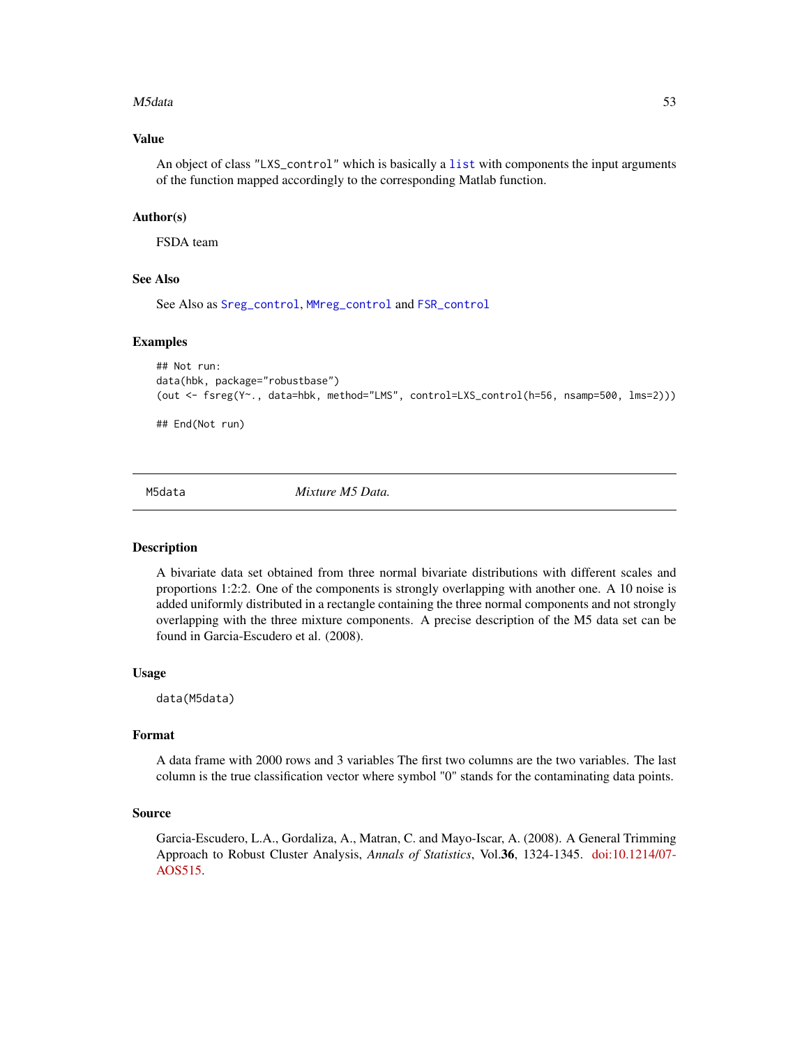### Value

An object of class "LXS_control" which is basically a list with components the input arguments of the function mapped accordingly to the corresponding Matlab function.

### Author(s)

FSDA team

### See Also

See Also as Sreg_control, MMreg_control and FSR_control

### Examples

```
## Not run:
data(hbk, package="robustbase")
(out <- fsreg(Y~., data=hbk, method="LMS", control=LXS_control(h=56, nsamp=500, lms=2)))

## End(Not run)
```

---

## M5data *Mixture M5 Data.*

---

### Description

A bivariate data set obtained from three normal bivariate distributions with different scales and proportions 1:2:2. One of the components is strongly overlapping with another one. A 10 noise is added uniformly distributed in a rectangle containing the three normal components and not strongly overlapping with the three mixture components. A precise description of the M5 data set can be found in Garcia-Escudero et al. (2008).

### Usage

```
data(M5data)
```

### Format

A data frame with 2000 rows and 3 variables The first two columns are the two variables. The last column is the true classification vector where symbol "0" stands for the contaminating data points.

### Source

Garcia-Escudero, L.A., Gordaliza, A., Matran, C. and Mayo-Iscar, A. (2008). A General Trimming Approach to Robust Cluster Analysis, *Annals of Statistics*, Vol.**36**, 1324-1345. doi:10.1214/07-AOS515.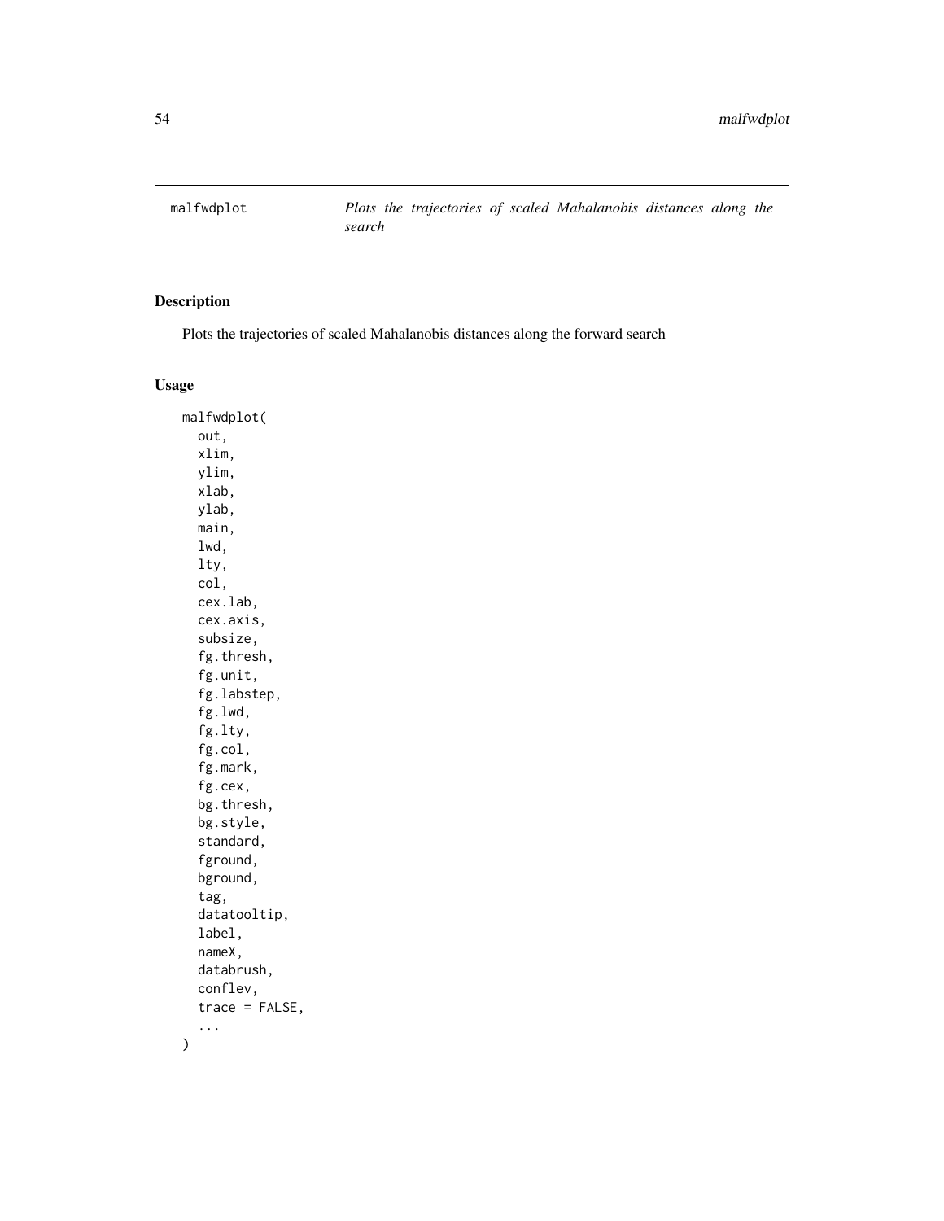malfwdplot — *Plots the trajectories of scaled Mahalanobis distances along the search*

## Description

Plots the trajectories of scaled Mahalanobis distances along the forward search

## Usage

```
malfwdplot(
  out,
  xlim,
  ylim,
  xlab,
  ylab,
  main,
  lwd,
  lty,
  col,
  cex.lab,
  cex.axis,
  subsize,
  fg.thresh,
  fg.unit,
  fg.labstep,
  fg.lwd,
  fg.lty,
  fg.col,
  fg.mark,
  fg.cex,
  bg.thresh,
  bg.style,
  standard,
  fground,
  bground,
  tag,
  datatooltip,
  label,
  nameX,
  databrush,
  conflev,
  trace = FALSE,
  ...
)
```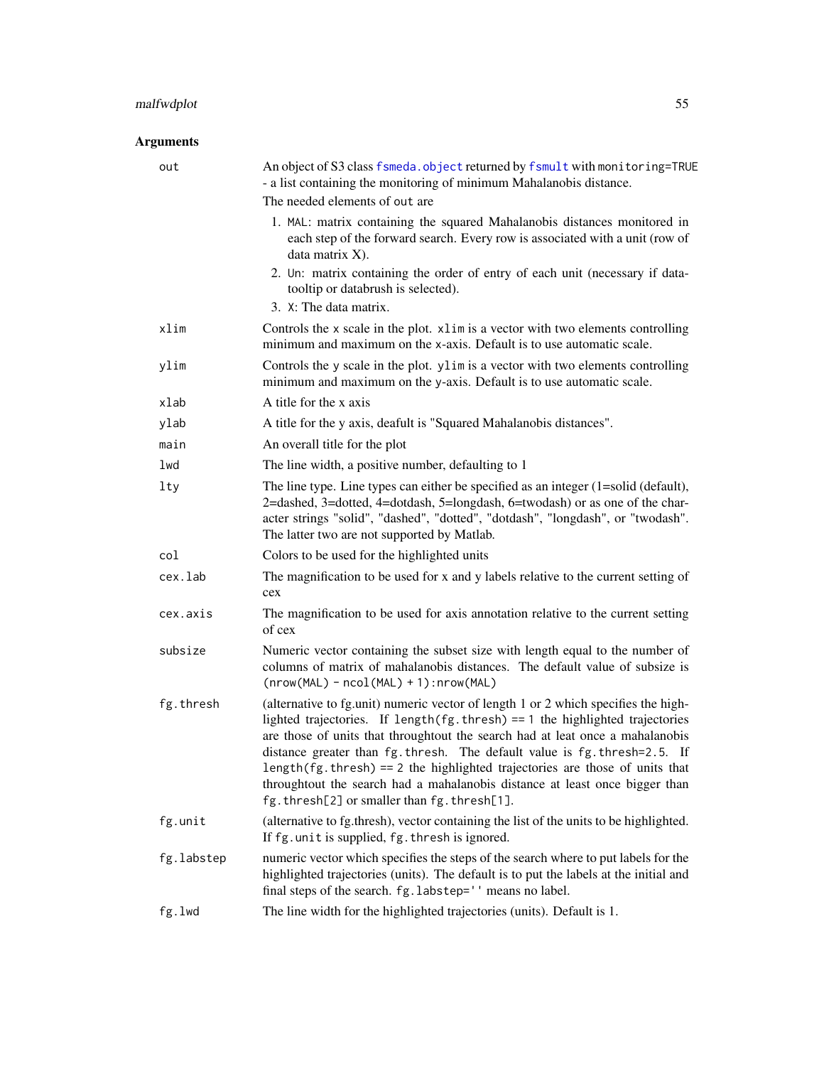## Arguments

`out`
: An object of S3 class `fsmeda.object` returned by `fsmult` with `monitoring=TRUE` - a list containing the monitoring of minimum Mahalanobis distance.

  The needed elements of `out` are

  1. `MAL`: matrix containing the squared Mahalanobis distances monitored in each step of the forward search. Every row is associated with a unit (row of data matrix X).
  2. `Un`: matrix containing the order of entry of each unit (necessary if datatooltip or databrush is selected).
  3. `X`: The data matrix.

`xlim`
: Controls the x scale in the plot. `xlim` is a vector with two elements controlling minimum and maximum on the x-axis. Default is to use automatic scale.

`ylim`
: Controls the y scale in the plot. `ylim` is a vector with two elements controlling minimum and maximum on the y-axis. Default is to use automatic scale.

`xlab`
: A title for the x axis

`ylab`
: A title for the y axis, deafult is "Squared Mahalanobis distances".

`main`
: An overall title for the plot

`lwd`
: The line width, a positive number, defaulting to 1

`lty`
: The line type. Line types can either be specified as an integer (1=solid (default), 2=dashed, 3=dotted, 4=dotdash, 5=longdash, 6=twodash) or as one of the character strings "solid", "dashed", "dotted", "dotdash", "longdash", or "twodash". The latter two are not supported by Matlab.

`col`
: Colors to be used for the highlighted units

`cex.lab`
: The magnification to be used for x and y labels relative to the current setting of cex

`cex.axis`
: The magnification to be used for axis annotation relative to the current setting of cex

`subsize`
: Numeric vector containing the subset size with length equal to the number of columns of matrix of mahalanobis distances. The default value of subsize is `(nrow(MAL) - ncol(MAL) + 1):nrow(MAL)`

`fg.thresh`
: (alternative to fg.unit) numeric vector of length 1 or 2 which specifies the highlighted trajectories. If `length(fg.thresh) == 1` the highlighted trajectories are those of units that throughtout the search had at leat once a mahalanobis distance greater than `fg.thresh`. The default value is `fg.thresh=2.5`. If `length(fg.thresh) == 2` the highlighted trajectories are those of units that throughtout the search had a mahalanobis distance at least once bigger than `fg.thresh[2]` or smaller than `fg.thresh[1]`.

`fg.unit`
: (alternative to fg.thresh), vector containing the list of the units to be highlighted. If `fg.unit` is supplied, `fg.thresh` is ignored.

`fg.labstep`
: numeric vector which specifies the steps of the search where to put labels for the highlighted trajectories (units). The default is to put the labels at the initial and final steps of the search. `fg.labstep=''` means no label.

`fg.lwd`
: The line width for the highlighted trajectories (units). Default is 1.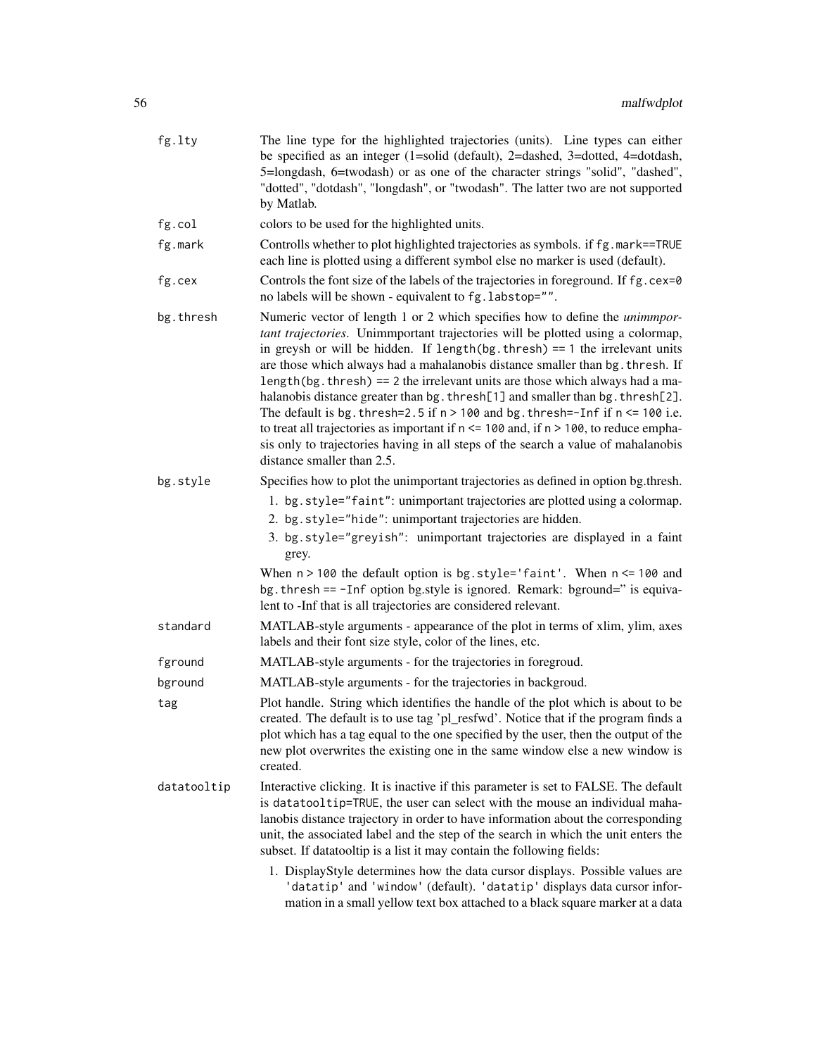`fg.lty` The line type for the highlighted trajectories (units). Line types can either be specified as an integer (1=solid (default), 2=dashed, 3=dotted, 4=dotdash, 5=longdash, 6=twodash) or as one of the character strings "solid", "dashed", "dotted", "dotdash", "longdash", or "twodash". The latter two are not supported by Matlab.

`fg.col` colors to be used for the highlighted units.

`fg.mark` Controlls whether to plot highlighted trajectories as symbols. if `fg.mark==TRUE` each line is plotted using a different symbol else no marker is used (default).

`fg.cex` Controls the font size of the labels of the trajectories in foreground. If `fg.cex=0` no labels will be shown - equivalent to `fg.labstop=""`.

`bg.thresh` Numeric vector of length 1 or 2 which specifies how to define the *unimmportant trajectories*. Unimmportant trajectories will be plotted using a colormap, in greysh or will be hidden. If `length(bg.thresh) == 1` the irrelevant units are those which always had a mahalanobis distance smaller than `bg.thresh`. If `length(bg.thresh) == 2` the irrelevant units are those which always had a mahalanobis distance greater than `bg.thresh[1]` and smaller than `bg.thresh[2]`. The default is `bg.thresh=2.5` if `n > 100` and `bg.thresh=-Inf` if `n <= 100` i.e. to treat all trajectories as important if `n <= 100` and, if `n > 100`, to reduce emphasis only to trajectories having in all steps of the search a value of mahalanobis distance smaller than 2.5.

`bg.style` Specifies how to plot the unimportant trajectories as defined in option bg.thresh.

1. `bg.style="faint"`: unimportant trajectories are plotted using a colormap.
2. `bg.style="hide"`: unimportant trajectories are hidden.
3. `bg.style="greyish"`: unimportant trajectories are displayed in a faint grey.

When `n > 100` the default option is `bg.style='faint'`. When `n <= 100` and `bg.thresh == -Inf` option bg.style is ignored. Remark: bground='' is equivalent to -Inf that is all trajectories are considered relevant.

`standard` MATLAB-style arguments - appearance of the plot in terms of xlim, ylim, axes labels and their font size style, color of the lines, etc.

`fground` MATLAB-style arguments - for the trajectories in foregroud.

`bground` MATLAB-style arguments - for the trajectories in backgroud.

`tag` Plot handle. String which identifies the handle of the plot which is about to be created. The default is to use tag 'pl_resfwd'. Notice that if the program finds a plot which has a tag equal to the one specified by the user, then the output of the new plot overwrites the existing one in the same window else a new window is created.

`datatooltip` Interactive clicking. It is inactive if this parameter is set to FALSE. The default is `datatooltip=TRUE`, the user can select with the mouse an individual mahalanobis distance trajectory in order to have information about the corresponding unit, the associated label and the step of the search in which the unit enters the subset. If datatooltip is a list it may contain the following fields:

1. DisplayStyle determines how the data cursor displays. Possible values are `'datatip'` and `'window'` (default). `'datatip'` displays data cursor information in a small yellow text box attached to a black square marker at a data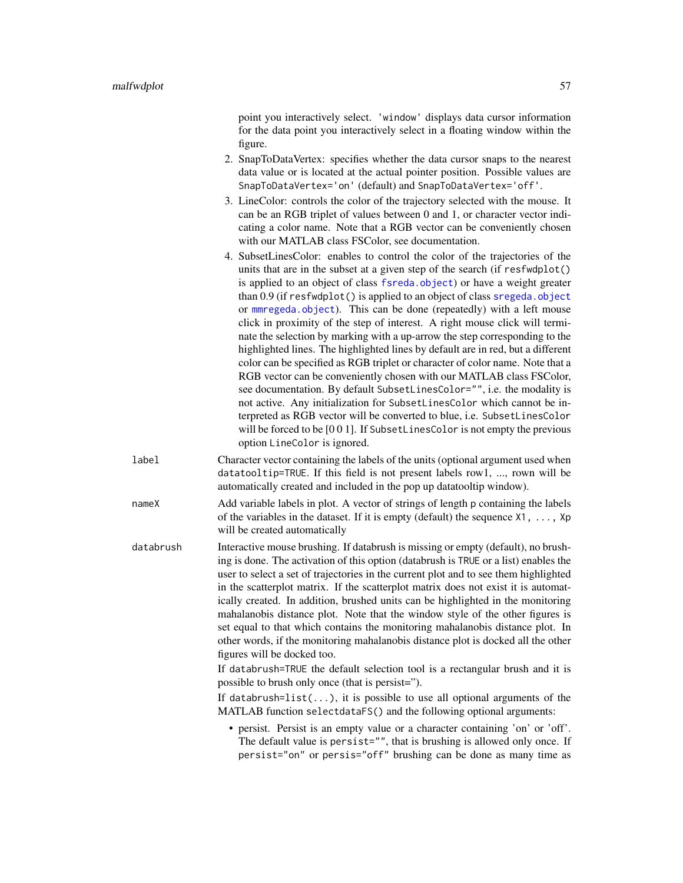point you interactively select. 'window' displays data cursor information for the data point you interactively select in a floating window within the figure.

2. SnapToDataVertex: specifies whether the data cursor snaps to the nearest data value or is located at the actual pointer position. Possible values are SnapToDataVertex='on' (default) and SnapToDataVertex='off'.
3. LineColor: controls the color of the trajectory selected with the mouse. It can be an RGB triplet of values between 0 and 1, or character vector indicating a color name. Note that a RGB vector can be conveniently chosen with our MATLAB class FSColor, see documentation.
4. SubsetLinesColor: enables to control the color of the trajectories of the units that are in the subset at a given step of the search (if resfwdplot() is applied to an object of class fsreda.object) or have a weight greater than 0.9 (if resfwdplot() is applied to an object of class sregeda.object or mmregeda.object). This can be done (repeatedly) with a left mouse click in proximity of the step of interest. A right mouse click will terminate the selection by marking with a up-arrow the step corresponding to the highlighted lines. The highlighted lines by default are in red, but a different color can be specified as RGB triplet or character of color name. Note that a RGB vector can be conveniently chosen with our MATLAB class FSColor, see documentation. By default SubsetLinesColor="", i.e. the modality is not active. Any initialization for SubsetLinesColor which cannot be interpreted as RGB vector will be converted to blue, i.e. SubsetLinesColor will be forced to be [0 0 1]. If SubsetLinesColor is not empty the previous option LineColor is ignored.

**label** Character vector containing the labels of the units (optional argument used when datatooltip=TRUE. If this field is not present labels row1, ..., rown will be automatically created and included in the pop up datatooltip window).

**nameX** Add variable labels in plot. A vector of strings of length p containing the labels of the variables in the dataset. If it is empty (default) the sequence X1, ..., Xp will be created automatically

**databrush** Interactive mouse brushing. If databrush is missing or empty (default), no brushing is done. The activation of this option (databrush is TRUE or a list) enables the user to select a set of trajectories in the current plot and to see them highlighted in the scatterplot matrix. If the scatterplot matrix does not exist it is automatically created. In addition, brushed units can be highlighted in the monitoring mahalanobis distance plot. Note that the window style of the other figures is set equal to that which contains the monitoring mahalanobis distance plot. In other words, if the monitoring mahalanobis distance plot is docked all the other figures will be docked too.

If databrush=TRUE the default selection tool is a rectangular brush and it is possible to brush only once (that is persist='').

If databrush=list(...), it is possible to use all optional arguments of the MATLAB function selectdataFS() and the following optional arguments:

- persist. Persist is an empty value or a character containing 'on' or 'off'. The default value is persist="", that is brushing is allowed only once. If persist="on" or persis="off" brushing can be done as many time as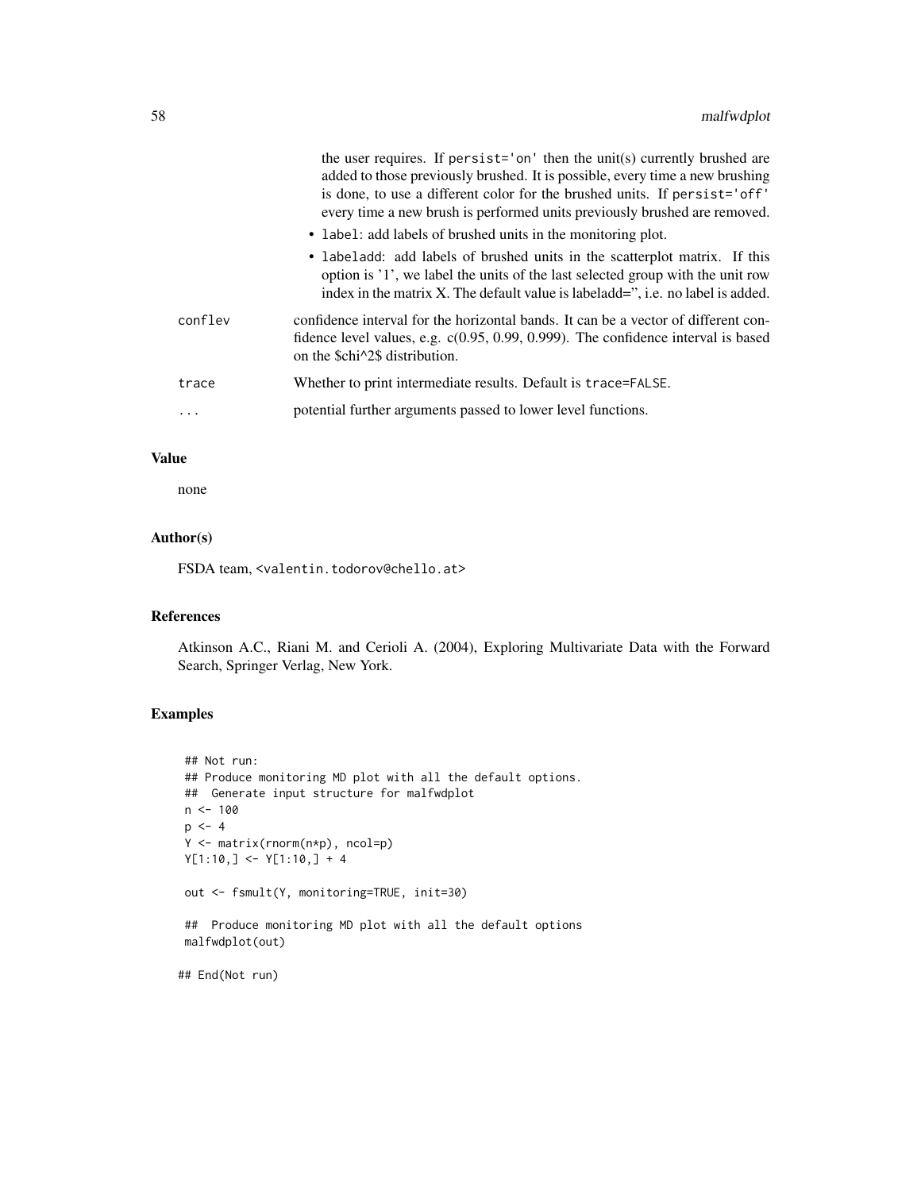the user requires. If persist='on' then the unit(s) currently brushed are added to those previously brushed. It is possible, every time a new brushing is done, to use a different color for the brushed units. If persist='off' every time a new brush is performed units previously brushed are removed.

- label: add labels of brushed units in the monitoring plot.
- labeladd: add labels of brushed units in the scatterplot matrix. If this option is '1', we label the units of the last selected group with the unit row index in the matrix X. The default value is labeladd='', i.e. no label is added.

| | |
|---|---|
| conflev | confidence interval for the horizontal bands. It can be a vector of different confidence level values, e.g. c(0.95, 0.99, 0.999). The confidence interval is based on the \$chi^2\$ distribution. |
| trace | Whether to print intermediate results. Default is trace=FALSE. |
| ... | potential further arguments passed to lower level functions. |

## Value

none

## Author(s)

FSDA team, <valentin.todorov@chello.at>

## References

Atkinson A.C., Riani M. and Cerioli A. (2004), Exploring Multivariate Data with the Forward Search, Springer Verlag, New York.

## Examples

```
## Not run:
## Produce monitoring MD plot with all the default options.
##  Generate input structure for malfwdplot
n <- 100
p <- 4
Y <- matrix(rnorm(n*p), ncol=p)
Y[1:10,] <- Y[1:10,] + 4

out <- fsmult(Y, monitoring=TRUE, init=30)

##  Produce monitoring MD plot with all the default options
malfwdplot(out)

## End(Not run)
```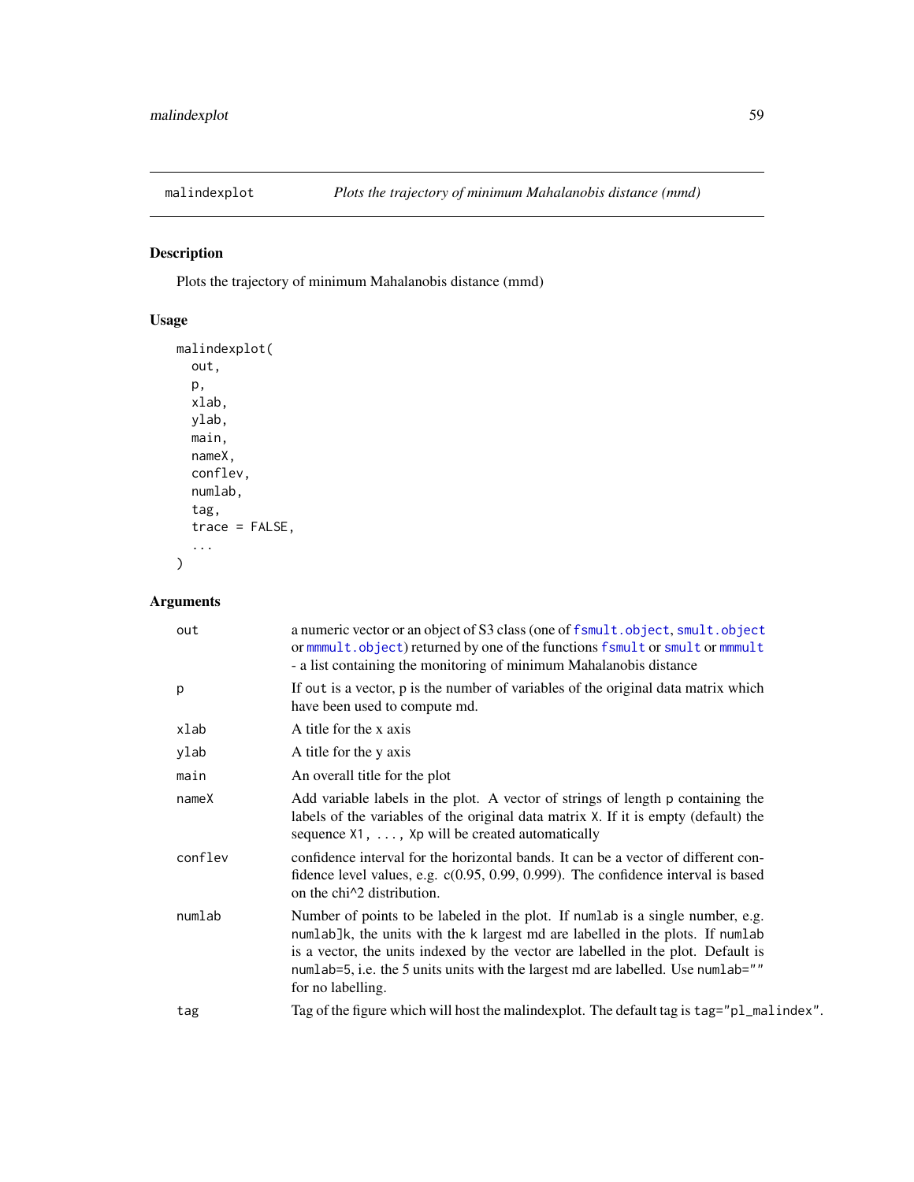# malindexplot — *Plots the trajectory of minimum Mahalanobis distance (mmd)*

## Description

Plots the trajectory of minimum Mahalanobis distance (mmd)

## Usage

```
malindexplot(
  out,
  p,
  xlab,
  ylab,
  main,
  nameX,
  conflev,
  numlab,
  tag,
  trace = FALSE,
  ...
)
```

## Arguments

| | |
|---|---|
| out | a numeric vector or an object of S3 class (one of fsmult.object, smult.object or mmmult.object) returned by one of the functions fsmult or smult or mmmult - a list containing the monitoring of minimum Mahalanobis distance |
| p | If out is a vector, p is the number of variables of the original data matrix which have been used to compute md. |
| xlab | A title for the x axis |
| ylab | A title for the y axis |
| main | An overall title for the plot |
| nameX | Add variable labels in the plot. A vector of strings of length p containing the labels of the variables of the original data matrix X. If it is empty (default) the sequence X1, ..., Xp will be created automatically |
| conflev | confidence interval for the horizontal bands. It can be a vector of different confidence level values, e.g. c(0.95, 0.99, 0.999). The confidence interval is based on the chi^2 distribution. |
| numlab | Number of points to be labeled in the plot. If numlab is a single number, e.g. numlab]k, the units with the k largest md are labelled in the plots. If numlab is a vector, the units indexed by the vector are labelled in the plot. Default is numlab=5, i.e. the 5 units units with the largest md are labelled. Use numlab="" for no labelling. |
| tag | Tag of the figure which will host the malindexplot. The default tag is tag="pl_malindex". |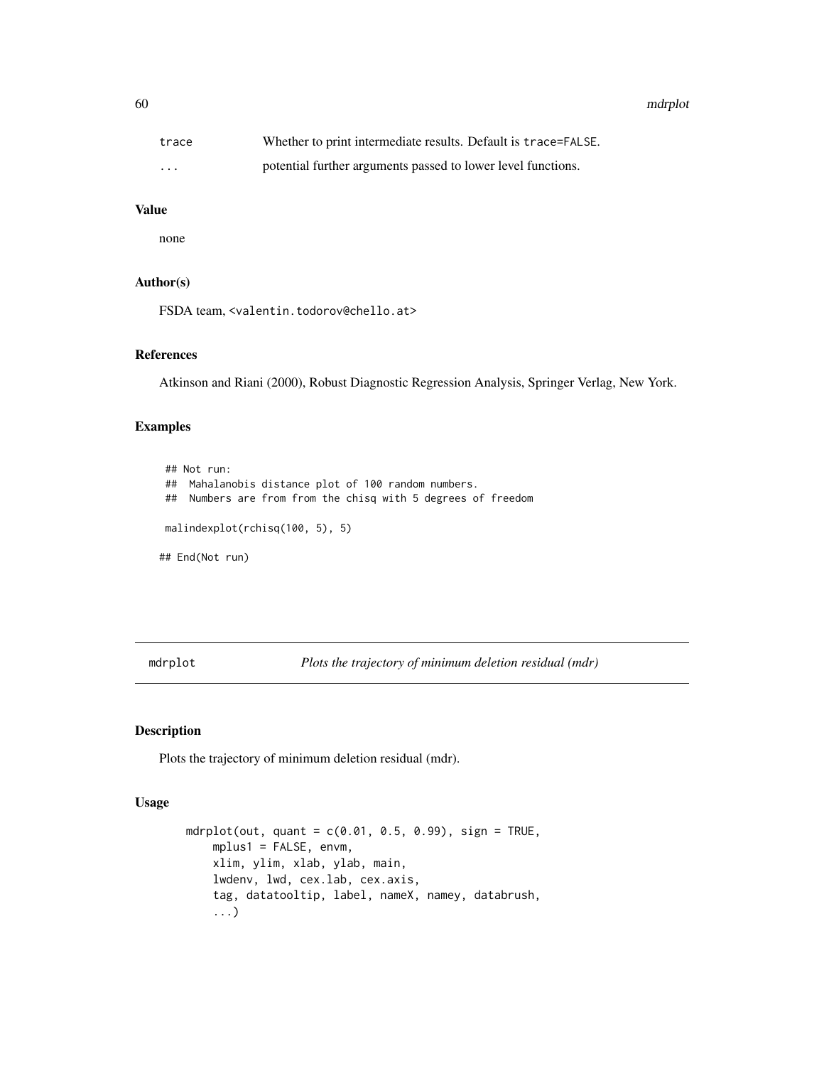| | |
|---|---|
| `trace` | Whether to print intermediate results. Default is `trace=FALSE`. |
| `...` | potential further arguments passed to lower level functions. |

### Value

none

### Author(s)

FSDA team, <valentin.todorov@chello.at>

### References

Atkinson and Riani (2000), Robust Diagnostic Regression Analysis, Springer Verlag, New York.

### Examples

```
## Not run:
##  Mahalanobis distance plot of 100 random numbers.
##  Numbers are from from the chisq with 5 degrees of freedom

malindexplot(rchisq(100, 5), 5)

## End(Not run)
```

---

## mdrplot — *Plots the trajectory of minimum deletion residual (mdr)*

---

### Description

Plots the trajectory of minimum deletion residual (mdr).

### Usage

```
mdrplot(out, quant = c(0.01, 0.5, 0.99), sign = TRUE,
    mplus1 = FALSE, envm,
    xlim, ylim, xlab, ylab, main,
    lwdenv, lwd, cex.lab, cex.axis,
    tag, datatooltip, label, nameX, namey, databrush,
    ...)
```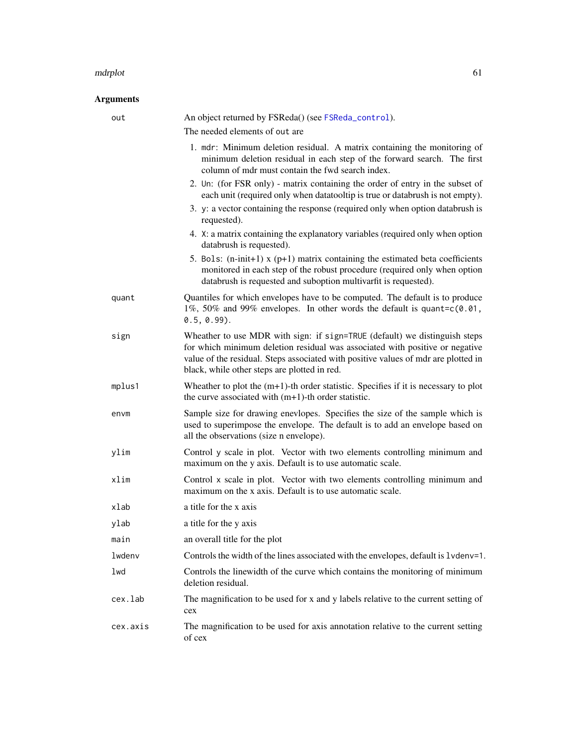## Arguments

| | |
|---|---|
| `out` | An object returned by FSReda() (see FSReda_control). The needed elements of `out` are<br>1. `mdr`: Minimum deletion residual. A matrix containing the monitoring of minimum deletion residual in each step of the forward search. The first column of mdr must contain the fwd search index.<br>2. `Un`: (for FSR only) - matrix containing the order of entry in the subset of each unit (required only when datatooltip is true or databrush is not empty).<br>3. `y`: a vector containing the response (required only when option databrush is requested).<br>4. `X`: a matrix containing the explanatory variables (required only when option databrush is requested).<br>5. `Bols`: (n-init+1) x (p+1) matrix containing the estimated beta coefficients monitored in each step of the robust procedure (required only when option databrush is requested and suboption multivarfit is requested). |
| `quant` | Quantiles for which envelopes have to be computed. The default is to produce 1%, 50% and 99% envelopes. In other words the default is `quant=c(0.01, 0.5, 0.99)`. |
| `sign` | Wheather to use MDR with sign: if `sign=TRUE` (default) we distinguish steps for which minimum deletion residual was associated with positive or negative value of the residual. Steps associated with positive values of mdr are plotted in black, while other steps are plotted in red. |
| `mplus1` | Wheather to plot the (m+1)-th order statistic. Specifies if it is necessary to plot the curve associated with (m+1)-th order statistic. |
| `envm` | Sample size for drawing enevlopes. Specifies the size of the sample which is used to superimpose the envelope. The default is to add an envelope based on all the observations (size n envelope). |
| `ylim` | Control `y` scale in plot. Vector with two elements controlling minimum and maximum on the y axis. Default is to use automatic scale. |
| `xlim` | Control `x` scale in plot. Vector with two elements controlling minimum and maximum on the x axis. Default is to use automatic scale. |
| `xlab` | a title for the x axis |
| `ylab` | a title for the y axis |
| `main` | an overall title for the plot |
| `lwdenv` | Controls the width of the lines associated with the envelopes, default is `lvdenv=1`. |
| `lwd` | Controls the linewidth of the curve which contains the monitoring of minimum deletion residual. |
| `cex.lab` | The magnification to be used for x and y labels relative to the current setting of cex |
| `cex.axis` | The magnification to be used for axis annotation relative to the current setting of cex |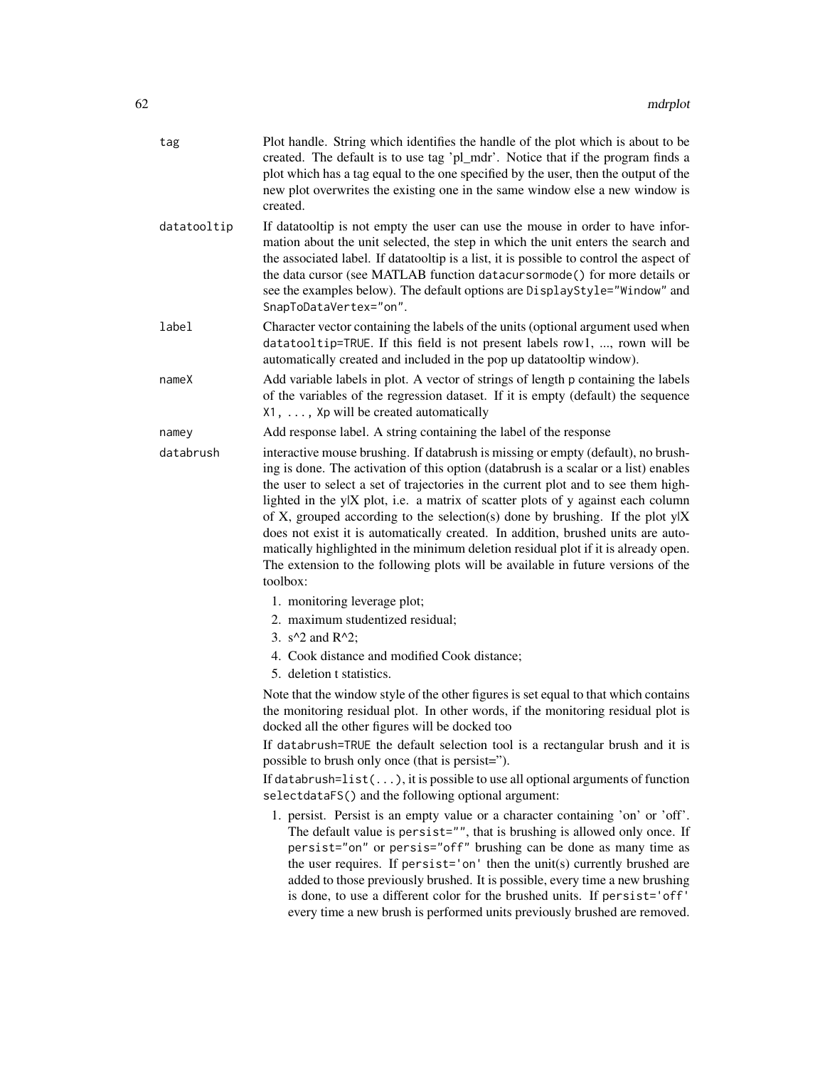**tag** Plot handle. String which identifies the handle of the plot which is about to be created. The default is to use tag 'pl_mdr'. Notice that if the program finds a plot which has a tag equal to the one specified by the user, then the output of the new plot overwrites the existing one in the same window else a new window is created.

**datatooltip** If datatooltip is not empty the user can use the mouse in order to have information about the unit selected, the step in which the unit enters the search and the associated label. If datatooltip is a list, it is possible to control the aspect of the data cursor (see MATLAB function `datacursormode()` for more details or see the examples below). The default options are `DisplayStyle="Window"` and `SnapToDataVertex="on"`.

**label** Character vector containing the labels of the units (optional argument used when `datatooltip=TRUE`. If this field is not present labels row1, ..., rown will be automatically created and included in the pop up datatooltip window).

**nameX** Add variable labels in plot. A vector of strings of length p containing the labels of the variables of the regression dataset. If it is empty (default) the sequence `X1, ..., Xp` will be created automatically

**namey** Add response label. A string containing the label of the response

**databrush** interactive mouse brushing. If databrush is missing or empty (default), no brushing is done. The activation of this option (databrush is a scalar or a list) enables the user to select a set of trajectories in the current plot and to see them highlighted in the y|X plot, i.e. a matrix of scatter plots of y against each column of X, grouped according to the selection(s) done by brushing. If the plot y|X does not exist it is automatically created. In addition, brushed units are automatically highlighted in the minimum deletion residual plot if it is already open. The extension to the following plots will be available in future versions of the toolbox:

1. monitoring leverage plot;
2. maximum studentized residual;
3. s^2 and R^2;
4. Cook distance and modified Cook distance;
5. deletion t statistics.

Note that the window style of the other figures is set equal to that which contains the monitoring residual plot. In other words, if the monitoring residual plot is docked all the other figures will be docked too

If `databrush=TRUE` the default selection tool is a rectangular brush and it is possible to brush only once (that is persist='').

If `databrush=list(...)`, it is possible to use all optional arguments of function `selectdataFS()` and the following optional argument:

1. persist. Persist is an empty value or a character containing 'on' or 'off'. The default value is `persist=""`, that is brushing is allowed only once. If `persist="on"` or `persis="off"` brushing can be done as many time as the user requires. If `persist='on'` then the unit(s) currently brushed are added to those previously brushed. It is possible, every time a new brushing is done, to use a different color for the brushed units. If `persist='off'` every time a new brush is performed units previously brushed are removed.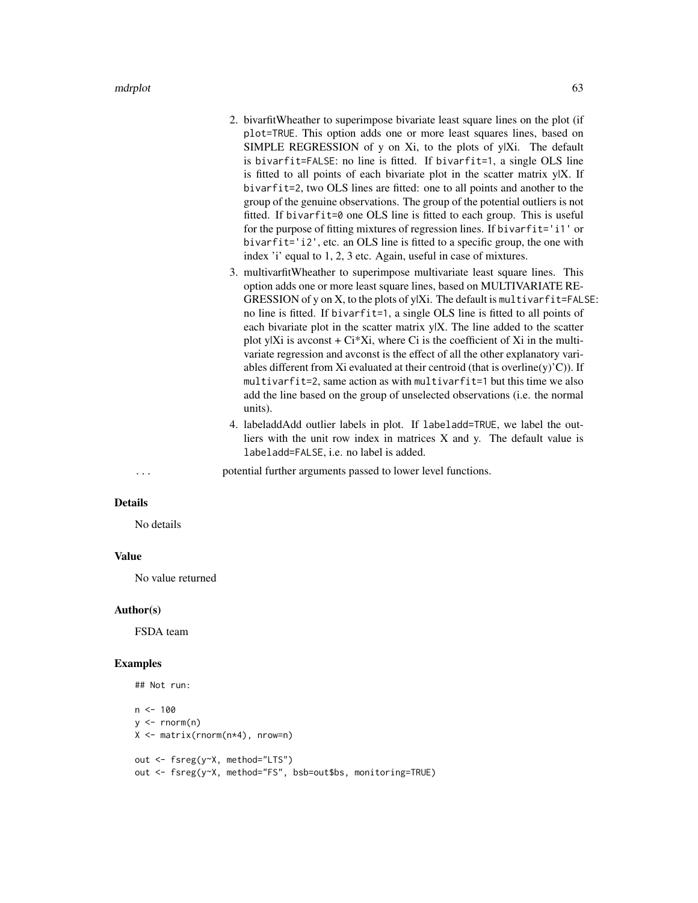2. bivarfitWheather to superimpose bivariate least square lines on the plot (if `plot=TRUE`. This option adds one or more least squares lines, based on SIMPLE REGRESSION of y on Xi, to the plots of y|Xi. The default is `bivarfit=FALSE`: no line is fitted. If `bivarfit=1`, a single OLS line is fitted to all points of each bivariate plot in the scatter matrix y|X. If `bivarfit=2`, two OLS lines are fitted: one to all points and another to the group of the genuine observations. The group of the potential outliers is not fitted. If `bivarfit=0` one OLS line is fitted to each group. This is useful for the purpose of fitting mixtures of regression lines. If `bivarfit='i1'` or `bivarfit='i2'`, etc. an OLS line is fitted to a specific group, the one with index 'i' equal to 1, 2, 3 etc. Again, useful in case of mixtures.
3. multivarfitWheather to superimpose multivariate least square lines. This option adds one or more least square lines, based on MULTIVARIATE REGRESSION of y on X, to the plots of y|Xi. The default is `multivarfit=FALSE`: no line is fitted. If `bivarfit=1`, a single OLS line is fitted to all points of each bivariate plot in the scatter matrix y|X. The line added to the scatter plot y|Xi is avconst + Ci*Xi, where Ci is the coefficient of Xi in the multivariate regression and avconst is the effect of all the other explanatory variables different from Xi evaluated at their centroid (that is overline(y)'C)). If `multivarfit=2`, same action as with `multivarfit=1` but this time we also add the line based on the group of unselected observations (i.e. the normal units).
4. labeladdAdd outlier labels in plot. If `labeladd=TRUE`, we label the outliers with the unit row index in matrices X and y. The default value is `labeladd=FALSE`, i.e. no label is added.

... potential further arguments passed to lower level functions.

### Details

No details

### Value

No value returned

### Author(s)

FSDA team

### Examples

```
## Not run:

n <- 100
y <- rnorm(n)
X <- matrix(rnorm(n*4), nrow=n)

out <- fsreg(y~X, method="LTS")
out <- fsreg(y~X, method="FS", bsb=out$bs, monitoring=TRUE)
```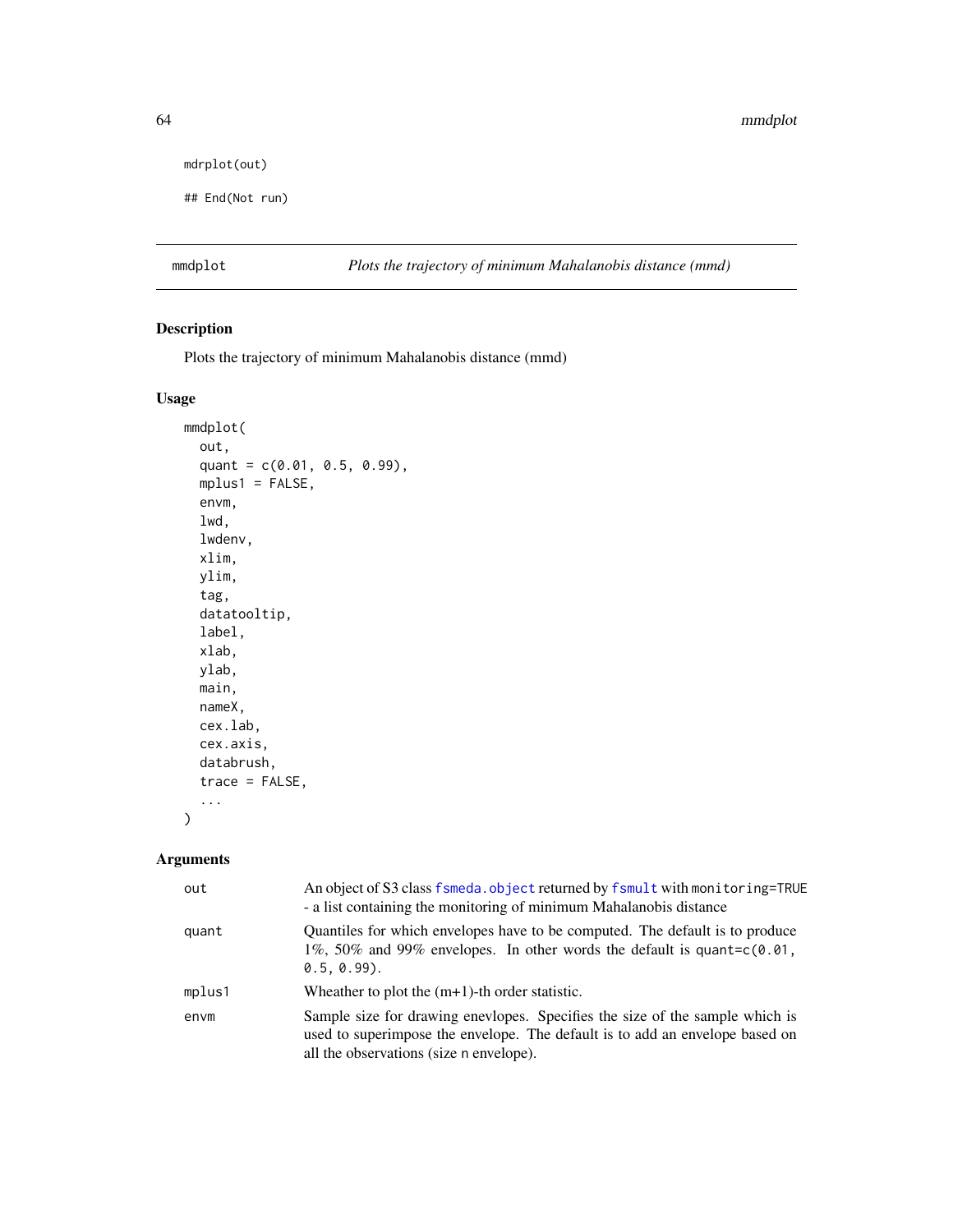```
mdrplot(out)

## End(Not run)
```

## mmdplot — *Plots the trajectory of minimum Mahalanobis distance (mmd)*

### Description

Plots the trajectory of minimum Mahalanobis distance (mmd)

### Usage

```
mmdplot(
  out,
  quant = c(0.01, 0.5, 0.99),
  mplus1 = FALSE,
  envm,
  lwd,
  lwdenv,
  xlim,
  ylim,
  tag,
  datatooltip,
  label,
  xlab,
  ylab,
  main,
  nameX,
  cex.lab,
  cex.axis,
  databrush,
  trace = FALSE,
  ...
)
```

### Arguments

| | |
|---|---|
| `out` | An object of S3 class `fsmeda.object` returned by `fsmult` with `monitoring=TRUE` - a list containing the monitoring of minimum Mahalanobis distance |
| `quant` | Quantiles for which envelopes have to be computed. The default is to produce 1%, 50% and 99% envelopes. In other words the default is `quant=c(0.01, 0.5, 0.99)`. |
| `mplus1` | Wheather to plot the (m+1)-th order statistic. |
| `envm` | Sample size for drawing enevlopes. Specifies the size of the sample which is used to superimpose the envelope. The default is to add an envelope based on all the observations (size `n` envelope). |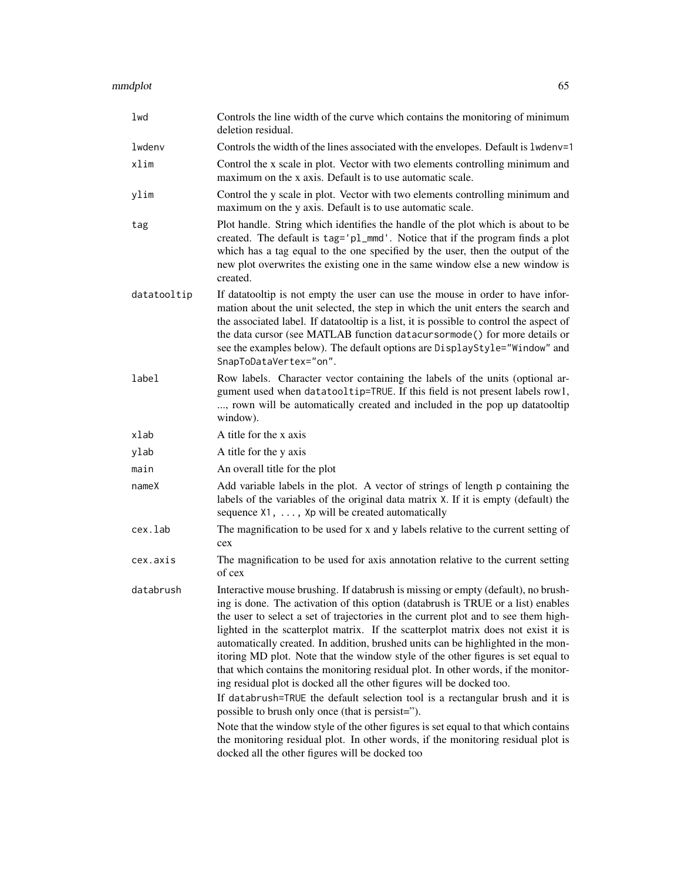| | |
|---|---|
| `lwd` | Controls the line width of the curve which contains the monitoring of minimum deletion residual. |
| `lwdenv` | Controls the width of the lines associated with the envelopes. Default is `lwdenv=1` |
| `xlim` | Control the x scale in plot. Vector with two elements controlling minimum and maximum on the x axis. Default is to use automatic scale. |
| `ylim` | Control the y scale in plot. Vector with two elements controlling minimum and maximum on the y axis. Default is to use automatic scale. |
| `tag` | Plot handle. String which identifies the handle of the plot which is about to be created. The default is `tag='pl_mmd'`. Notice that if the program finds a plot which has a tag equal to the one specified by the user, then the output of the new plot overwrites the existing one in the same window else a new window is created. |
| `datatooltip` | If datatooltip is not empty the user can use the mouse in order to have information about the unit selected, the step in which the unit enters the search and the associated label. If datatooltip is a list, it is possible to control the aspect of the data cursor (see MATLAB function `datacursormode()` for more details or see the examples below). The default options are `DisplayStyle="Window"` and `SnapToDataVertex="on"`. |
| `label` | Row labels. Character vector containing the labels of the units (optional argument used when `datatooltip=TRUE`. If this field is not present labels row1, ..., rown will be automatically created and included in the pop up datatooltip window). |
| `xlab` | A title for the x axis |
| `ylab` | A title for the y axis |
| `main` | An overall title for the plot |
| `nameX` | Add variable labels in the plot. A vector of strings of length p containing the labels of the variables of the original data matrix X. If it is empty (default) the sequence `X1, ..., Xp` will be created automatically |
| `cex.lab` | The magnification to be used for x and y labels relative to the current setting of cex |
| `cex.axis` | The magnification to be used for axis annotation relative to the current setting of cex |
| `databrush` | Interactive mouse brushing. If databrush is missing or empty (default), no brushing is done. The activation of this option (databrush is TRUE or a list) enables the user to select a set of trajectories in the current plot and to see them highlighted in the scatterplot matrix. If the scatterplot matrix does not exist it is automatically created. In addition, brushed units can be highlighted in the monitoring MD plot. Note that the window style of the other figures is set equal to that which contains the monitoring residual plot. In other words, if the monitoring residual plot is docked all the other figures will be docked too.<br>If `databrush=TRUE` the default selection tool is a rectangular brush and it is possible to brush only once (that is persist='').<br>Note that the window style of the other figures is set equal to that which contains the monitoring residual plot. In other words, if the monitoring residual plot is docked all the other figures will be docked too |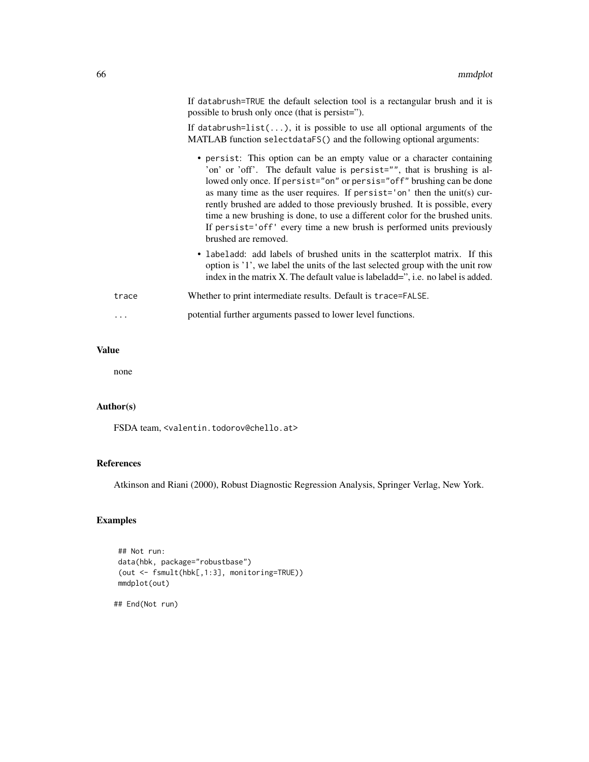If databrush=TRUE the default selection tool is a rectangular brush and it is possible to brush only once (that is persist=").

If databrush=list(...), it is possible to use all optional arguments of the MATLAB function selectdataFS() and the following optional arguments:

- persist: This option can be an empty value or a character containing 'on' or 'off'. The default value is persist="", that is brushing is allowed only once. If persist="on" or persis="off" brushing can be done as many time as the user requires. If persist='on' then the unit(s) currently brushed are added to those previously brushed. It is possible, every time a new brushing is done, to use a different color for the brushed units. If persist='off' every time a new brush is performed units previously brushed are removed.
- labeladd: add labels of brushed units in the scatterplot matrix. If this option is '1', we label the units of the last selected group with the unit row index in the matrix X. The default value is labeladd=", i.e. no label is added.

trace
: Whether to print intermediate results. Default is trace=FALSE.

...
: potential further arguments passed to lower level functions.

## Value

none

## Author(s)

FSDA team, <valentin.todorov@chello.at>

## References

Atkinson and Riani (2000), Robust Diagnostic Regression Analysis, Springer Verlag, New York.

## Examples

```
## Not run:
data(hbk, package="robustbase")
(out <- fsmult(hbk[,1:3], monitoring=TRUE))
mmdplot(out)

## End(Not run)
```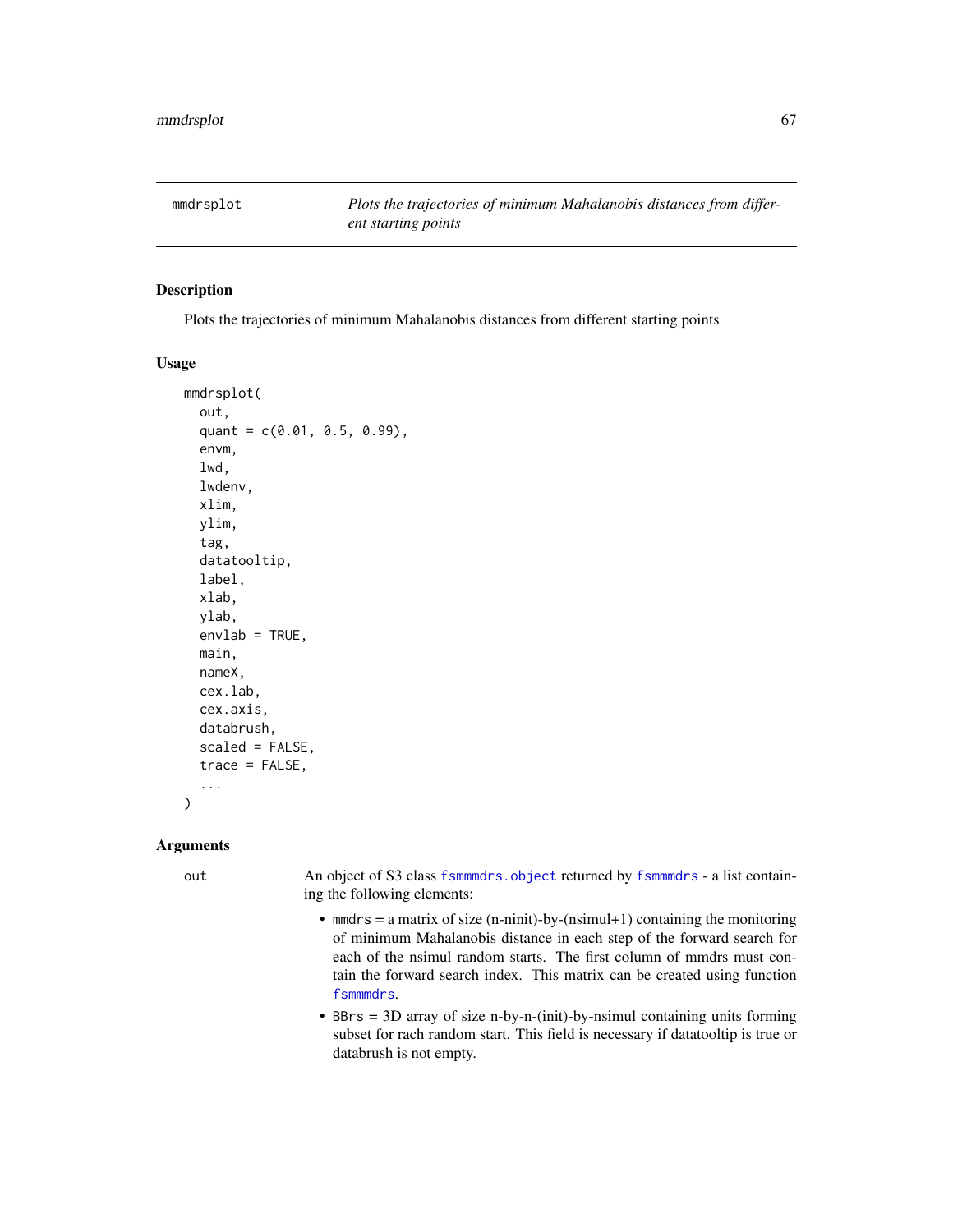## mmdrsplot — *Plots the trajectories of minimum Mahalanobis distances from different starting points*

### Description

Plots the trajectories of minimum Mahalanobis distances from different starting points

### Usage

```
mmdrsplot(
  out,
  quant = c(0.01, 0.5, 0.99),
  envm,
  lwd,
  lwdenv,
  xlim,
  ylim,
  tag,
  datatooltip,
  label,
  xlab,
  ylab,
  envlab = TRUE,
  main,
  nameX,
  cex.lab,
  cex.axis,
  databrush,
  scaled = FALSE,
  trace = FALSE,
  ...
)
```

### Arguments

`out` An object of S3 class `fsmmmdrs.object` returned by `fsmmmdrs` - a list containing the following elements:

- `mmdrs` = a matrix of size (n-ninit)-by-(nsimul+1) containing the monitoring of minimum Mahalanobis distance in each step of the forward search for each of the nsimul random starts. The first column of mmdrs must contain the forward search index. This matrix can be created using function `fsmmmdrs`.
- `BBrs` = 3D array of size n-by-n-(init)-by-nsimul containing units forming subset for rach random start. This field is necessary if datatooltip is true or databrush is not empty.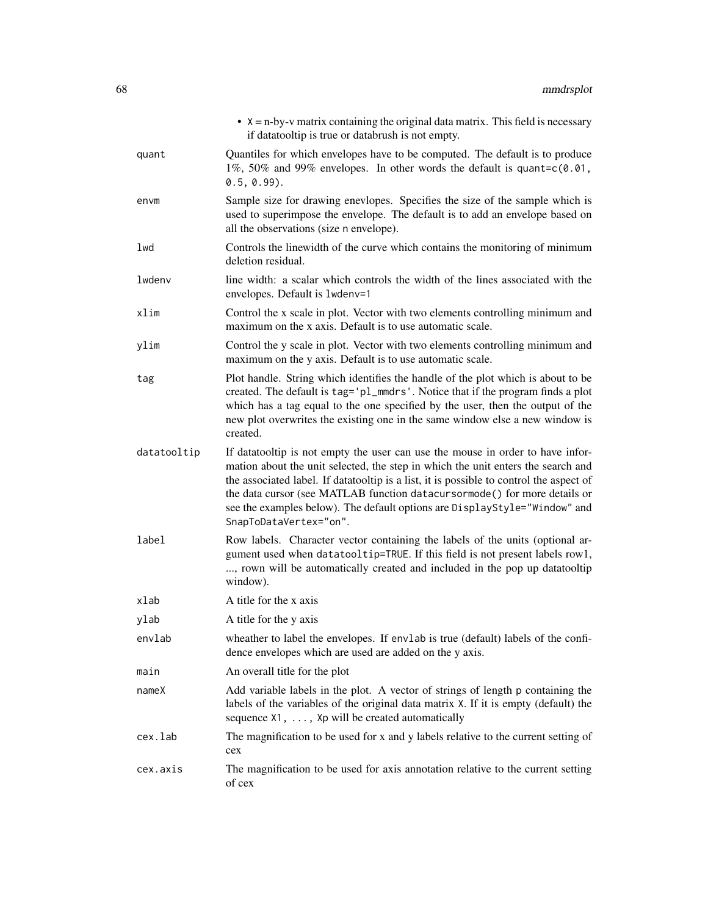- X = n-by-v matrix containing the original data matrix. This field is necessary if datatooltip is true or databrush is not empty.

| | |
|---|---|
| quant | Quantiles for which envelopes have to be computed. The default is to produce 1%, 50% and 99% envelopes. In other words the default is `quant=c(0.01, 0.5, 0.99)`. |
| envm | Sample size for drawing enevlopes. Specifies the size of the sample which is used to superimpose the envelope. The default is to add an envelope based on all the observations (size `n` envelope). |
| lwd | Controls the linewidth of the curve which contains the monitoring of minimum deletion residual. |
| lwdenv | line width: a scalar which controls the width of the lines associated with the envelopes. Default is `lwdenv=1` |
| xlim | Control the x scale in plot. Vector with two elements controlling minimum and maximum on the x axis. Default is to use automatic scale. |
| ylim | Control the y scale in plot. Vector with two elements controlling minimum and maximum on the y axis. Default is to use automatic scale. |
| tag | Plot handle. String which identifies the handle of the plot which is about to be created. The default is `tag='pl_mmdrs'`. Notice that if the program finds a plot which has a tag equal to the one specified by the user, then the output of the new plot overwrites the existing one in the same window else a new window is created. |
| datatooltip | If datatooltip is not empty the user can use the mouse in order to have information about the unit selected, the step in which the unit enters the search and the associated label. If datatooltip is a list, it is possible to control the aspect of the data cursor (see MATLAB function `datacursormode()` for more details or see the examples below). The default options are `DisplayStyle="Window"` and `SnapToDataVertex="on"`. |
| label | Row labels. Character vector containing the labels of the units (optional argument used when `datatooltip=TRUE`. If this field is not present labels row1, ..., rown will be automatically created and included in the pop up datatooltip window). |
| xlab | A title for the x axis |
| ylab | A title for the y axis |
| envlab | wheather to label the envelopes. If `envlab` is true (default) labels of the confidence envelopes which are used are added on the y axis. |
| main | An overall title for the plot |
| nameX | Add variable labels in the plot. A vector of strings of length `p` containing the labels of the variables of the original data matrix `X`. If it is empty (default) the sequence `X1, ..., Xp` will be created automatically |
| cex.lab | The magnification to be used for x and y labels relative to the current setting of cex |
| cex.axis | The magnification to be used for axis annotation relative to the current setting of cex |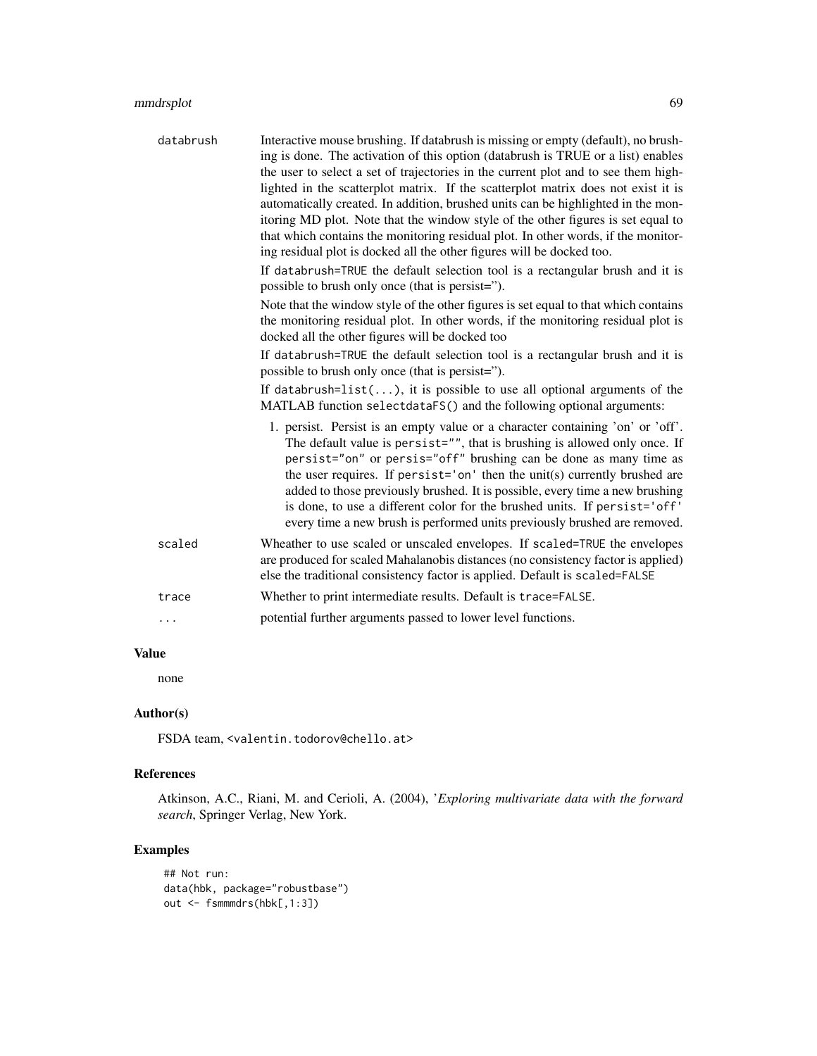databrush
: Interactive mouse brushing. If databrush is missing or empty (default), no brushing is done. The activation of this option (databrush is TRUE or a list) enables the user to select a set of trajectories in the current plot and to see them highlighted in the scatterplot matrix. If the scatterplot matrix does not exist it is automatically created. In addition, brushed units can be highlighted in the monitoring MD plot. Note that the window style of the other figures is set equal to that which contains the monitoring residual plot. In other words, if the monitoring residual plot is docked all the other figures will be docked too.

  If `databrush=TRUE` the default selection tool is a rectangular brush and it is possible to brush only once (that is persist='').

  Note that the window style of the other figures is set equal to that which contains the monitoring residual plot. In other words, if the monitoring residual plot is docked all the other figures will be docked too

  If `databrush=TRUE` the default selection tool is a rectangular brush and it is possible to brush only once (that is persist='').

  If `databrush=list(...)`, it is possible to use all optional arguments of the MATLAB function `selectdataFS()` and the following optional arguments:

  1. persist. Persist is an empty value or a character containing 'on' or 'off'. The default value is `persist=""`, that is brushing is allowed only once. If `persist="on"` or `persis="off"` brushing can be done as many time as the user requires. If `persist='on'` then the unit(s) currently brushed are added to those previously brushed. It is possible, every time a new brushing is done, to use a different color for the brushed units. If `persist='off'` every time a new brush is performed units previously brushed are removed.

scaled
: Wheather to use scaled or unscaled envelopes. If `scaled=TRUE` the envelopes are produced for scaled Mahalanobis distances (no consistency factor is applied) else the traditional consistency factor is applied. Default is `scaled=FALSE`

trace
: Whether to print intermediate results. Default is `trace=FALSE`.

...
: potential further arguments passed to lower level functions.

## Value

none

## Author(s)

FSDA team, <valentin.todorov@chello.at>

## References

Atkinson, A.C., Riani, M. and Cerioli, A. (2004), '*Exploring multivariate data with the forward search*, Springer Verlag, New York.

## Examples

```
## Not run:
data(hbk, package="robustbase")
out <- fsmmmdrs(hbk[,1:3])
```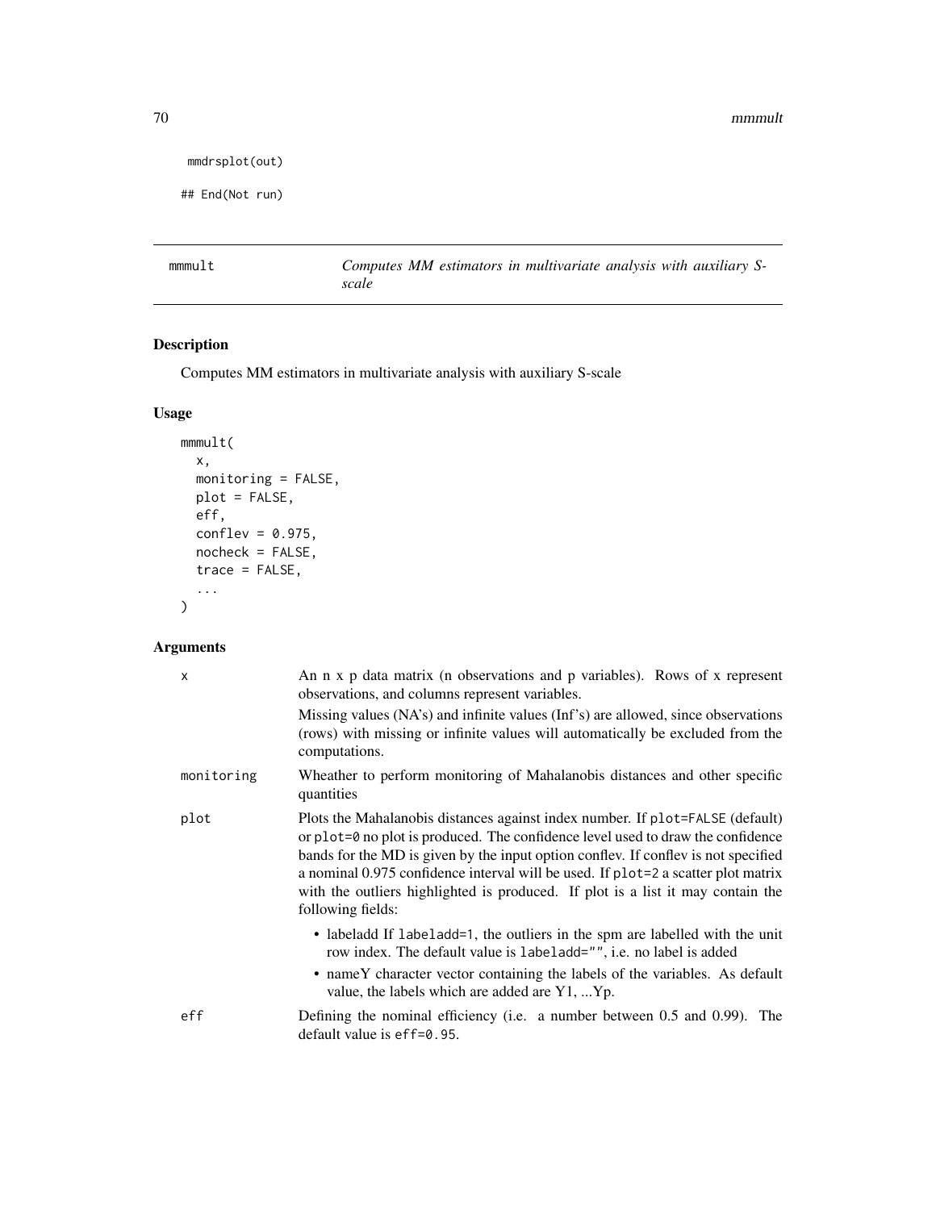```
mmdrsplot(out)

## End(Not run)
```

## mmmult — *Computes MM estimators in multivariate analysis with auxiliary S-scale*

### Description

Computes MM estimators in multivariate analysis with auxiliary S-scale

### Usage

```
mmmult(
  x,
  monitoring = FALSE,
  plot = FALSE,
  eff,
  conflev = 0.975,
  nocheck = FALSE,
  trace = FALSE,
  ...
)
```

### Arguments

| | |
|---|---|
| x | An n x p data matrix (n observations and p variables). Rows of x represent observations, and columns represent variables. Missing values (NA's) and infinite values (Inf's) are allowed, since observations (rows) with missing or infinite values will automatically be excluded from the computations. |
| monitoring | Wheather to perform monitoring of Mahalanobis distances and other specific quantities |
| plot | Plots the Mahalanobis distances against index number. If `plot=FALSE` (default) or `plot=0` no plot is produced. The confidence level used to draw the confidence bands for the MD is given by the input option conflev. If conflev is not specified a nominal 0.975 confidence interval will be used. If `plot=2` a scatter plot matrix with the outliers highlighted is produced. If plot is a list it may contain the following fields: <br>• labeladd If `labeladd=1`, the outliers in the spm are labelled with the unit row index. The default value is `labeladd=""`, i.e. no label is added <br>• nameY character vector containing the labels of the variables. As default value, the labels which are added are Y1, ...Yp. |
| eff | Defining the nominal efficiency (i.e. a number between 0.5 and 0.99). The default value is `eff=0.95`. |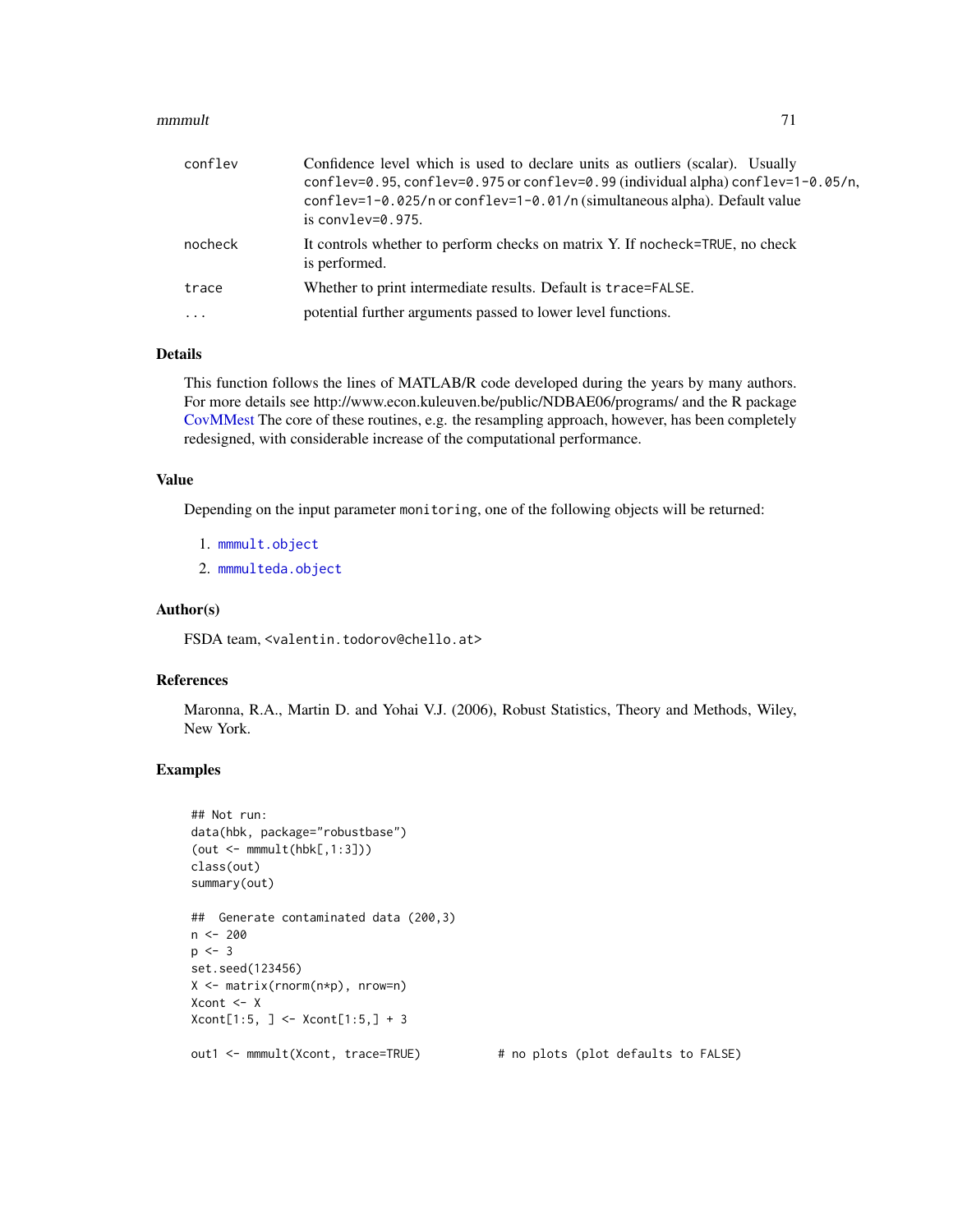| | |
|---|---|
| conflev | Confidence level which is used to declare units as outliers (scalar). Usually `conflev=0.95`, `conflev=0.975` or `conflev=0.99` (individual alpha) `conflev=1-0.05/n`, `conflev=1-0.025/n` or `conflev=1-0.01/n` (simultaneous alpha). Default value is `convlev=0.975`. |
| nocheck | It controls whether to perform checks on matrix Y. If `nocheck=TRUE`, no check is performed. |
| trace | Whether to print intermediate results. Default is `trace=FALSE`. |
| ... | potential further arguments passed to lower level functions. |

## Details

This function follows the lines of MATLAB/R code developed during the years by many authors. For more details see http://www.econ.kuleuven.be/public/NDBAE06/programs/ and the R package CovMMest The core of these routines, e.g. the resampling approach, however, has been completely redesigned, with considerable increase of the computational performance.

## Value

Depending on the input parameter `monitoring`, one of the following objects will be returned:

1. `mmmult.object`
2. `mmmulteda.object`

## Author(s)

FSDA team, `<valentin.todorov@chello.at>`

## References

Maronna, R.A., Martin D. and Yohai V.J. (2006), Robust Statistics, Theory and Methods, Wiley, New York.

## Examples

```
## Not run:
data(hbk, package="robustbase")
(out <- mmmult(hbk[,1:3]))
class(out)
summary(out)

##  Generate contaminated data (200,3)
n <- 200
p <- 3
set.seed(123456)
X <- matrix(rnorm(n*p), nrow=n)
Xcont <- X
Xcont[1:5, ] <- Xcont[1:5,] + 3

out1 <- mmmult(Xcont, trace=TRUE)           # no plots (plot defaults to FALSE)
```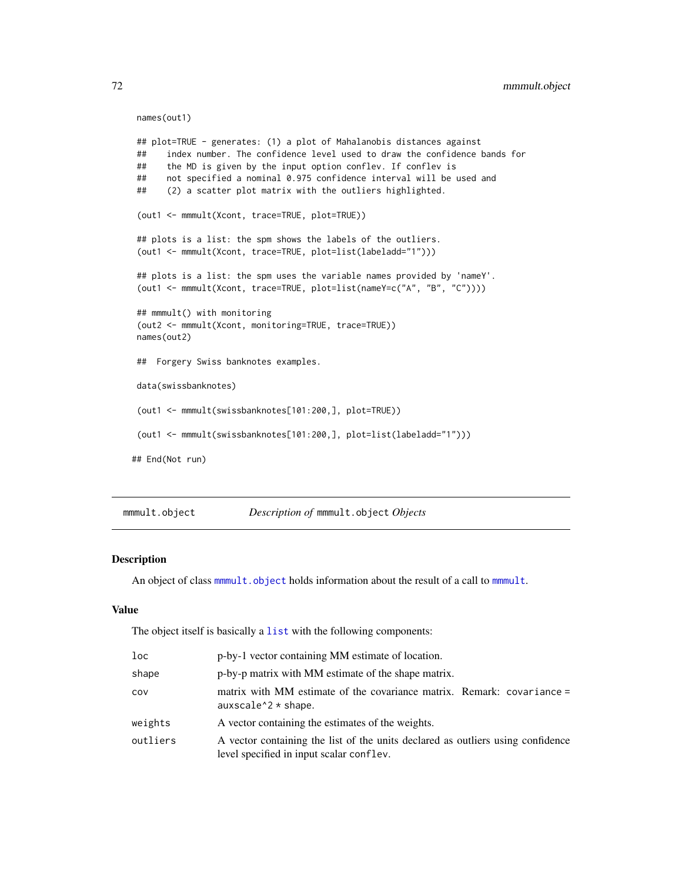```
names(out1)

## plot=TRUE - generates: (1) a plot of Mahalanobis distances against
##    index number. The confidence level used to draw the confidence bands for
##    the MD is given by the input option conflev. If conflev is
##    not specified a nominal 0.975 confidence interval will be used and
##    (2) a scatter plot matrix with the outliers highlighted.

(out1 <- mmmult(Xcont, trace=TRUE, plot=TRUE))

## plots is a list: the spm shows the labels of the outliers.
(out1 <- mmmult(Xcont, trace=TRUE, plot=list(labeladd="1")))

## plots is a list: the spm uses the variable names provided by 'nameY'.
(out1 <- mmmult(Xcont, trace=TRUE, plot=list(nameY=c("A", "B", "C"))))

## mmmult() with monitoring
(out2 <- mmmult(Xcont, monitoring=TRUE, trace=TRUE))
names(out2)

##  Forgery Swiss banknotes examples.

data(swissbanknotes)

(out1 <- mmmult(swissbanknotes[101:200,], plot=TRUE))

(out1 <- mmmult(swissbanknotes[101:200,], plot=list(labeladd="1")))

## End(Not run)
```

## mmmult.object — *Description of* `mmmult.object` *Objects*

### Description

An object of class `mmmult.object` holds information about the result of a call to `mmmult`.

### Value

The object itself is basically a `list` with the following components:

| | |
|---|---|
| `loc` | p-by-1 vector containing MM estimate of location. |
| `shape` | p-by-p matrix with MM estimate of the shape matrix. |
| `cov` | matrix with MM estimate of the covariance matrix. Remark: `covariance = auxscale^2 * shape`. |
| `weights` | A vector containing the estimates of the weights. |
| `outliers` | A vector containing the list of the units declared as outliers using confidence level specified in input scalar `conflev`. |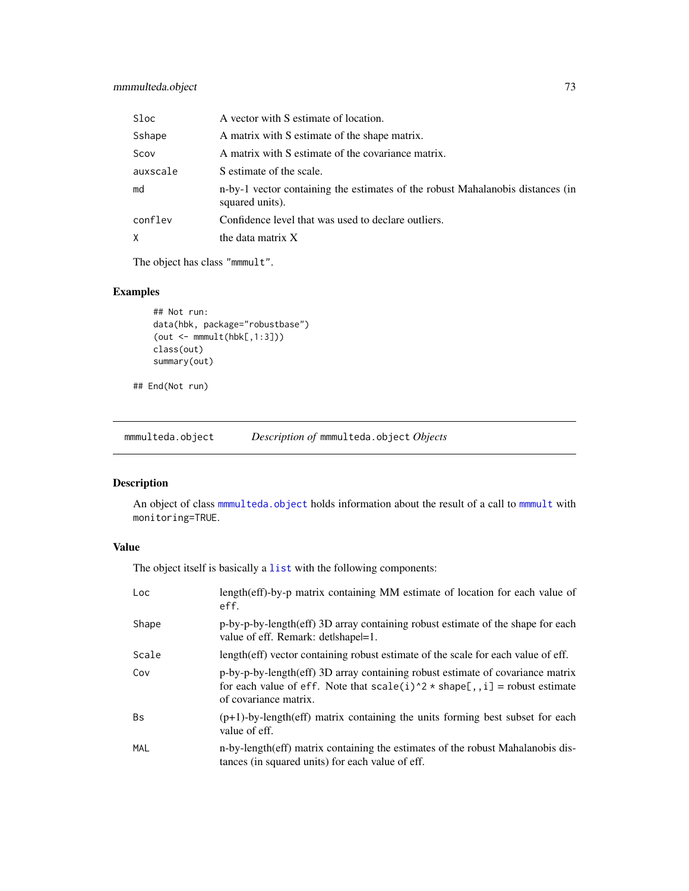| | |
|---|---|
| Sloc | A vector with S estimate of location. |
| Sshape | A matrix with S estimate of the shape matrix. |
| Scov | A matrix with S estimate of the covariance matrix. |
| auxscale | S estimate of the scale. |
| md | n-by-1 vector containing the estimates of the robust Mahalanobis distances (in squared units). |
| conflev | Confidence level that was used to declare outliers. |
| X | the data matrix X |

The object has class "mmmult".

## Examples

```
## Not run:
data(hbk, package="robustbase")
(out <- mmmult(hbk[,1:3]))
class(out)
summary(out)

## End(Not run)
```

---

`mmmulteda.object` &nbsp;&nbsp;&nbsp; *Description of* `mmmulteda.object` *Objects*

---

## Description

An object of class `mmmulteda.object` holds information about the result of a call to `mmmult` with `monitoring=TRUE`.

## Value

The object itself is basically a `list` with the following components:

| | |
|---|---|
| Loc | length(eff)-by-p matrix containing MM estimate of location for each value of eff. |
| Shape | p-by-p-by-length(eff) 3D array containing robust estimate of the shape for each value of eff. Remark: det\|shape\|=1. |
| Scale | length(eff) vector containing robust estimate of the scale for each value of eff. |
| Cov | p-by-p-by-length(eff) 3D array containing robust estimate of covariance matrix for each value of eff. Note that scale(i)^2 * shape[,,i] = robust estimate of covariance matrix. |
| Bs | (p+1)-by-length(eff) matrix containing the units forming best subset for each value of eff. |
| MAL | n-by-length(eff) matrix containing the estimates of the robust Mahalanobis distances (in squared units) for each value of eff. |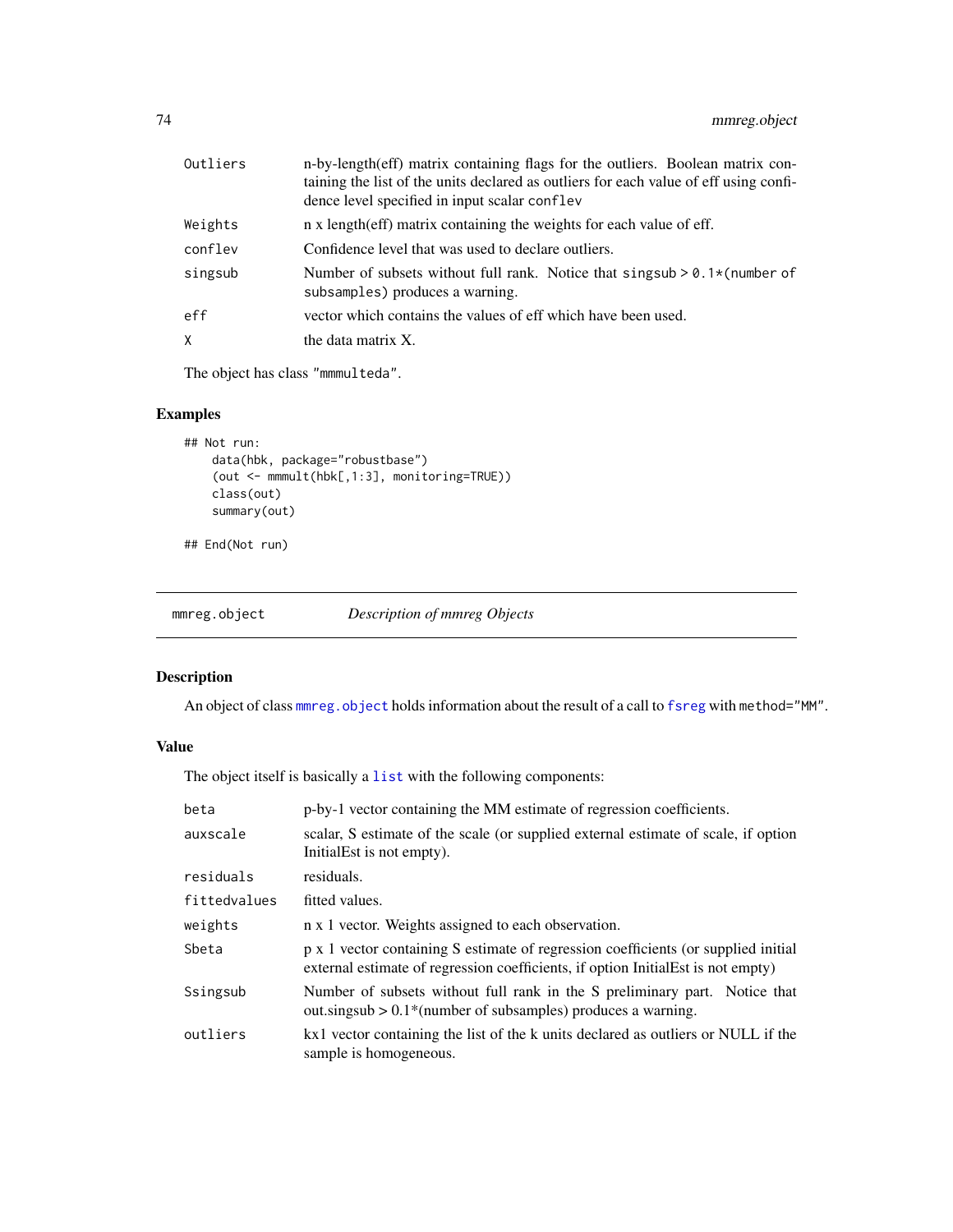| | |
|---|---|
| `Outliers` | n-by-length(eff) matrix containing flags for the outliers. Boolean matrix containing the list of the units declared as outliers for each value of eff using confidence level specified in input scalar `conflev` |
| `Weights` | n x length(eff) matrix containing the weights for each value of eff. |
| `conflev` | Confidence level that was used to declare outliers. |
| `singsub` | Number of subsets without full rank. Notice that `singsub > 0.1*(number of subsamples)` produces a warning. |
| `eff` | vector which contains the values of eff which have been used. |
| `X` | the data matrix X. |

The object has class `"mmmulteda"`.

## Examples

```
## Not run:
    data(hbk, package="robustbase")
    (out <- mmmult(hbk[,1:3], monitoring=TRUE))
    class(out)
    summary(out)

## End(Not run)
```

---

`mmreg.object` *Description of mmreg Objects*

---

## Description

An object of class `mmreg.object` holds information about the result of a call to `fsreg` with `method="MM"`.

## Value

The object itself is basically a `list` with the following components:

| | |
|---|---|
| `beta` | p-by-1 vector containing the MM estimate of regression coefficients. |
| `auxscale` | scalar, S estimate of the scale (or supplied external estimate of scale, if option InitialEst is not empty). |
| `residuals` | residuals. |
| `fittedvalues` | fitted values. |
| `weights` | n x 1 vector. Weights assigned to each observation. |
| `Sbeta` | p x 1 vector containing S estimate of regression coefficients (or supplied initial external estimate of regression coefficients, if option InitialEst is not empty) |
| `Ssingsub` | Number of subsets without full rank in the S preliminary part. Notice that out.singsub > 0.1*(number of subsamples) produces a warning. |
| `outliers` | kx1 vector containing the list of the k units declared as outliers or NULL if the sample is homogeneous. |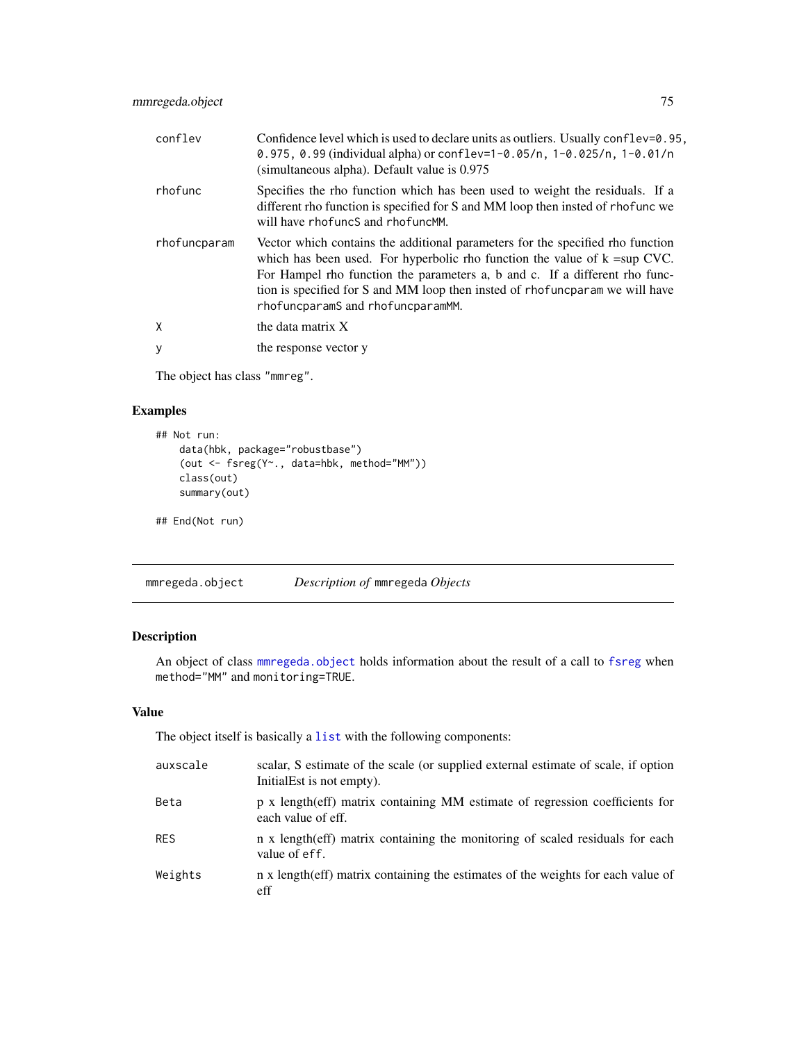| | |
|---|---|
| conflev | Confidence level which is used to declare units as outliers. Usually conflev=0.95, 0.975, 0.99 (individual alpha) or conflev=1-0.05/n, 1-0.025/n, 1-0.01/n (simultaneous alpha). Default value is 0.975 |
| rhofunc | Specifies the rho function which has been used to weight the residuals. If a different rho function is specified for S and MM loop then insted of rhofunc we will have rhofuncS and rhofuncMM. |
| rhofuncparam | Vector which contains the additional parameters for the specified rho function which has been used. For hyperbolic rho function the value of k =sup CVC. For Hampel rho function the parameters a, b and c. If a different rho function is specified for S and MM loop then insted of rhofuncparam we will have rhofuncparamS and rhofuncparamMM. |
| X | the data matrix X |
| y | the response vector y |

The object has class "mmreg".

## Examples

```
## Not run:
    data(hbk, package="robustbase")
    (out <- fsreg(Y~., data=hbk, method="MM"))
    class(out)
    summary(out)

## End(Not run)
```

---

# mmregeda.object — *Description of* mmregeda *Objects*

## Description

An object of class mmregeda.object holds information about the result of a call to fsreg when method="MM" and monitoring=TRUE.

## Value

The object itself is basically a list with the following components:

| | |
|---|---|
| auxscale | scalar, S estimate of the scale (or supplied external estimate of scale, if option InitialEst is not empty). |
| Beta | p x length(eff) matrix containing MM estimate of regression coefficients for each value of eff. |
| RES | n x length(eff) matrix containing the monitoring of scaled residuals for each value of eff. |
| Weights | n x length(eff) matrix containing the estimates of the weights for each value of eff |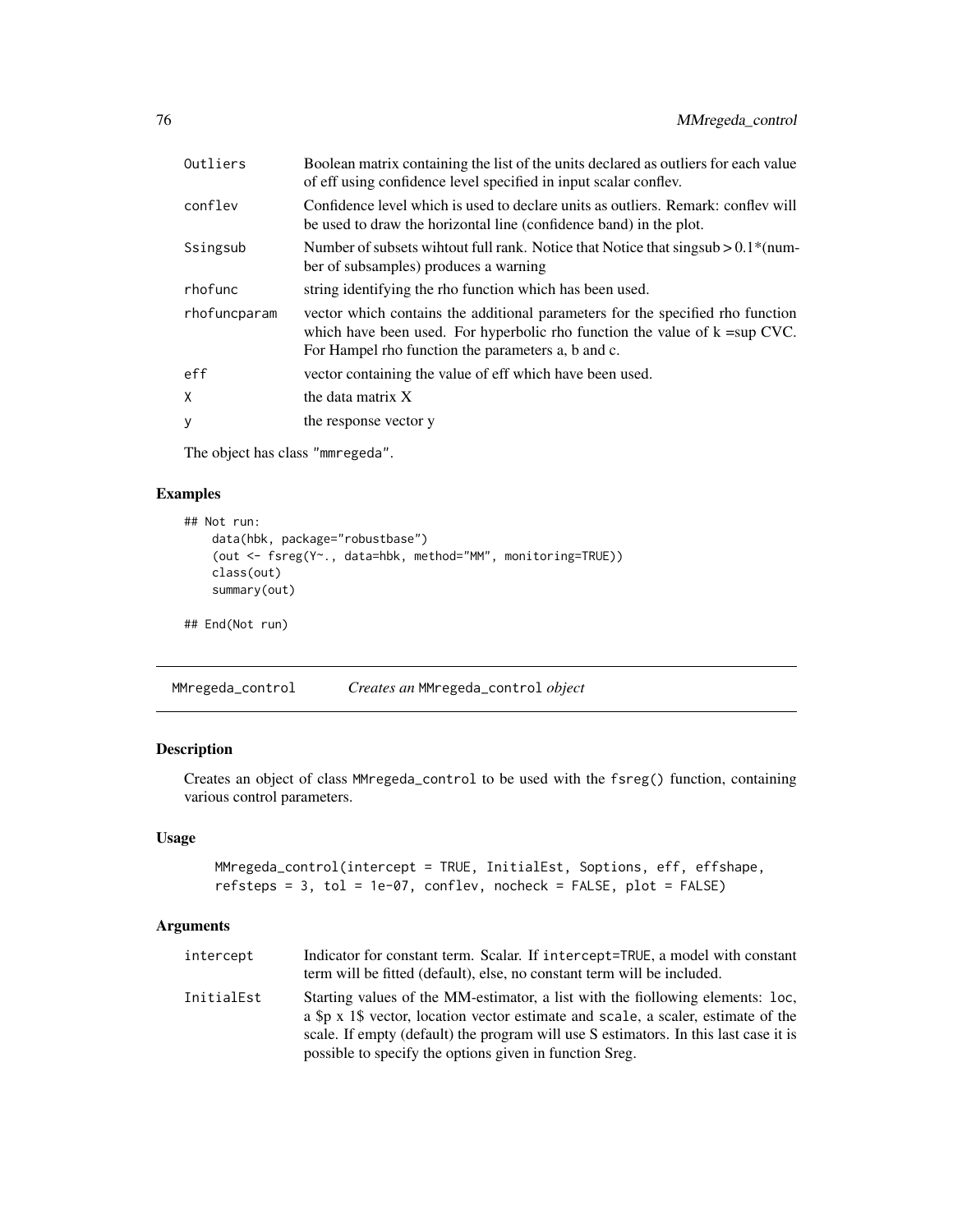| | |
|---|---|
| Outliers | Boolean matrix containing the list of the units declared as outliers for each value of eff using confidence level specified in input scalar conflev. |
| conflev | Confidence level which is used to declare units as outliers. Remark: conflev will be used to draw the horizontal line (confidence band) in the plot. |
| Ssingsub | Number of subsets wihtout full rank. Notice that Notice that singsub > 0.1*(number of subsamples) produces a warning |
| rhofunc | string identifying the rho function which has been used. |
| rhofuncparam | vector which contains the additional parameters for the specified rho function which have been used. For hyperbolic rho function the value of k =sup CVC. For Hampel rho function the parameters a, b and c. |
| eff | vector containing the value of eff which have been used. |
| X | the data matrix X |
| y | the response vector y |

The object has class "mmregeda".

## Examples

```
## Not run:
    data(hbk, package="robustbase")
    (out <- fsreg(Y~., data=hbk, method="MM", monitoring=TRUE))
    class(out)
    summary(out)

## End(Not run)
```

---

# MMregeda_control    *Creates an* MMregeda_control *object*

## Description

Creates an object of class MMregeda_control to be used with the fsreg() function, containing various control parameters.

## Usage

```
MMregeda_control(intercept = TRUE, InitialEst, Soptions, eff, effshape,
refsteps = 3, tol = 1e-07, conflev, nocheck = FALSE, plot = FALSE)
```

## Arguments

| | |
|---|---|
| intercept | Indicator for constant term. Scalar. If intercept=TRUE, a model with constant term will be fitted (default), else, no constant term will be included. |
| InitialEst | Starting values of the MM-estimator, a list with the fiollowing elements: loc, a $p x 1$ vector, location vector estimate and scale, a scaler, estimate of the scale. If empty (default) the program will use S estimators. In this last case it is possible to specify the options given in function Sreg. |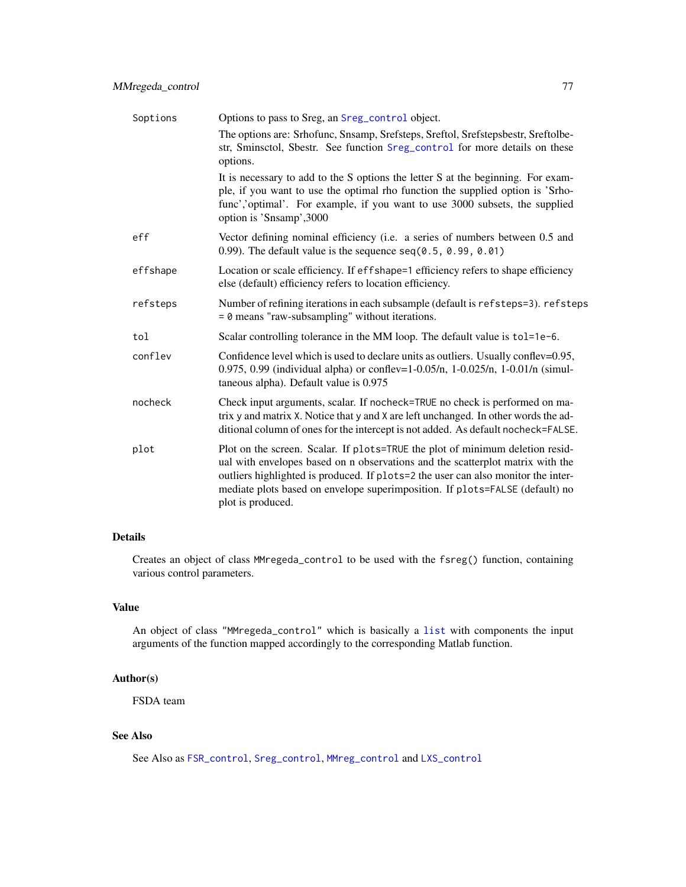Soptions
: Options to pass to Sreg, an `Sreg_control` object.

  The options are: Srhofunc, Snsamp, Srefsteps, Sreftol, Srefstepsbestr, Sreftolbestr, Sminsctol, Sbestr. See function `Sreg_control` for more details on these options.

  It is necessary to add to the S options the letter S at the beginning. For example, if you want to use the optimal rho function the supplied option is 'Srhofunc','optimal'. For example, if you want to use 3000 subsets, the supplied option is 'Snsamp',3000

eff
: Vector defining nominal efficiency (i.e. a series of numbers between 0.5 and 0.99). The default value is the sequence `seq(0.5, 0.99, 0.01)`

effshape
: Location or scale efficiency. If `effshape=1` efficiency refers to shape efficiency else (default) efficiency refers to location efficiency.

refsteps
: Number of refining iterations in each subsample (default is `refsteps=3`). `refsteps = 0` means "raw-subsampling" without iterations.

tol
: Scalar controlling tolerance in the MM loop. The default value is `tol=1e-6`.

conflev
: Confidence level which is used to declare units as outliers. Usually conflev=0.95, 0.975, 0.99 (individual alpha) or conflev=1-0.05/n, 1-0.025/n, 1-0.01/n (simultaneous alpha). Default value is 0.975

nocheck
: Check input arguments, scalar. If `nocheck=TRUE` no check is performed on matrix `y` and matrix `X`. Notice that `y` and `X` are left unchanged. In other words the additional column of ones for the intercept is not added. As default `nocheck=FALSE`.

plot
: Plot on the screen. Scalar. If `plots=TRUE` the plot of minimum deletion residual with envelopes based on n observations and the scatterplot matrix with the outliers highlighted is produced. If `plots=2` the user can also monitor the intermediate plots based on envelope superimposition. If `plots=FALSE` (default) no plot is produced.

## Details

Creates an object of class `MMregeda_control` to be used with the `fsreg()` function, containing various control parameters.

## Value

An object of class `"MMregeda_control"` which is basically a `list` with components the input arguments of the function mapped accordingly to the corresponding Matlab function.

## Author(s)

FSDA team

## See Also

See Also as `FSR_control`, `Sreg_control`, `MMreg_control` and `LXS_control`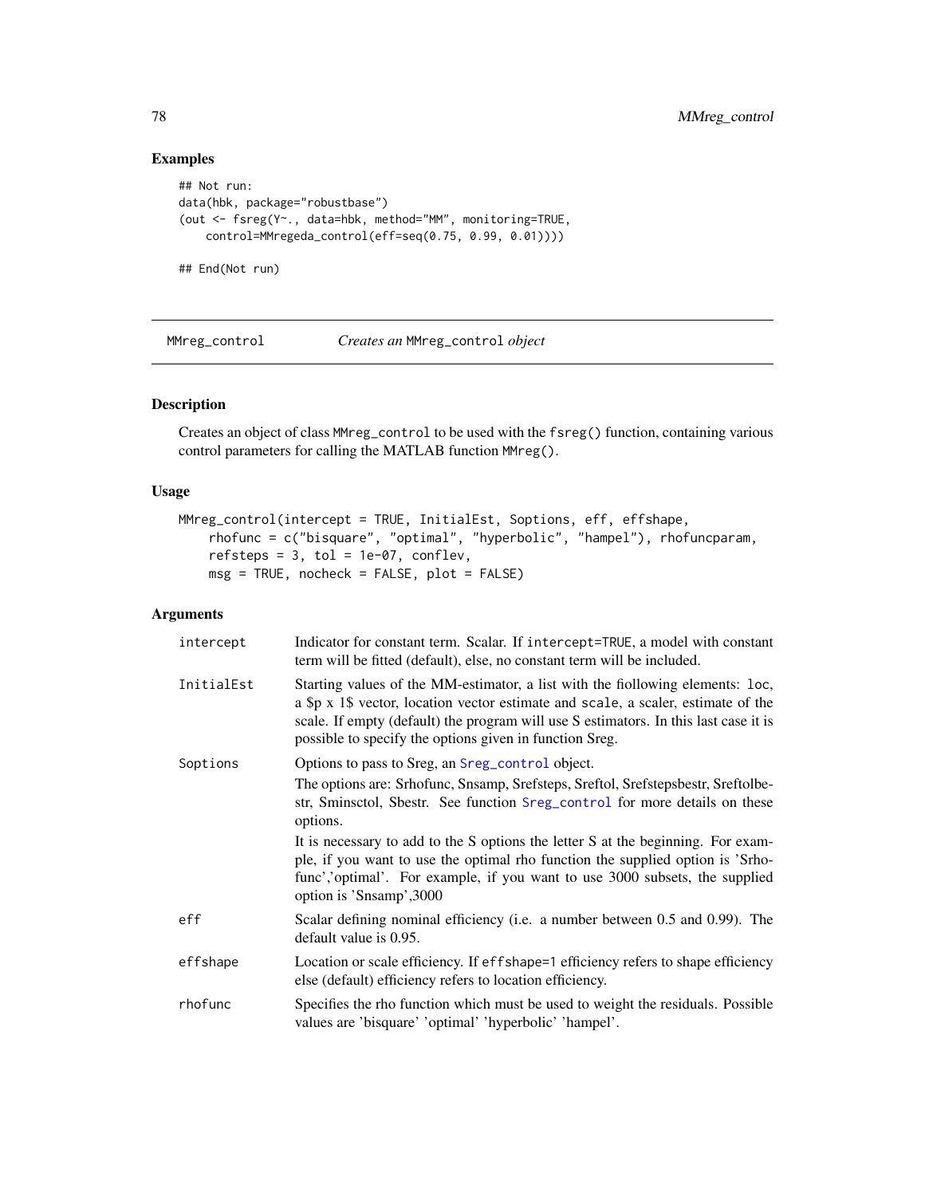## Examples

```
## Not run:
data(hbk, package="robustbase")
(out <- fsreg(Y~., data=hbk, method="MM", monitoring=TRUE,
    control=MMregeda_control(eff=seq(0.75, 0.99, 0.01))))

## End(Not run)
```

---

MMreg_control *Creates an* MMreg_control *object*

---

## Description

Creates an object of class MMreg_control to be used with the fsreg() function, containing various control parameters for calling the MATLAB function MMreg().

## Usage

```
MMreg_control(intercept = TRUE, InitialEst, Soptions, eff, effshape,
    rhofunc = c("bisquare", "optimal", "hyperbolic", "hampel"), rhofuncparam,
    refsteps = 3, tol = 1e-07, conflev,
    msg = TRUE, nocheck = FALSE, plot = FALSE)
```

## Arguments

| | |
|---|---|
| intercept | Indicator for constant term. Scalar. If intercept=TRUE, a model with constant term will be fitted (default), else, no constant term will be included. |
| InitialEst | Starting values of the MM-estimator, a list with the fiollowing elements: loc, a $p x 1$ vector, location vector estimate and scale, a scaler, estimate of the scale. If empty (default) the program will use S estimators. In this last case it is possible to specify the options given in function Sreg. |
| Soptions | Options to pass to Sreg, an Sreg_control object.<br>The options are: Srhofunc, Snsamp, Srefsteps, Sreftol, Srefstepsbestr, Sreftolbestr, Sminsctol, Sbestr. See function Sreg_control for more details on these options.<br>It is necessary to add to the S options the letter S at the beginning. For example, if you want to use the optimal rho function the supplied option is 'Srhofunc','optimal'. For example, if you want to use 3000 subsets, the supplied option is 'Snsamp',3000 |
| eff | Scalar defining nominal efficiency (i.e. a number between 0.5 and 0.99). The default value is 0.95. |
| effshape | Location or scale efficiency. If effshape=1 efficiency refers to shape efficiency else (default) efficiency refers to location efficiency. |
| rhofunc | Specifies the rho function which must be used to weight the residuals. Possible values are 'bisquare' 'optimal' 'hyperbolic' 'hampel'. |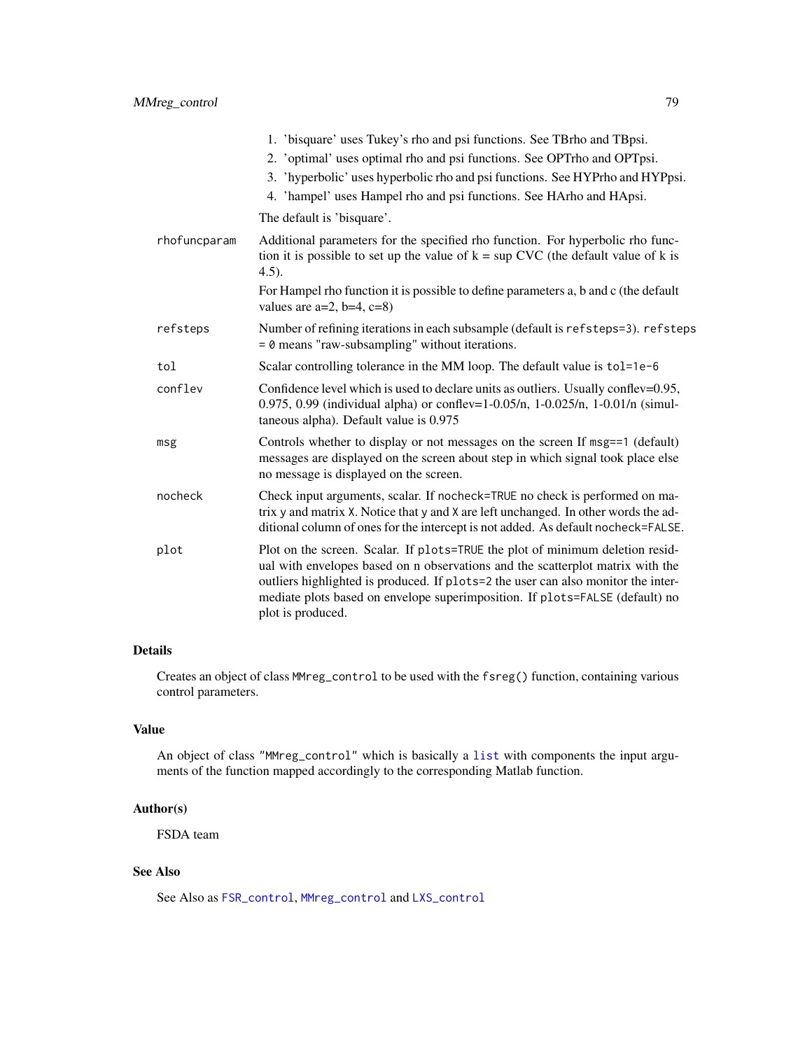1. 'bisquare' uses Tukey's rho and psi functions. See TBrho and TBpsi.
2. 'optimal' uses optimal rho and psi functions. See OPTrho and OPTpsi.
3. 'hyperbolic' uses hyperbolic rho and psi functions. See HYPrho and HYPpsi.
4. 'hampel' uses Hampel rho and psi functions. See HArho and HApsi.

The default is 'bisquare'.

`rhofuncparam` Additional parameters for the specified rho function. For hyperbolic rho function it is possible to set up the value of k = sup CVC (the default value of k is 4.5).

For Hampel rho function it is possible to define parameters a, b and c (the default values are a=2, b=4, c=8)

`refsteps` Number of refining iterations in each subsample (default is `refsteps=3`). `refsteps = 0` means "raw-subsampling" without iterations.

`tol` Scalar controlling tolerance in the MM loop. The default value is `tol=1e-6`

`conflev` Confidence level which is used to declare units as outliers. Usually conflev=0.95, 0.975, 0.99 (individual alpha) or conflev=1-0.05/n, 1-0.025/n, 1-0.01/n (simultaneous alpha). Default value is 0.975

`msg` Controls whether to display or not messages on the screen If `msg==1` (default) messages are displayed on the screen about step in which signal took place else no message is displayed on the screen.

`nocheck` Check input arguments, scalar. If `nocheck=TRUE` no check is performed on matrix `y` and matrix `X`. Notice that `y` and `X` are left unchanged. In other words the additional column of ones for the intercept is not added. As default `nocheck=FALSE`.

`plot` Plot on the screen. Scalar. If `plots=TRUE` the plot of minimum deletion residual with envelopes based on n observations and the scatterplot matrix with the outliers highlighted is produced. If `plots=2` the user can also monitor the intermediate plots based on envelope superimposition. If `plots=FALSE` (default) no plot is produced.

## Details

Creates an object of class `MMreg_control` to be used with the `fsreg()` function, containing various control parameters.

## Value

An object of class `"MMreg_control"` which is basically a `list` with components the input arguments of the function mapped accordingly to the corresponding Matlab function.

## Author(s)

FSDA team

## See Also

See Also as `FSR_control`, `MMreg_control` and `LXS_control`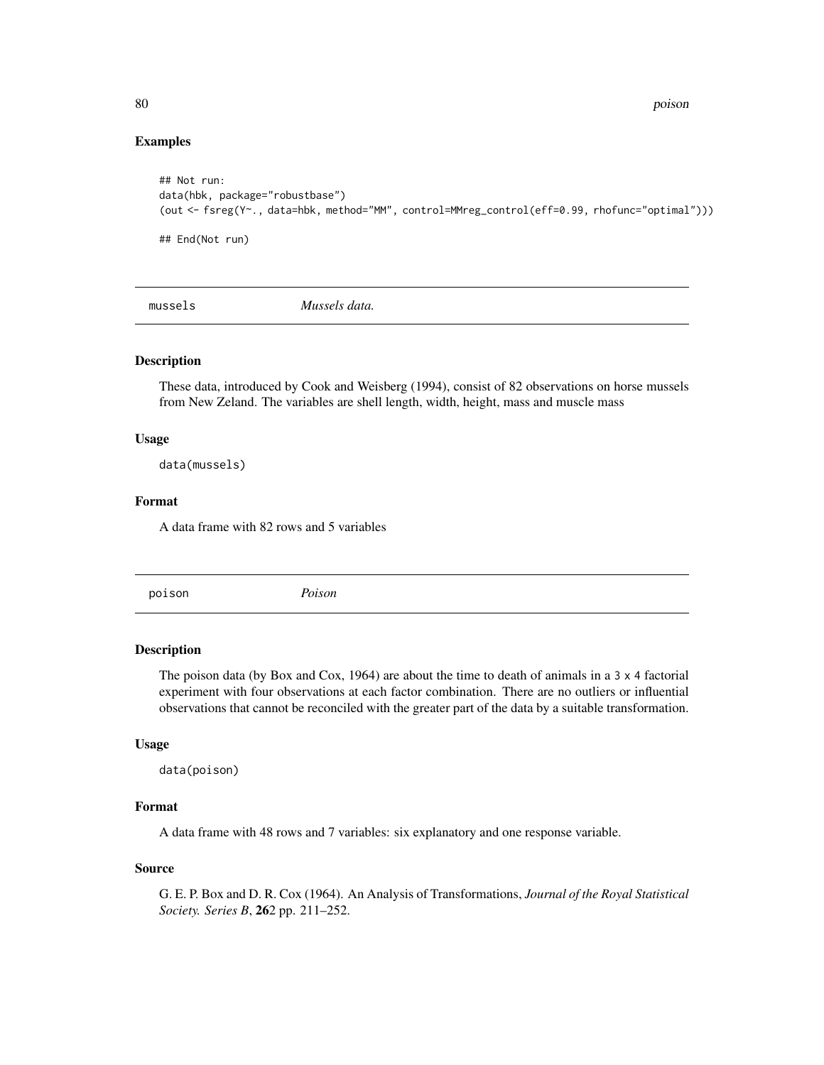### Examples

```
## Not run:
data(hbk, package="robustbase")
(out <- fsreg(Y~., data=hbk, method="MM", control=MMreg_control(eff=0.99, rhofunc="optimal")))

## End(Not run)
```

---

## mussels — *Mussels data.*

### Description

These data, introduced by Cook and Weisberg (1994), consist of 82 observations on horse mussels from New Zeland. The variables are shell length, width, height, mass and muscle mass

### Usage

```
data(mussels)
```

### Format

A data frame with 82 rows and 5 variables

---

## poison — *Poison*

### Description

The poison data (by Box and Cox, 1964) are about the time to death of animals in a `3 x 4` factorial experiment with four observations at each factor combination. There are no outliers or influential observations that cannot be reconciled with the greater part of the data by a suitable transformation.

### Usage

```
data(poison)
```

### Format

A data frame with 48 rows and 7 variables: six explanatory and one response variable.

### Source

G. E. P. Box and D. R. Cox (1964). An Analysis of Transformations, *Journal of the Royal Statistical Society. Series B*, **26**2 pp. 211–252.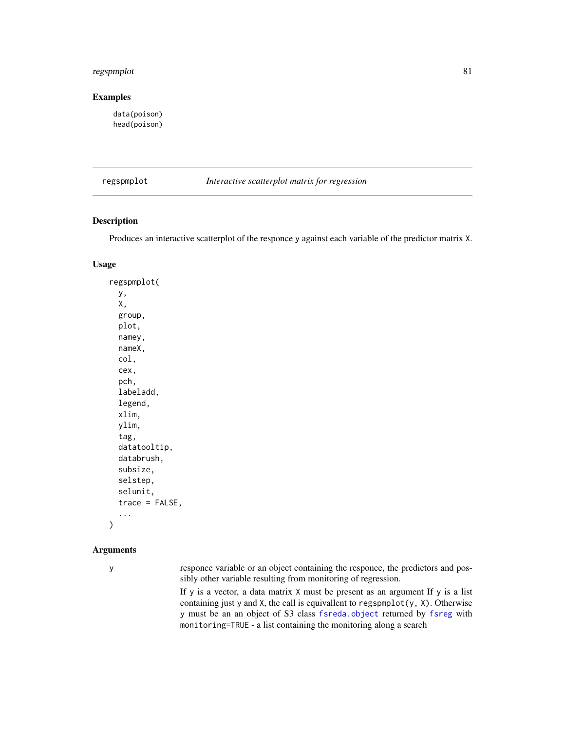## Examples

```
data(poison)
head(poison)
```

---

regspmplot *Interactive scatterplot matrix for regression*

---

### Description

Produces an interactive scatterplot of the responce y against each variable of the predictor matrix X.

### Usage

```
regspmplot(
  y,
  X,
  group,
  plot,
  namey,
  nameX,
  col,
  cex,
  pch,
  labeladd,
  legend,
  xlim,
  ylim,
  tag,
  datatooltip,
  databrush,
  subsize,
  selstep,
  selunit,
  trace = FALSE,
  ...
)
```

### Arguments

y responce variable or an object containing the responce, the predictors and possibly other variable resulting from monitoring of regression.

If y is a vector, a data matrix X must be present as an argument If y is a list containing just y and X, the call is equivallent to regspmplot(y, X). Otherwise y must be an an object of S3 class fsreda.object returned by fsreg with monitoring=TRUE - a list containing the monitoring along a search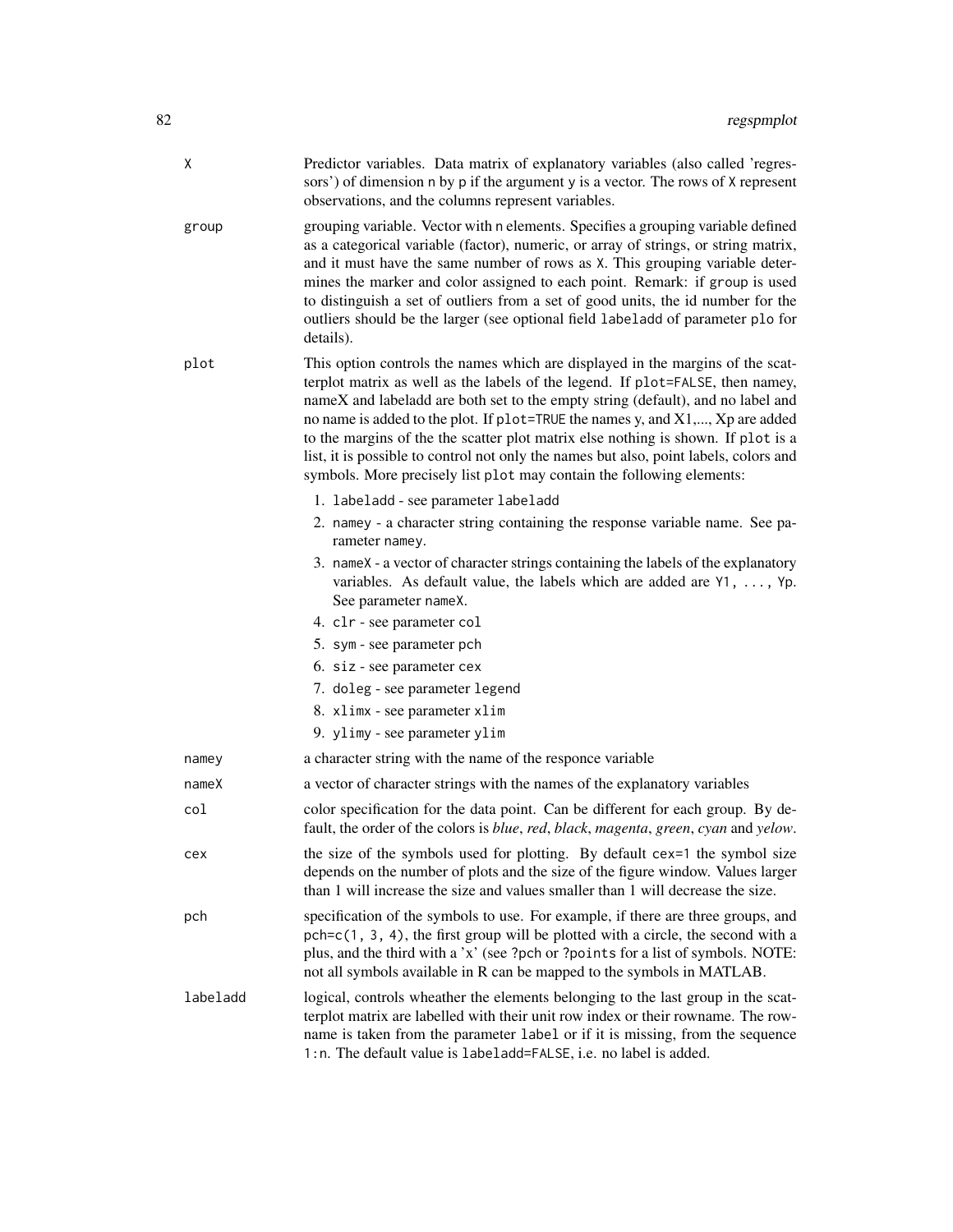`X`
: Predictor variables. Data matrix of explanatory variables (also called 'regressors') of dimension n by p if the argument y is a vector. The rows of X represent observations, and the columns represent variables.

`group`
: grouping variable. Vector with n elements. Specifies a grouping variable defined as a categorical variable (factor), numeric, or array of strings, or string matrix, and it must have the same number of rows as X. This grouping variable determines the marker and color assigned to each point. Remark: if group is used to distinguish a set of outliers from a set of good units, the id number for the outliers should be the larger (see optional field labeladd of parameter plo for details).

`plot`
: This option controls the names which are displayed in the margins of the scatterplot matrix as well as the labels of the legend. If plot=FALSE, then namey, nameX and labeladd are both set to the empty string (default), and no label and no name is added to the plot. If plot=TRUE the names y, and X1,..., Xp are added to the margins of the the scatter plot matrix else nothing is shown. If plot is a list, it is possible to control not only the names but also, point labels, colors and symbols. More precisely list plot may contain the following elements:

  1. labeladd - see parameter labeladd
  2. namey - a character string containing the response variable name. See parameter namey.
  3. nameX - a vector of character strings containing the labels of the explanatory variables. As default value, the labels which are added are Y1, ..., Yp. See parameter nameX.
  4. clr - see parameter col
  5. sym - see parameter pch
  6. siz - see parameter cex
  7. doleg - see parameter legend
  8. xlimx - see parameter xlim
  9. ylimy - see parameter ylim

`namey`
: a character string with the name of the responce variable

`nameX`
: a vector of character strings with the names of the explanatory variables

`col`
: color specification for the data point. Can be different for each group. By default, the order of the colors is *blue*, *red*, *black*, *magenta*, *green*, *cyan* and *yelow*.

`cex`
: the size of the symbols used for plotting. By default cex=1 the symbol size depends on the number of plots and the size of the figure window. Values larger than 1 will increase the size and values smaller than 1 will decrease the size.

`pch`
: specification of the symbols to use. For example, if there are three groups, and pch=c(1, 3, 4), the first group will be plotted with a circle, the second with a plus, and the third with a 'x' (see ?pch or ?points for a list of symbols. NOTE: not all symbols available in R can be mapped to the symbols in MATLAB.

`labeladd`
: logical, controls wheather the elements belonging to the last group in the scatterplot matrix are labelled with their unit row index or their rowname. The rowname is taken from the parameter label or if it is missing, from the sequence 1:n. The default value is labeladd=FALSE, i.e. no label is added.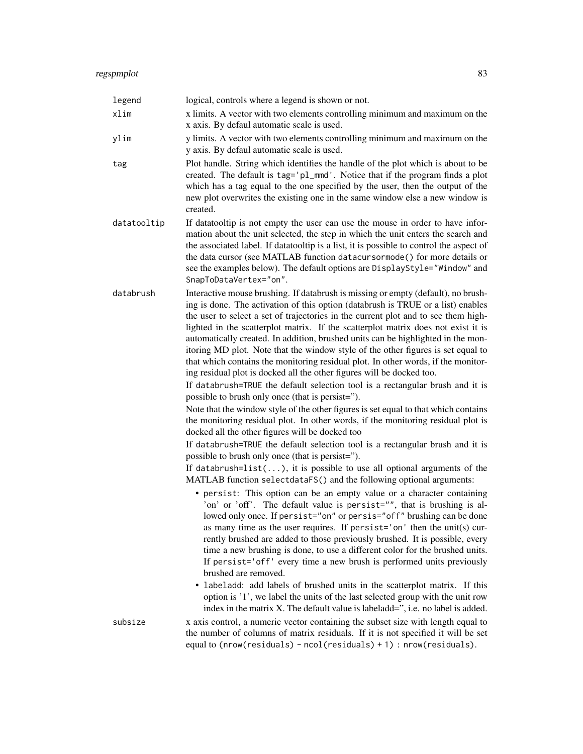`legend`
: logical, controls where a legend is shown or not.

`xlim`
: x limits. A vector with two elements controlling minimum and maximum on the x axis. By defaul automatic scale is used.

`ylim`
: y limits. A vector with two elements controlling minimum and maximum on the y axis. By defaul automatic scale is used.

`tag`
: Plot handle. String which identifies the handle of the plot which is about to be created. The default is `tag='pl_mmd'`. Notice that if the program finds a plot which has a tag equal to the one specified by the user, then the output of the new plot overwrites the existing one in the same window else a new window is created.

`datatooltip`
: If datatooltip is not empty the user can use the mouse in order to have information about the unit selected, the step in which the unit enters the search and the associated label. If datatooltip is a list, it is possible to control the aspect of the data cursor (see MATLAB function `datacursormode()` for more details or see the examples below). The default options are `DisplayStyle="Window"` and `SnapToDataVertex="on"`.

`databrush`
: Interactive mouse brushing. If databrush is missing or empty (default), no brushing is done. The activation of this option (databrush is TRUE or a list) enables the user to select a set of trajectories in the current plot and to see them highlighted in the scatterplot matrix. If the scatterplot matrix does not exist it is automatically created. In addition, brushed units can be highlighted in the monitoring MD plot. Note that the window style of the other figures is set equal to that which contains the monitoring residual plot. In other words, if the monitoring residual plot is docked all the other figures will be docked too.

  If `databrush=TRUE` the default selection tool is a rectangular brush and it is possible to brush only once (that is persist='').

  Note that the window style of the other figures is set equal to that which contains the monitoring residual plot. In other words, if the monitoring residual plot is docked all the other figures will be docked too

  If `databrush=TRUE` the default selection tool is a rectangular brush and it is possible to brush only once (that is persist='').

  If `databrush=list(...)`, it is possible to use all optional arguments of the MATLAB function `selectdataFS()` and the following optional arguments:

  - `persist`: This option can be an empty value or a character containing 'on' or 'off'. The default value is `persist=""`, that is brushing is allowed only once. If `persist="on"` or `persis="off"` brushing can be done as many time as the user requires. If `persist='on'` then the unit(s) currently brushed are added to those previously brushed. It is possible, every time a new brushing is done, to use a different color for the brushed units. If `persist='off'` every time a new brush is performed units previously brushed are removed.
  - `labeladd`: add labels of brushed units in the scatterplot matrix. If this option is '1', we label the units of the last selected group with the unit row index in the matrix X. The default value is labeladd='', i.e. no label is added.

`subsize`
: x axis control, a numeric vector containing the subset size with length equal to the number of columns of matrix residuals. If it is not specified it will be set equal to `(nrow(residuals) - ncol(residuals) + 1) : nrow(residuals)`.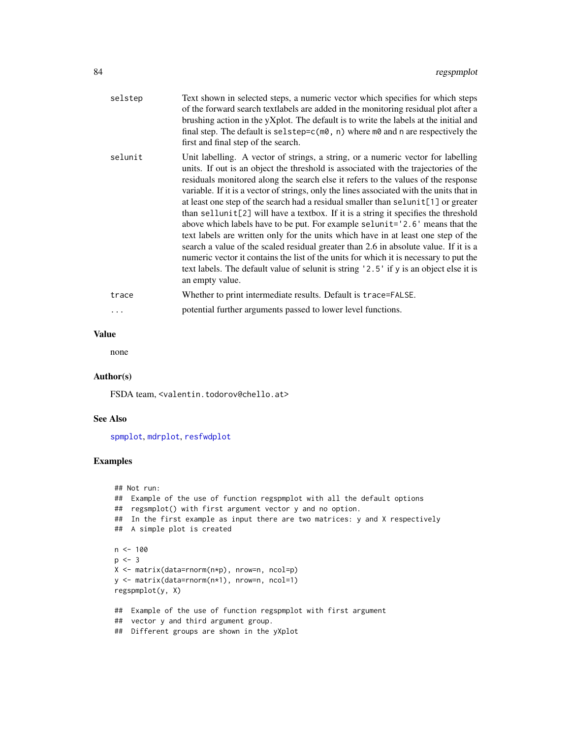| | |
|---|---|
| selstep | Text shown in selected steps, a numeric vector which specifies for which steps of the forward search textlabels are added in the monitoring residual plot after a brushing action in the yXplot. The default is to write the labels at the initial and final step. The default is `selstep=c(m0, n)` where `m0` and `n` are respectively the first and final step of the search. |
| selunit | Unit labelling. A vector of strings, a string, or a numeric vector for labelling units. If out is an object the threshold is associated with the trajectories of the residuals monitored along the search else it refers to the values of the response variable. If it is a vector of strings, only the lines associated with the units that in at least one step of the search had a residual smaller than `selunit[1]` or greater than `sellunit[2]` will have a textbox. If it is a string it specifies the threshold above which labels have to be put. For example `selunit='2.6'` means that the text labels are written only for the units which have in at least one step of the search a value of the scaled residual greater than 2.6 in absolute value. If it is a numeric vector it contains the list of the units for which it is necessary to put the text labels. The default value of selunit is string `'2.5'` if `y` is an object else it is an empty value. |
| trace | Whether to print intermediate results. Default is `trace=FALSE`. |
| ... | potential further arguments passed to lower level functions. |

## Value

none

## Author(s)

FSDA team, <valentin.todorov@chello.at>

## See Also

spmplot, mdrplot, resfwdplot

## Examples

```
## Not run:
##  Example of the use of function regspmplot with all the default options
##  regsmplot() with first argument vector y and no option.
##  In the first example as input there are two matrices: y and X respectively
##  A simple plot is created

n <- 100
p <- 3
X <- matrix(data=rnorm(n*p), nrow=n, ncol=p)
y <- matrix(data=rnorm(n*1), nrow=n, ncol=1)
regspmplot(y, X)

##  Example of the use of function regspmplot with first argument
##  vector y and third argument group.
##  Different groups are shown in the yXplot
```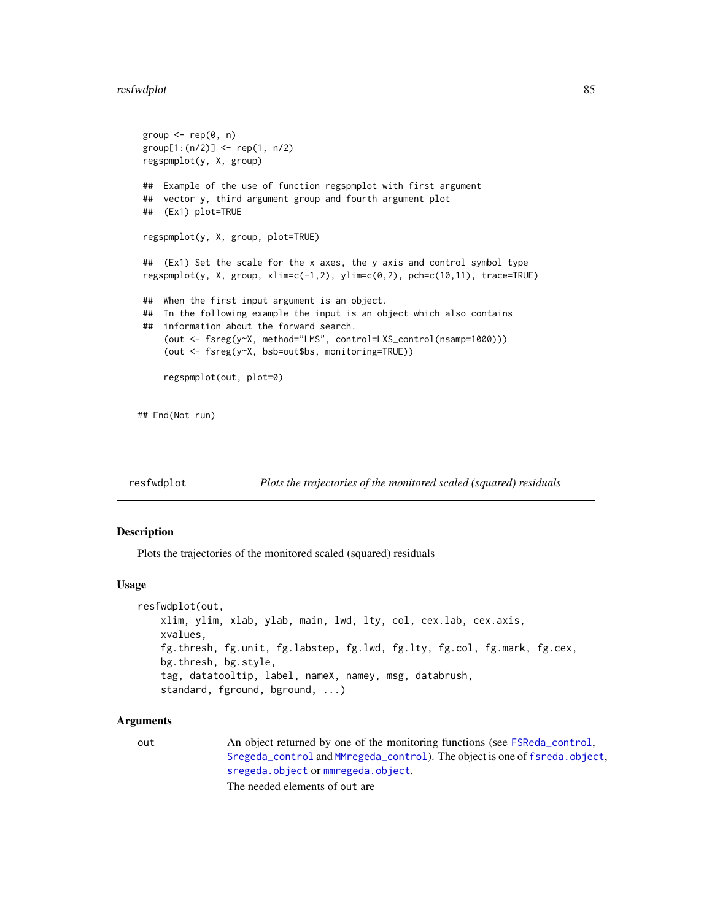```
 group <- rep(0, n)
 group[1:(n/2)] <- rep(1, n/2)
 regspmplot(y, X, group)

 ##  Example of the use of function regspmplot with first argument
 ##  vector y, third argument group and fourth argument plot
 ##  (Ex1) plot=TRUE

 regspmplot(y, X, group, plot=TRUE)

 ##  (Ex1) Set the scale for the x axes, the y axis and control symbol type
 regspmplot(y, X, group, xlim=c(-1,2), ylim=c(0,2), pch=c(10,11), trace=TRUE)

 ##  When the first input argument is an object.
 ##  In the following example the input is an object which also contains
 ##  information about the forward search.
     (out <- fsreg(y~X, method="LMS", control=LXS_control(nsamp=1000)))
     (out <- fsreg(y~X, bsb=out$bs, monitoring=TRUE))

     regspmplot(out, plot=0)


## End(Not run)
```

---

`resfwdplot` *Plots the trajectories of the monitored scaled (squared) residuals*

---

## Description

Plots the trajectories of the monitored scaled (squared) residuals

## Usage

```
resfwdplot(out,
    xlim, ylim, xlab, ylab, main, lwd, lty, col, cex.lab, cex.axis,
    xvalues,
    fg.thresh, fg.unit, fg.labstep, fg.lwd, fg.lty, fg.col, fg.mark, fg.cex,
    bg.thresh, bg.style,
    tag, datatooltip, label, nameX, namey, msg, databrush,
    standard, fground, bground, ...)
```

## Arguments

`out` An object returned by one of the monitoring functions (see `FSReda_control`, `Sregeda_control` and `MMregeda_control`). The object is one of `fsreda.object`, `sregeda.object` or `mmregeda.object`.

The needed elements of out are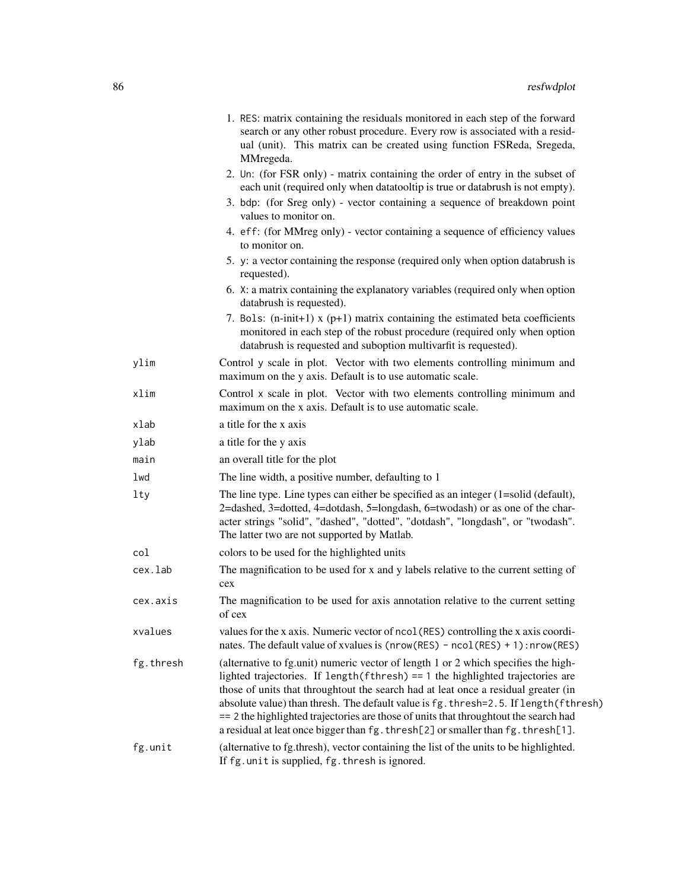1. `RES`: matrix containing the residuals monitored in each step of the forward search or any other robust procedure. Every row is associated with a residual (unit). This matrix can be created using function FSReda, Sregeda, MMregeda.
2. `Un`: (for FSR only) - matrix containing the order of entry in the subset of each unit (required only when datatooltip is true or databrush is not empty).
3. `bdp`: (for Sreg only) - vector containing a sequence of breakdown point values to monitor on.
4. `eff`: (for MMreg only) - vector containing a sequence of efficiency values to monitor on.
5. `y`: a vector containing the response (required only when option databrush is requested).
6. `X`: a matrix containing the explanatory variables (required only when option databrush is requested).
7. `Bols`: (n-init+1) x (p+1) matrix containing the estimated beta coefficients monitored in each step of the robust procedure (required only when option databrush is requested and suboption multivarfit is requested).

| | |
|---|---|
| `ylim` | Control y scale in plot. Vector with two elements controlling minimum and maximum on the y axis. Default is to use automatic scale. |
| `xlim` | Control x scale in plot. Vector with two elements controlling minimum and maximum on the x axis. Default is to use automatic scale. |
| `xlab` | a title for the x axis |
| `ylab` | a title for the y axis |
| `main` | an overall title for the plot |
| `lwd` | The line width, a positive number, defaulting to 1 |
| `lty` | The line type. Line types can either be specified as an integer (1=solid (default), 2=dashed, 3=dotted, 4=dotdash, 5=longdash, 6=twodash) or as one of the character strings "solid", "dashed", "dotted", "dotdash", "longdash", or "twodash". The latter two are not supported by Matlab. |
| `col` | colors to be used for the highlighted units |
| `cex.lab` | The magnification to be used for x and y labels relative to the current setting of cex |
| `cex.axis` | The magnification to be used for axis annotation relative to the current setting of cex |
| `xvalues` | values for the x axis. Numeric vector of `ncol(RES)` controlling the x axis coordinates. The default value of xvalues is `(nrow(RES) - ncol(RES) + 1):nrow(RES)` |
| `fg.thresh` | (alternative to fg.unit) numeric vector of length 1 or 2 which specifies the highlighted trajectories. If `length(fthresh) == 1` the highlighted trajectories are those of units that throughtout the search had at leat once a residual greater (in absolute value) than thresh. The default value is `fg.thresh=2.5`. If `length(fthresh) == 2` the highlighted trajectories are those of units that throughtout the search had a residual at leat once bigger than `fg.thresh[2]` or smaller than `fg.thresh[1]`. |
| `fg.unit` | (alternative to fg.thresh), vector containing the list of the units to be highlighted. If `fg.unit` is supplied, `fg.thresh` is ignored. |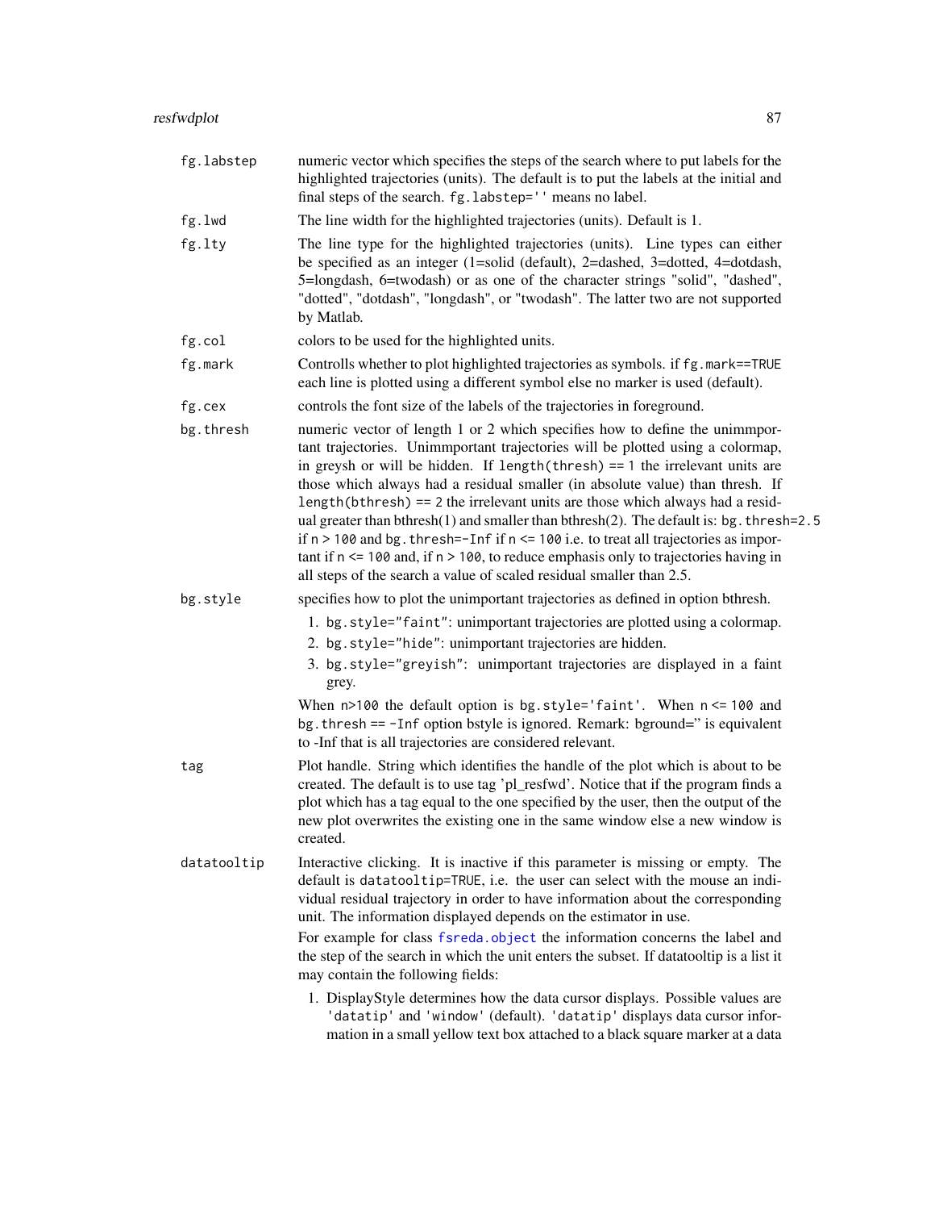`fg.labstep`
: numeric vector which specifies the steps of the search where to put labels for the highlighted trajectories (units). The default is to put the labels at the initial and final steps of the search. `fg.labstep=''` means no label.

`fg.lwd`
: The line width for the highlighted trajectories (units). Default is 1.

`fg.lty`
: The line type for the highlighted trajectories (units). Line types can either be specified as an integer (1=solid (default), 2=dashed, 3=dotted, 4=dotdash, 5=longdash, 6=twodash) or as one of the character strings "solid", "dashed", "dotted", "dotdash", "longdash", or "twodash". The latter two are not supported by Matlab.

`fg.col`
: colors to be used for the highlighted units.

`fg.mark`
: Controlls whether to plot highlighted trajectories as symbols. if `fg.mark==TRUE` each line is plotted using a different symbol else no marker is used (default).

`fg.cex`
: controls the font size of the labels of the trajectories in foreground.

`bg.thresh`
: numeric vector of length 1 or 2 which specifies how to define the unimmportant trajectories. Unimmportant trajectories will be plotted using a colormap, in greysh or will be hidden. If `length(thresh) == 1` the irrelevant units are those which always had a residual smaller (in absolute value) than thresh. If `length(bthresh) == 2` the irrelevant units are those which always had a residual greater than bthresh(1) and smaller than bthresh(2). The default is: `bg.thresh=2.5` if `n > 100` and `bg.thresh=-Inf` if `n <= 100` i.e. to treat all trajectories as important if `n <= 100` and, if `n > 100`, to reduce emphasis only to trajectories having in all steps of the search a value of scaled residual smaller than 2.5.

`bg.style`
: specifies how to plot the unimportant trajectories as defined in option bthresh.

1. `bg.style="faint"`: unimportant trajectories are plotted using a colormap.
2. `bg.style="hide"`: unimportant trajectories are hidden.
3. `bg.style="greyish"`: unimportant trajectories are displayed in a faint grey.

When `n>100` the default option is `bg.style='faint'`. When `n <= 100` and `bg.thresh == -Inf` option bstyle is ignored. Remark: bground='' is equivalent to -Inf that is all trajectories are considered relevant.

`tag`
: Plot handle. String which identifies the handle of the plot which is about to be created. The default is to use tag 'pl_resfwd'. Notice that if the program finds a plot which has a tag equal to the one specified by the user, then the output of the new plot overwrites the existing one in the same window else a new window is created.

`datatooltip`
: Interactive clicking. It is inactive if this parameter is missing or empty. The default is `datatooltip=TRUE`, i.e. the user can select with the mouse an individual residual trajectory in order to have information about the corresponding unit. The information displayed depends on the estimator in use.

For example for class `fsreda.object` the information concerns the label and the step of the search in which the unit enters the subset. If datatooltip is a list it may contain the following fields:

1. DisplayStyle determines how the data cursor displays. Possible values are `'datatip'` and `'window'` (default). `'datatip'` displays data cursor information in a small yellow text box attached to a black square marker at a data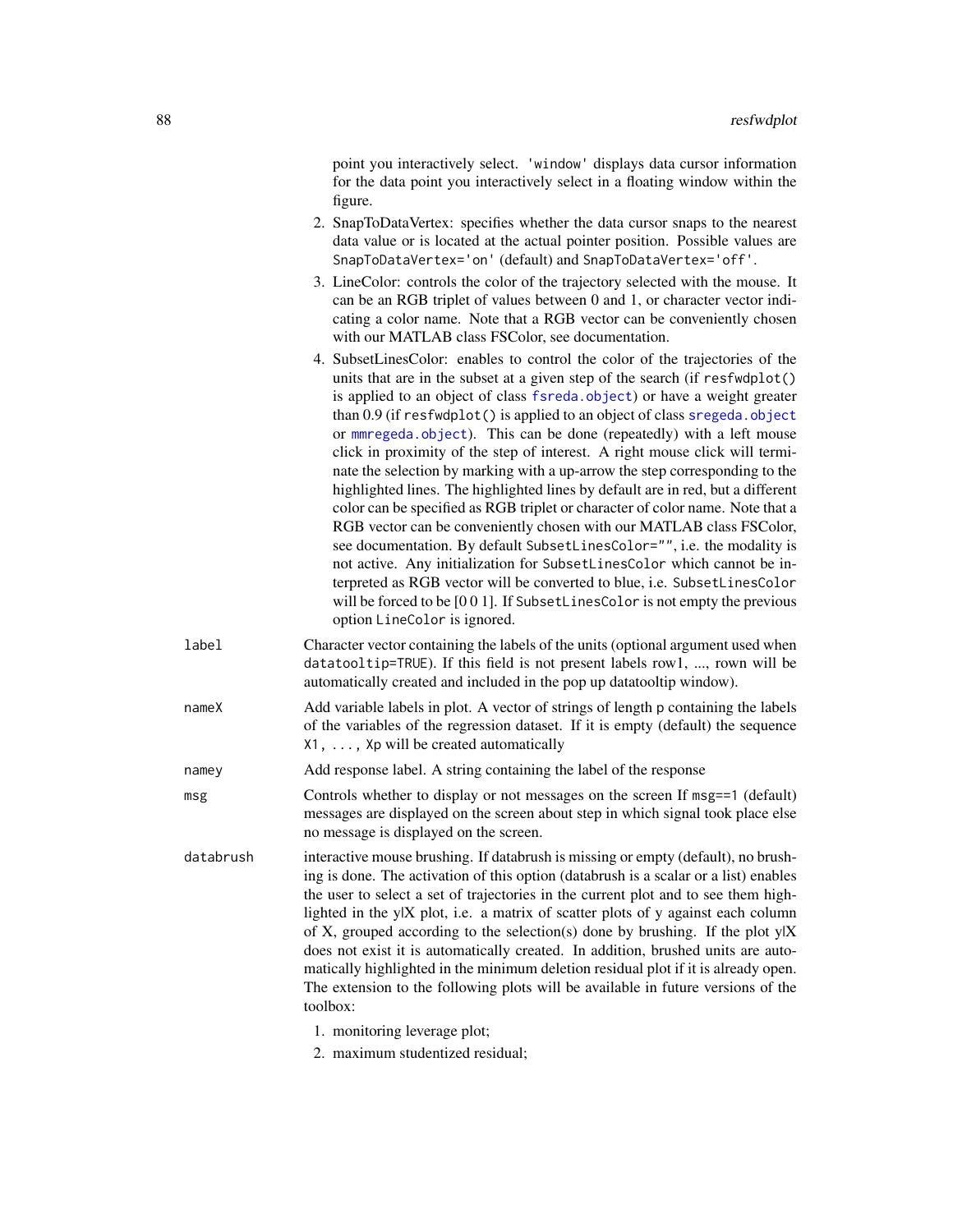point you interactively select. 'window' displays data cursor information for the data point you interactively select in a floating window within the figure.

2. SnapToDataVertex: specifies whether the data cursor snaps to the nearest data value or is located at the actual pointer position. Possible values are SnapToDataVertex='on' (default) and SnapToDataVertex='off'.
3. LineColor: controls the color of the trajectory selected with the mouse. It can be an RGB triplet of values between 0 and 1, or character vector indicating a color name. Note that a RGB vector can be conveniently chosen with our MATLAB class FSColor, see documentation.
4. SubsetLinesColor: enables to control the color of the trajectories of the units that are in the subset at a given step of the search (if `resfwdplot()` is applied to an object of class `fsreda.object`) or have a weight greater than 0.9 (if `resfwdplot()` is applied to an object of class `sregeda.object` or `mmregeda.object`). This can be done (repeatedly) with a left mouse click in proximity of the step of interest. A right mouse click will terminate the selection by marking with a up-arrow the step corresponding to the highlighted lines. The highlighted lines by default are in red, but a different color can be specified as RGB triplet or character of color name. Note that a RGB vector can be conveniently chosen with our MATLAB class FSColor, see documentation. By default `SubsetLinesColor=""`, i.e. the modality is not active. Any initialization for `SubsetLinesColor` which cannot be interpreted as RGB vector will be converted to blue, i.e. `SubsetLinesColor` will be forced to be [0 0 1]. If `SubsetLinesColor` is not empty the previous option `LineColor` is ignored.

`label` — Character vector containing the labels of the units (optional argument used when `datatooltip=TRUE`). If this field is not present labels row1, ..., rown will be automatically created and included in the pop up datatooltip window).

`nameX` — Add variable labels in plot. A vector of strings of length p containing the labels of the variables of the regression dataset. If it is empty (default) the sequence `X1, ..., Xp` will be created automatically

`namey` — Add response label. A string containing the label of the response

`msg` — Controls whether to display or not messages on the screen If `msg==1` (default) messages are displayed on the screen about step in which signal took place else no message is displayed on the screen.

`databrush` — interactive mouse brushing. If databrush is missing or empty (default), no brushing is done. The activation of this option (databrush is a scalar or a list) enables the user to select a set of trajectories in the current plot and to see them highlighted in the y|X plot, i.e. a matrix of scatter plots of y against each column of X, grouped according to the selection(s) done by brushing. If the plot y|X does not exist it is automatically created. In addition, brushed units are automatically highlighted in the minimum deletion residual plot if it is already open. The extension to the following plots will be available in future versions of the toolbox:

1. monitoring leverage plot;
2. maximum studentized residual;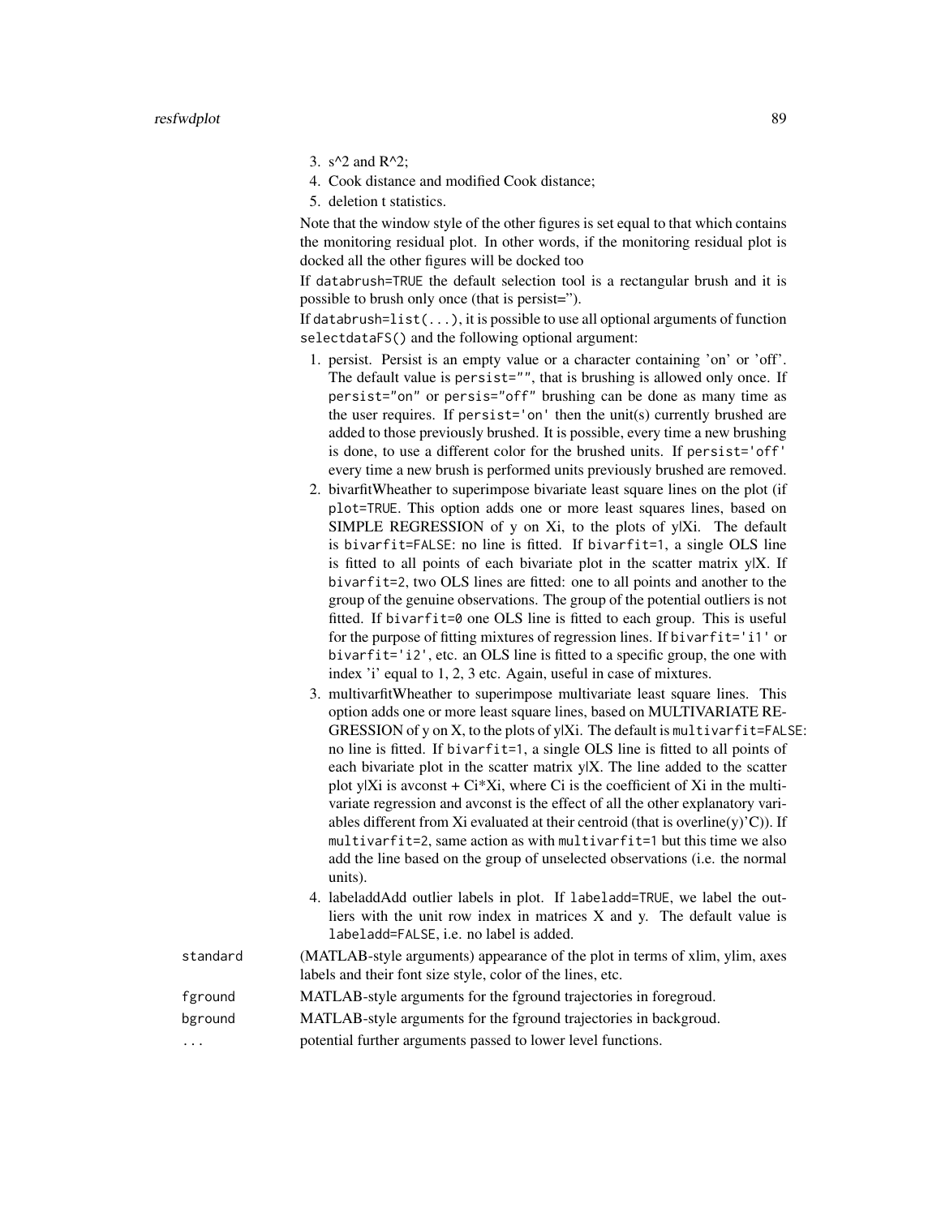3. s^2 and R^2;
4. Cook distance and modified Cook distance;
5. deletion t statistics.

Note that the window style of the other figures is set equal to that which contains the monitoring residual plot. In other words, if the monitoring residual plot is docked all the other figures will be docked too

If `databrush=TRUE` the default selection tool is a rectangular brush and it is possible to brush only once (that is persist='').

If `databrush=list(...)`, it is possible to use all optional arguments of function `selectdataFS()` and the following optional argument:

1. persist. Persist is an empty value or a character containing 'on' or 'off'. The default value is `persist=""`, that is brushing is allowed only once. If `persist="on"` or `persis="off"` brushing can be done as many time as the user requires. If `persist='on'` then the unit(s) currently brushed are added to those previously brushed. It is possible, every time a new brushing is done, to use a different color for the brushed units. If `persist='off'` every time a new brush is performed units previously brushed are removed.
2. bivarfitWheather to superimpose bivariate least square lines on the plot (if `plot=TRUE`. This option adds one or more least squares lines, based on SIMPLE REGRESSION of y on Xi, to the plots of y|Xi. The default is `bivarfit=FALSE`: no line is fitted. If `bivarfit=1`, a single OLS line is fitted to all points of each bivariate plot in the scatter matrix y|X. If `bivarfit=2`, two OLS lines are fitted: one to all points and another to the group of the genuine observations. The group of the potential outliers is not fitted. If `bivarfit=0` one OLS line is fitted to each group. This is useful for the purpose of fitting mixtures of regression lines. If `bivarfit='i1'` or `bivarfit='i2'`, etc. an OLS line is fitted to a specific group, the one with index 'i' equal to 1, 2, 3 etc. Again, useful in case of mixtures.
3. multivarfitWheather to superimpose multivariate least square lines. This option adds one or more least square lines, based on MULTIVARIATE REGRESSION of y on X, to the plots of y|Xi. The default is `multivarfit=FALSE`: no line is fitted. If `bivarfit=1`, a single OLS line is fitted to all points of each bivariate plot in the scatter matrix y|X. The line added to the scatter plot y|Xi is avconst + Ci*Xi, where Ci is the coefficient of Xi in the multivariate regression and avconst is the effect of all the other explanatory variables different from Xi evaluated at their centroid (that is overline(y)'C)). If `multivarfit=2`, same action as with `multivarfit=1` but this time we also add the line based on the group of unselected observations (i.e. the normal units).
4. labeladdAdd outlier labels in plot. If `labeladd=TRUE`, we label the outliers with the unit row index in matrices X and y. The default value is `labeladd=FALSE`, i.e. no label is added.

`standard` (MATLAB-style arguments) appearance of the plot in terms of xlim, ylim, axes labels and their font size style, color of the lines, etc.

`fground` MATLAB-style arguments for the fground trajectories in foregroud.

`bground` MATLAB-style arguments for the fground trajectories in backgroud.

`...` potential further arguments passed to lower level functions.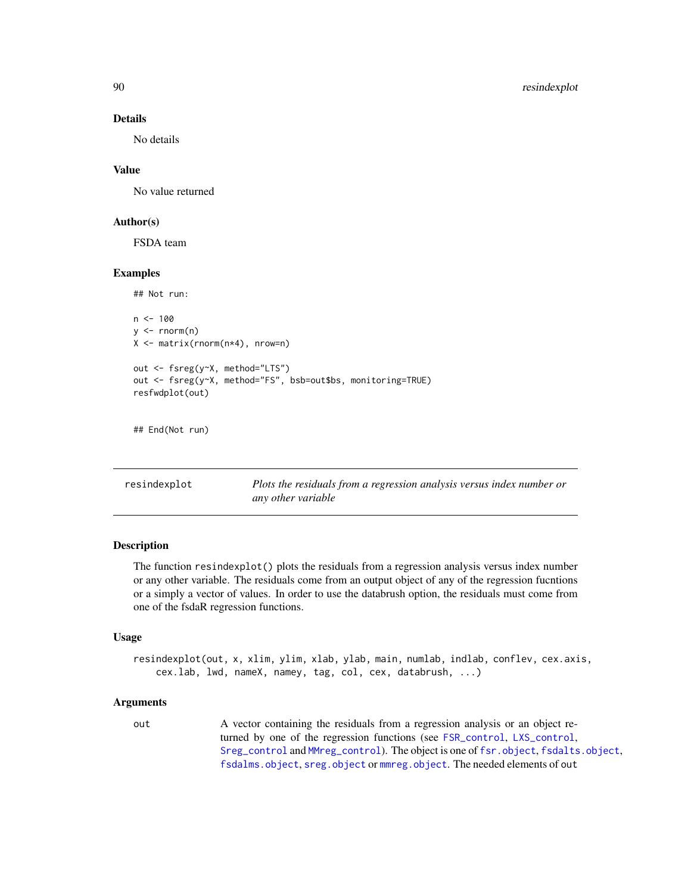### Details

No details

### Value

No value returned

### Author(s)

FSDA team

### Examples

```
## Not run:

n <- 100
y <- rnorm(n)
X <- matrix(rnorm(n*4), nrow=n)

out <- fsreg(y~X, method="LTS")
out <- fsreg(y~X, method="FS", bsb=out$bs, monitoring=TRUE)
resfwdplot(out)


## End(Not run)
```

---

## resindexplot — *Plots the residuals from a regression analysis versus index number or any other variable*

---

### Description

The function `resindexplot()` plots the residuals from a regression analysis versus index number or any other variable. The residuals come from an output object of any of the regression fucntions or a simply a vector of values. In order to use the databrush option, the residuals must come from one of the fsdaR regression functions.

### Usage

```
resindexplot(out, x, xlim, ylim, xlab, ylab, main, numlab, indlab, conflev, cex.axis,
    cex.lab, lwd, nameX, namey, tag, col, cex, databrush, ...)
```

### Arguments

`out` A vector containing the residuals from a regression analysis or an object returned by one of the regression functions (see `FSR_control`, `LXS_control`, `Sreg_control` and `MMreg_control`). The object is one of `fsr.object`, `fsdalts.object`, `fsdalms.object`, `sreg.object` or `mmreg.object`. The needed elements of `out`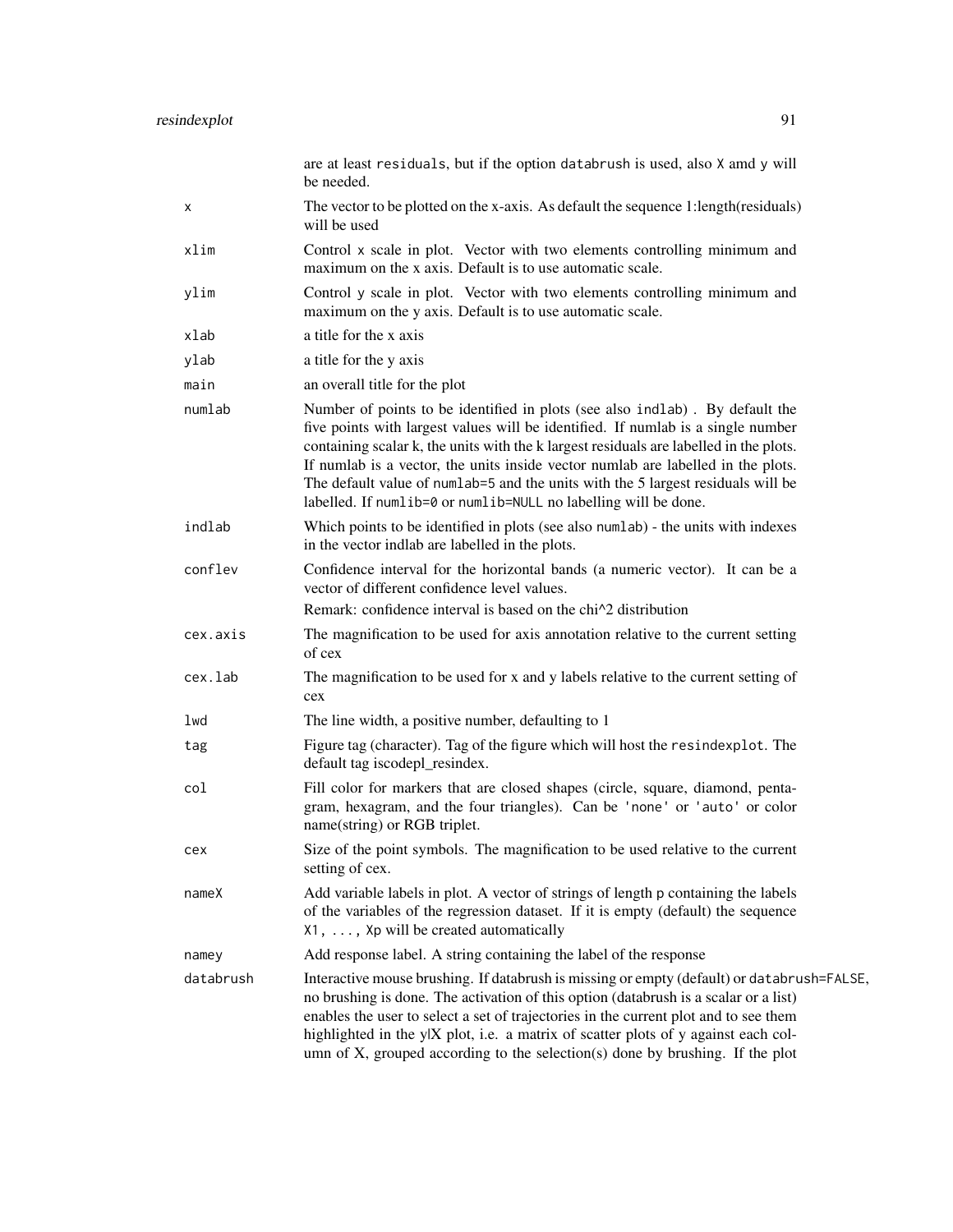are at least residuals, but if the option databrush is used, also X amd y will be needed.

x
: The vector to be plotted on the x-axis. As default the sequence 1:length(residuals) will be used

xlim
: Control x scale in plot. Vector with two elements controlling minimum and maximum on the x axis. Default is to use automatic scale.

ylim
: Control y scale in plot. Vector with two elements controlling minimum and maximum on the y axis. Default is to use automatic scale.

xlab
: a title for the x axis

ylab
: a title for the y axis

main
: an overall title for the plot

numlab
: Number of points to be identified in plots (see also indlab) . By default the five points with largest values will be identified. If numlab is a single number containing scalar k, the units with the k largest residuals are labelled in the plots. If numlab is a vector, the units inside vector numlab are labelled in the plots. The default value of numlab=5 and the units with the 5 largest residuals will be labelled. If numlib=0 or numlib=NULL no labelling will be done.

indlab
: Which points to be identified in plots (see also numlab) - the units with indexes in the vector indlab are labelled in the plots.

conflev
: Confidence interval for the horizontal bands (a numeric vector). It can be a vector of different confidence level values.
  Remark: confidence interval is based on the chi^2 distribution

cex.axis
: The magnification to be used for axis annotation relative to the current setting of cex

cex.lab
: The magnification to be used for x and y labels relative to the current setting of cex

lwd
: The line width, a positive number, defaulting to 1

tag
: Figure tag (character). Tag of the figure which will host the resindexplot. The default tag iscodepl_resindex.

col
: Fill color for markers that are closed shapes (circle, square, diamond, pentagram, hexagram, and the four triangles). Can be 'none' or 'auto' or color name(string) or RGB triplet.

cex
: Size of the point symbols. The magnification to be used relative to the current setting of cex.

nameX
: Add variable labels in plot. A vector of strings of length p containing the labels of the variables of the regression dataset. If it is empty (default) the sequence X1, ..., Xp will be created automatically

namey
: Add response label. A string containing the label of the response

databrush
: Interactive mouse brushing. If databrush is missing or empty (default) or databrush=FALSE, no brushing is done. The activation of this option (databrush is a scalar or a list) enables the user to select a set of trajectories in the current plot and to see them highlighted in the y|X plot, i.e. a matrix of scatter plots of y against each column of X, grouped according to the selection(s) done by brushing. If the plot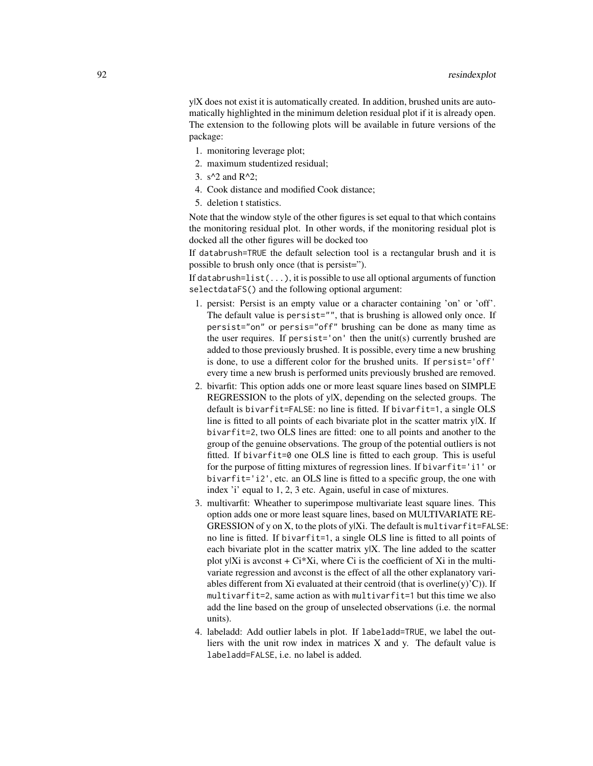y|X does not exist it is automatically created. In addition, brushed units are automatically highlighted in the minimum deletion residual plot if it is already open. The extension to the following plots will be available in future versions of the package:

1. monitoring leverage plot;
2. maximum studentized residual;
3. s^2 and R^2;
4. Cook distance and modified Cook distance;
5. deletion t statistics.

Note that the window style of the other figures is set equal to that which contains the monitoring residual plot. In other words, if the monitoring residual plot is docked all the other figures will be docked too

If `databrush=TRUE` the default selection tool is a rectangular brush and it is possible to brush only once (that is persist='').

If `databrush=list(...)`, it is possible to use all optional arguments of function `selectdataFS()` and the following optional argument:

1. persist: Persist is an empty value or a character containing 'on' or 'off'. The default value is `persist=""`, that is brushing is allowed only once. If `persist="on"` or `persis="off"` brushing can be done as many time as the user requires. If `persist='on'` then the unit(s) currently brushed are added to those previously brushed. It is possible, every time a new brushing is done, to use a different color for the brushed units. If `persist='off'` every time a new brush is performed units previously brushed are removed.
2. bivarfit: This option adds one or more least square lines based on SIMPLE REGRESSION to the plots of y|X, depending on the selected groups. The default is `bivarfit=FALSE`: no line is fitted. If `bivarfit=1`, a single OLS line is fitted to all points of each bivariate plot in the scatter matrix y|X. If `bivarfit=2`, two OLS lines are fitted: one to all points and another to the group of the genuine observations. The group of the potential outliers is not fitted. If `bivarfit=0` one OLS line is fitted to each group. This is useful for the purpose of fitting mixtures of regression lines. If `bivarfit='i1'` or `bivarfit='i2'`, etc. an OLS line is fitted to a specific group, the one with index 'i' equal to 1, 2, 3 etc. Again, useful in case of mixtures.
3. multivarfit: Wheather to superimpose multivariate least square lines. This option adds one or more least square lines, based on MULTIVARIATE REGRESSION of y on X, to the plots of y|Xi. The default is `multivarfit=FALSE`: no line is fitted. If `bivarfit=1`, a single OLS line is fitted to all points of each bivariate plot in the scatter matrix y|X. The line added to the scatter plot y|Xi is avconst + Ci*Xi, where Ci is the coefficient of Xi in the multivariate regression and avconst is the effect of all the other explanatory variables different from Xi evaluated at their centroid (that is overline(y)'C)). If `multivarfit=2`, same action as with `multivarfit=1` but this time we also add the line based on the group of unselected observations (i.e. the normal units).
4. labeladd: Add outlier labels in plot. If `labeladd=TRUE`, we label the outliers with the unit row index in matrices X and y. The default value is `labeladd=FALSE`, i.e. no label is added.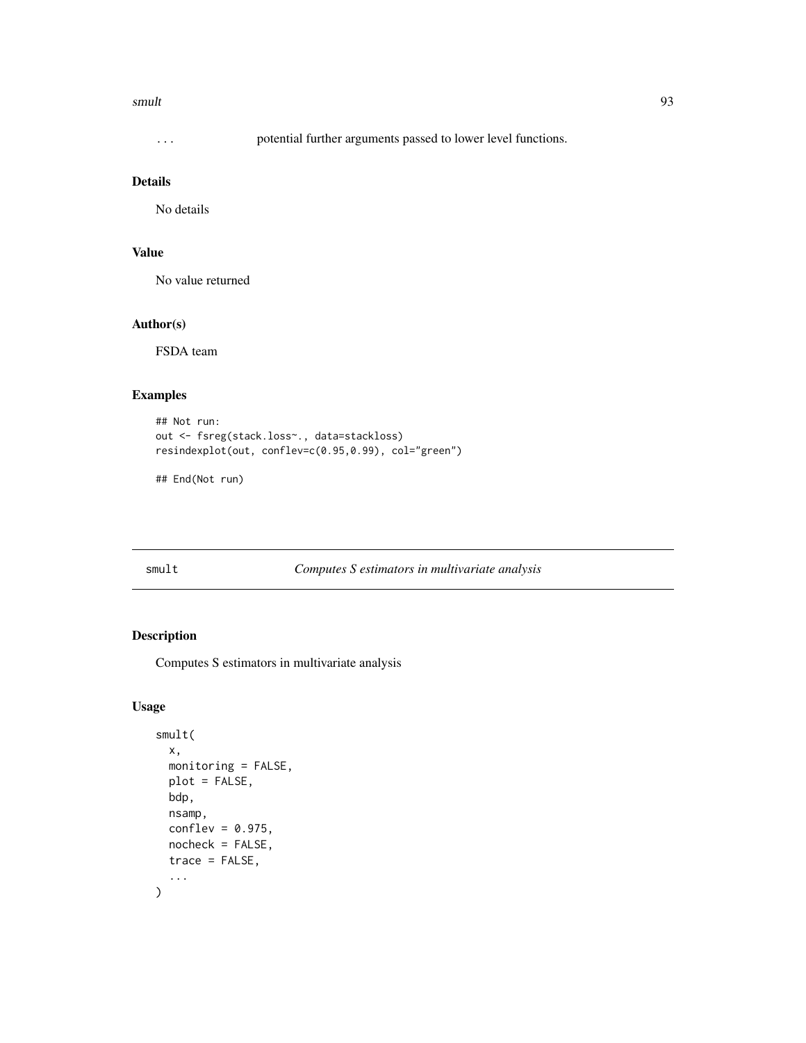... potential further arguments passed to lower level functions.

## Details

No details

## Value

No value returned

## Author(s)

FSDA team

## Examples

```
## Not run:
out <- fsreg(stack.loss~., data=stackloss)
resindexplot(out, conflev=c(0.95,0.99), col="green")

## End(Not run)
```

---

# smult — *Computes S estimators in multivariate analysis*

## Description

Computes S estimators in multivariate analysis

## Usage

```
smult(
  x,
  monitoring = FALSE,
  plot = FALSE,
  bdp,
  nsamp,
  conflev = 0.975,
  nocheck = FALSE,
  trace = FALSE,
  ...
)
```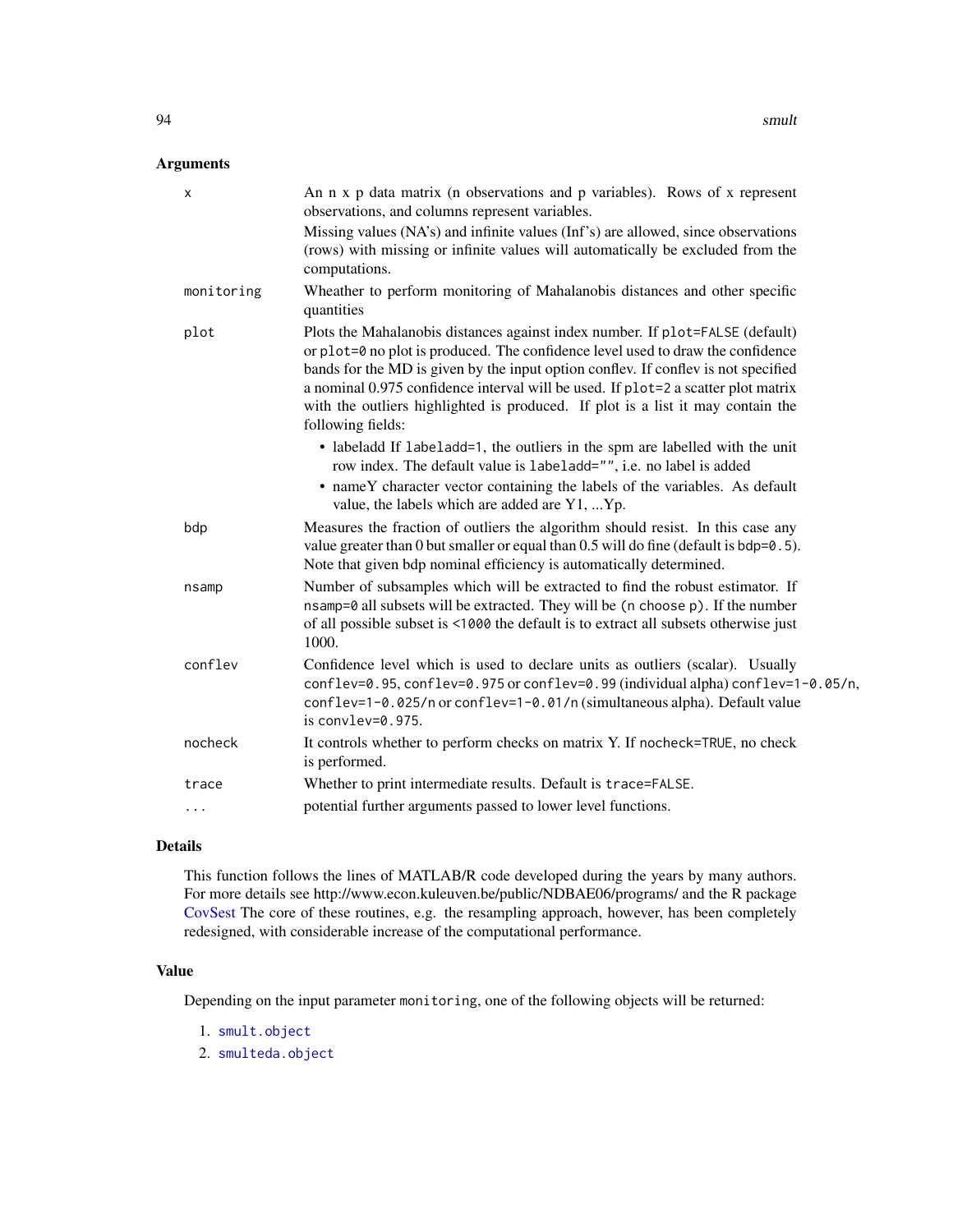## Arguments

- **x** — An n x p data matrix (n observations and p variables). Rows of x represent observations, and columns represent variables.
  Missing values (NA's) and infinite values (Inf's) are allowed, since observations (rows) with missing or infinite values will automatically be excluded from the computations.
- **monitoring** — Wheather to perform monitoring of Mahalanobis distances and other specific quantities
- **plot** — Plots the Mahalanobis distances against index number. If `plot=FALSE` (default) or `plot=0` no plot is produced. The confidence level used to draw the confidence bands for the MD is given by the input option conflev. If conflev is not specified a nominal 0.975 confidence interval will be used. If `plot=2` a scatter plot matrix with the outliers highlighted is produced. If plot is a list it may contain the following fields:
  - labeladd If `labeladd=1`, the outliers in the spm are labelled with the unit row index. The default value is `labeladd=""`, i.e. no label is added
  - nameY character vector containing the labels of the variables. As default value, the labels which are added are Y1, ...Yp.
- **bdp** — Measures the fraction of outliers the algorithm should resist. In this case any value greater than 0 but smaller or equal than 0.5 will do fine (default is `bdp=0.5`). Note that given bdp nominal efficiency is automatically determined.
- **nsamp** — Number of subsamples which will be extracted to find the robust estimator. If `nsamp=0` all subsets will be extracted. They will be (`n choose p`). If the number of all possible subset is `<1000` the default is to extract all subsets otherwise just 1000.
- **conflev** — Confidence level which is used to declare units as outliers (scalar). Usually `conflev=0.95`, `conflev=0.975` or `conflev=0.99` (individual alpha) `conflev=1-0.05/n`, `conflev=1-0.025/n` or `conflev=1-0.01/n` (simultaneous alpha). Default value is `convlev=0.975`.
- **nocheck** — It controls whether to perform checks on matrix Y. If `nocheck=TRUE`, no check is performed.
- **trace** — Whether to print intermediate results. Default is `trace=FALSE`.
- **...** — potential further arguments passed to lower level functions.

## Details

This function follows the lines of MATLAB/R code developed during the years by many authors. For more details see http://www.econ.kuleuven.be/public/NDBAE06/programs/ and the R package CovSest The core of these routines, e.g. the resampling approach, however, has been completely redesigned, with considerable increase of the computational performance.

## Value

Depending on the input parameter `monitoring`, one of the following objects will be returned:

1. `smult.object`
2. `smulteda.object`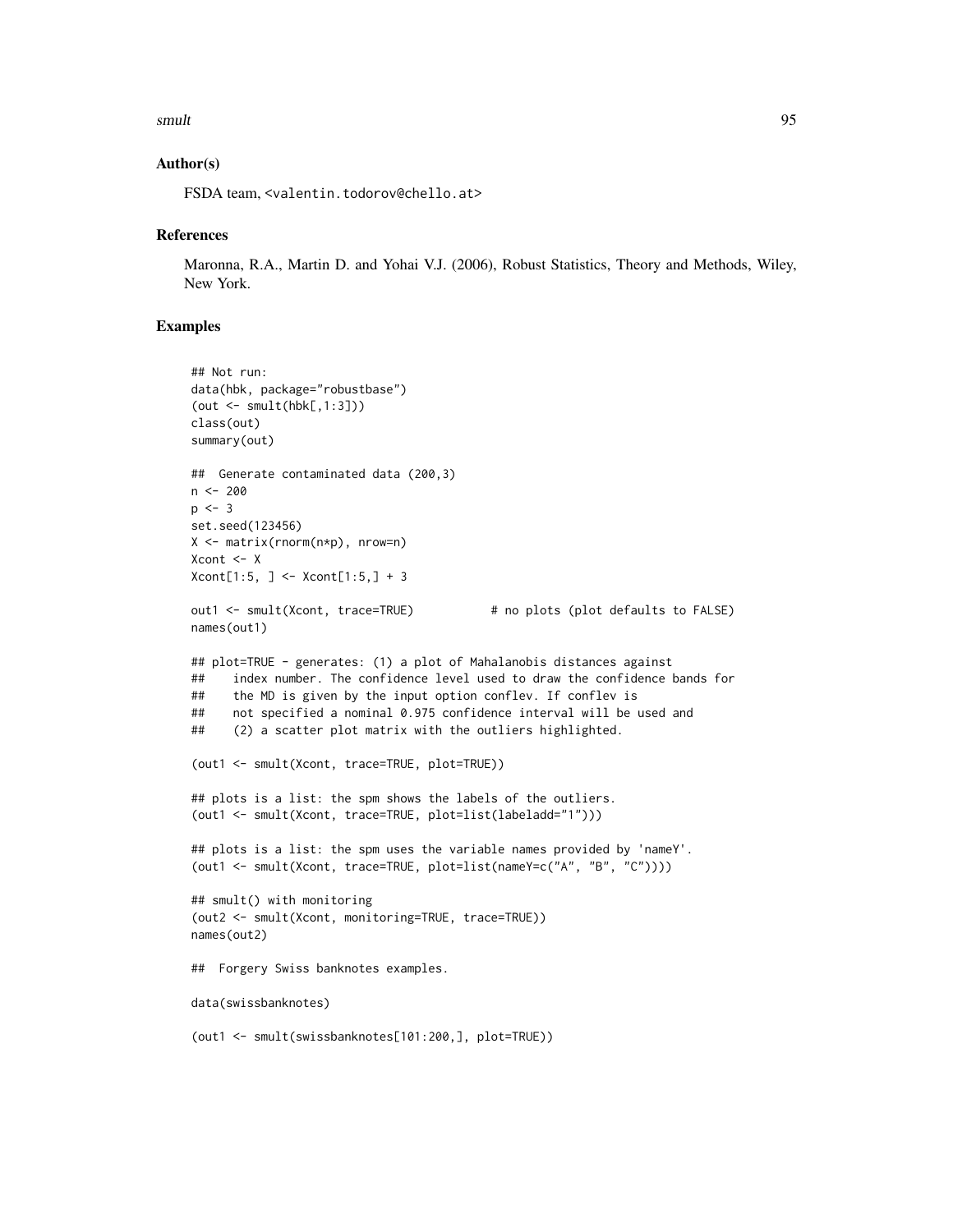### Author(s)

FSDA team, <valentin.todorov@chello.at>

### References

Maronna, R.A., Martin D. and Yohai V.J. (2006), Robust Statistics, Theory and Methods, Wiley, New York.

### Examples

```
## Not run:
data(hbk, package="robustbase")
(out <- smult(hbk[,1:3]))
class(out)
summary(out)

##  Generate contaminated data (200,3)
n <- 200
p <- 3
set.seed(123456)
X <- matrix(rnorm(n*p), nrow=n)
Xcont <- X
Xcont[1:5, ] <- Xcont[1:5,] + 3

out1 <- smult(Xcont, trace=TRUE)          # no plots (plot defaults to FALSE)
names(out1)

## plot=TRUE - generates: (1) a plot of Mahalanobis distances against
##    index number. The confidence level used to draw the confidence bands for
##    the MD is given by the input option conflev. If conflev is
##    not specified a nominal 0.975 confidence interval will be used and
##    (2) a scatter plot matrix with the outliers highlighted.

(out1 <- smult(Xcont, trace=TRUE, plot=TRUE))

## plots is a list: the spm shows the labels of the outliers.
(out1 <- smult(Xcont, trace=TRUE, plot=list(labeladd="1")))

## plots is a list: the spm uses the variable names provided by 'nameY'.
(out1 <- smult(Xcont, trace=TRUE, plot=list(nameY=c("A", "B", "C"))))

## smult() with monitoring
(out2 <- smult(Xcont, monitoring=TRUE, trace=TRUE))
names(out2)

##  Forgery Swiss banknotes examples.

data(swissbanknotes)

(out1 <- smult(swissbanknotes[101:200,], plot=TRUE))
```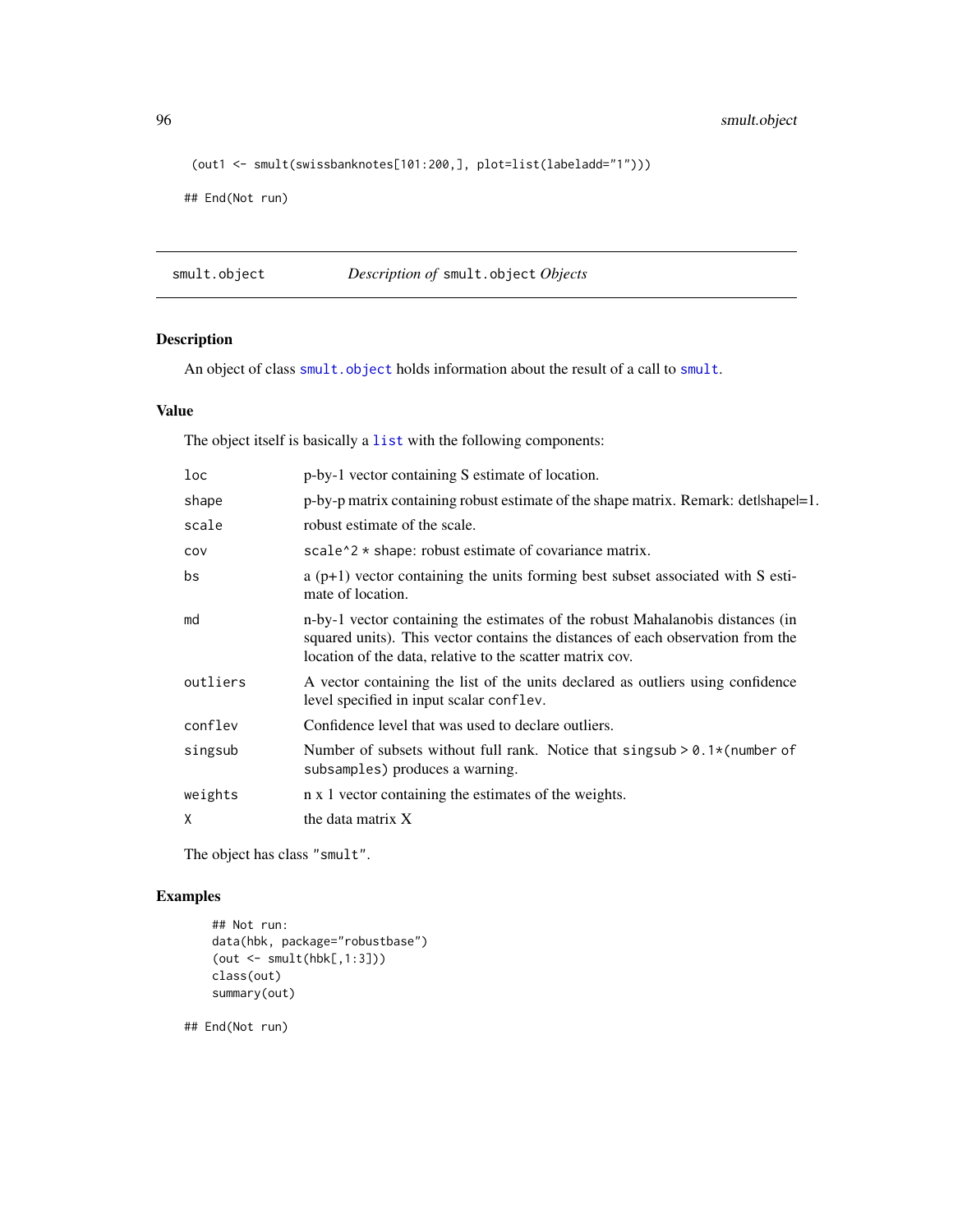```
 (out1 <- smult(swissbanknotes[101:200,], plot=list(labeladd="1")))

## End(Not run)
```

---

## smult.object — *Description of* `smult.object` *Objects*

### Description

An object of class `smult.object` holds information about the result of a call to `smult`.

### Value

The object itself is basically a `list` with the following components:

| | |
|---|---|
| `loc` | p-by-1 vector containing S estimate of location. |
| `shape` | p-by-p matrix containing robust estimate of the shape matrix. Remark: det\|shape\|=1. |
| `scale` | robust estimate of the scale. |
| `cov` | `scale^2 * shape`: robust estimate of covariance matrix. |
| `bs` | a (p+1) vector containing the units forming best subset associated with S estimate of location. |
| `md` | n-by-1 vector containing the estimates of the robust Mahalanobis distances (in squared units). This vector contains the distances of each observation from the location of the data, relative to the scatter matrix cov. |
| `outliers` | A vector containing the list of the units declared as outliers using confidence level specified in input scalar `conflev`. |
| `conflev` | Confidence level that was used to declare outliers. |
| `singsub` | Number of subsets without full rank. Notice that `singsub > 0.1*(number of subsamples)` produces a warning. |
| `weights` | n x 1 vector containing the estimates of the weights. |
| `X` | the data matrix X |

The object has class `"smult"`.

### Examples

```
    ## Not run:
    data(hbk, package="robustbase")
    (out <- smult(hbk[,1:3]))
    class(out)
    summary(out)

## End(Not run)
```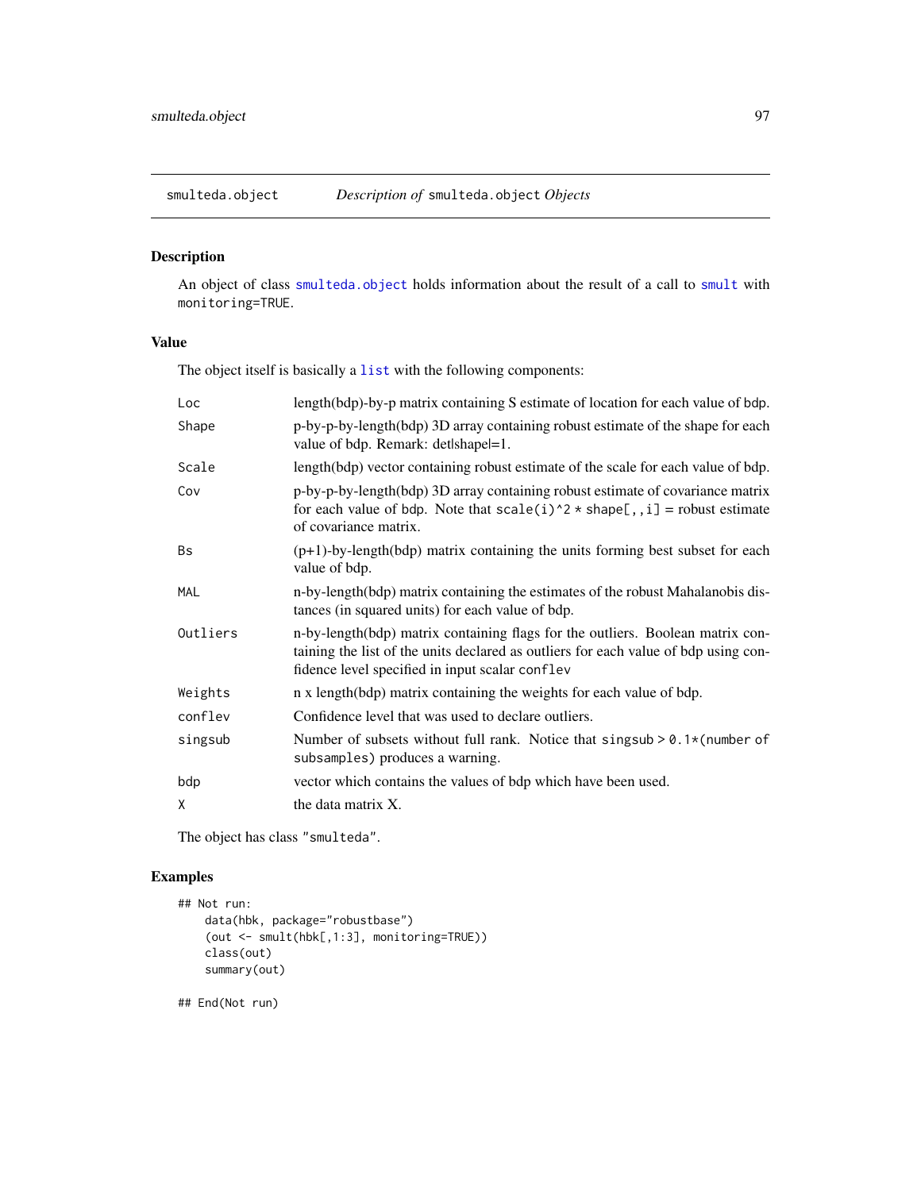# smulteda.object — *Description of* `smulteda.object` *Objects*

## Description

An object of class `smulteda.object` holds information about the result of a call to `smult` with `monitoring=TRUE`.

## Value

The object itself is basically a `list` with the following components:

| Component | Description |
|---|---|
| `Loc` | length(bdp)-by-p matrix containing S estimate of location for each value of bdp. |
| `Shape` | p-by-p-by-length(bdp) 3D array containing robust estimate of the shape for each value of bdp. Remark: det\|shape\|=1. |
| `Scale` | length(bdp) vector containing robust estimate of the scale for each value of bdp. |
| `Cov` | p-by-p-by-length(bdp) 3D array containing robust estimate of covariance matrix for each value of bdp. Note that `scale(i)^2 * shape[,,i]` = robust estimate of covariance matrix. |
| `Bs` | (p+1)-by-length(bdp) matrix containing the units forming best subset for each value of bdp. |
| `MAL` | n-by-length(bdp) matrix containing the estimates of the robust Mahalanobis distances (in squared units) for each value of bdp. |
| `Outliers` | n-by-length(bdp) matrix containing flags for the outliers. Boolean matrix containing the list of the units declared as outliers for each value of bdp using confidence level specified in input scalar `conflev` |
| `Weights` | n x length(bdp) matrix containing the weights for each value of bdp. |
| `conflev` | Confidence level that was used to declare outliers. |
| `singsub` | Number of subsets without full rank. Notice that `singsub > 0.1*(number of subsamples)` produces a warning. |
| `bdp` | vector which contains the values of bdp which have been used. |
| `X` | the data matrix X. |

The object has class `"smulteda"`.

## Examples

```
## Not run:
    data(hbk, package="robustbase")
    (out <- smult(hbk[,1:3], monitoring=TRUE))
    class(out)
    summary(out)

## End(Not run)
```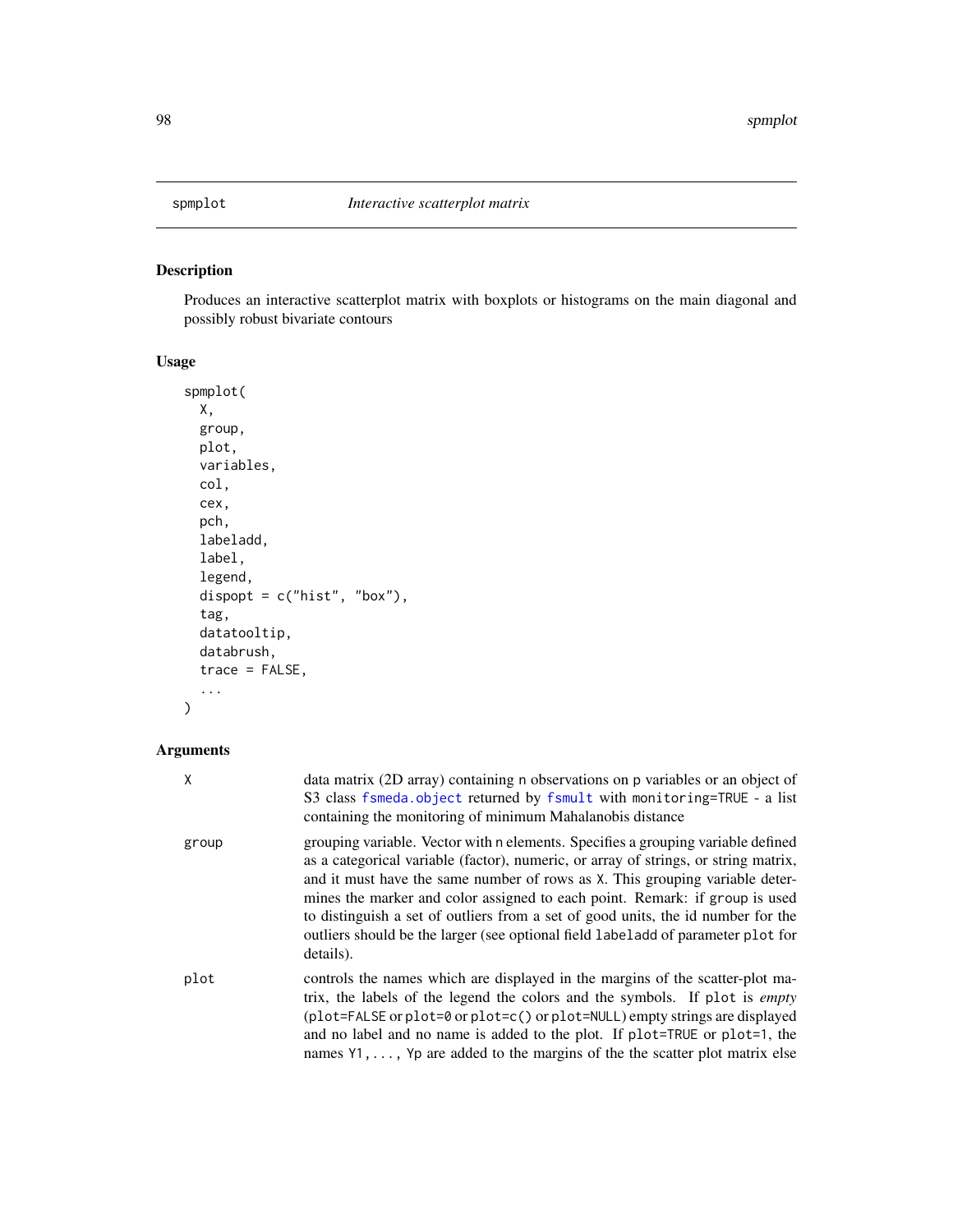## spmplot *Interactive scatterplot matrix*

### Description

Produces an interactive scatterplot matrix with boxplots or histograms on the main diagonal and possibly robust bivariate contours

### Usage

```
spmplot(
  X,
  group,
  plot,
  variables,
  col,
  cex,
  pch,
  labeladd,
  label,
  legend,
  dispopt = c("hist", "box"),
  tag,
  datatooltip,
  databrush,
  trace = FALSE,
  ...
)
```

### Arguments

| | |
|---|---|
| `X` | data matrix (2D array) containing `n` observations on `p` variables or an object of S3 class `fsmeda.object` returned by `fsmult` with `monitoring=TRUE` - a list containing the monitoring of minimum Mahalanobis distance |
| `group` | grouping variable. Vector with `n` elements. Specifies a grouping variable defined as a categorical variable (factor), numeric, or array of strings, or string matrix, and it must have the same number of rows as `X`. This grouping variable determines the marker and color assigned to each point. Remark: if `group` is used to distinguish a set of outliers from a set of good units, the id number for the outliers should be the larger (see optional field `labeladd` of parameter `plot` for details). |
| `plot` | controls the names which are displayed in the margins of the scatter-plot matrix, the labels of the legend the colors and the symbols. If `plot` is *empty* (`plot=FALSE` or `plot=0` or `plot=c()` or `plot=NULL`) empty strings are displayed and no label and no name is added to the plot. If `plot=TRUE` or `plot=1`, the names `Y1,...,Yp` are added to the margins of the the scatter plot matrix else |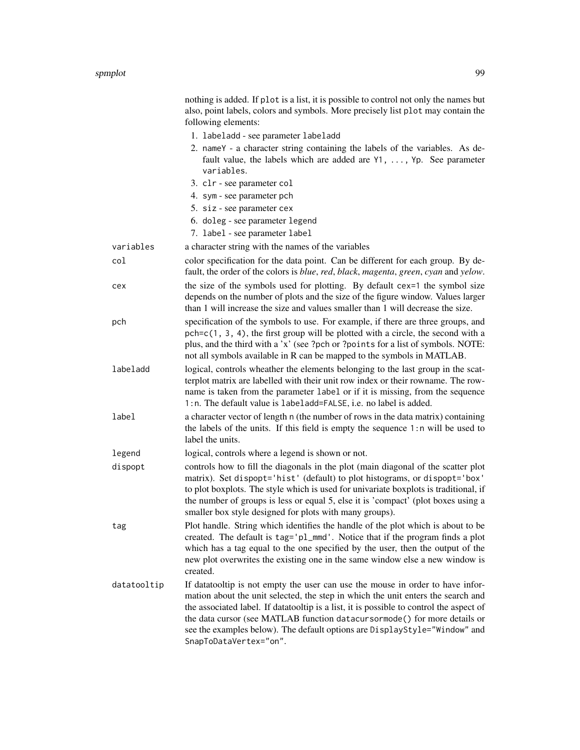nothing is added. If `plot` is a list, it is possible to control not only the names but also, point labels, colors and symbols. More precisely list `plot` may contain the following elements:

1. `labeladd` - see parameter `labeladd`
2. `nameY` - a character string containing the labels of the variables. As default value, the labels which are added are `Y1, ..., Yp`. See parameter `variables`.
3. `clr` - see parameter `col`
4. `sym` - see parameter `pch`
5. `siz` - see parameter `cex`
6. `doleg` - see parameter `legend`
7. `label` - see parameter `label`

`variables`
: a character string with the names of the variables

`col`
: color specification for the data point. Can be different for each group. By default, the order of the colors is *blue*, *red*, *black*, *magenta*, *green*, *cyan* and *yelow*.

`cex`
: the size of the symbols used for plotting. By default `cex=1` the symbol size depends on the number of plots and the size of the figure window. Values larger than 1 will increase the size and values smaller than 1 will decrease the size.

`pch`
: specification of the symbols to use. For example, if there are three groups, and `pch=c(1, 3, 4)`, the first group will be plotted with a circle, the second with a plus, and the third with a 'x' (see `?pch` or `?points` for a list of symbols. NOTE: not all symbols available in R can be mapped to the symbols in MATLAB.

`labeladd`
: logical, controls wheather the elements belonging to the last group in the scatterplot matrix are labelled with their unit row index or their rowname. The rowname is taken from the parameter `label` or if it is missing, from the sequence `1:n`. The default value is `labeladd=FALSE`, i.e. no label is added.

`label`
: a character vector of length `n` (the number of rows in the data matrix) containing the labels of the units. If this field is empty the sequence `1:n` will be used to label the units.

`legend`
: logical, controls where a legend is shown or not.

`dispopt`
: controls how to fill the diagonals in the plot (main diagonal of the scatter plot matrix). Set `dispopt='hist'` (default) to plot histograms, or `dispopt='box'` to plot boxplots. The style which is used for univariate boxplots is traditional, if the number of groups is less or equal 5, else it is 'compact' (plot boxes using a smaller box style designed for plots with many groups).

`tag`
: Plot handle. String which identifies the handle of the plot which is about to be created. The default is `tag='pl_mmd'`. Notice that if the program finds a plot which has a tag equal to the one specified by the user, then the output of the new plot overwrites the existing one in the same window else a new window is created.

`datatooltip`
: If datatooltip is not empty the user can use the mouse in order to have information about the unit selected, the step in which the unit enters the search and the associated label. If datatooltip is a list, it is possible to control the aspect of the data cursor (see MATLAB function `datacursormode()` for more details or see the examples below). The default options are `DisplayStyle="Window"` and `SnapToDataVertex="on"`.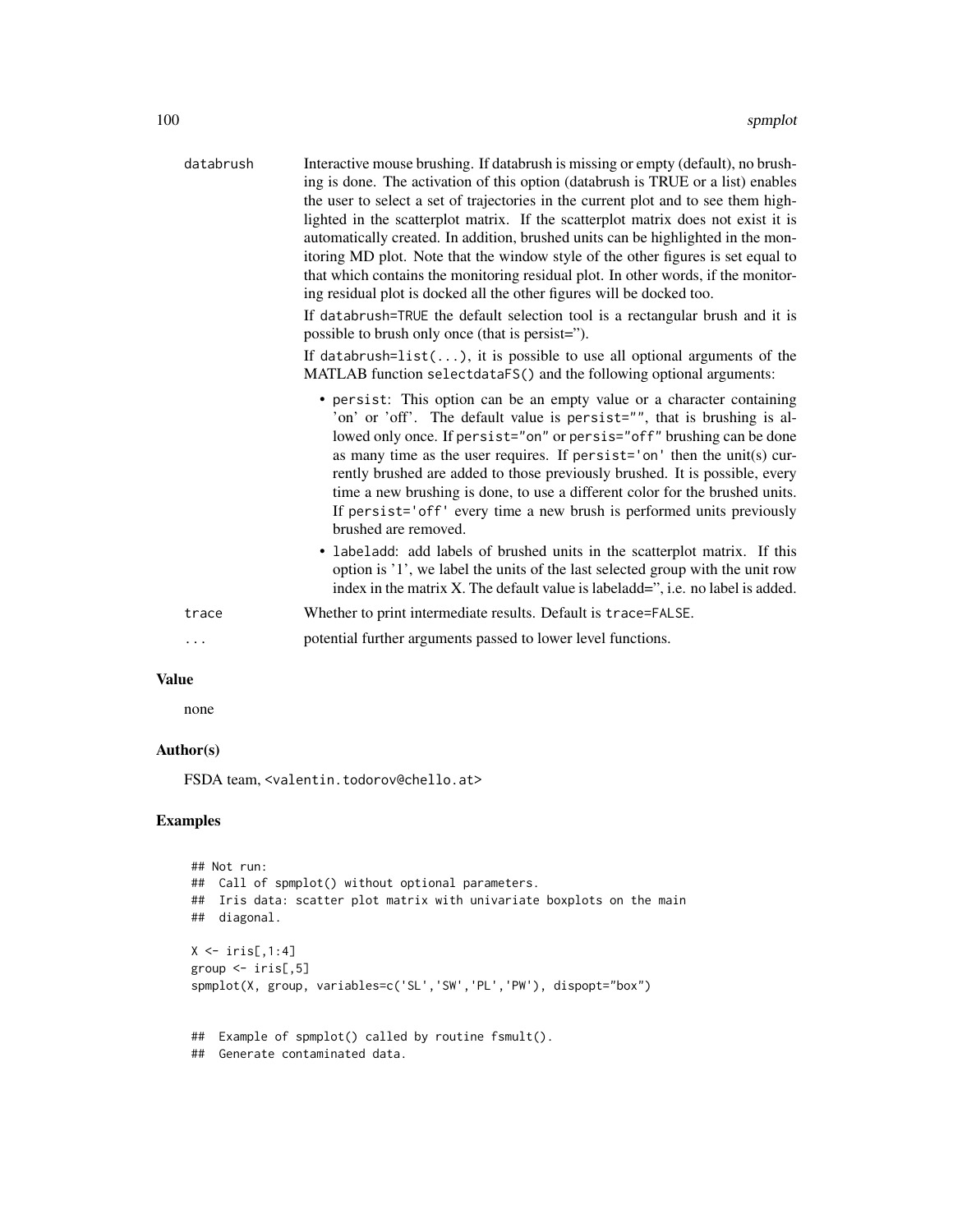databrush Interactive mouse brushing. If databrush is missing or empty (default), no brushing is done. The activation of this option (databrush is TRUE or a list) enables the user to select a set of trajectories in the current plot and to see them highlighted in the scatterplot matrix. If the scatterplot matrix does not exist it is automatically created. In addition, brushed units can be highlighted in the monitoring MD plot. Note that the window style of the other figures is set equal to that which contains the monitoring residual plot. In other words, if the monitoring residual plot is docked all the other figures will be docked too.

If `databrush=TRUE` the default selection tool is a rectangular brush and it is possible to brush only once (that is persist='').

If `databrush=list(...)`, it is possible to use all optional arguments of the MATLAB function `selectdataFS()` and the following optional arguments:

- `persist`: This option can be an empty value or a character containing 'on' or 'off'. The default value is `persist=""`, that is brushing is allowed only once. If `persist="on"` or `persis="off"` brushing can be done as many time as the user requires. If `persist='on'` then the unit(s) currently brushed are added to those previously brushed. It is possible, every time a new brushing is done, to use a different color for the brushed units. If `persist='off'` every time a new brush is performed units previously brushed are removed.
- `labeladd`: add labels of brushed units in the scatterplot matrix. If this option is '1', we label the units of the last selected group with the unit row index in the matrix X. The default value is labeladd='', i.e. no label is added.

trace Whether to print intermediate results. Default is `trace=FALSE`.

... potential further arguments passed to lower level functions.

## Value

none

## Author(s)

FSDA team, <valentin.todorov@chello.at>

## Examples

```
## Not run:
##  Call of spmplot() without optional parameters.
##  Iris data: scatter plot matrix with univariate boxplots on the main
##  diagonal.

X <- iris[,1:4]
group <- iris[,5]
spmplot(X, group, variables=c('SL','SW','PL','PW'), dispopt="box")


##  Example of spmplot() called by routine fsmult().
##  Generate contaminated data.
```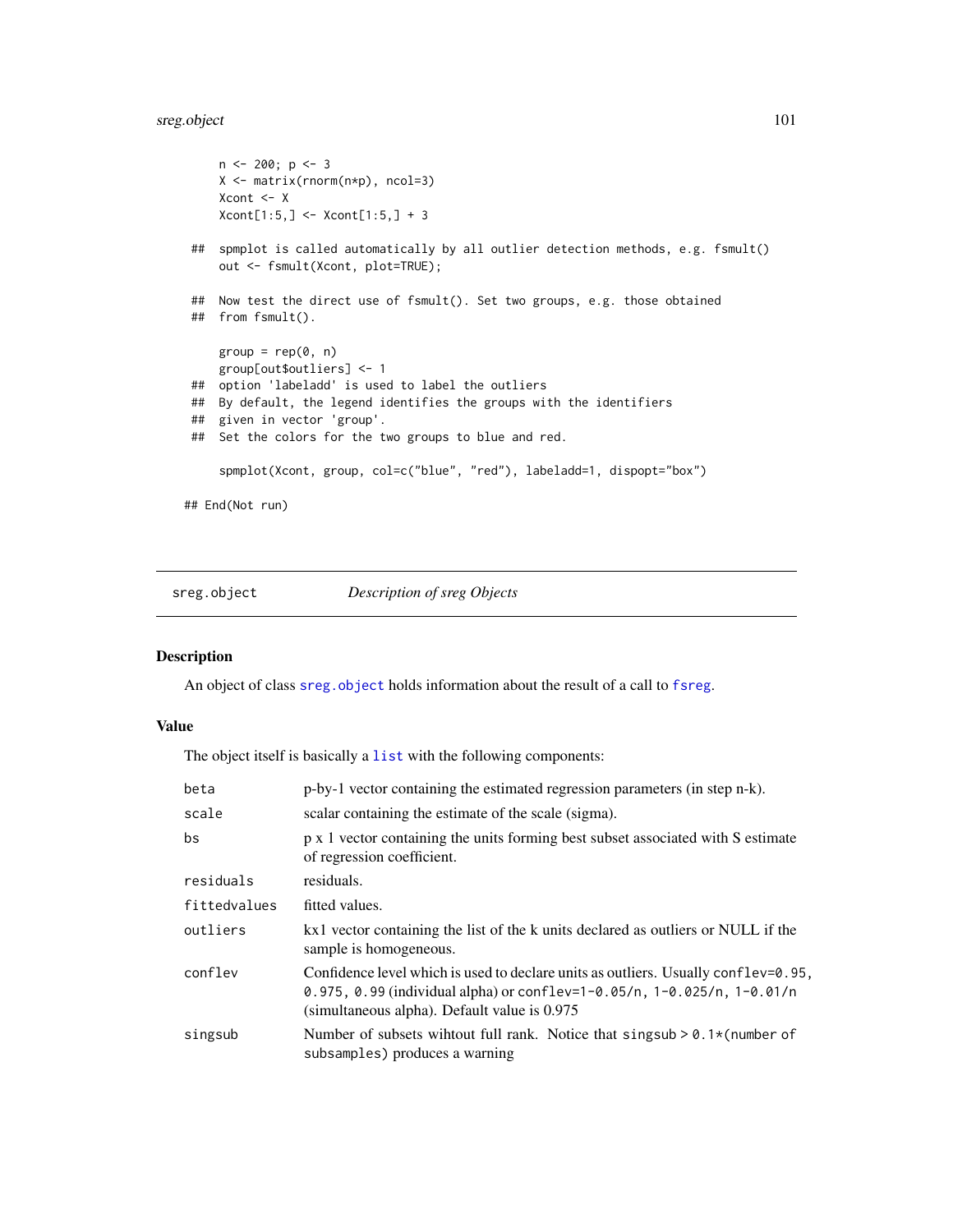```
    n <- 200; p <- 3
    X <- matrix(rnorm(n*p), ncol=3)
    Xcont <- X
    Xcont[1:5,] <- Xcont[1:5,] + 3

##  spmplot is called automatically by all outlier detection methods, e.g. fsmult()
    out <- fsmult(Xcont, plot=TRUE);

##  Now test the direct use of fsmult(). Set two groups, e.g. those obtained
##  from fsmult().

    group = rep(0, n)
    group[out$outliers] <- 1
##  option 'labeladd' is used to label the outliers
##  By default, the legend identifies the groups with the identifiers
##  given in vector 'group'.
##  Set the colors for the two groups to blue and red.

    spmplot(Xcont, group, col=c("blue", "red"), labeladd=1, dispopt="box")

## End(Not run)
```

---

sreg.object *Description of sreg Objects*

---

## Description

An object of class sreg.object holds information about the result of a call to fsreg.

## Value

The object itself is basically a list with the following components:

| | |
|---|---|
| beta | p-by-1 vector containing the estimated regression parameters (in step n-k). |
| scale | scalar containing the estimate of the scale (sigma). |
| bs | p x 1 vector containing the units forming best subset associated with S estimate of regression coefficient. |
| residuals | residuals. |
| fittedvalues | fitted values. |
| outliers | kx1 vector containing the list of the k units declared as outliers or NULL if the sample is homogeneous. |
| conflev | Confidence level which is used to declare units as outliers. Usually `conflev=0.95, 0.975, 0.99` (individual alpha) or `conflev=1-0.05/n, 1-0.025/n, 1-0.01/n` (simultaneous alpha). Default value is 0.975 |
| singsub | Number of subsets wihtout full rank. Notice that `singsub > 0.1*(number of subsamples)` produces a warning |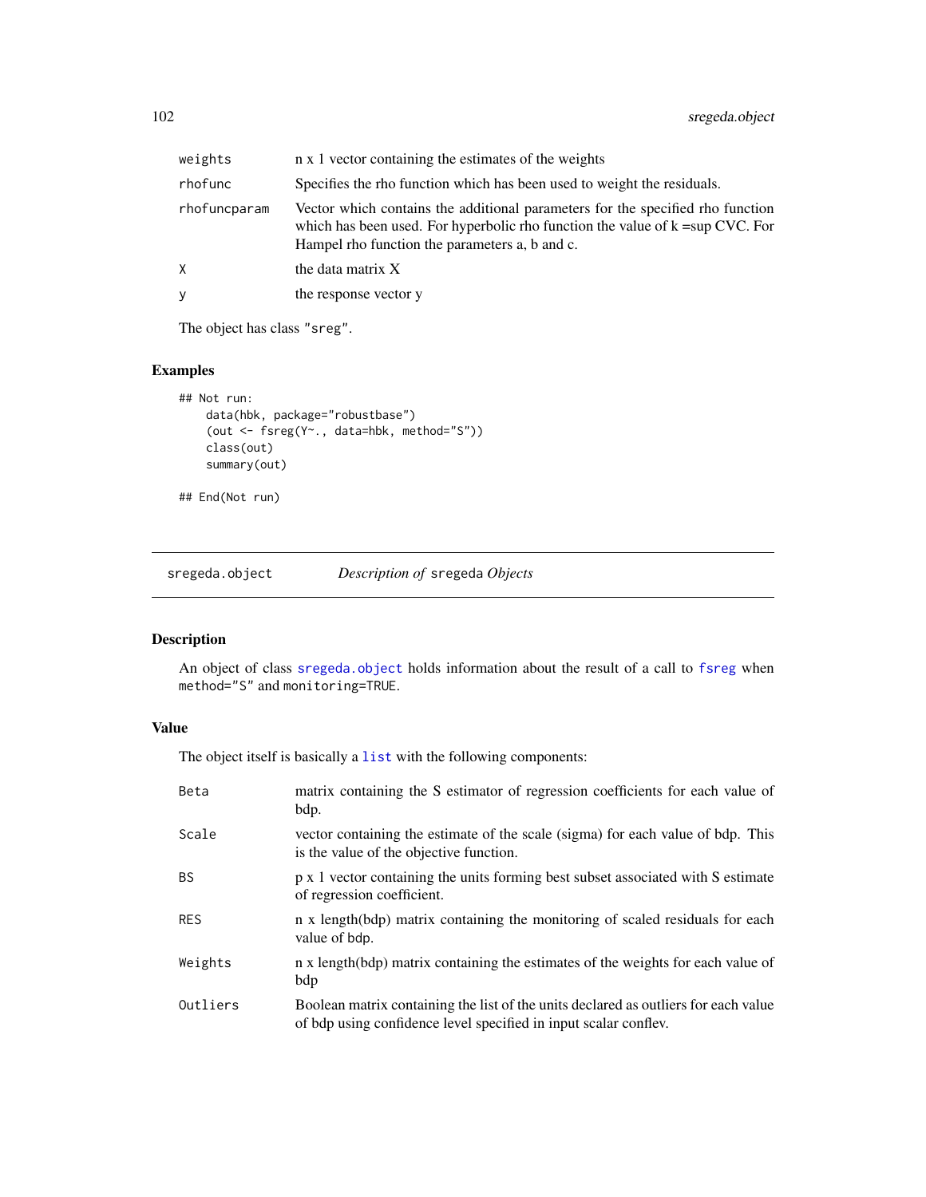| | |
|---|---|
| weights | n x 1 vector containing the estimates of the weights |
| rhofunc | Specifies the rho function which has been used to weight the residuals. |
| rhofuncparam | Vector which contains the additional parameters for the specified rho function which has been used. For hyperbolic rho function the value of k =sup CVC. For Hampel rho function the parameters a, b and c. |
| X | the data matrix X |
| y | the response vector y |

The object has class "sreg".

## Examples

```
## Not run:
    data(hbk, package="robustbase")
    (out <- fsreg(Y~., data=hbk, method="S"))
    class(out)
    summary(out)

## End(Not run)
```

---

# sregeda.object — *Description of* sregeda *Objects*

## Description

An object of class sregeda.object holds information about the result of a call to fsreg when method="S" and monitoring=TRUE.

## Value

The object itself is basically a list with the following components:

| | |
|---|---|
| Beta | matrix containing the S estimator of regression coefficients for each value of bdp. |
| Scale | vector containing the estimate of the scale (sigma) for each value of bdp. This is the value of the objective function. |
| BS | p x 1 vector containing the units forming best subset associated with S estimate of regression coefficient. |
| RES | n x length(bdp) matrix containing the monitoring of scaled residuals for each value of bdp. |
| Weights | n x length(bdp) matrix containing the estimates of the weights for each value of bdp |
| Outliers | Boolean matrix containing the list of the units declared as outliers for each value of bdp using confidence level specified in input scalar conflev. |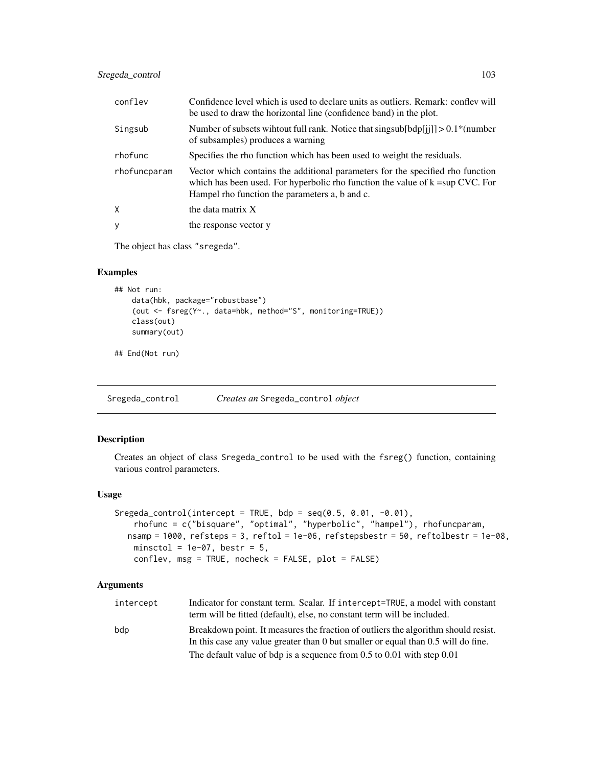| | |
|---|---|
| conflev | Confidence level which is used to declare units as outliers. Remark: conflev will be used to draw the horizontal line (confidence band) in the plot. |
| Singsub | Number of subsets wihtout full rank. Notice that singsub[bdp[jj]] > 0.1*(number of subsamples) produces a warning |
| rhofunc | Specifies the rho function which has been used to weight the residuals. |
| rhofuncparam | Vector which contains the additional parameters for the specified rho function which has been used. For hyperbolic rho function the value of k =sup CVC. For Hampel rho function the parameters a, b and c. |
| X | the data matrix X |
| y | the response vector y |

The object has class "sregeda".

### Examples

```
## Not run:
    data(hbk, package="robustbase")
    (out <- fsreg(Y~., data=hbk, method="S", monitoring=TRUE))
    class(out)
    summary(out)

## End(Not run)
```

---

## Sregeda_control — *Creates an* Sregeda_control *object*

### Description

Creates an object of class Sregeda_control to be used with the fsreg() function, containing various control parameters.

### Usage

```
Sregeda_control(intercept = TRUE, bdp = seq(0.5, 0.01, -0.01),
    rhofunc = c("bisquare", "optimal", "hyperbolic", "hampel"), rhofuncparam,
   nsamp = 1000, refsteps = 3, reftol = 1e-06, refstepsbestr = 50, reftolbestr = 1e-08,
    minsctol = 1e-07, bestr = 5,
    conflev, msg = TRUE, nocheck = FALSE, plot = FALSE)
```

### Arguments

| | |
|---|---|
| intercept | Indicator for constant term. Scalar. If intercept=TRUE, a model with constant term will be fitted (default), else, no constant term will be included. |
| bdp | Breakdown point. It measures the fraction of outliers the algorithm should resist. In this case any value greater than 0 but smaller or equal than 0.5 will do fine. The default value of bdp is a sequence from 0.5 to 0.01 with step 0.01 |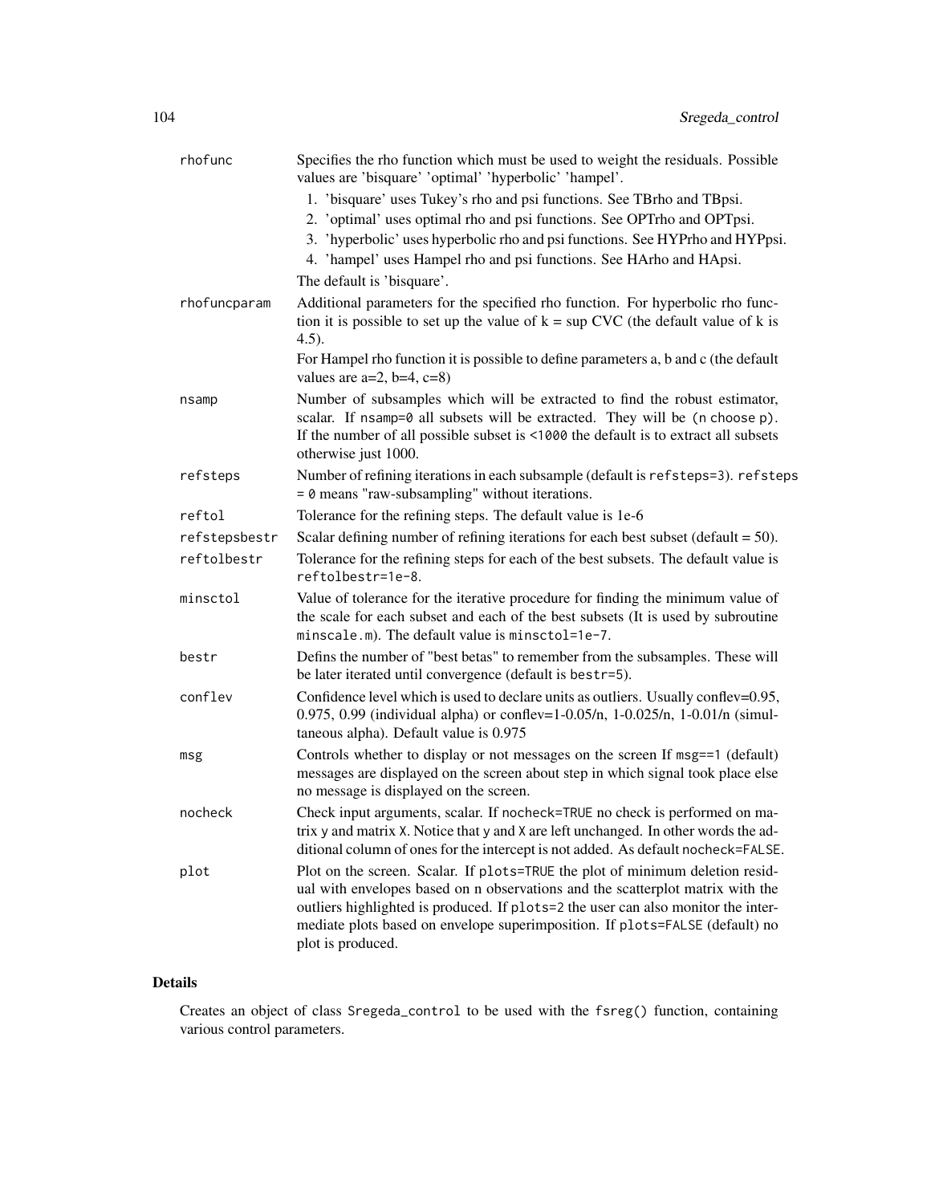| | |
|---|---|
| rhofunc | Specifies the rho function which must be used to weight the residuals. Possible values are 'bisquare' 'optimal' 'hyperbolic' 'hampel'.<br>1. 'bisquare' uses Tukey's rho and psi functions. See TBrho and TBpsi.<br>2. 'optimal' uses optimal rho and psi functions. See OPTrho and OPTpsi.<br>3. 'hyperbolic' uses hyperbolic rho and psi functions. See HYPrho and HYPpsi.<br>4. 'hampel' uses Hampel rho and psi functions. See HArho and HApsi.<br>The default is 'bisquare'. |
| rhofuncparam | Additional parameters for the specified rho function. For hyperbolic rho function it is possible to set up the value of k = sup CVC (the default value of k is 4.5).<br>For Hampel rho function it is possible to define parameters a, b and c (the default values are a=2, b=4, c=8) |
| nsamp | Number of subsamples which will be extracted to find the robust estimator, scalar. If `nsamp=0` all subsets will be extracted. They will be `(n choose p)`. If the number of all possible subset is `<1000` the default is to extract all subsets otherwise just 1000. |
| refsteps | Number of refining iterations in each subsample (default is `refsteps=3`). `refsteps = 0` means "raw-subsampling" without iterations. |
| reftol | Tolerance for the refining steps. The default value is 1e-6 |
| refstepsbestr | Scalar defining number of refining iterations for each best subset (default = 50). |
| reftolbestr | Tolerance for the refining steps for each of the best subsets. The default value is `reftolbestr=1e-8`. |
| minsctol | Value of tolerance for the iterative procedure for finding the minimum value of the scale for each subset and each of the best subsets (It is used by subroutine `minscale.m`). The default value is `minsctol=1e-7`. |
| bestr | Defins the number of "best betas" to remember from the subsamples. These will be later iterated until convergence (default is `bestr=5`). |
| conflev | Confidence level which is used to declare units as outliers. Usually conflev=0.95, 0.975, 0.99 (individual alpha) or conflev=1-0.05/n, 1-0.025/n, 1-0.01/n (simultaneous alpha). Default value is 0.975 |
| msg | Controls whether to display or not messages on the screen If `msg==1` (default) messages are displayed on the screen about step in which signal took place else no message is displayed on the screen. |
| nocheck | Check input arguments, scalar. If `nocheck=TRUE` no check is performed on matrix `y` and matrix `X`. Notice that `y` and `X` are left unchanged. In other words the additional column of ones for the intercept is not added. As default `nocheck=FALSE`. |
| plot | Plot on the screen. Scalar. If `plots=TRUE` the plot of minimum deletion residual with envelopes based on n observations and the scatterplot matrix with the outliers highlighted is produced. If `plots=2` the user can also monitor the intermediate plots based on envelope superimposition. If `plots=FALSE` (default) no plot is produced. |

## Details

Creates an object of class `Sregeda_control` to be used with the `fsreg()` function, containing various control parameters.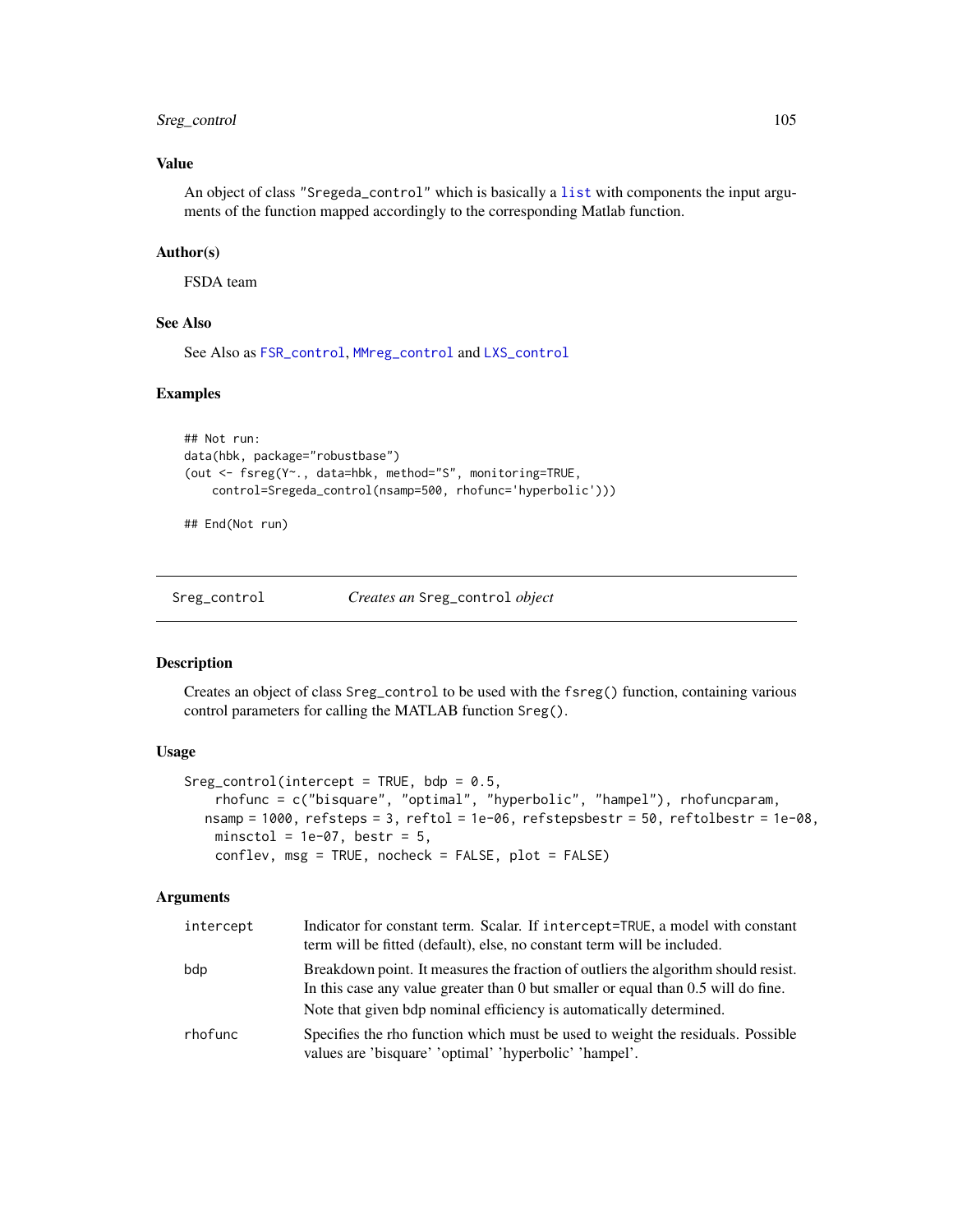### Value

An object of class "Sregeda_control" which is basically a list with components the input arguments of the function mapped accordingly to the corresponding Matlab function.

### Author(s)

FSDA team

### See Also

See Also as FSR_control, MMreg_control and LXS_control

### Examples

```
## Not run:
data(hbk, package="robustbase")
(out <- fsreg(Y~., data=hbk, method="S", monitoring=TRUE,
    control=Sregeda_control(nsamp=500, rhofunc='hyperbolic')))

## End(Not run)
```

---

## Sreg_control — *Creates an* Sreg_control *object*

### Description

Creates an object of class Sreg_control to be used with the fsreg() function, containing various control parameters for calling the MATLAB function Sreg().

### Usage

```
Sreg_control(intercept = TRUE, bdp = 0.5,
    rhofunc = c("bisquare", "optimal", "hyperbolic", "hampel"), rhofuncparam,
   nsamp = 1000, refsteps = 3, reftol = 1e-06, refstepsbestr = 50, reftolbestr = 1e-08,
    minsctol = 1e-07, bestr = 5,
    conflev, msg = TRUE, nocheck = FALSE, plot = FALSE)
```

### Arguments

| | |
|---|---|
| intercept | Indicator for constant term. Scalar. If intercept=TRUE, a model with constant term will be fitted (default), else, no constant term will be included. |
| bdp | Breakdown point. It measures the fraction of outliers the algorithm should resist. In this case any value greater than 0 but smaller or equal than 0.5 will do fine. Note that given bdp nominal efficiency is automatically determined. |
| rhofunc | Specifies the rho function which must be used to weight the residuals. Possible values are 'bisquare' 'optimal' 'hyperbolic' 'hampel'. |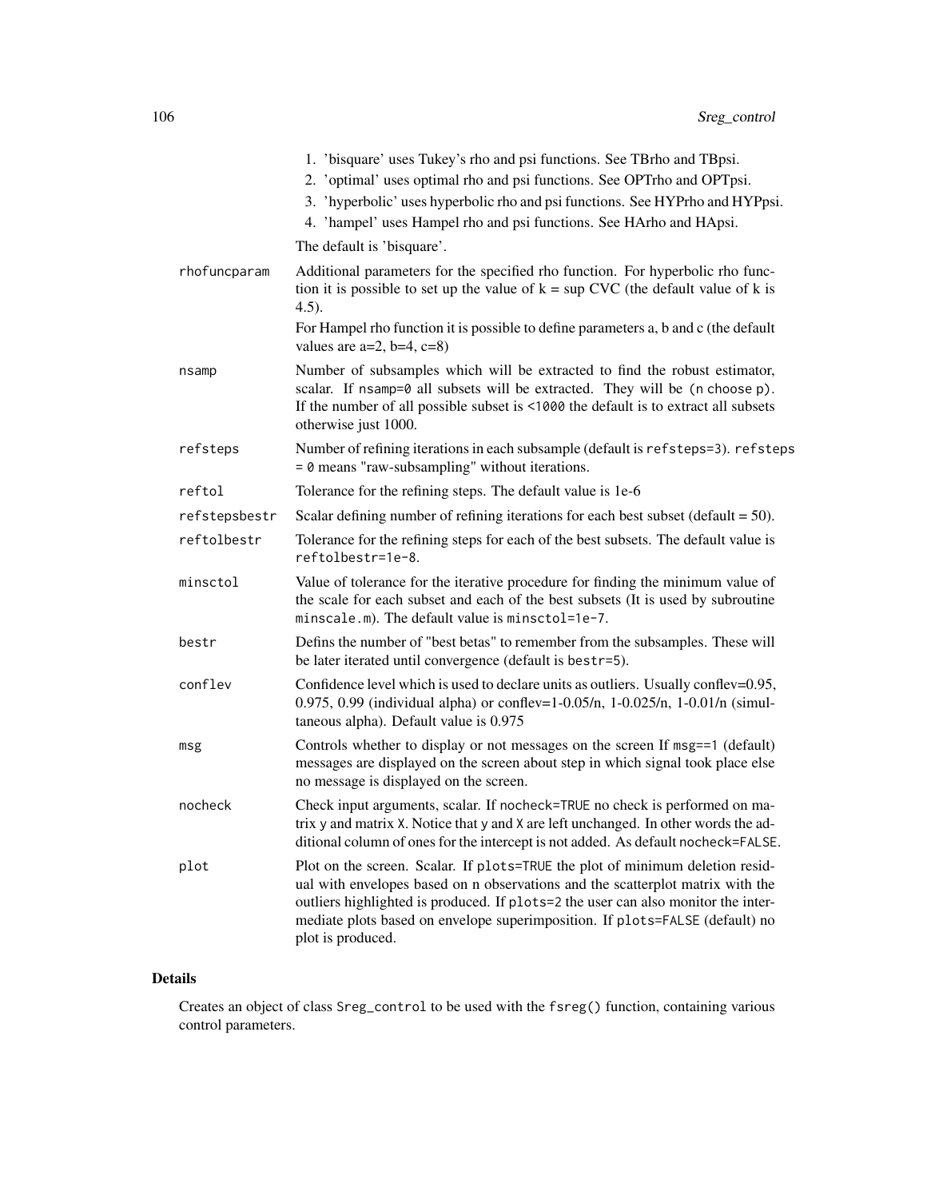1. 'bisquare' uses Tukey's rho and psi functions. See TBrho and TBpsi.
2. 'optimal' uses optimal rho and psi functions. See OPTrho and OPTpsi.
3. 'hyperbolic' uses hyperbolic rho and psi functions. See HYPrho and HYPpsi.
4. 'hampel' uses Hampel rho and psi functions. See HArho and HApsi.

The default is 'bisquare'.

`rhofuncparam` Additional parameters for the specified rho function. For hyperbolic rho function it is possible to set up the value of k = sup CVC (the default value of k is 4.5).

For Hampel rho function it is possible to define parameters a, b and c (the default values are a=2, b=4, c=8)

`nsamp` Number of subsamples which will be extracted to find the robust estimator, scalar. If `nsamp=0` all subsets will be extracted. They will be `(n choose p)`. If the number of all possible subset is `<1000` the default is to extract all subsets otherwise just 1000.

`refsteps` Number of refining iterations in each subsample (default is `refsteps=3`). `refsteps = 0` means "raw-subsampling" without iterations.

`reftol` Tolerance for the refining steps. The default value is 1e-6

`refstepsbestr` Scalar defining number of refining iterations for each best subset (default = 50).

`reftolbestr` Tolerance for the refining steps for each of the best subsets. The default value is `reftolbestr=1e-8`.

`minsctol` Value of tolerance for the iterative procedure for finding the minimum value of the scale for each subset and each of the best subsets (It is used by subroutine `minscale.m`). The default value is `minsctol=1e-7`.

`bestr` Defins the number of "best betas" to remember from the subsamples. These will be later iterated until convergence (default is `bestr=5`).

`conflev` Confidence level which is used to declare units as outliers. Usually conflev=0.95, 0.975, 0.99 (individual alpha) or conflev=1-0.05/n, 1-0.025/n, 1-0.01/n (simultaneous alpha). Default value is 0.975

`msg` Controls whether to display or not messages on the screen If `msg==1` (default) messages are displayed on the screen about step in which signal took place else no message is displayed on the screen.

`nocheck` Check input arguments, scalar. If `nocheck=TRUE` no check is performed on matrix y and matrix X. Notice that `y` and `X` are left unchanged. In other words the additional column of ones for the intercept is not added. As default `nocheck=FALSE`.

`plot` Plot on the screen. Scalar. If `plots=TRUE` the plot of minimum deletion residual with envelopes based on n observations and the scatterplot matrix with the outliers highlighted is produced. If `plots=2` the user can also monitor the intermediate plots based on envelope superimposition. If `plots=FALSE` (default) no plot is produced.

## Details

Creates an object of class `Sreg_control` to be used with the `fsreg()` function, containing various control parameters.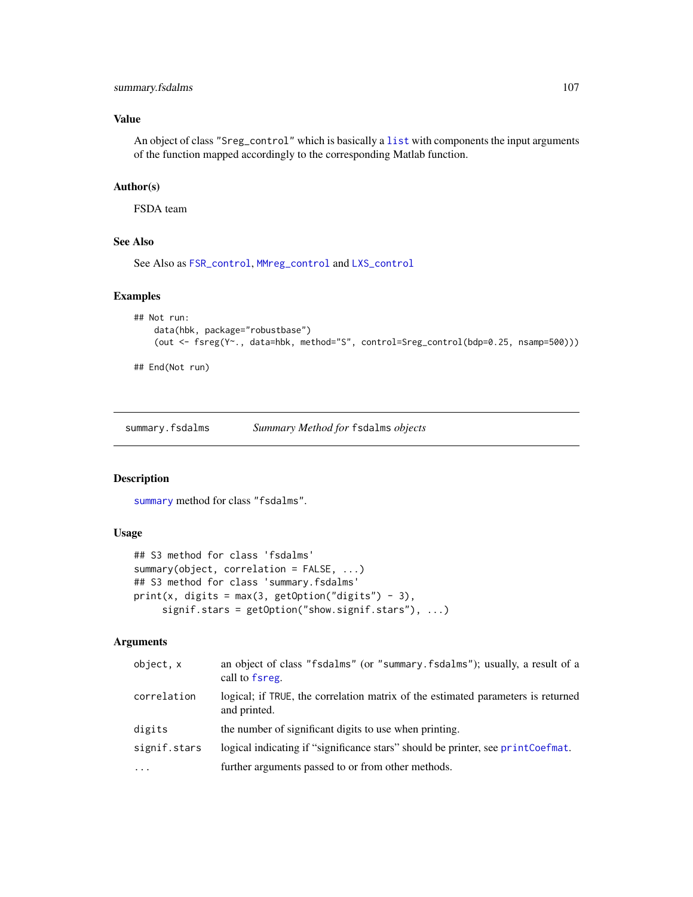## Value

An object of class "Sreg_control" which is basically a list with components the input arguments of the function mapped accordingly to the corresponding Matlab function.

## Author(s)

FSDA team

## See Also

See Also as FSR_control, MMreg_control and LXS_control

## Examples

```
## Not run:
    data(hbk, package="robustbase")
    (out <- fsreg(Y~., data=hbk, method="S", control=Sreg_control(bdp=0.25, nsamp=500)))

## End(Not run)
```

---

summary.fsdalms    *Summary Method for* fsdalms *objects*

---

## Description

summary method for class "fsdalms".

## Usage

```
## S3 method for class 'fsdalms'
summary(object, correlation = FALSE, ...)
## S3 method for class 'summary.fsdalms'
print(x, digits = max(3, getOption("digits") - 3),
     signif.stars = getOption("show.signif.stars"), ...)
```

## Arguments

| | |
|---|---|
| object, x | an object of class "fsdalms" (or "summary.fsdalms"); usually, a result of a call to fsreg. |
| correlation | logical; if TRUE, the correlation matrix of the estimated parameters is returned and printed. |
| digits | the number of significant digits to use when printing. |
| signif.stars | logical indicating if "significance stars" should be printer, see printCoefmat. |
| ... | further arguments passed to or from other methods. |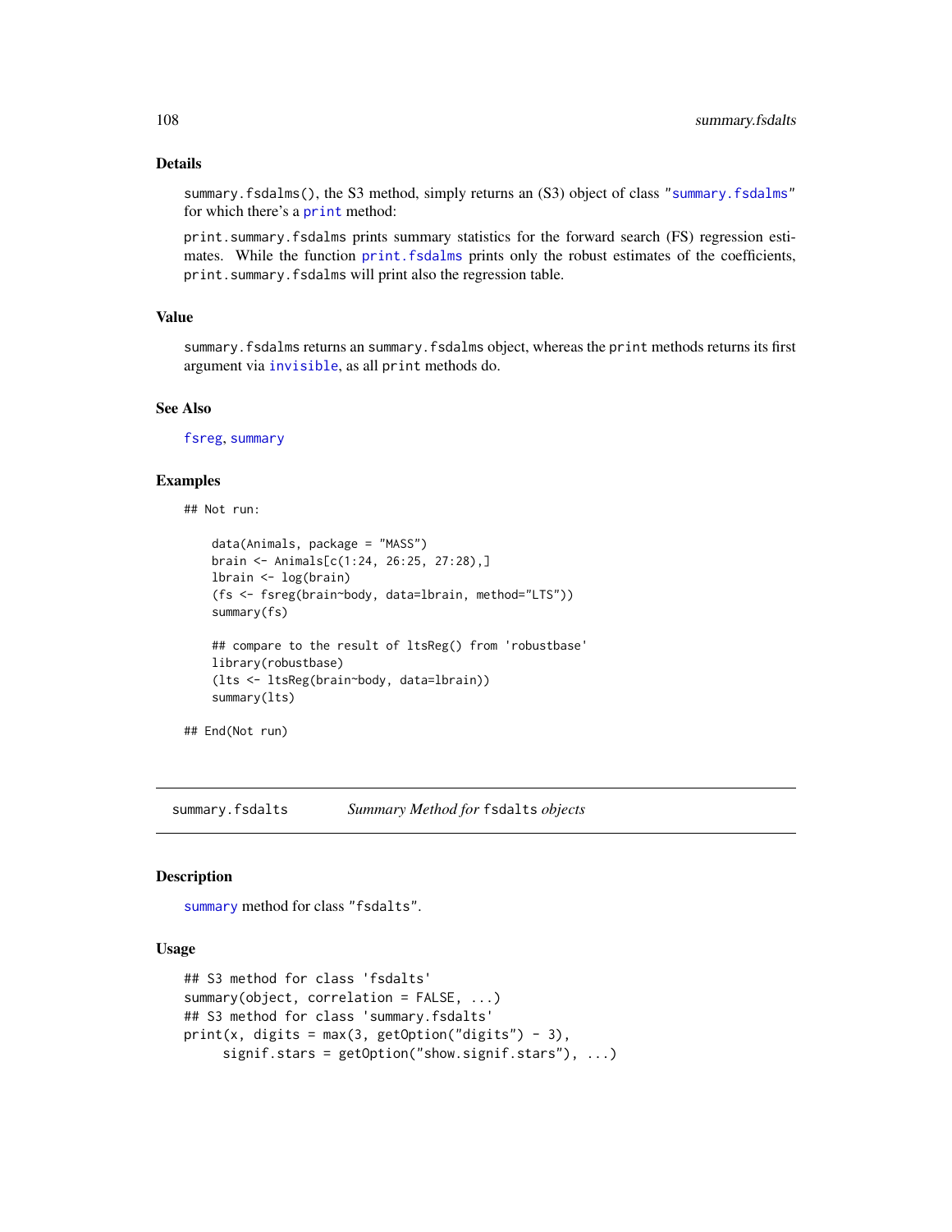### Details

summary.fsdalms(), the S3 method, simply returns an (S3) object of class "summary.fsdalms" for which there's a print method:

print.summary.fsdalms prints summary statistics for the forward search (FS) regression estimates. While the function print.fsdalms prints only the robust estimates of the coefficients, print.summary.fsdalms will print also the regression table.

### Value

summary.fsdalms returns an summary.fsdalms object, whereas the print methods returns its first argument via invisible, as all print methods do.

### See Also

fsreg, summary

### Examples

```
## Not run:

    data(Animals, package = "MASS")
    brain <- Animals[c(1:24, 26:25, 27:28),]
    lbrain <- log(brain)
    (fs <- fsreg(brain~body, data=lbrain, method="LTS"))
    summary(fs)

    ## compare to the result of ltsReg() from 'robustbase'
    library(robustbase)
    (lts <- ltsReg(brain~body, data=lbrain))
    summary(lts)

## End(Not run)
```

## summary.fsdalts *Summary Method for* fsdalts *objects*

### Description

summary method for class "fsdalts".

### Usage

```
## S3 method for class 'fsdalts'
summary(object, correlation = FALSE, ...)
## S3 method for class 'summary.fsdalts'
print(x, digits = max(3, getOption("digits") - 3),
     signif.stars = getOption("show.signif.stars"), ...)
```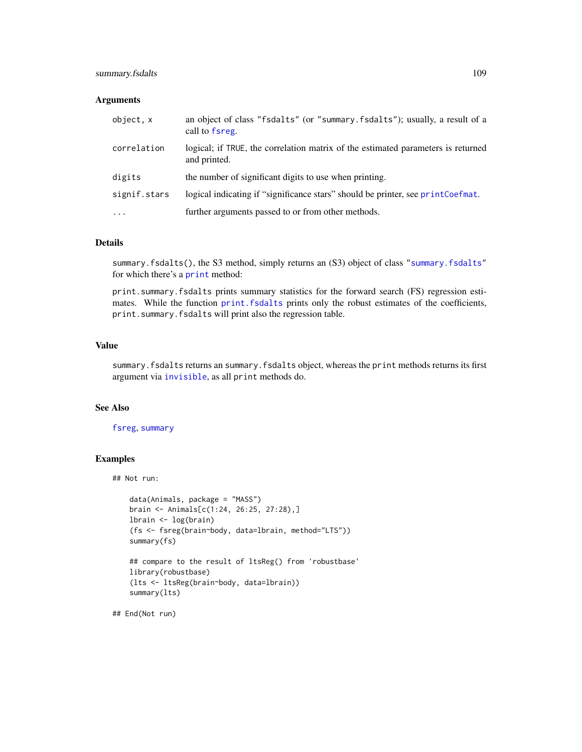### Arguments

| | |
|---|---|
| `object, x` | an object of class "fsdalts" (or "summary.fsdalts"); usually, a result of a call to `fsreg`. |
| `correlation` | logical; if TRUE, the correlation matrix of the estimated parameters is returned and printed. |
| `digits` | the number of significant digits to use when printing. |
| `signif.stars` | logical indicating if "significance stars" should be printer, see `printCoefmat`. |
| `...` | further arguments passed to or from other methods. |

### Details

`summary.fsdalts()`, the S3 method, simply returns an (S3) object of class "`summary.fsdalts`" for which there's a `print` method:

`print.summary.fsdalts` prints summary statistics for the forward search (FS) regression estimates. While the function `print.fsdalts` prints only the robust estimates of the coefficients, `print.summary.fsdalts` will print also the regression table.

### Value

`summary.fsdalts` returns an `summary.fsdalts` object, whereas the `print` methods returns its first argument via `invisible`, as all `print` methods do.

### See Also

`fsreg`, `summary`

### Examples

```
## Not run:

    data(Animals, package = "MASS")
    brain <- Animals[c(1:24, 26:25, 27:28),]
    lbrain <- log(brain)
    (fs <- fsreg(brain~body, data=lbrain, method="LTS"))
    summary(fs)

    ## compare to the result of ltsReg() from 'robustbase'
    library(robustbase)
    (lts <- ltsReg(brain~body, data=lbrain))
    summary(lts)

## End(Not run)
```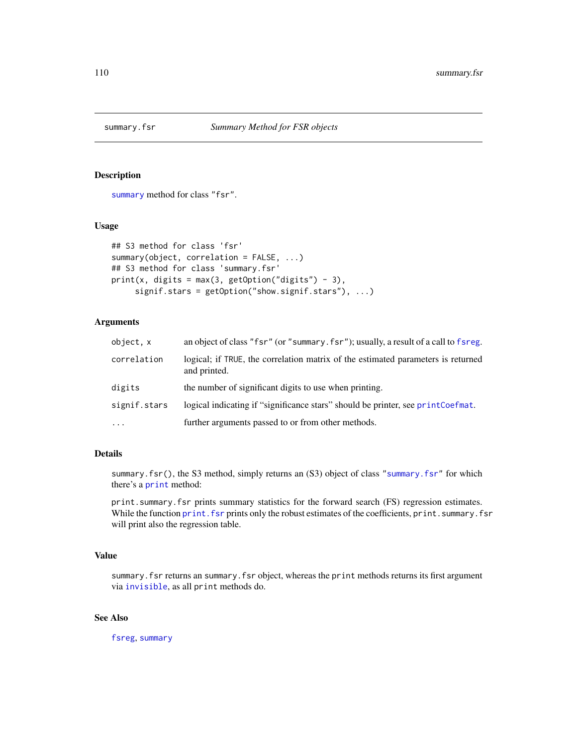summary.fsr    *Summary Method for FSR objects*

## Description

summary method for class "fsr".

## Usage

```
## S3 method for class 'fsr'
summary(object, correlation = FALSE, ...)
## S3 method for class 'summary.fsr'
print(x, digits = max(3, getOption("digits") - 3),
     signif.stars = getOption("show.signif.stars"), ...)
```

## Arguments

| | |
|---|---|
| `object, x` | an object of class "fsr" (or "summary.fsr"); usually, a result of a call to fsreg. |
| `correlation` | logical; if TRUE, the correlation matrix of the estimated parameters is returned and printed. |
| `digits` | the number of significant digits to use when printing. |
| `signif.stars` | logical indicating if "significance stars" should be printer, see printCoefmat. |
| `...` | further arguments passed to or from other methods. |

## Details

summary.fsr(), the S3 method, simply returns an (S3) object of class "summary.fsr" for which there's a print method:

print.summary.fsr prints summary statistics for the forward search (FS) regression estimates. While the function print.fsr prints only the robust estimates of the coefficients, print.summary.fsr will print also the regression table.

## Value

summary.fsr returns an summary.fsr object, whereas the print methods returns its first argument via invisible, as all print methods do.

## See Also

fsreg, summary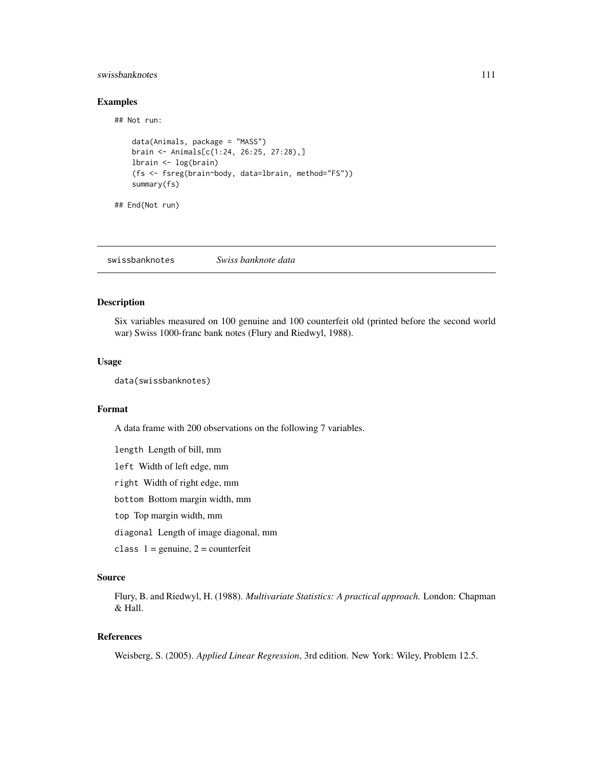### Examples

```
## Not run:

    data(Animals, package = "MASS")
    brain <- Animals[c(1:24, 26:25, 27:28),]
    lbrain <- log(brain)
    (fs <- fsreg(brain~body, data=lbrain, method="FS"))
    summary(fs)

## End(Not run)
```

---

## swissbanknotes    *Swiss banknote data*

---

### Description

Six variables measured on 100 genuine and 100 counterfeit old (printed before the second world war) Swiss 1000-franc bank notes (Flury and Riedwyl, 1988).

### Usage

```
data(swissbanknotes)
```

### Format

A data frame with 200 observations on the following 7 variables.

`length` Length of bill, mm

`left` Width of left edge, mm

`right` Width of right edge, mm

`bottom` Bottom margin width, mm

`top` Top margin width, mm

`diagonal` Length of image diagonal, mm

`class` 1 = genuine, 2 = counterfeit

### Source

Flury, B. and Riedwyl, H. (1988). *Multivariate Statistics: A practical approach.* London: Chapman & Hall.

### References

Weisberg, S. (2005). *Applied Linear Regression*, 3rd edition. New York: Wiley, Problem 12.5.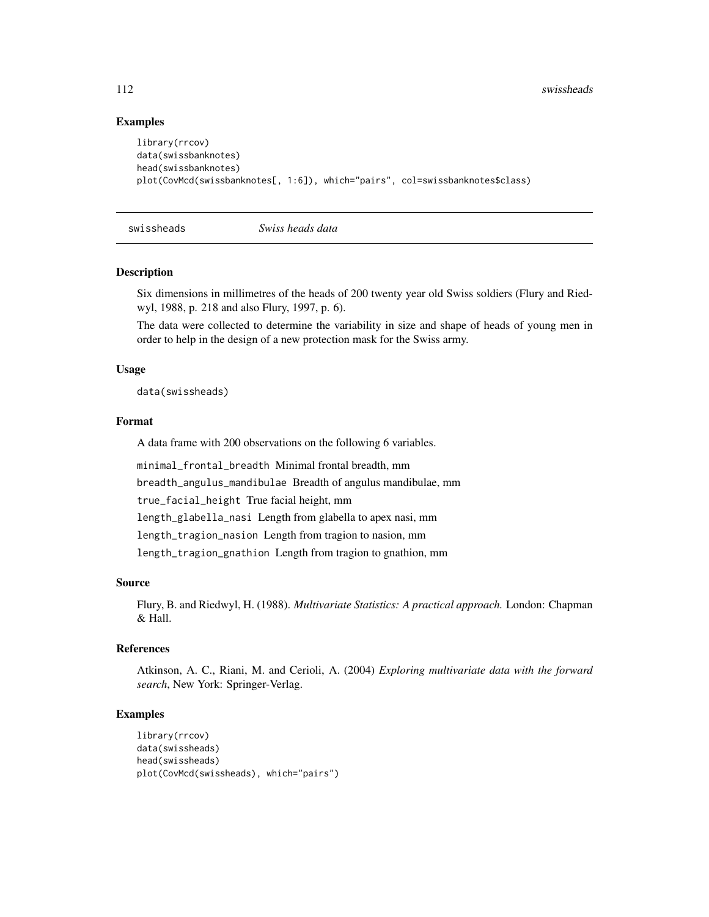### Examples

```
library(rrcov)
data(swissbanknotes)
head(swissbanknotes)
plot(CovMcd(swissbanknotes[, 1:6]), which="pairs", col=swissbanknotes$class)
```

---

## swissheads *Swiss heads data*

---

### Description

Six dimensions in millimetres of the heads of 200 twenty year old Swiss soldiers (Flury and Riedwyl, 1988, p. 218 and also Flury, 1997, p. 6).

The data were collected to determine the variability in size and shape of heads of young men in order to help in the design of a new protection mask for the Swiss army.

### Usage

```
data(swissheads)
```

### Format

A data frame with 200 observations on the following 6 variables.

`minimal_frontal_breadth` Minimal frontal breadth, mm

`breadth_angulus_mandibulae` Breadth of angulus mandibulae, mm

`true_facial_height` True facial height, mm

`length_glabella_nasi` Length from glabella to apex nasi, mm

`length_tragion_nasion` Length from tragion to nasion, mm

`length_tragion_gnathion` Length from tragion to gnathion, mm

### Source

Flury, B. and Riedwyl, H. (1988). *Multivariate Statistics: A practical approach.* London: Chapman & Hall.

### References

Atkinson, A. C., Riani, M. and Cerioli, A. (2004) *Exploring multivariate data with the forward search*, New York: Springer-Verlag.

### Examples

```
library(rrcov)
data(swissheads)
head(swissheads)
plot(CovMcd(swissheads), which="pairs")
```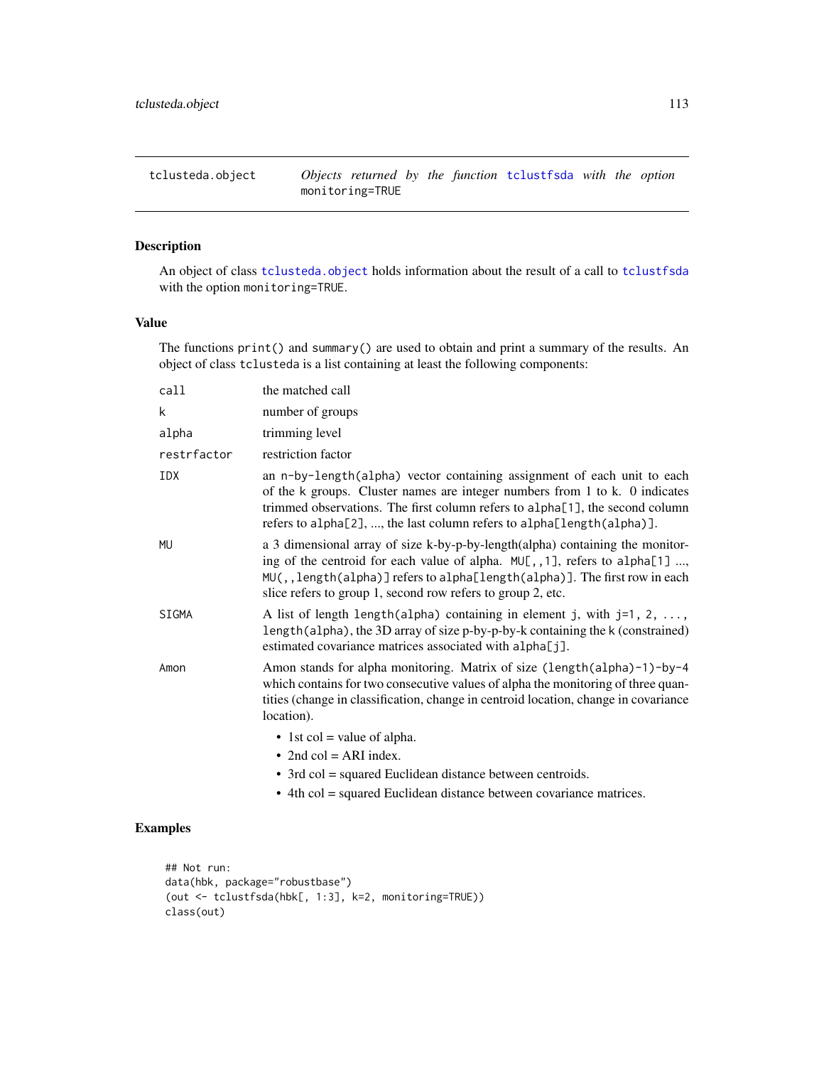tclusteda.object — *Objects returned by the function* tclustfsda *with the option* monitoring=TRUE

## Description

An object of class tclusteda.object holds information about the result of a call to tclustfsda with the option monitoring=TRUE.

## Value

The functions print() and summary() are used to obtain and print a summary of the results. An object of class tclusteda is a list containing at least the following components:

- **call** — the matched call
- **k** — number of groups
- **alpha** — trimming level
- **restrfactor** — restriction factor
- **IDX** — an n-by-length(alpha) vector containing assignment of each unit to each of the k groups. Cluster names are integer numbers from 1 to k. 0 indicates trimmed observations. The first column refers to alpha[1], the second column refers to alpha[2], ..., the last column refers to alpha[length(alpha)].
- **MU** — a 3 dimensional array of size k-by-p-by-length(alpha) containing the monitoring of the centroid for each value of alpha. MU[,,1], refers to alpha[1] ..., MU(,,length(alpha)] refers to alpha[length(alpha)]. The first row in each slice refers to group 1, second row refers to group 2, etc.
- **SIGMA** — A list of length length(alpha) containing in element j, with j=1, 2, ..., length(alpha), the 3D array of size p-by-p-by-k containing the k (constrained) estimated covariance matrices associated with alpha[j].
- **Amon** — Amon stands for alpha monitoring. Matrix of size (length(alpha)-1)-by-4 which contains for two consecutive values of alpha the monitoring of three quantities (change in classification, change in centroid location, change in covariance location).
  - 1st col = value of alpha.
  - 2nd col = ARI index.
  - 3rd col = squared Euclidean distance between centroids.
  - 4th col = squared Euclidean distance between covariance matrices.

## Examples

```
## Not run:
data(hbk, package="robustbase")
(out <- tclustfsda(hbk[, 1:3], k=2, monitoring=TRUE))
class(out)
```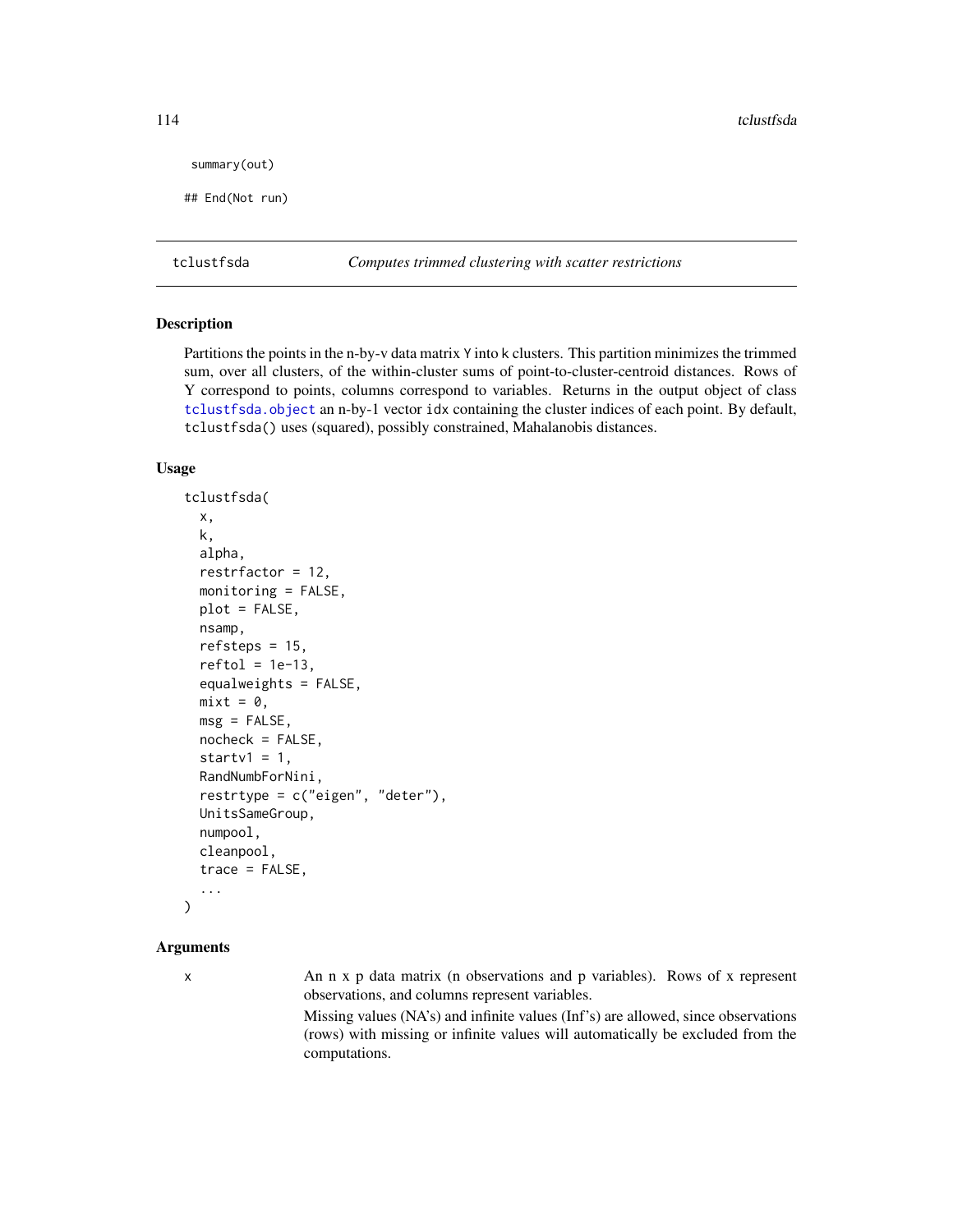```
summary(out)

## End(Not run)
```

## tclustfsda — *Computes trimmed clustering with scatter restrictions*

### Description

Partitions the points in the n-by-v data matrix Y into k clusters. This partition minimizes the trimmed sum, over all clusters, of the within-cluster sums of point-to-cluster-centroid distances. Rows of Y correspond to points, columns correspond to variables. Returns in the output object of class tclustfsda.object an n-by-1 vector idx containing the cluster indices of each point. By default, tclustfsda() uses (squared), possibly constrained, Mahalanobis distances.

### Usage

```
tclustfsda(
  x,
  k,
  alpha,
  restrfactor = 12,
  monitoring = FALSE,
  plot = FALSE,
  nsamp,
  refsteps = 15,
  reftol = 1e-13,
  equalweights = FALSE,
  mixt = 0,
  msg = FALSE,
  nocheck = FALSE,
  startv1 = 1,
  RandNumbForNini,
  restrtype = c("eigen", "deter"),
  UnitsSameGroup,
  numpool,
  cleanpool,
  trace = FALSE,
  ...
)
```

### Arguments

x — An n x p data matrix (n observations and p variables). Rows of x represent observations, and columns represent variables.

Missing values (NA's) and infinite values (Inf's) are allowed, since observations (rows) with missing or infinite values will automatically be excluded from the computations.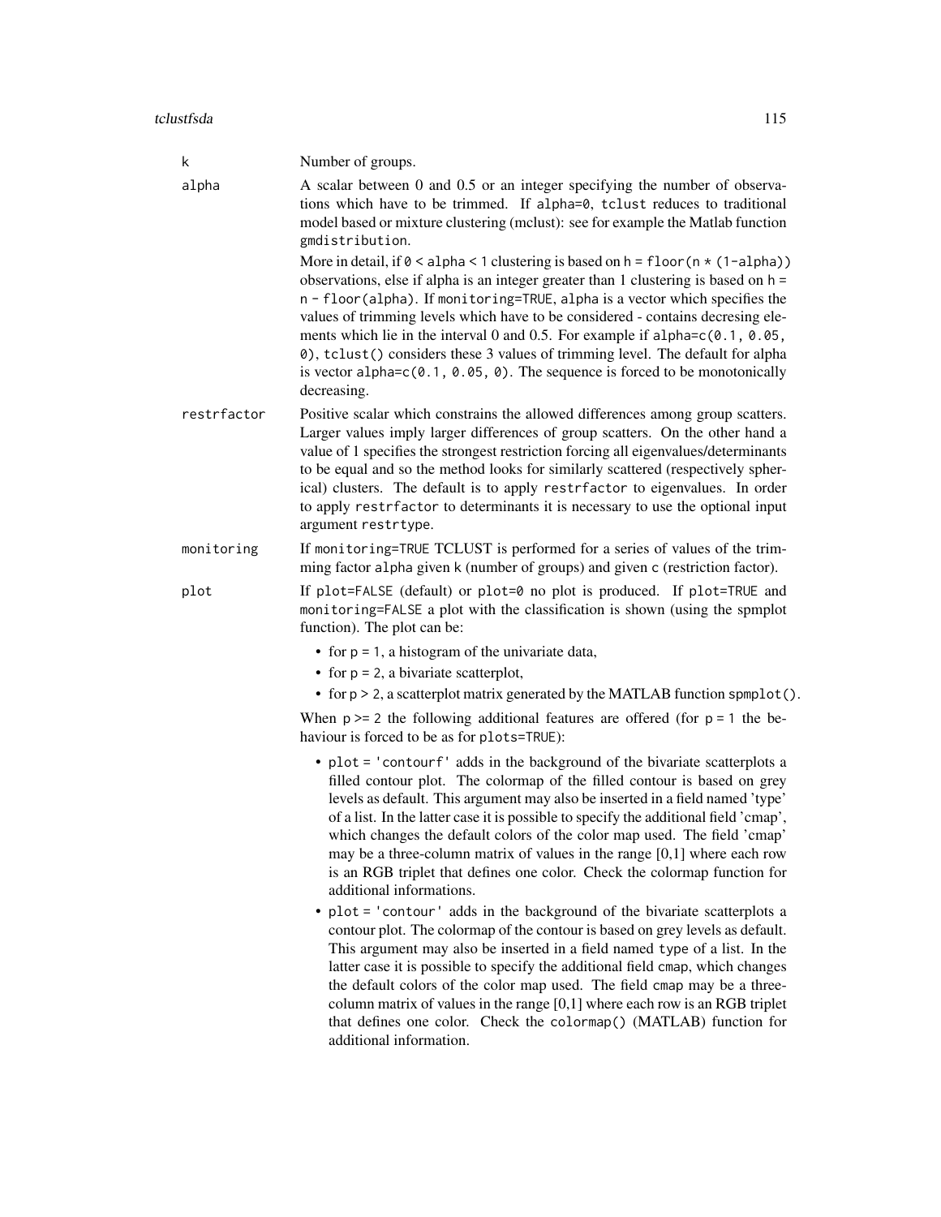k
: Number of groups.

alpha
: A scalar between 0 and 0.5 or an integer specifying the number of observations which have to be trimmed. If `alpha=0`, `tclust` reduces to traditional model based or mixture clustering (mclust): see for example the Matlab function `gmdistribution`.

  More in detail, if `0 < alpha < 1` clustering is based on `h = floor(n * (1-alpha))` observations, else if alpha is an integer greater than 1 clustering is based on `h = n - floor(alpha)`. If `monitoring=TRUE`, `alpha` is a vector which specifies the values of trimming levels which have to be considered - contains decresing elements which lie in the interval 0 and 0.5. For example if `alpha=c(0.1, 0.05, 0)`, `tclust()` considers these 3 values of trimming level. The default for alpha is vector `alpha=c(0.1, 0.05, 0)`. The sequence is forced to be monotonically decreasing.

restrfactor
: Positive scalar which constrains the allowed differences among group scatters. Larger values imply larger differences of group scatters. On the other hand a value of 1 specifies the strongest restriction forcing all eigenvalues/determinants to be equal and so the method looks for similarly scattered (respectively spherical) clusters. The default is to apply `restrfactor` to eigenvalues. In order to apply `restrfactor` to determinants it is necessary to use the optional input argument `restrtype`.

monitoring
: If `monitoring=TRUE` TCLUST is performed for a series of values of the trimming factor `alpha` given `k` (number of groups) and given `c` (restriction factor).

plot
: If `plot=FALSE` (default) or `plot=0` no plot is produced. If `plot=TRUE` and `monitoring=FALSE` a plot with the classification is shown (using the spmplot function). The plot can be:

  - for `p = 1`, a histogram of the univariate data,
  - for `p = 2`, a bivariate scatterplot,
  - for `p > 2`, a scatterplot matrix generated by the MATLAB function `spmplot()`.

  When `p >= 2` the following additional features are offered (for `p = 1` the behaviour is forced to be as for `plots=TRUE`):

  - `plot = 'contourf'` adds in the background of the bivariate scatterplots a filled contour plot. The colormap of the filled contour is based on grey levels as default. This argument may also be inserted in a field named 'type' of a list. In the latter case it is possible to specify the additional field 'cmap', which changes the default colors of the color map used. The field 'cmap' may be a three-column matrix of values in the range [0,1] where each row is an RGB triplet that defines one color. Check the colormap function for additional informations.
  - `plot = 'contour'` adds in the background of the bivariate scatterplots a contour plot. The colormap of the contour is based on grey levels as default. This argument may also be inserted in a field named `type` of a list. In the latter case it is possible to specify the additional field `cmap`, which changes the default colors of the color map used. The field `cmap` may be a three-column matrix of values in the range [0,1] where each row is an RGB triplet that defines one color. Check the `colormap()` (MATLAB) function for additional information.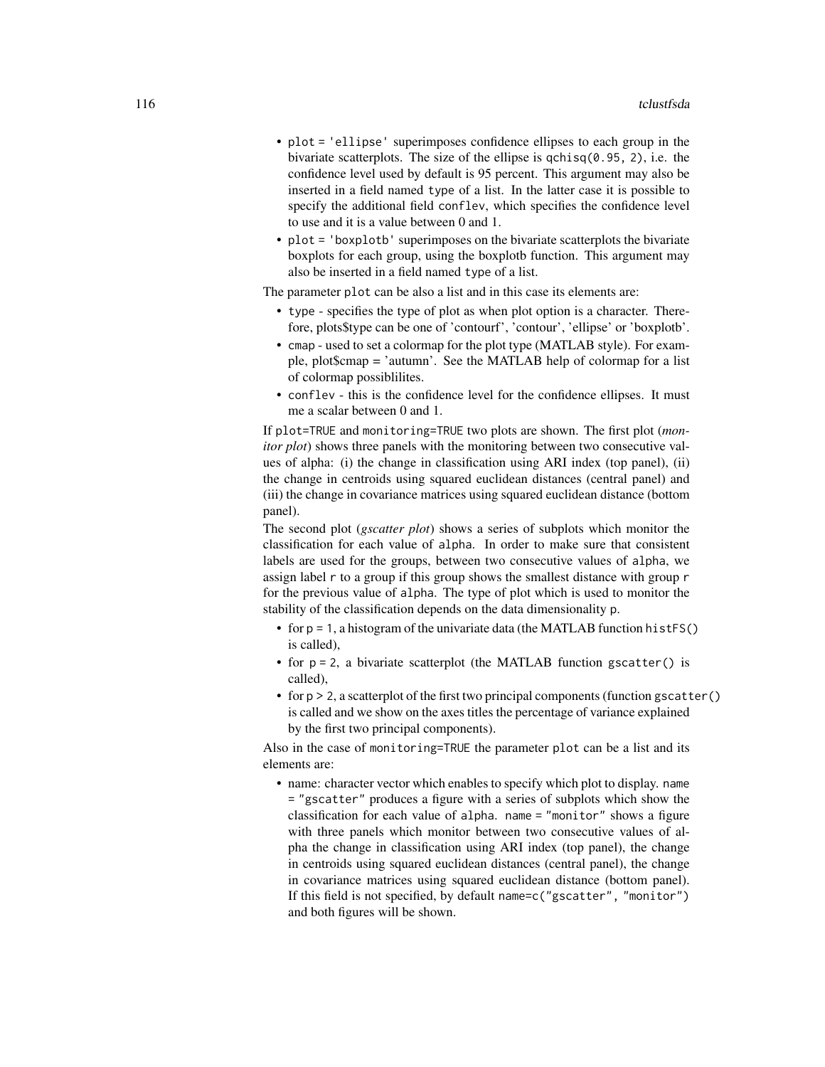- plot = 'ellipse' superimposes confidence ellipses to each group in the bivariate scatterplots. The size of the ellipse is qchisq(0.95, 2), i.e. the confidence level used by default is 95 percent. This argument may also be inserted in a field named type of a list. In the latter case it is possible to specify the additional field conflev, which specifies the confidence level to use and it is a value between 0 and 1.
- plot = 'boxplotb' superimposes on the bivariate scatterplots the bivariate boxplots for each group, using the boxplotb function. This argument may also be inserted in a field named type of a list.

The parameter plot can be also a list and in this case its elements are:

- type - specifies the type of plot as when plot option is a character. Therefore, plots$type can be one of 'contourf', 'contour', 'ellipse' or 'boxplotb'.
- cmap - used to set a colormap for the plot type (MATLAB style). For example, plot$cmap = 'autumn'. See the MATLAB help of colormap for a list of colormap possiblilites.
- conflev - this is the confidence level for the confidence ellipses. It must me a scalar between 0 and 1.

If plot=TRUE and monitoring=TRUE two plots are shown. The first plot (*monitor plot*) shows three panels with the monitoring between two consecutive values of alpha: (i) the change in classification using ARI index (top panel), (ii) the change in centroids using squared euclidean distances (central panel) and (iii) the change in covariance matrices using squared euclidean distance (bottom panel).

The second plot (*gscatter plot*) shows a series of subplots which monitor the classification for each value of alpha. In order to make sure that consistent labels are used for the groups, between two consecutive values of alpha, we assign label r to a group if this group shows the smallest distance with group r for the previous value of alpha. The type of plot which is used to monitor the stability of the classification depends on the data dimensionality p.

- for p = 1, a histogram of the univariate data (the MATLAB function histFS() is called),
- for p = 2, a bivariate scatterplot (the MATLAB function gscatter() is called),
- for p > 2, a scatterplot of the first two principal components (function gscatter() is called and we show on the axes titles the percentage of variance explained by the first two principal components).

Also in the case of monitoring=TRUE the parameter plot can be a list and its elements are:

- name: character vector which enables to specify which plot to display. name = "gscatter" produces a figure with a series of subplots which show the classification for each value of alpha. name = "monitor" shows a figure with three panels which monitor between two consecutive values of alpha the change in classification using ARI index (top panel), the change in centroids using squared euclidean distances (central panel), the change in covariance matrices using squared euclidean distance (bottom panel). If this field is not specified, by default name=c("gscatter", "monitor") and both figures will be shown.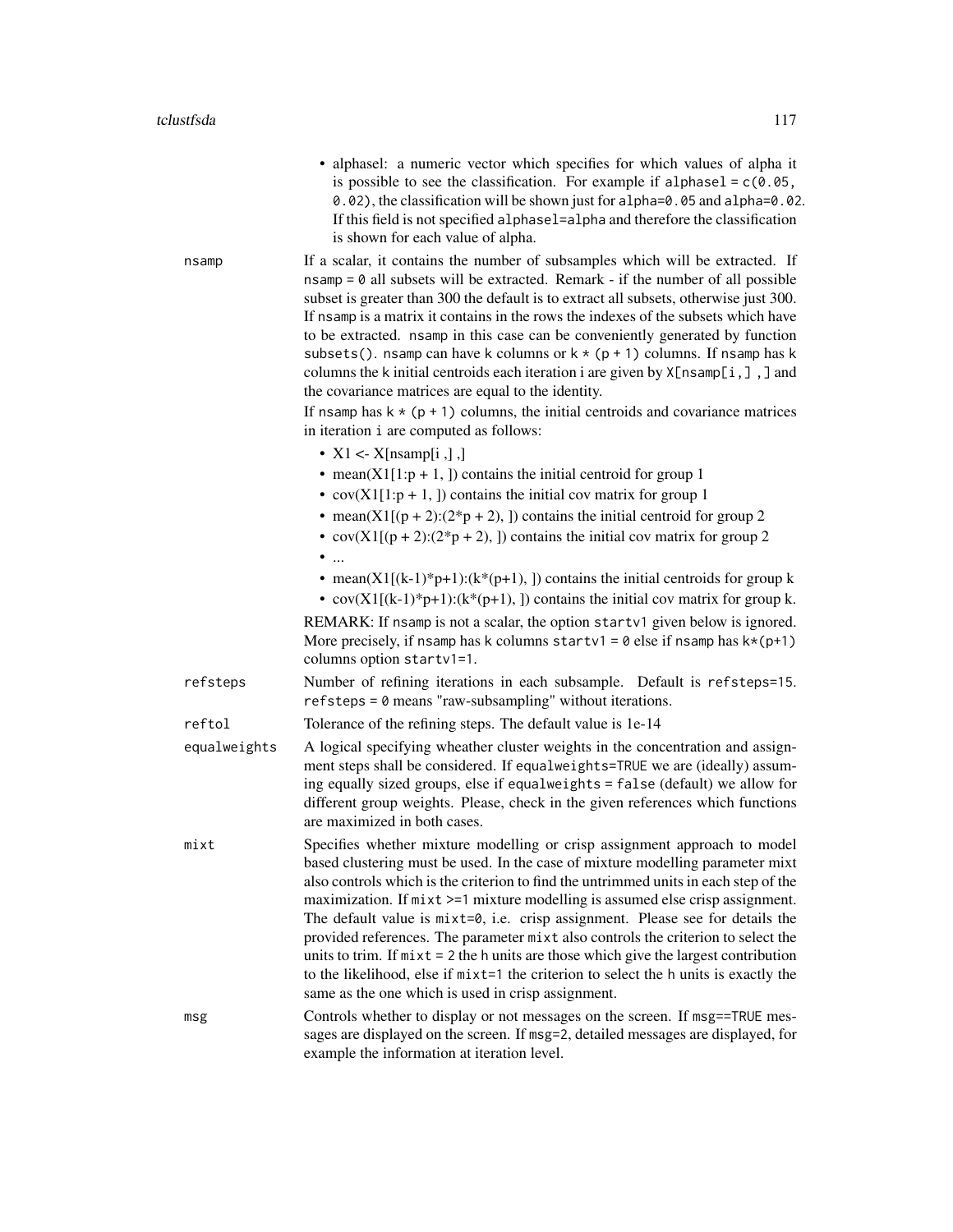- alphasel: a numeric vector which specifies for which values of alpha it is possible to see the classification. For example if `alphasel = c(0.05, 0.02)`, the classification will be shown just for `alpha=0.05` and `alpha=0.02`. If this field is not specified `alphasel=alpha` and therefore the classification is shown for each value of alpha.

**nsamp**
If a scalar, it contains the number of subsamples which will be extracted. If `nsamp = 0` all subsets will be extracted. Remark - if the number of all possible subset is greater than 300 the default is to extract all subsets, otherwise just 300. If `nsamp` is a matrix it contains in the rows the indexes of the subsets which have to be extracted. `nsamp` in this case can be conveniently generated by function `subsets()`. `nsamp` can have `k` columns or `k * (p + 1)` columns. If `nsamp` has `k` columns the `k` initial centroids each iteration i are given by `X[nsamp[i,] ,]` and the covariance matrices are equal to the identity.

If `nsamp` has `k * (p + 1)` columns, the initial centroids and covariance matrices in iteration `i` are computed as follows:

- X1 <- X[nsamp[i ,] ,]
- mean(X1[1:p + 1, ]) contains the initial centroid for group 1
- cov(X1[1:p + 1, ]) contains the initial cov matrix for group 1
- mean(X1[(p + 2):(2*p + 2), ]) contains the initial centroid for group 2
- cov(X1[(p + 2):(2*p + 2), ]) contains the initial cov matrix for group 2
- ...
- mean(X1[(k-1)*p+1):(k*(p+1), ]) contains the initial centroids for group k
- cov(X1[(k-1)*p+1):(k*(p+1), ]) contains the initial cov matrix for group k.

REMARK: If `nsamp` is not a scalar, the option `startv1` given below is ignored. More precisely, if `nsamp` has `k` columns `startv1 = 0` else if `nsamp` has `k*(p+1)` columns option `startv1=1`.

**refsteps**
Number of refining iterations in each subsample. Default is `refsteps=15`. `refsteps = 0` means "raw-subsampling" without iterations.

**reftol**
Tolerance of the refining steps. The default value is 1e-14

**equalweights**
A logical specifying wheather cluster weights in the concentration and assignment steps shall be considered. If `equalweights=TRUE` we are (ideally) assuming equally sized groups, else if `equalweights = false` (default) we allow for different group weights. Please, check in the given references which functions are maximized in both cases.

**mixt**
Specifies whether mixture modelling or crisp assignment approach to model based clustering must be used. In the case of mixture modelling parameter mixt also controls which is the criterion to find the untrimmed units in each step of the maximization. If `mixt >=1` mixture modelling is assumed else crisp assignment. The default value is `mixt=0`, i.e. crisp assignment. Please see for details the provided references. The parameter `mixt` also controls the criterion to select the units to trim. If `mixt = 2` the `h` units are those which give the largest contribution to the likelihood, else if `mixt=1` the criterion to select the `h` units is exactly the same as the one which is used in crisp assignment.

**msg**
Controls whether to display or not messages on the screen. If `msg==TRUE` messages are displayed on the screen. If `msg=2`, detailed messages are displayed, for example the information at iteration level.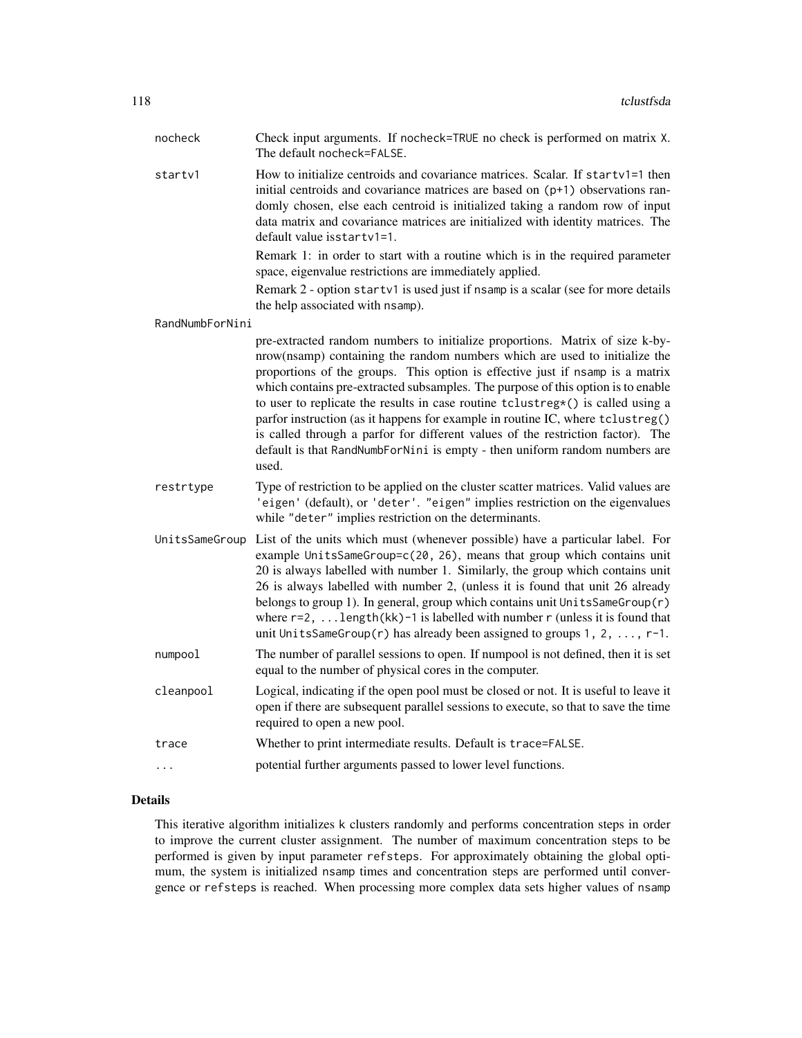nocheck	Check input arguments. If nocheck=TRUE no check is performed on matrix X. The default nocheck=FALSE.

startv1	How to initialize centroids and covariance matrices. Scalar. If startv1=1 then initial centroids and covariance matrices are based on (p+1) observations randomly chosen, else each centroid is initialized taking a random row of input data matrix and covariance matrices are initialized with identity matrices. The default value isstartv1=1.

Remark 1: in order to start with a routine which is in the required parameter space, eigenvalue restrictions are immediately applied.

Remark 2 - option startv1 is used just if nsamp is a scalar (see for more details the help associated with nsamp).

RandNumbForNini

pre-extracted random numbers to initialize proportions. Matrix of size k-by-nrow(nsamp) containing the random numbers which are used to initialize the proportions of the groups. This option is effective just if nsamp is a matrix which contains pre-extracted subsamples. The purpose of this option is to enable to user to replicate the results in case routine tclustreg*() is called using a parfor instruction (as it happens for example in routine IC, where tclustreg() is called through a parfor for different values of the restriction factor). The default is that RandNumbForNini is empty - then uniform random numbers are used.

restrtype	Type of restriction to be applied on the cluster scatter matrices. Valid values are 'eigen' (default), or 'deter'. "eigen" implies restriction on the eigenvalues while "deter" implies restriction on the determinants.

UnitsSameGroup	List of the units which must (whenever possible) have a particular label. For example UnitsSameGroup=c(20, 26), means that group which contains unit 20 is always labelled with number 1. Similarly, the group which contains unit 26 is always labelled with number 2, (unless it is found that unit 26 already belongs to group 1). In general, group which contains unit UnitsSameGroup(r) where r=2, ...length(kk)-1 is labelled with number r (unless it is found that unit UnitsSameGroup(r) has already been assigned to groups 1, 2, ..., r-1.

numpool	The number of parallel sessions to open. If numpool is not defined, then it is set equal to the number of physical cores in the computer.

cleanpool	Logical, indicating if the open pool must be closed or not. It is useful to leave it open if there are subsequent parallel sessions to execute, so that to save the time required to open a new pool.

trace	Whether to print intermediate results. Default is trace=FALSE.

...	potential further arguments passed to lower level functions.

## Details

This iterative algorithm initializes k clusters randomly and performs concentration steps in order to improve the current cluster assignment. The number of maximum concentration steps to be performed is given by input parameter refsteps. For approximately obtaining the global optimum, the system is initialized nsamp times and concentration steps are performed until convergence or refsteps is reached. When processing more complex data sets higher values of nsamp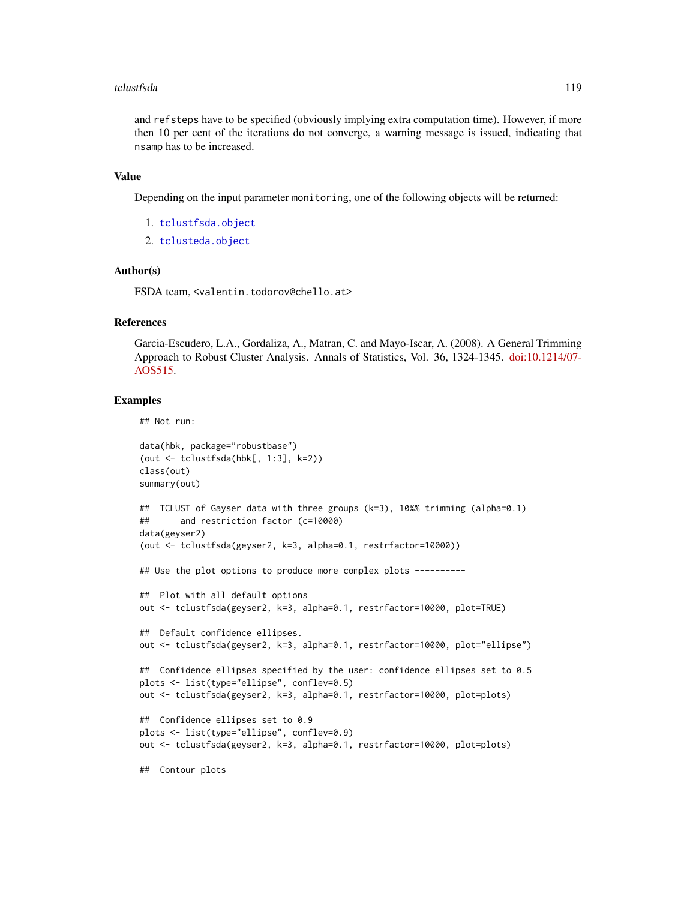and refsteps have to be specified (obviously implying extra computation time). However, if more then 10 per cent of the iterations do not converge, a warning message is issued, indicating that nsamp has to be increased.

## Value

Depending on the input parameter monitoring, one of the following objects will be returned:

1. tclustfsda.object
2. tclusteda.object

## Author(s)

FSDA team, <valentin.todorov@chello.at>

## References

Garcia-Escudero, L.A., Gordaliza, A., Matran, C. and Mayo-Iscar, A. (2008). A General Trimming Approach to Robust Cluster Analysis. Annals of Statistics, Vol. 36, 1324-1345. doi:10.1214/07-AOS515.

## Examples

```
## Not run:

data(hbk, package="robustbase")
(out <- tclustfsda(hbk[, 1:3], k=2))
class(out)
summary(out)

##  TCLUST of Gayser data with three groups (k=3), 10%% trimming (alpha=0.1)
##      and restriction factor (c=10000)
data(geyser2)
(out <- tclustfsda(geyser2, k=3, alpha=0.1, restrfactor=10000))

## Use the plot options to produce more complex plots ----------

##  Plot with all default options
out <- tclustfsda(geyser2, k=3, alpha=0.1, restrfactor=10000, plot=TRUE)

##  Default confidence ellipses.
out <- tclustfsda(geyser2, k=3, alpha=0.1, restrfactor=10000, plot="ellipse")

##  Confidence ellipses specified by the user: confidence ellipses set to 0.5
plots <- list(type="ellipse", conflev=0.5)
out <- tclustfsda(geyser2, k=3, alpha=0.1, restrfactor=10000, plot=plots)

##  Confidence ellipses set to 0.9
plots <- list(type="ellipse", conflev=0.9)
out <- tclustfsda(geyser2, k=3, alpha=0.1, restrfactor=10000, plot=plots)

##  Contour plots
```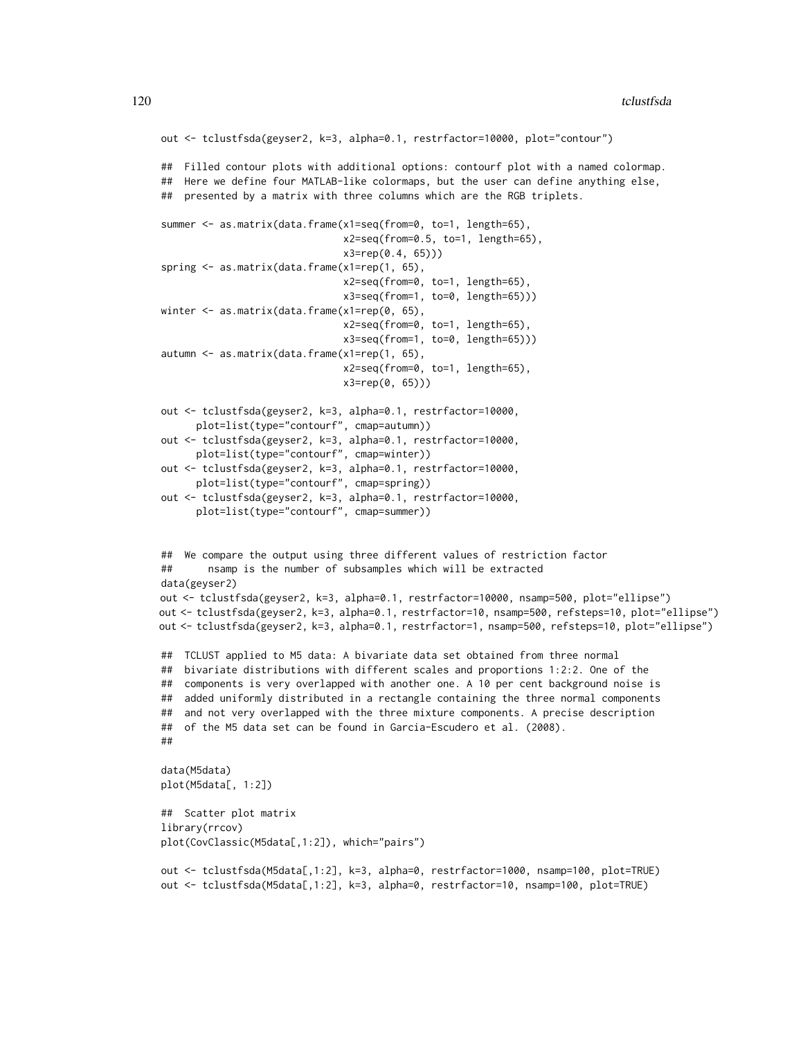```
out <- tclustfsda(geyser2, k=3, alpha=0.1, restrfactor=10000, plot="contour")

##  Filled contour plots with additional options: contourf plot with a named colormap.
##  Here we define four MATLAB-like colormaps, but the user can define anything else,
##  presented by a matrix with three columns which are the RGB triplets.

summer <- as.matrix(data.frame(x1=seq(from=0, to=1, length=65),
                               x2=seq(from=0.5, to=1, length=65),
                               x3=rep(0.4, 65)))
spring <- as.matrix(data.frame(x1=rep(1, 65),
                               x2=seq(from=0, to=1, length=65),
                               x3=seq(from=1, to=0, length=65)))
winter <- as.matrix(data.frame(x1=rep(0, 65),
                               x2=seq(from=0, to=1, length=65),
                               x3=seq(from=1, to=0, length=65)))
autumn <- as.matrix(data.frame(x1=rep(1, 65),
                               x2=seq(from=0, to=1, length=65),
                               x3=rep(0, 65)))

out <- tclustfsda(geyser2, k=3, alpha=0.1, restrfactor=10000,
      plot=list(type="contourf", cmap=autumn))
out <- tclustfsda(geyser2, k=3, alpha=0.1, restrfactor=10000,
      plot=list(type="contourf", cmap=winter))
out <- tclustfsda(geyser2, k=3, alpha=0.1, restrfactor=10000,
      plot=list(type="contourf", cmap=spring))
out <- tclustfsda(geyser2, k=3, alpha=0.1, restrfactor=10000,
      plot=list(type="contourf", cmap=summer))


##  We compare the output using three different values of restriction factor
##      nsamp is the number of subsamples which will be extracted
data(geyser2)
out <- tclustfsda(geyser2, k=3, alpha=0.1, restrfactor=10000, nsamp=500, plot="ellipse")
out <- tclustfsda(geyser2, k=3, alpha=0.1, restrfactor=10, nsamp=500, refsteps=10, plot="ellipse")
out <- tclustfsda(geyser2, k=3, alpha=0.1, restrfactor=1, nsamp=500, refsteps=10, plot="ellipse")

##  TCLUST applied to M5 data: A bivariate data set obtained from three normal
##  bivariate distributions with different scales and proportions 1:2:2. One of the
##  components is very overlapped with another one. A 10 per cent background noise is
##  added uniformly distributed in a rectangle containing the three normal components
##  and not very overlapped with the three mixture components. A precise description
##  of the M5 data set can be found in Garcia-Escudero et al. (2008).
##

data(M5data)
plot(M5data[, 1:2])

##  Scatter plot matrix
library(rrcov)
plot(CovClassic(M5data[,1:2]), which="pairs")

out <- tclustfsda(M5data[,1:2], k=3, alpha=0, restrfactor=1000, nsamp=100, plot=TRUE)
out <- tclustfsda(M5data[,1:2], k=3, alpha=0, restrfactor=10, nsamp=100, plot=TRUE)
```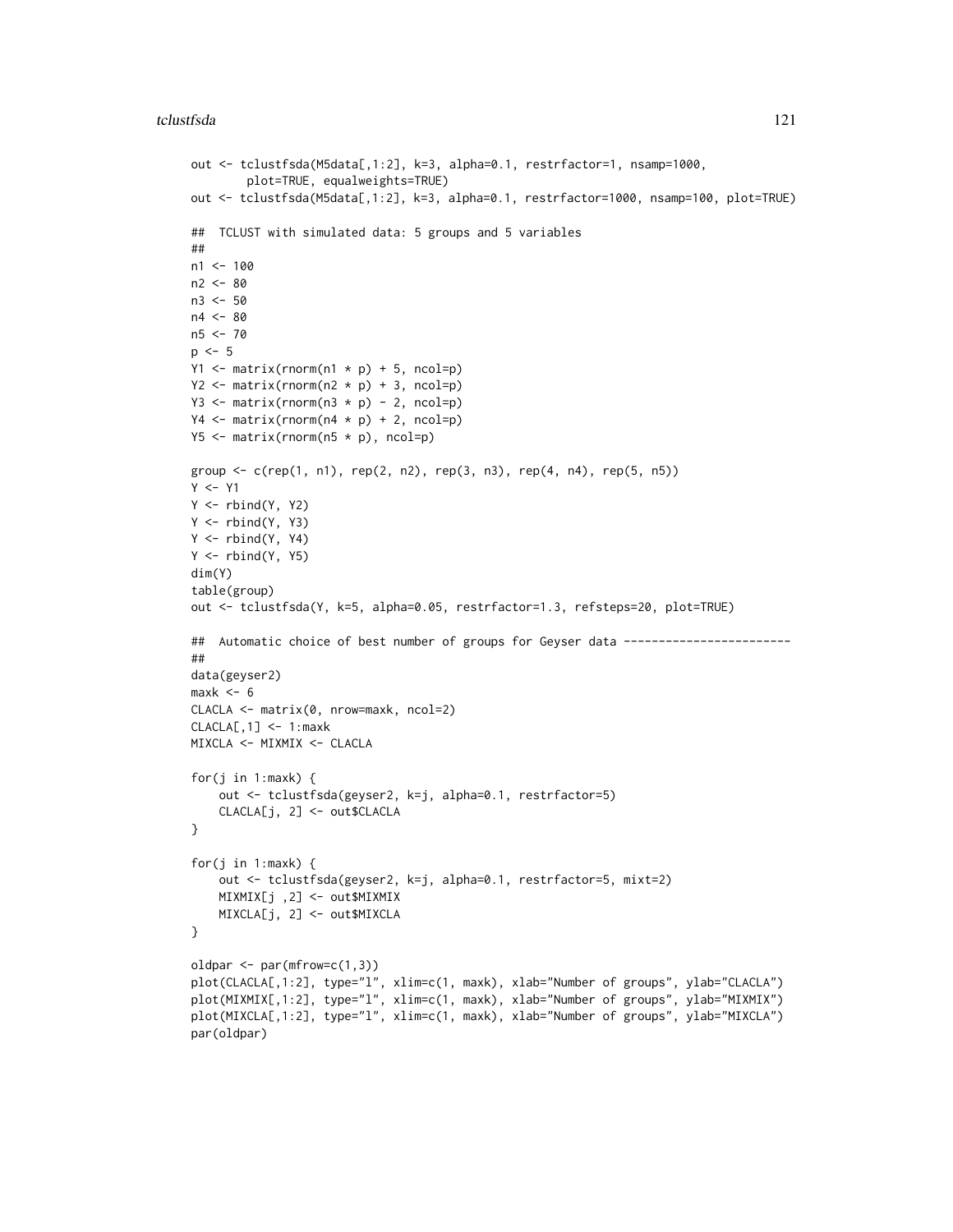```
out <- tclustfsda(M5data[,1:2], k=3, alpha=0.1, restrfactor=1, nsamp=1000,
        plot=TRUE, equalweights=TRUE)
out <- tclustfsda(M5data[,1:2], k=3, alpha=0.1, restrfactor=1000, nsamp=100, plot=TRUE)

##  TCLUST with simulated data: 5 groups and 5 variables
##
n1 <- 100
n2 <- 80
n3 <- 50
n4 <- 80
n5 <- 70
p <- 5
Y1 <- matrix(rnorm(n1 * p) + 5, ncol=p)
Y2 <- matrix(rnorm(n2 * p) + 3, ncol=p)
Y3 <- matrix(rnorm(n3 * p) - 2, ncol=p)
Y4 <- matrix(rnorm(n4 * p) + 2, ncol=p)
Y5 <- matrix(rnorm(n5 * p), ncol=p)

group <- c(rep(1, n1), rep(2, n2), rep(3, n3), rep(4, n4), rep(5, n5))
Y <- Y1
Y <- rbind(Y, Y2)
Y <- rbind(Y, Y3)
Y <- rbind(Y, Y4)
Y <- rbind(Y, Y5)
dim(Y)
table(group)
out <- tclustfsda(Y, k=5, alpha=0.05, restrfactor=1.3, refsteps=20, plot=TRUE)

##  Automatic choice of best number of groups for Geyser data ------------------------
##
data(geyser2)
maxk <- 6
CLACLA <- matrix(0, nrow=maxk, ncol=2)
CLACLA[,1] <- 1:maxk
MIXCLA <- MIXMIX <- CLACLA

for(j in 1:maxk) {
    out <- tclustfsda(geyser2, k=j, alpha=0.1, restrfactor=5)
    CLACLA[j, 2] <- out$CLACLA
}

for(j in 1:maxk) {
    out <- tclustfsda(geyser2, k=j, alpha=0.1, restrfactor=5, mixt=2)
    MIXMIX[j ,2] <- out$MIXMIX
    MIXCLA[j, 2] <- out$MIXCLA
}

oldpar <- par(mfrow=c(1,3))
plot(CLACLA[,1:2], type="l", xlim=c(1, maxk), xlab="Number of groups", ylab="CLACLA")
plot(MIXMIX[,1:2], type="l", xlim=c(1, maxk), xlab="Number of groups", ylab="MIXMIX")
plot(MIXCLA[,1:2], type="l", xlim=c(1, maxk), xlab="Number of groups", ylab="MIXCLA")
par(oldpar)
```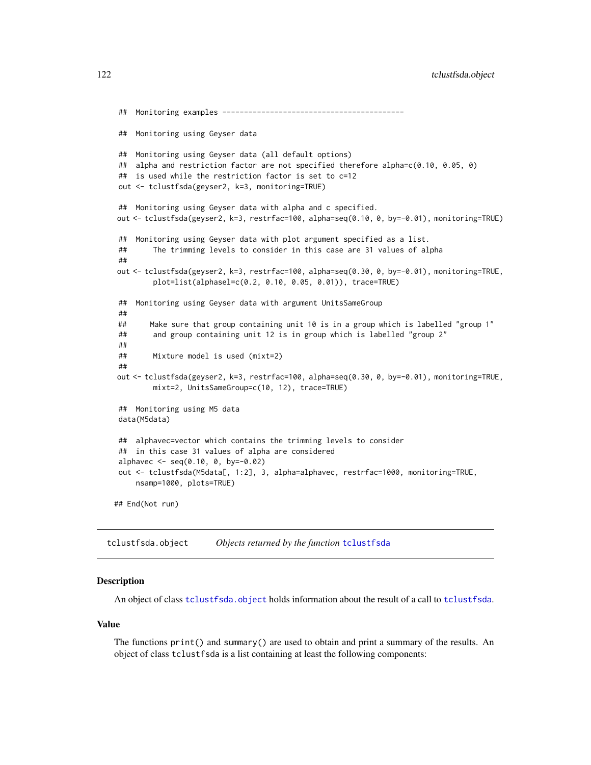```
## Monitoring examples ------------------------------------------

## Monitoring using Geyser data

## Monitoring using Geyser data (all default options)
## alpha and restriction factor are not specified therefore alpha=c(0.10, 0.05, 0)
## is used while the restriction factor is set to c=12
out <- tclustfsda(geyser2, k=3, monitoring=TRUE)

## Monitoring using Geyser data with alpha and c specified.
out <- tclustfsda(geyser2, k=3, restrfac=100, alpha=seq(0.10, 0, by=-0.01), monitoring=TRUE)

## Monitoring using Geyser data with plot argument specified as a list.
##      The trimming levels to consider in this case are 31 values of alpha
##
out <- tclustfsda(geyser2, k=3, restrfac=100, alpha=seq(0.30, 0, by=-0.01), monitoring=TRUE,
        plot=list(alphasel=c(0.2, 0.10, 0.05, 0.01)), trace=TRUE)

## Monitoring using Geyser data with argument UnitsSameGroup
##
##     Make sure that group containing unit 10 is in a group which is labelled "group 1"
##      and group containing unit 12 is in group which is labelled "group 2"
##
##      Mixture model is used (mixt=2)
##
out <- tclustfsda(geyser2, k=3, restrfac=100, alpha=seq(0.30, 0, by=-0.01), monitoring=TRUE,
        mixt=2, UnitsSameGroup=c(10, 12), trace=TRUE)

## Monitoring using M5 data
data(M5data)

## alphavec=vector which contains the trimming levels to consider
## in this case 31 values of alpha are considered
alphavec <- seq(0.10, 0, by=-0.02)
out <- tclustfsda(M5data[, 1:2], 3, alpha=alphavec, restrfac=1000, monitoring=TRUE,
    nsamp=1000, plots=TRUE)

## End(Not run)
```

---

tclustfsda.object        *Objects returned by the function* tclustfsda

---

### Description

An object of class tclustfsda.object holds information about the result of a call to tclustfsda.

### Value

The functions print() and summary() are used to obtain and print a summary of the results. An object of class tclustfsda is a list containing at least the following components: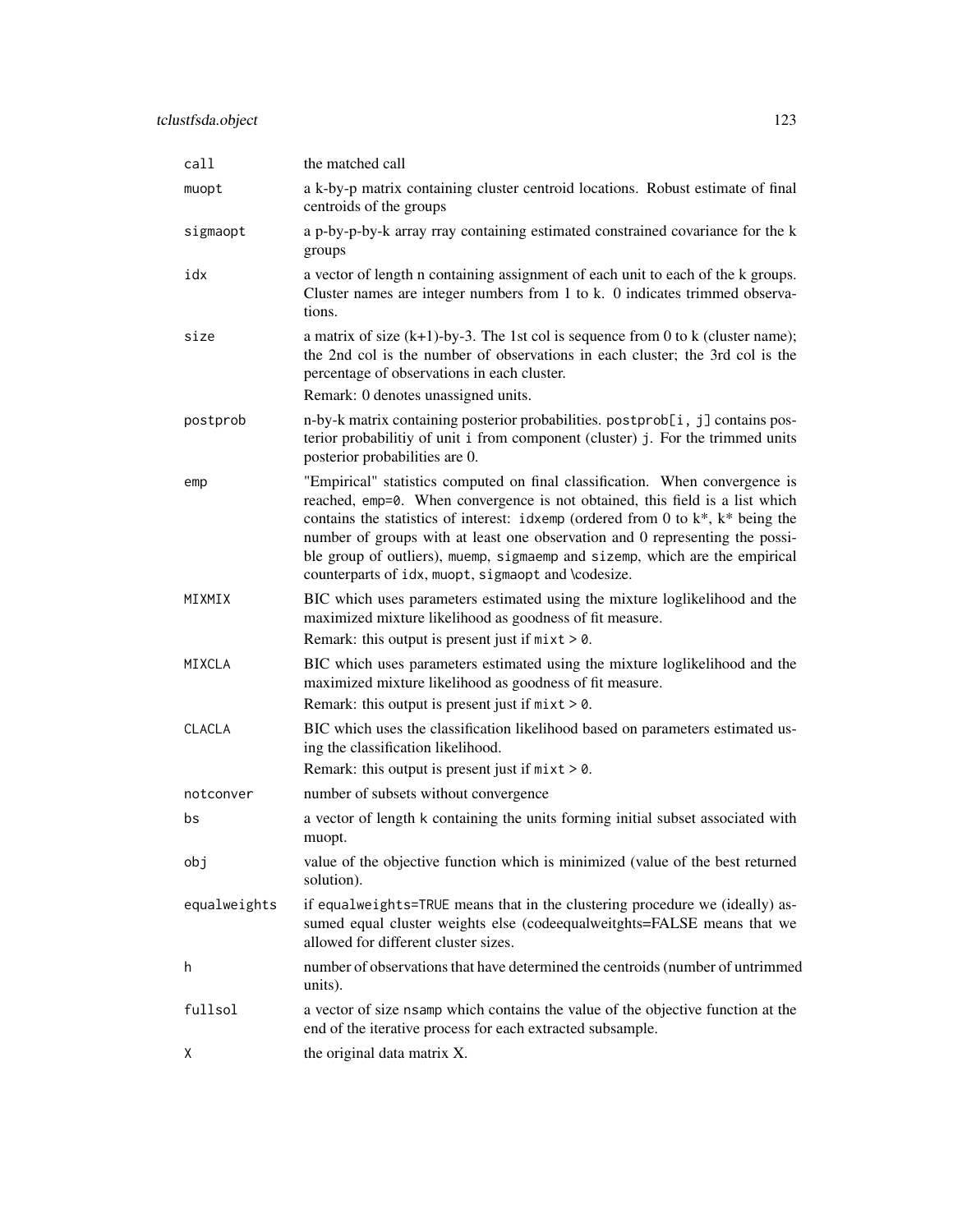| | |
|---|---|
| `call` | the matched call |
| `muopt` | a k-by-p matrix containing cluster centroid locations. Robust estimate of final centroids of the groups |
| `sigmaopt` | a p-by-p-by-k array rray containing estimated constrained covariance for the k groups |
| `idx` | a vector of length n containing assignment of each unit to each of the k groups. Cluster names are integer numbers from 1 to k. 0 indicates trimmed observations. |
| `size` | a matrix of size (k+1)-by-3. The 1st col is sequence from 0 to k (cluster name); the 2nd col is the number of observations in each cluster; the 3rd col is the percentage of observations in each cluster. <br> Remark: 0 denotes unassigned units. |
| `postprob` | n-by-k matrix containing posterior probabilities. `postprob[i, j]` contains posterior probabilitiy of unit `i` from component (cluster) `j`. For the trimmed units posterior probabilities are 0. |
| `emp` | "Empirical" statistics computed on final classification. When convergence is reached, `emp=0`. When convergence is not obtained, this field is a list which contains the statistics of interest: `idxemp` (ordered from 0 to k*, k* being the number of groups with at least one observation and 0 representing the possible group of outliers), `muemp`, `sigmaemp` and `sizemp`, which are the empirical counterparts of `idx`, `muopt`, `sigmaopt` and \codesize. |
| `MIXMIX` | BIC which uses parameters estimated using the mixture loglikelihood and the maximized mixture likelihood as goodness of fit measure. <br> Remark: this output is present just if `mixt > 0`. |
| `MIXCLA` | BIC which uses parameters estimated using the mixture loglikelihood and the maximized mixture likelihood as goodness of fit measure. <br> Remark: this output is present just if `mixt > 0`. |
| `CLACLA` | BIC which uses the classification likelihood based on parameters estimated using the classification likelihood. <br> Remark: this output is present just if `mixt > 0`. |
| `notconver` | number of subsets without convergence |
| `bs` | a vector of length `k` containing the units forming initial subset associated with muopt. |
| `obj` | value of the objective function which is minimized (value of the best returned solution). |
| `equalweights` | if `equalweights=TRUE` means that in the clustering procedure we (ideally) assumed equal cluster weights else (codeequalweitghts=FALSE means that we allowed for different cluster sizes. |
| `h` | number of observations that have determined the centroids (number of untrimmed units). |
| `fullsol` | a vector of size `nsamp` which contains the value of the objective function at the end of the iterative process for each extracted subsample. |
| `X` | the original data matrix X. |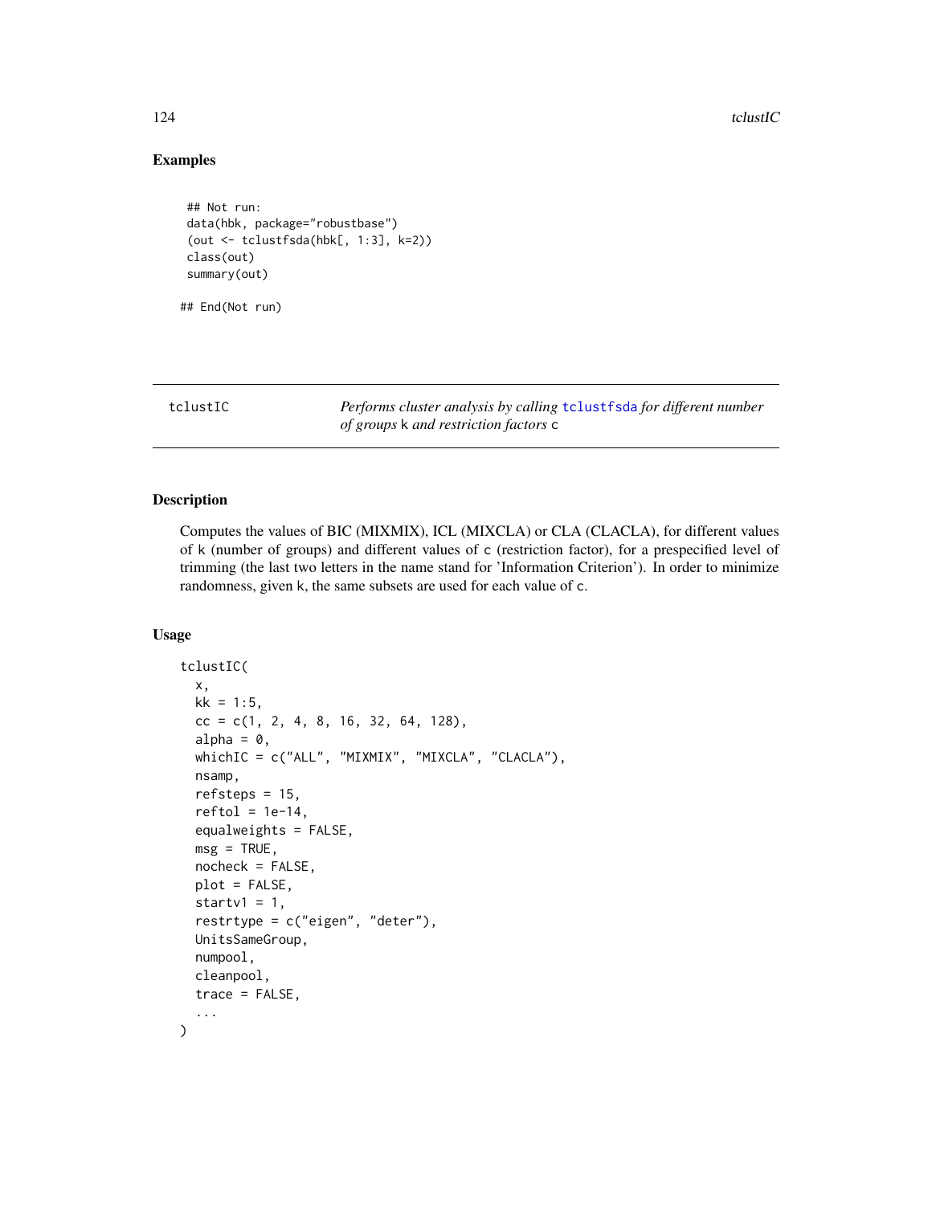## Examples

```
 ## Not run:
 data(hbk, package="robustbase")
 (out <- tclustfsda(hbk[, 1:3], k=2))
 class(out)
 summary(out)

## End(Not run)
```

---

## tclustIC

*Performs cluster analysis by calling* tclustfsda *for different number of groups* k *and restriction factors* c

### Description

Computes the values of BIC (MIXMIX), ICL (MIXCLA) or CLA (CLACLA), for different values of k (number of groups) and different values of c (restriction factor), for a prespecified level of trimming (the last two letters in the name stand for 'Information Criterion'). In order to minimize randomness, given k, the same subsets are used for each value of c.

### Usage

```
tclustIC(
  x,
  kk = 1:5,
  cc = c(1, 2, 4, 8, 16, 32, 64, 128),
  alpha = 0,
  whichIC = c("ALL", "MIXMIX", "MIXCLA", "CLACLA"),
  nsamp,
  refsteps = 15,
  reftol = 1e-14,
  equalweights = FALSE,
  msg = TRUE,
  nocheck = FALSE,
  plot = FALSE,
  startv1 = 1,
  restrtype = c("eigen", "deter"),
  UnitsSameGroup,
  numpool,
  cleanpool,
  trace = FALSE,
  ...
)
```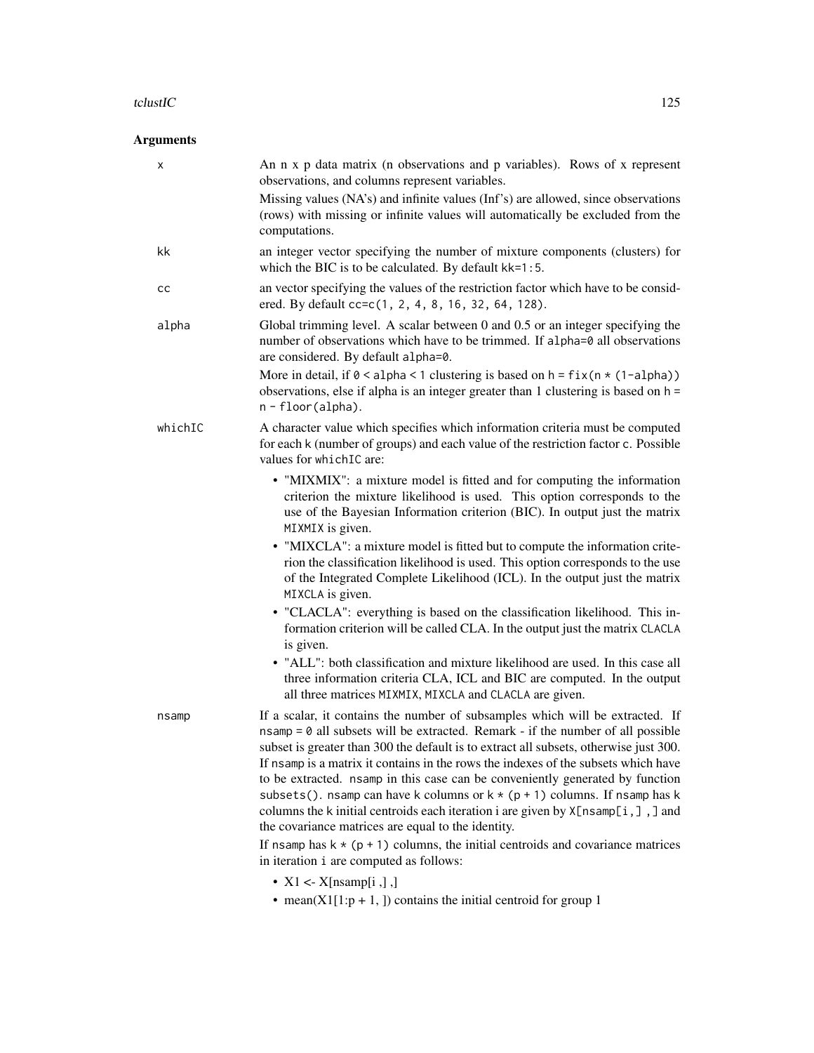## Arguments

**x**
An n x p data matrix (n observations and p variables). Rows of x represent observations, and columns represent variables.

Missing values (NA's) and infinite values (Inf's) are allowed, since observations (rows) with missing or infinite values will automatically be excluded from the computations.

**kk**
an integer vector specifying the number of mixture components (clusters) for which the BIC is to be calculated. By default `kk=1:5`.

**cc**
an vector specifying the values of the restriction factor which have to be considered. By default `cc=c(1, 2, 4, 8, 16, 32, 64, 128)`.

**alpha**
Global trimming level. A scalar between 0 and 0.5 or an integer specifying the number of observations which have to be trimmed. If `alpha=0` all observations are considered. By default `alpha=0`.

More in detail, if `0 < alpha < 1` clustering is based on `h = fix(n * (1-alpha))` observations, else if alpha is an integer greater than 1 clustering is based on `h = n - floor(alpha)`.

**whichIC**
A character value which specifies which information criteria must be computed for each `k` (number of groups) and each value of the restriction factor `c`. Possible values for `whichIC` are:

- "MIXMIX": a mixture model is fitted and for computing the information criterion the mixture likelihood is used. This option corresponds to the use of the Bayesian Information criterion (BIC). In output just the matrix `MIXMIX` is given.
- "MIXCLA": a mixture model is fitted but to compute the information criterion the classification likelihood is used. This option corresponds to the use of the Integrated Complete Likelihood (ICL). In the output just the matrix `MIXCLA` is given.
- "CLACLA": everything is based on the classification likelihood. This information criterion will be called CLA. In the output just the matrix `CLACLA` is given.
- "ALL": both classification and mixture likelihood are used. In this case all three information criteria CLA, ICL and BIC are computed. In the output all three matrices `MIXMIX`, `MIXCLA` and `CLACLA` are given.

**nsamp**
If a scalar, it contains the number of subsamples which will be extracted. If `nsamp = 0` all subsets will be extracted. Remark - if the number of all possible subset is greater than 300 the default is to extract all subsets, otherwise just 300. If `nsamp` is a matrix it contains in the rows the indexes of the subsets which have to be extracted. `nsamp` in this case can be conveniently generated by function `subsets()`. `nsamp` can have `k` columns or `k * (p + 1)` columns. If `nsamp` has `k` columns the `k` initial centroids each iteration i are given by `X[nsamp[i,] ,]` and the covariance matrices are equal to the identity.

If `nsamp` has `k * (p + 1)` columns, the initial centroids and covariance matrices in iteration `i` are computed as follows:

- X1 <- X[nsamp[i ,] ,]
- mean(X1[1:p + 1, ]) contains the initial centroid for group 1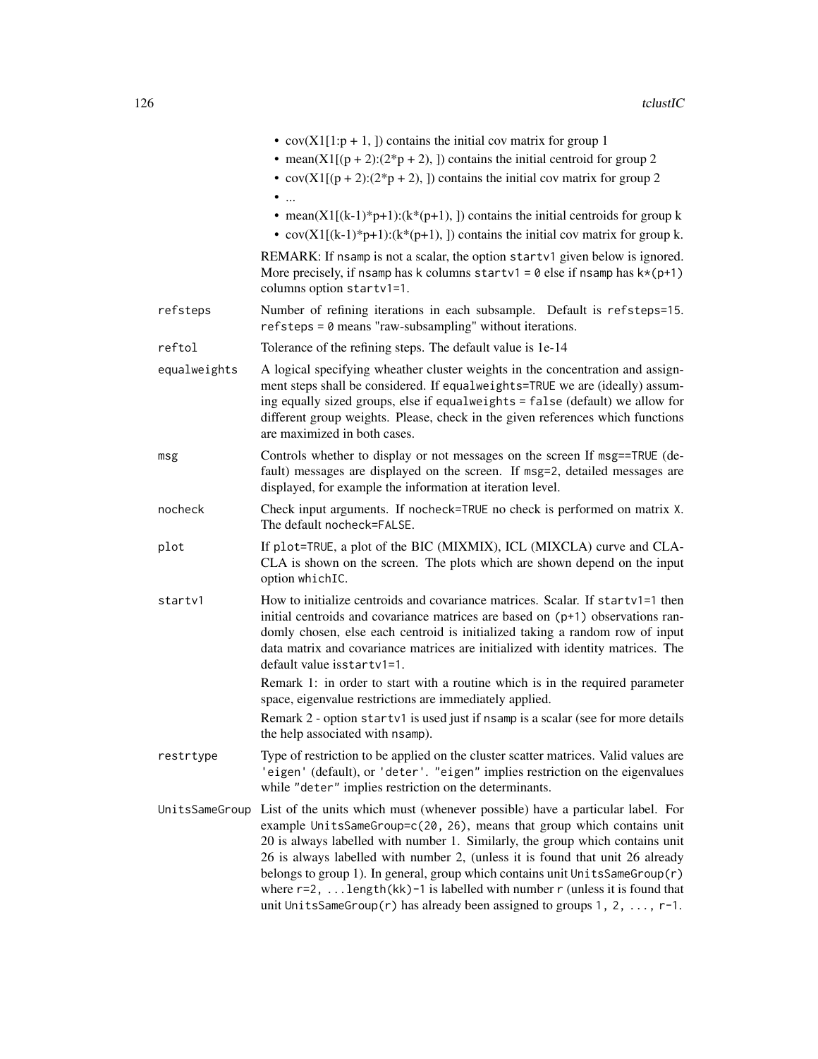- cov(X1[1:p + 1, ]) contains the initial cov matrix for group 1
- mean(X1[(p + 2):(2*p + 2), ]) contains the initial centroid for group 2
- cov(X1[(p + 2):(2*p + 2), ]) contains the initial cov matrix for group 2
- ...
- mean(X1[(k-1)*p+1):(k*(p+1), ]) contains the initial centroids for group k
- cov(X1[(k-1)*p+1):(k*(p+1), ]) contains the initial cov matrix for group k.

REMARK: If `nsamp` is not a scalar, the option `startv1` given below is ignored. More precisely, if `nsamp` has `k` columns `startv1 = 0` else if `nsamp` has `k*(p+1)` columns option `startv1=1`.

`refsteps`
: Number of refining iterations in each subsample. Default is `refsteps=15`. `refsteps = 0` means "raw-subsampling" without iterations.

`reftol`
: Tolerance of the refining steps. The default value is 1e-14

`equalweights`
: A logical specifying wheather cluster weights in the concentration and assignment steps shall be considered. If `equalweights=TRUE` we are (ideally) assuming equally sized groups, else if `equalweights = false` (default) we allow for different group weights. Please, check in the given references which functions are maximized in both cases.

`msg`
: Controls whether to display or not messages on the screen If `msg==TRUE` (default) messages are displayed on the screen. If `msg=2`, detailed messages are displayed, for example the information at iteration level.

`nocheck`
: Check input arguments. If `nocheck=TRUE` no check is performed on matrix `X`. The default `nocheck=FALSE`.

`plot`
: If `plot=TRUE`, a plot of the BIC (MIXMIX), ICL (MIXCLA) curve and CLACLA is shown on the screen. The plots which are shown depend on the input option `whichIC`.

`startv1`
: How to initialize centroids and covariance matrices. Scalar. If `startv1=1` then initial centroids and covariance matrices are based on `(p+1)` observations randomly chosen, else each centroid is initialized taking a random row of input data matrix and covariance matrices are initialized with identity matrices. The default value is`startv1=1`.

  Remark 1: in order to start with a routine which is in the required parameter space, eigenvalue restrictions are immediately applied.

  Remark 2 - option `startv1` is used just if `nsamp` is a scalar (see for more details the help associated with `nsamp`).

`restrtype`
: Type of restriction to be applied on the cluster scatter matrices. Valid values are `'eigen'` (default), or `'deter'`. `"eigen"` implies restriction on the eigenvalues while `"deter"` implies restriction on the determinants.

`UnitsSameGroup`
: List of the units which must (whenever possible) have a particular label. For example `UnitsSameGroup=c(20, 26)`, means that group which contains unit 20 is always labelled with number 1. Similarly, the group which contains unit 26 is always labelled with number 2, (unless it is found that unit 26 already belongs to group 1). In general, group which contains unit `UnitsSameGroup(r)` where `r=2, ...length(kk)-1` is labelled with number `r` (unless it is found that unit `UnitsSameGroup(r)` has already been assigned to groups `1, 2, ..., r-1`.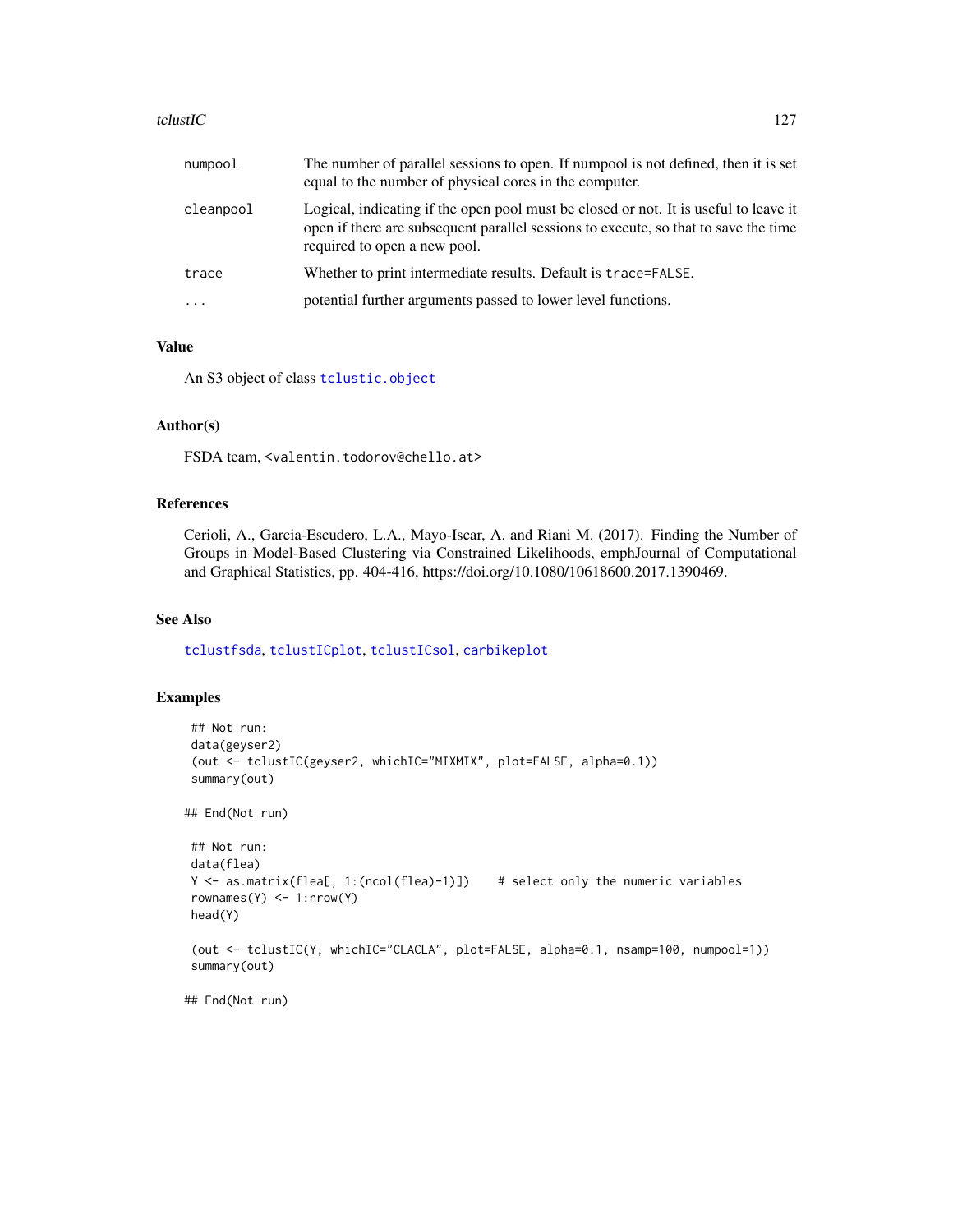| | |
|---|---|
| numpool | The number of parallel sessions to open. If numpool is not defined, then it is set equal to the number of physical cores in the computer. |
| cleanpool | Logical, indicating if the open pool must be closed or not. It is useful to leave it open if there are subsequent parallel sessions to execute, so that to save the time required to open a new pool. |
| trace | Whether to print intermediate results. Default is `trace=FALSE`. |
| ... | potential further arguments passed to lower level functions. |

## Value

An S3 object of class `tclustic.object`

## Author(s)

FSDA team, `<valentin.todorov@chello.at>`

## References

Cerioli, A., Garcia-Escudero, L.A., Mayo-Iscar, A. and Riani M. (2017). Finding the Number of Groups in Model-Based Clustering via Constrained Likelihoods, emphJournal of Computational and Graphical Statistics, pp. 404-416, https://doi.org/10.1080/10618600.2017.1390469.

## See Also

`tclustfsda`, `tclustICplot`, `tclustICsol`, `carbikeplot`

## Examples

```
 ## Not run:
 data(geyser2)
 (out <- tclustIC(geyser2, whichIC="MIXMIX", plot=FALSE, alpha=0.1))
 summary(out)

## End(Not run)

 ## Not run:
 data(flea)
 Y <- as.matrix(flea[, 1:(ncol(flea)-1)])    # select only the numeric variables
 rownames(Y) <- 1:nrow(Y)
 head(Y)

 (out <- tclustIC(Y, whichIC="CLACLA", plot=FALSE, alpha=0.1, nsamp=100, numpool=1))
 summary(out)

## End(Not run)
```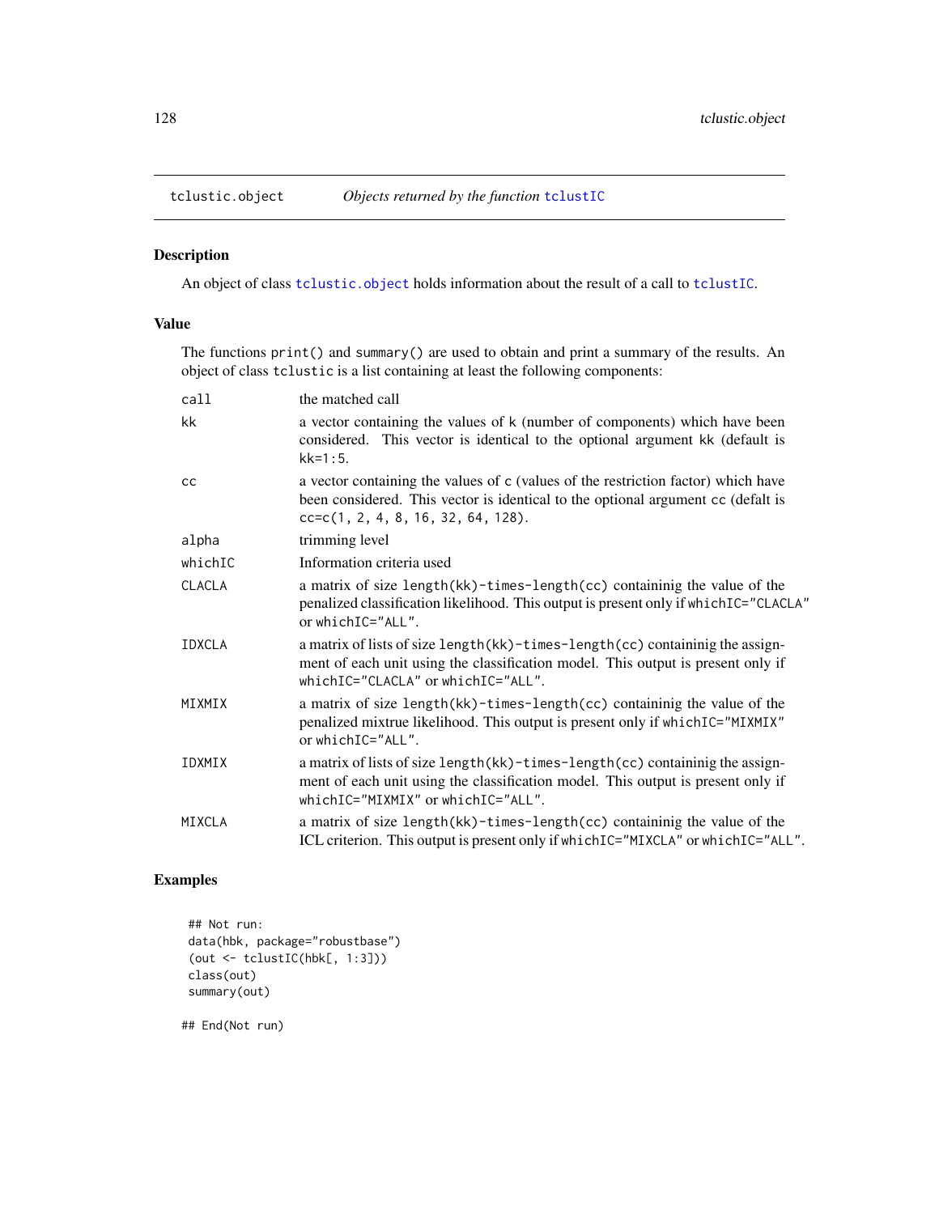# tclustic.object *Objects returned by the function* `tclustIC`

## Description

An object of class `tclustic.object` holds information about the result of a call to `tclustIC`.

## Value

The functions `print()` and `summary()` are used to obtain and print a summary of the results. An object of class `tclustic` is a list containing at least the following components:

| | |
|---|---|
| `call` | the matched call |
| `kk` | a vector containing the values of `k` (number of components) which have been considered. This vector is identical to the optional argument `kk` (default is `kk=1:5`. |
| `cc` | a vector containing the values of `c` (values of the restriction factor) which have been considered. This vector is identical to the optional argument `cc` (defalt is `cc=c(1, 2, 4, 8, 16, 32, 64, 128)`. |
| `alpha` | trimming level |
| `whichIC` | Information criteria used |
| `CLACLA` | a matrix of size `length(kk)-times-length(cc)` containinig the value of the penalized classification likelihood. This output is present only if `whichIC="CLACLA"` or `whichIC="ALL"`. |
| `IDXCLA` | a matrix of lists of size `length(kk)-times-length(cc)` containinig the assignment of each unit using the classification model. This output is present only if `whichIC="CLACLA"` or `whichIC="ALL"`. |
| `MIXMIX` | a matrix of size `length(kk)-times-length(cc)` containinig the value of the penalized mixtrue likelihood. This output is present only if `whichIC="MIXMIX"` or `whichIC="ALL"`. |
| `IDXMIX` | a matrix of lists of size `length(kk)-times-length(cc)` containinig the assignment of each unit using the classification model. This output is present only if `whichIC="MIXMIX"` or `whichIC="ALL"`. |
| `MIXCLA` | a matrix of size `length(kk)-times-length(cc)` containinig the value of the ICL criterion. This output is present only if `whichIC="MIXCLA"` or `whichIC="ALL"`. |

## Examples

```
## Not run:
data(hbk, package="robustbase")
(out <- tclustIC(hbk[, 1:3]))
class(out)
summary(out)

## End(Not run)
```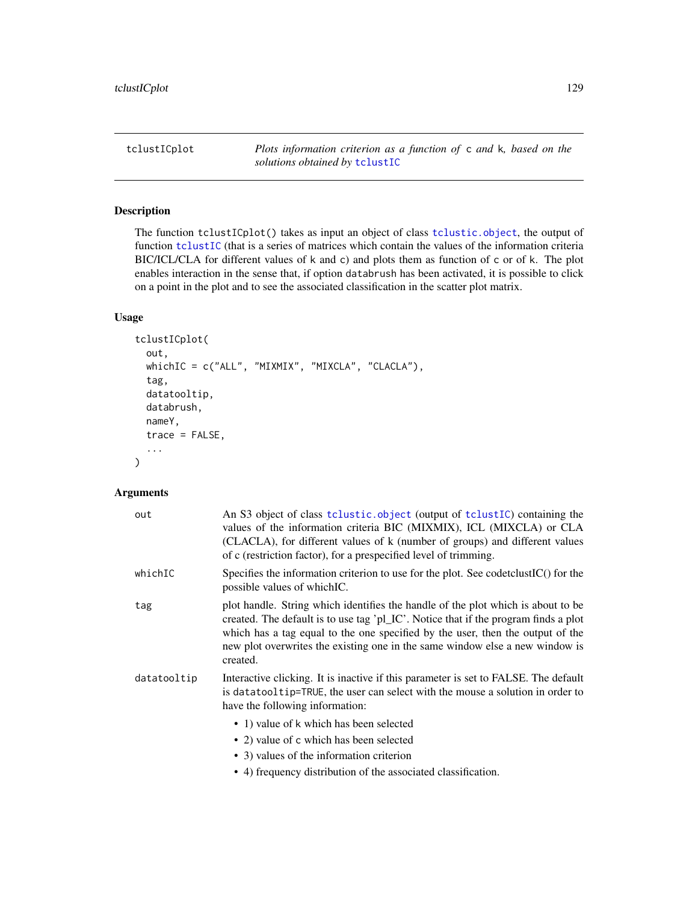## tclustICplot — *Plots information criterion as a function of* `c` *and* `k`*, based on the solutions obtained by* `tclustIC`

### Description

The function `tclustICplot()` takes as input an object of class `tclustic.object`, the output of function `tclustIC` (that is a series of matrices which contain the values of the information criteria BIC/ICL/CLA for different values of `k` and `c`) and plots them as function of `c` or of `k`. The plot enables interaction in the sense that, if option `databrush` has been activated, it is possible to click on a point in the plot and to see the associated classification in the scatter plot matrix.

### Usage

```
tclustICplot(
  out,
  whichIC = c("ALL", "MIXMIX", "MIXCLA", "CLACLA"),
  tag,
  datatooltip,
  databrush,
  nameY,
  trace = FALSE,
  ...
)
```

### Arguments

| | |
|---|---|
| `out` | An S3 object of class `tclustic.object` (output of `tclustIC`) containing the values of the information criteria BIC (MIXMIX), ICL (MIXCLA) or CLA (CLACLA), for different values of k (number of groups) and different values of c (restriction factor), for a prespecified level of trimming. |
| `whichIC` | Specifies the information criterion to use for the plot. See codetclustIC() for the possible values of whichIC. |
| `tag` | plot handle. String which identifies the handle of the plot which is about to be created. The default is to use tag 'pl_IC'. Notice that if the program finds a plot which has a tag equal to the one specified by the user, then the output of the new plot overwrites the existing one in the same window else a new window is created. |
| `datatooltip` | Interactive clicking. It is inactive if this parameter is set to FALSE. The default is `datatooltip=TRUE`, the user can select with the mouse a solution in order to have the following information:<br>• 1) value of `k` which has been selected<br>• 2) value of `c` which has been selected<br>• 3) values of the information criterion<br>• 4) frequency distribution of the associated classification. |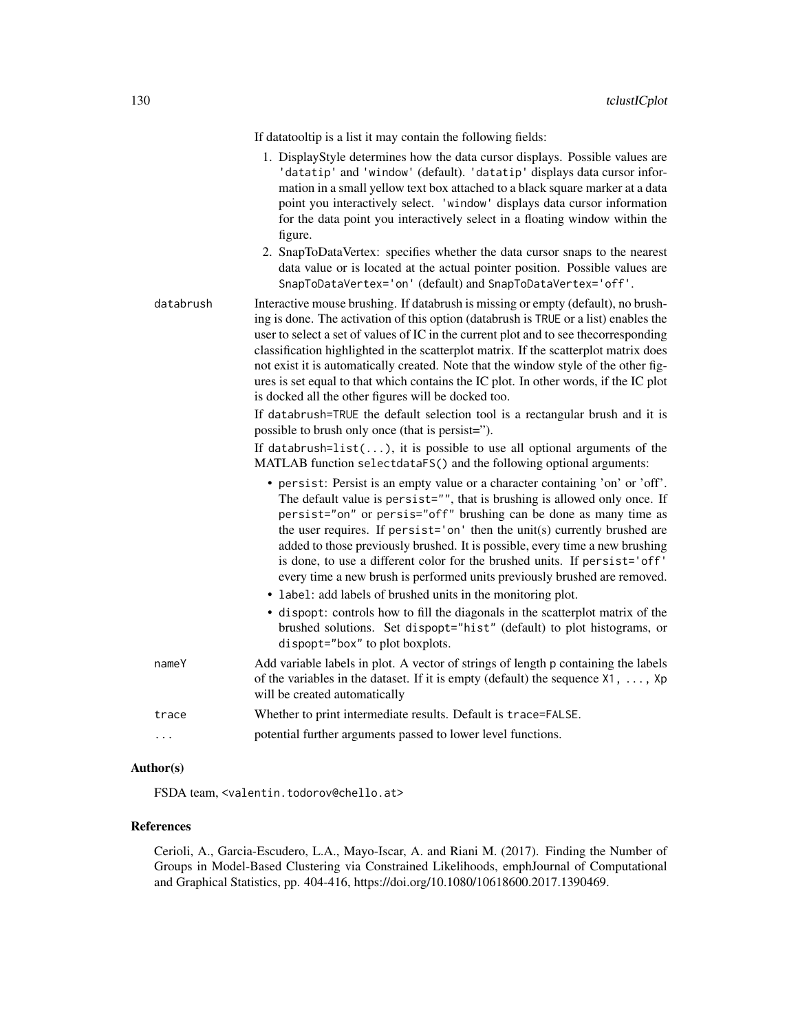If datatooltip is a list it may contain the following fields:

1. DisplayStyle determines how the data cursor displays. Possible values are 'datatip' and 'window' (default). 'datatip' displays data cursor information in a small yellow text box attached to a black square marker at a data point you interactively select. 'window' displays data cursor information for the data point you interactively select in a floating window within the figure.
2. SnapToDataVertex: specifies whether the data cursor snaps to the nearest data value or is located at the actual pointer position. Possible values are `SnapToDataVertex='on'` (default) and `SnapToDataVertex='off'`.

`databrush` Interactive mouse brushing. If databrush is missing or empty (default), no brushing is done. The activation of this option (databrush is `TRUE` or a list) enables the user to select a set of values of IC in the current plot and to see thecorresponding classification highlighted in the scatterplot matrix. If the scatterplot matrix does not exist it is automatically created. Note that the window style of the other figures is set equal to that which contains the IC plot. In other words, if the IC plot is docked all the other figures will be docked too.

If `databrush=TRUE` the default selection tool is a rectangular brush and it is possible to brush only once (that is persist='').

If `databrush=list(...)`, it is possible to use all optional arguments of the MATLAB function `selectdataFS()` and the following optional arguments:

- `persist`: Persist is an empty value or a character containing 'on' or 'off'. The default value is `persist=""`, that is brushing is allowed only once. If `persist="on"` or `persis="off"` brushing can be done as many time as the user requires. If `persist='on'` then the unit(s) currently brushed are added to those previously brushed. It is possible, every time a new brushing is done, to use a different color for the brushed units. If `persist='off'` every time a new brush is performed units previously brushed are removed.
- `label`: add labels of brushed units in the monitoring plot.
- `dispopt`: controls how to fill the diagonals in the scatterplot matrix of the brushed solutions. Set `dispopt="hist"` (default) to plot histograms, or `dispopt="box"` to plot boxplots.

`nameY` Add variable labels in plot. A vector of strings of length `p` containing the labels of the variables in the dataset. If it is empty (default) the sequence `X1, ..., Xp` will be created automatically

`trace` Whether to print intermediate results. Default is `trace=FALSE`.

`...` potential further arguments passed to lower level functions.

### Author(s)

FSDA team, <valentin.todorov@chello.at>

### References

Cerioli, A., Garcia-Escudero, L.A., Mayo-Iscar, A. and Riani M. (2017). Finding the Number of Groups in Model-Based Clustering via Constrained Likelihoods, emphJournal of Computational and Graphical Statistics, pp. 404-416, https://doi.org/10.1080/10618600.2017.1390469.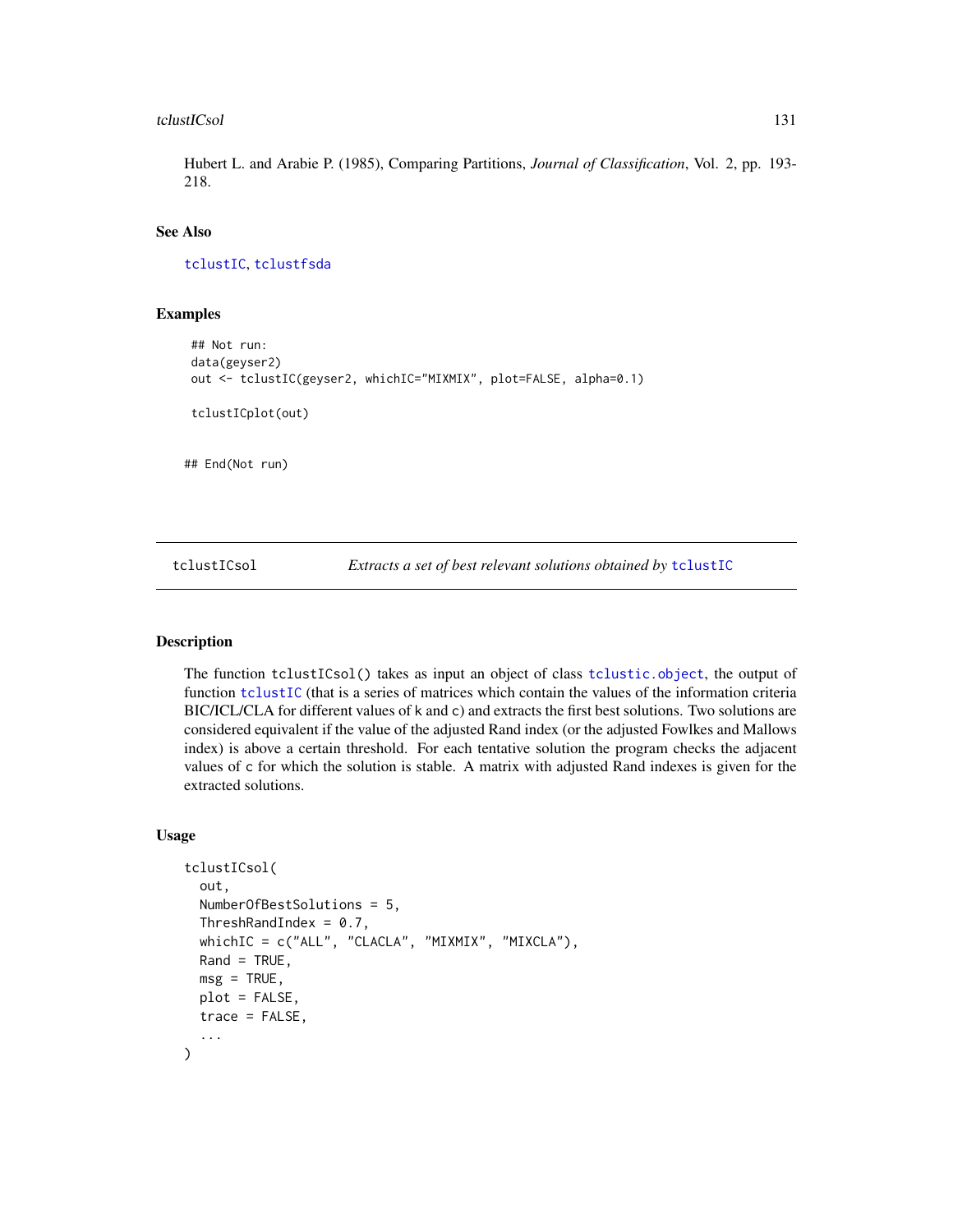Hubert L. and Arabie P. (1985), Comparing Partitions, *Journal of Classification*, Vol. 2, pp. 193-218.

### See Also

tclustIC, tclustfsda

### Examples

```
## Not run:
data(geyser2)
out <- tclustIC(geyser2, whichIC="MIXMIX", plot=FALSE, alpha=0.1)

tclustICplot(out)


## End(Not run)
```

## tclustICsol — *Extracts a set of best relevant solutions obtained by* tclustIC

### Description

The function tclustICsol() takes as input an object of class tclustic.object, the output of function tclustIC (that is a series of matrices which contain the values of the information criteria BIC/ICL/CLA for different values of k and c) and extracts the first best solutions. Two solutions are considered equivalent if the value of the adjusted Rand index (or the adjusted Fowlkes and Mallows index) is above a certain threshold. For each tentative solution the program checks the adjacent values of c for which the solution is stable. A matrix with adjusted Rand indexes is given for the extracted solutions.

### Usage

```
tclustICsol(
  out,
  NumberOfBestSolutions = 5,
  ThreshRandIndex = 0.7,
  whichIC = c("ALL", "CLACLA", "MIXMIX", "MIXCLA"),
  Rand = TRUE,
  msg = TRUE,
  plot = FALSE,
  trace = FALSE,
  ...
)
```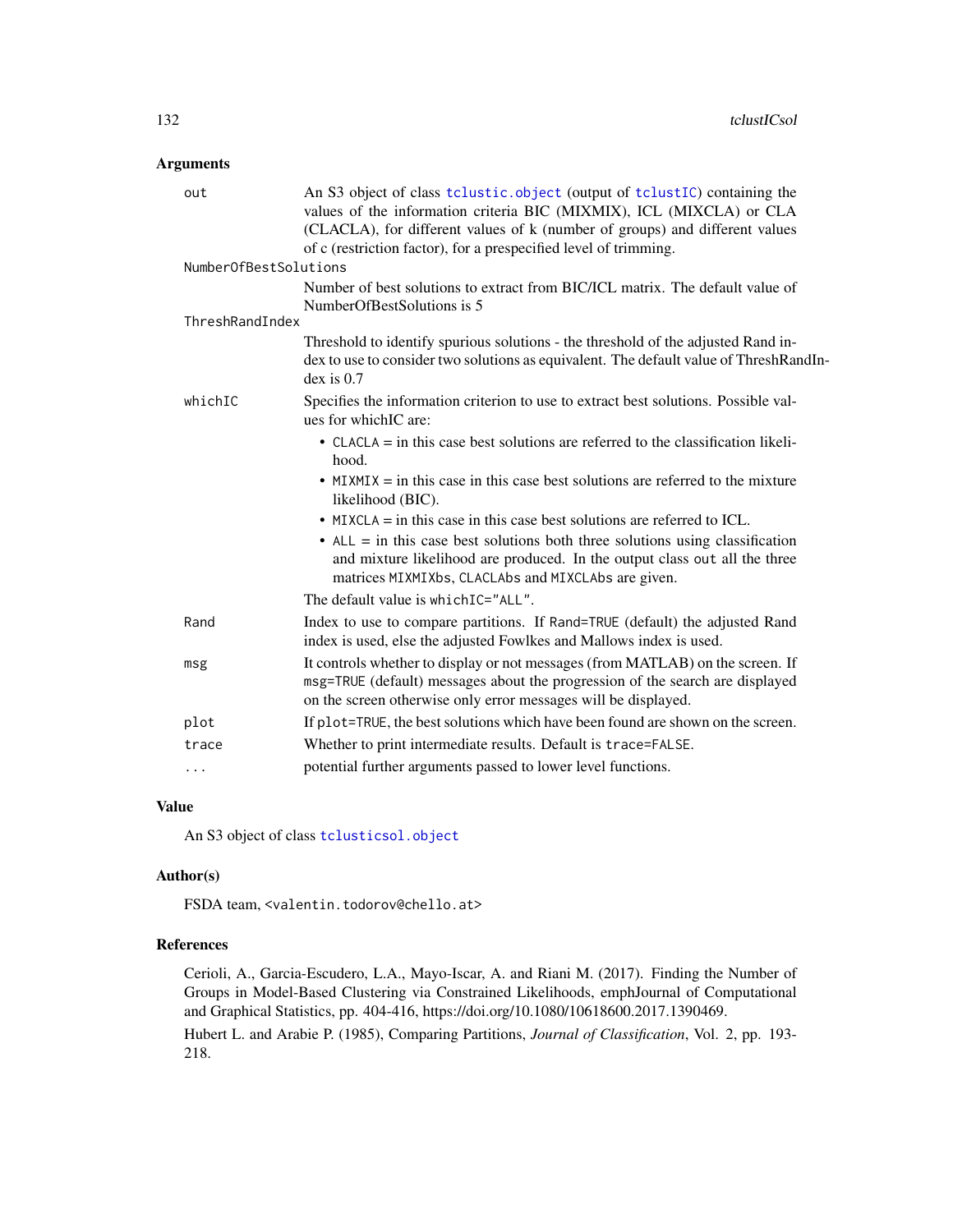## Arguments

`out` An S3 object of class `tclustic.object` (output of `tclustIC`) containing the values of the information criteria BIC (MIXMIX), ICL (MIXCLA) or CLA (CLACLA), for different values of k (number of groups) and different values of c (restriction factor), for a prespecified level of trimming.

`NumberOfBestSolutions` Number of best solutions to extract from BIC/ICL matrix. The default value of NumberOfBestSolutions is 5

`ThreshRandIndex` Threshold to identify spurious solutions - the threshold of the adjusted Rand index to use to consider two solutions as equivalent. The default value of ThreshRandIndex is 0.7

`whichIC` Specifies the information criterion to use to extract best solutions. Possible values for whichIC are:

- `CLACLA` = in this case best solutions are referred to the classification likelihood.
- `MIXMIX` = in this case in this case best solutions are referred to the mixture likelihood (BIC).
- `MIXCLA` = in this case in this case best solutions are referred to ICL.
- `ALL` = in this case best solutions both three solutions using classification and mixture likelihood are produced. In the output class `out` all the three matrices `MIXMIXbs`, `CLACLAbs` and `MIXCLAbs` are given.

The default value is `whichIC="ALL"`.

`Rand` Index to use to compare partitions. If `Rand=TRUE` (default) the adjusted Rand index is used, else the adjusted Fowlkes and Mallows index is used.

`msg` It controls whether to display or not messages (from MATLAB) on the screen. If `msg=TRUE` (default) messages about the progression of the search are displayed on the screen otherwise only error messages will be displayed.

`plot` If `plot=TRUE`, the best solutions which have been found are shown on the screen.

`trace` Whether to print intermediate results. Default is `trace=FALSE`.

`...` potential further arguments passed to lower level functions.

## Value

An S3 object of class `tclusticsol.object`

## Author(s)

FSDA team, `<valentin.todorov@chello.at>`

## References

Cerioli, A., Garcia-Escudero, L.A., Mayo-Iscar, A. and Riani M. (2017). Finding the Number of Groups in Model-Based Clustering via Constrained Likelihoods, emphJournal of Computational and Graphical Statistics, pp. 404-416, https://doi.org/10.1080/10618600.2017.1390469.

Hubert L. and Arabie P. (1985), Comparing Partitions, *Journal of Classification*, Vol. 2, pp. 193-218.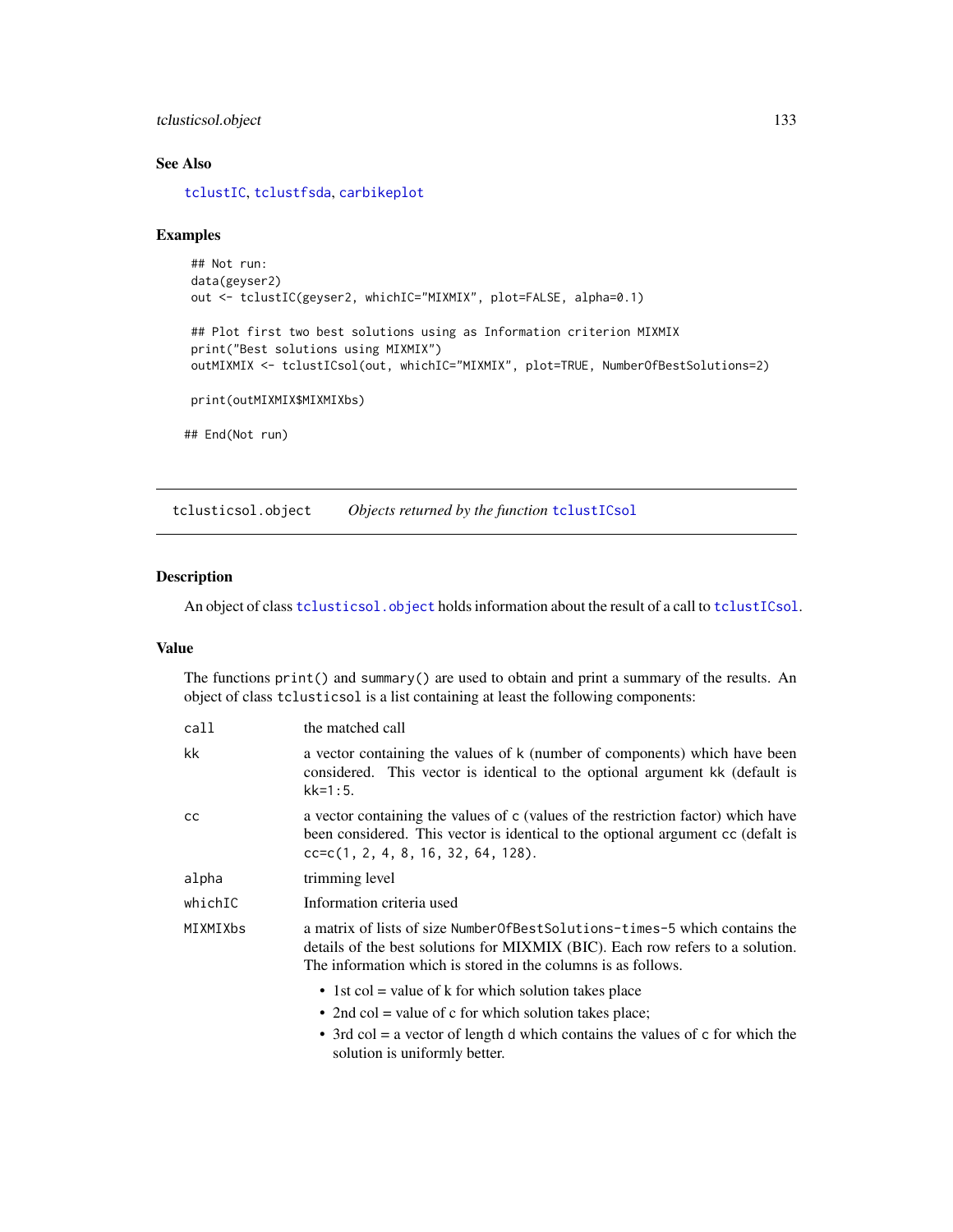## See Also

tclustIC, tclustfsda, carbikeplot

## Examples

```
## Not run:
data(geyser2)
out <- tclustIC(geyser2, whichIC="MIXMIX", plot=FALSE, alpha=0.1)

## Plot first two best solutions using as Information criterion MIXMIX
print("Best solutions using MIXMIX")
outMIXMIX <- tclustICsol(out, whichIC="MIXMIX", plot=TRUE, NumberOfBestSolutions=2)

print(outMIXMIX$MIXMIXbs)

## End(Not run)
```

---

# tclusticsol.object &nbsp;&nbsp;&nbsp; *Objects returned by the function* tclustICsol

---

## Description

An object of class tclusticsol.object holds information about the result of a call to tclustICsol.

## Value

The functions print() and summary() are used to obtain and print a summary of the results. An object of class tclusticsol is a list containing at least the following components:

- **call** the matched call
- **kk** a vector containing the values of k (number of components) which have been considered. This vector is identical to the optional argument kk (default is kk=1:5.
- **cc** a vector containing the values of c (values of the restriction factor) which have been considered. This vector is identical to the optional argument cc (defalt is cc=c(1, 2, 4, 8, 16, 32, 64, 128).
- **alpha** trimming level
- **whichIC** Information criteria used
- **MIXMIXbs** a matrix of lists of size NumberOfBestSolutions-times-5 which contains the details of the best solutions for MIXMIX (BIC). Each row refers to a solution. The information which is stored in the columns is as follows.
  - 1st col = value of k for which solution takes place
  - 2nd col = value of c for which solution takes place;
  - 3rd col = a vector of length d which contains the values of c for which the solution is uniformly better.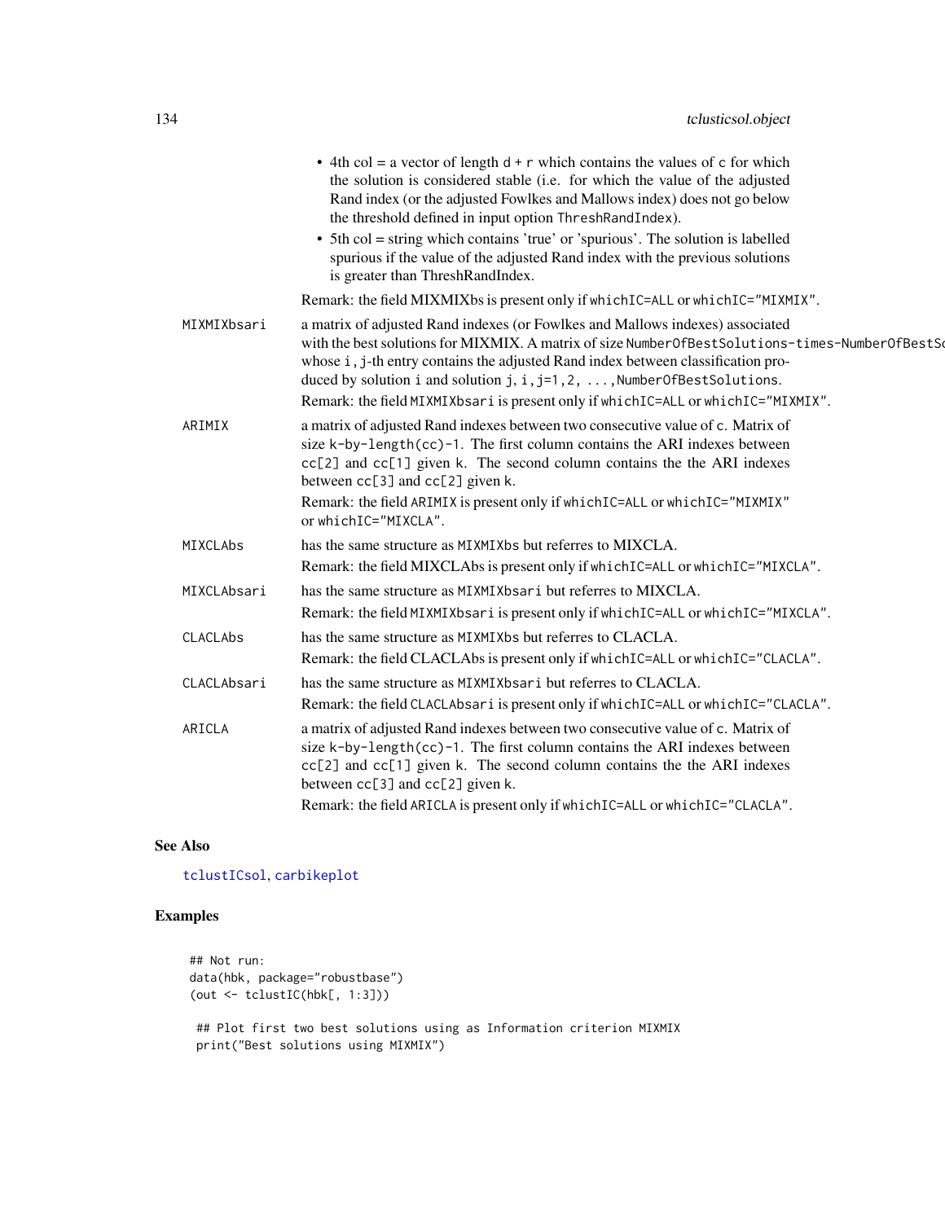- 4th col = a vector of length d + r which contains the values of c for which the solution is considered stable (i.e. for which the value of the adjusted Rand index (or the adjusted Fowlkes and Mallows index) does not go below the threshold defined in input option ThreshRandIndex).
- 5th col = string which contains 'true' or 'spurious'. The solution is labelled spurious if the value of the adjusted Rand index with the previous solutions is greater than ThreshRandIndex.

Remark: the field MIXMIXbs is present only if whichIC=ALL or whichIC="MIXMIX".

**MIXMIXbsari** a matrix of adjusted Rand indexes (or Fowlkes and Mallows indexes) associated with the best solutions for MIXMIX. A matrix of size NumberOfBestSolutions-times-NumberOfBestSo whose i,j-th entry contains the adjusted Rand index between classification produced by solution i and solution j, i,j=1,2, ...,NumberOfBestSolutions.

Remark: the field MIXMIXbsari is present only if whichIC=ALL or whichIC="MIXMIX".

**ARIMIX** a matrix of adjusted Rand indexes between two consecutive value of c. Matrix of size k-by-length(cc)-1. The first column contains the ARI indexes between cc[2] and cc[1] given k. The second column contains the the ARI indexes between cc[3] and cc[2] given k.

Remark: the field ARIMIX is present only if whichIC=ALL or whichIC="MIXMIX" or whichIC="MIXCLA".

**MIXCLAbs** has the same structure as MIXMIXbs but referres to MIXCLA.

Remark: the field MIXCLAbs is present only if whichIC=ALL or whichIC="MIXCLA".

**MIXCLAbsari** has the same structure as MIXMIXbsari but referres to MIXCLA.

Remark: the field MIXMIXbsari is present only if whichIC=ALL or whichIC="MIXCLA".

**CLACLAbs** has the same structure as MIXMIXbs but referres to CLACLA.

Remark: the field CLACLAbs is present only if whichIC=ALL or whichIC="CLACLA".

**CLACLAbsari** has the same structure as MIXMIXbsari but referres to CLACLA.

Remark: the field CLACLAbsari is present only if whichIC=ALL or whichIC="CLACLA".

**ARICLA** a matrix of adjusted Rand indexes between two consecutive value of c. Matrix of size k-by-length(cc)-1. The first column contains the ARI indexes between cc[2] and cc[1] given k. The second column contains the the ARI indexes between cc[3] and cc[2] given k.

Remark: the field ARICLA is present only if whichIC=ALL or whichIC="CLACLA".

## See Also

tclustICsol, carbikeplot

## Examples

```
## Not run:
data(hbk, package="robustbase")
(out <- tclustIC(hbk[, 1:3]))

 ## Plot first two best solutions using as Information criterion MIXMIX
 print("Best solutions using MIXMIX")
```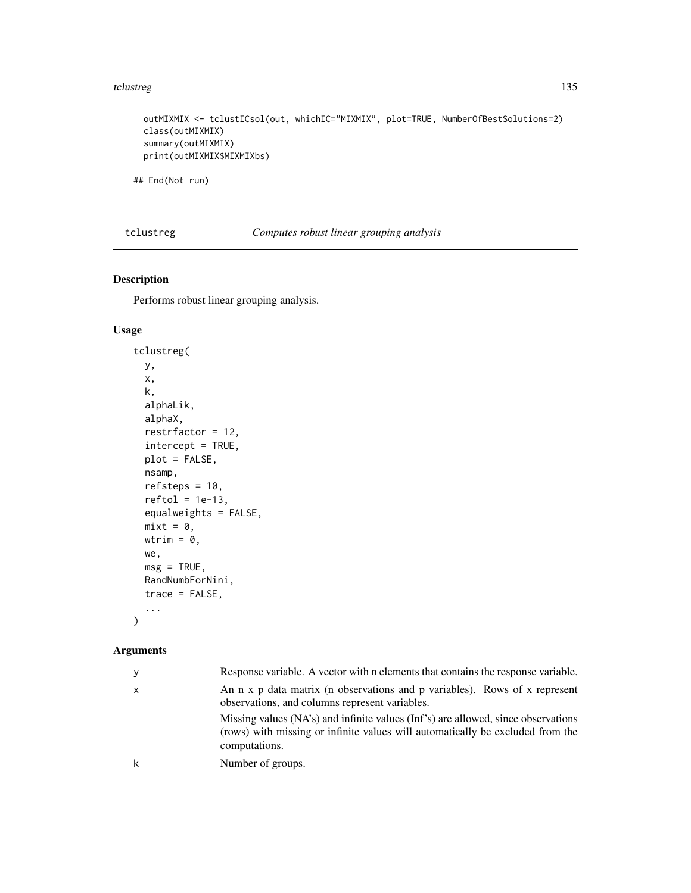```
  outMIXMIX <- tclustICsol(out, whichIC="MIXMIX", plot=TRUE, NumberOfBestSolutions=2)
  class(outMIXMIX)
  summary(outMIXMIX)
  print(outMIXMIX$MIXMIXbs)

## End(Not run)
```

---

tclustreg *Computes robust linear grouping analysis*

---

## Description

Performs robust linear grouping analysis.

## Usage

```
tclustreg(
  y,
  x,
  k,
  alphaLik,
  alphaX,
  restrfactor = 12,
  intercept = TRUE,
  plot = FALSE,
  nsamp,
  refsteps = 10,
  reftol = 1e-13,
  equalweights = FALSE,
  mixt = 0,
  wtrim = 0,
  we,
  msg = TRUE,
  RandNumbForNini,
  trace = FALSE,
  ...
)
```

## Arguments

| | |
|---|---|
| y | Response variable. A vector with n elements that contains the response variable. |
| x | An n x p data matrix (n observations and p variables). Rows of x represent observations, and columns represent variables.<br>Missing values (NA's) and infinite values (Inf's) are allowed, since observations (rows) with missing or infinite values will automatically be excluded from the computations. |
| k | Number of groups. |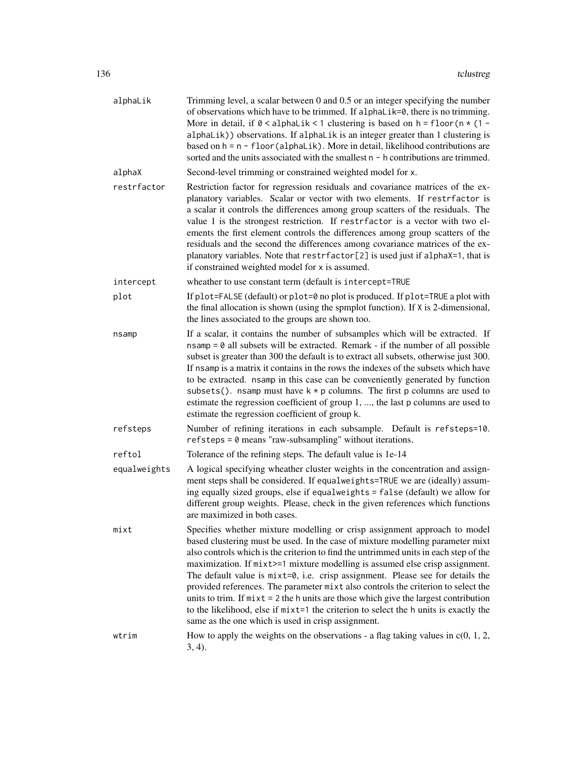| | |
|---|---|
| alphaLik | Trimming level, a scalar between 0 and 0.5 or an integer specifying the number of observations which have to be trimmed. If `alphaLik=0`, there is no trimming. More in detail, if `0 < alphaLik < 1` clustering is based on `h = floor(n * (1 - alphaLik))` observations. If alphaLik is an integer greater than 1 clustering is based on `h = n - floor(alphaLik)`. More in detail, likelihood contributions are sorted and the units associated with the smallest `n - h` contributions are trimmed. |
| alphaX | Second-level trimming or constrained weighted model for `x`. |
| restrfactor | Restriction factor for regression residuals and covariance matrices of the explanatory variables. Scalar or vector with two elements. If `restrfactor` is a scalar it controls the differences among group scatters of the residuals. The value 1 is the strongest restriction. If `restrfactor` is a vector with two elements the first element controls the differences among group scatters of the residuals and the second the differences among covariance matrices of the explanatory variables. Note that `restrfactor[2]` is used just if `alphaX=1`, that is if constrained weighted model for `x` is assumed. |
| intercept | wheather to use constant term (default is `intercept=TRUE` |
| plot | If `plot=FALSE` (default) or `plot=0` no plot is produced. If `plot=TRUE` a plot with the final allocation is shown (using the spmplot function). If `X` is 2-dimensional, the lines associated to the groups are shown too. |
| nsamp | If a scalar, it contains the number of subsamples which will be extracted. If `nsamp = 0` all subsets will be extracted. Remark - if the number of all possible subset is greater than 300 the default is to extract all subsets, otherwise just 300. If `nsamp` is a matrix it contains in the rows the indexes of the subsets which have to be extracted. `nsamp` in this case can be conveniently generated by function `subsets()`. `nsamp` must have `k * p` columns. The first `p` columns are used to estimate the regression coefficient of group 1, ..., the last `p` columns are used to estimate the regression coefficient of group `k`. |
| refsteps | Number of refining iterations in each subsample. Default is `refsteps=10`. `refsteps = 0` means "raw-subsampling" without iterations. |
| reftol | Tolerance of the refining steps. The default value is 1e-14 |
| equalweights | A logical specifying wheather cluster weights in the concentration and assignment steps shall be considered. If `equalweights=TRUE` we are (ideally) assuming equally sized groups, else if `equalweights = false` (default) we allow for different group weights. Please, check in the given references which functions are maximized in both cases. |
| mixt | Specifies whether mixture modelling or crisp assignment approach to model based clustering must be used. In the case of mixture modelling parameter mixt also controls which is the criterion to find the untrimmed units in each step of the maximization. If `mixt>=1` mixture modelling is assumed else crisp assignment. The default value is `mixt=0`, i.e. crisp assignment. Please see for details the provided references. The parameter `mixt` also controls the criterion to select the units to trim. If `mixt = 2` the `h` units are those which give the largest contribution to the likelihood, else if `mixt=1` the criterion to select the `h` units is exactly the same as the one which is used in crisp assignment. |
| wtrim | How to apply the weights on the observations - a flag taking values in c(0, 1, 2, 3, 4). |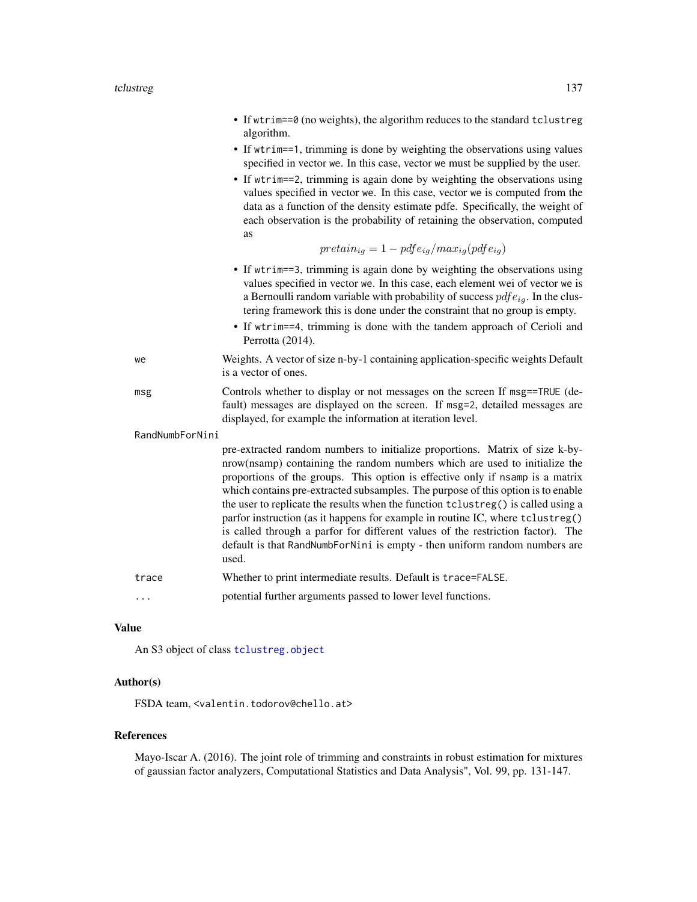- If `wtrim==0` (no weights), the algorithm reduces to the standard `tclustreg` algorithm.
- If `wtrim==1`, trimming is done by weighting the observations using values specified in vector `we`. In this case, vector `we` must be supplied by the user.
- If `wtrim==2`, trimming is again done by weighting the observations using values specified in vector `we`. In this case, vector `we` is computed from the data as a function of the density estimate pdfe. Specifically, the weight of each observation is the probability of retaining the observation, computed as

$$pretain_{ig} = 1 - pdfe_{ig}/max_{ig}(pdfe_{ig})$$

- If `wtrim==3`, trimming is again done by weighting the observations using values specified in vector `we`. In this case, each element wei of vector `we` is a Bernoulli random variable with probability of success $pdfe_{ig}$. In the clustering framework this is done under the constraint that no group is empty.
- If `wtrim==4`, trimming is done with the tandem approach of Cerioli and Perrotta (2014).

`we`
: Weights. A vector of size n-by-1 containing application-specific weights Default is a vector of ones.

`msg`
: Controls whether to display or not messages on the screen If `msg==TRUE` (default) messages are displayed on the screen. If `msg=2`, detailed messages are displayed, for example the information at iteration level.

`RandNumbForNini`
: pre-extracted random numbers to initialize proportions. Matrix of size k-by-nrow(nsamp) containing the random numbers which are used to initialize the proportions of the groups. This option is effective only if `nsamp` is a matrix which contains pre-extracted subsamples. The purpose of this option is to enable the user to replicate the results when the function `tclustreg()` is called using a parfor instruction (as it happens for example in routine IC, where `tclustreg()` is called through a parfor for different values of the restriction factor). The default is that `RandNumbForNini` is empty - then uniform random numbers are used.

`trace`
: Whether to print intermediate results. Default is `trace=FALSE`.

`...`
: potential further arguments passed to lower level functions.

## Value

An S3 object of class `tclustreg.object`

## Author(s)

FSDA team, <valentin.todorov@chello.at>

## References

Mayo-Iscar A. (2016). The joint role of trimming and constraints in robust estimation for mixtures of gaussian factor analyzers, Computational Statistics and Data Analysis", Vol. 99, pp. 131-147.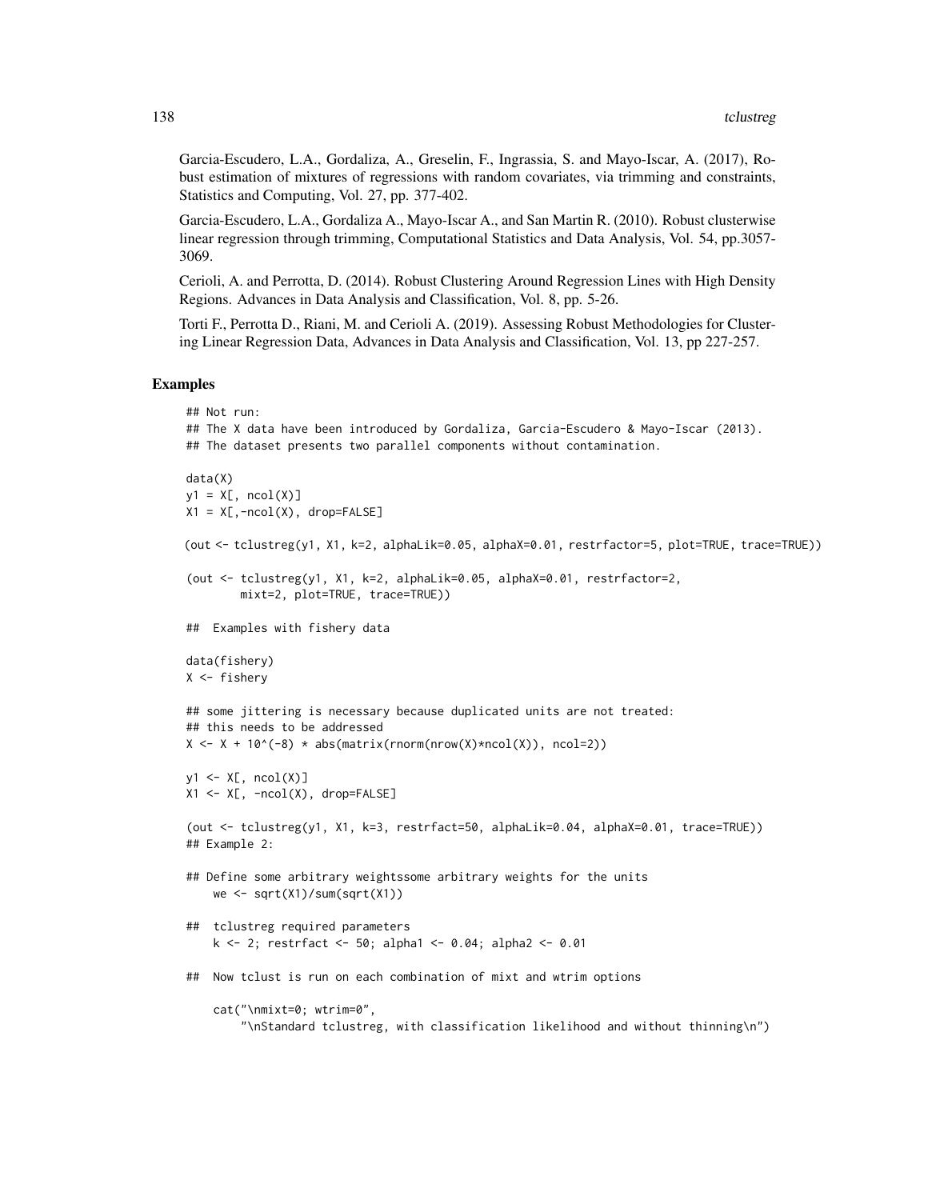Garcia-Escudero, L.A., Gordaliza, A., Greselin, F., Ingrassia, S. and Mayo-Iscar, A. (2017), Robust estimation of mixtures of regressions with random covariates, via trimming and constraints, Statistics and Computing, Vol. 27, pp. 377-402.

Garcia-Escudero, L.A., Gordaliza A., Mayo-Iscar A., and San Martin R. (2010). Robust clusterwise linear regression through trimming, Computational Statistics and Data Analysis, Vol. 54, pp.3057-3069.

Cerioli, A. and Perrotta, D. (2014). Robust Clustering Around Regression Lines with High Density Regions. Advances in Data Analysis and Classification, Vol. 8, pp. 5-26.

Torti F., Perrotta D., Riani, M. and Cerioli A. (2019). Assessing Robust Methodologies for Clustering Linear Regression Data, Advances in Data Analysis and Classification, Vol. 13, pp 227-257.

## Examples

```
## Not run:
## The X data have been introduced by Gordaliza, Garcia-Escudero & Mayo-Iscar (2013).
## The dataset presents two parallel components without contamination.

data(X)
y1 = X[, ncol(X)]
X1 = X[,-ncol(X), drop=FALSE]

(out <- tclustreg(y1, X1, k=2, alphaLik=0.05, alphaX=0.01, restrfactor=5, plot=TRUE, trace=TRUE))

(out <- tclustreg(y1, X1, k=2, alphaLik=0.05, alphaX=0.01, restrfactor=2,
        mixt=2, plot=TRUE, trace=TRUE))

##  Examples with fishery data

data(fishery)
X <- fishery

## some jittering is necessary because duplicated units are not treated:
## this needs to be addressed
X <- X + 10^(-8) * abs(matrix(rnorm(nrow(X)*ncol(X)), ncol=2))

y1 <- X[, ncol(X)]
X1 <- X[, -ncol(X), drop=FALSE]

(out <- tclustreg(y1, X1, k=3, restrfact=50, alphaLik=0.04, alphaX=0.01, trace=TRUE))
## Example 2:

## Define some arbitrary weightssome arbitrary weights for the units
    we <- sqrt(X1)/sum(sqrt(X1))

##  tclustreg required parameters
    k <- 2; restrfact <- 50; alpha1 <- 0.04; alpha2 <- 0.01

##  Now tclust is run on each combination of mixt and wtrim options

    cat("\nmixt=0; wtrim=0",
        "\nStandard tclustreg, with classification likelihood and without thinning\n")
```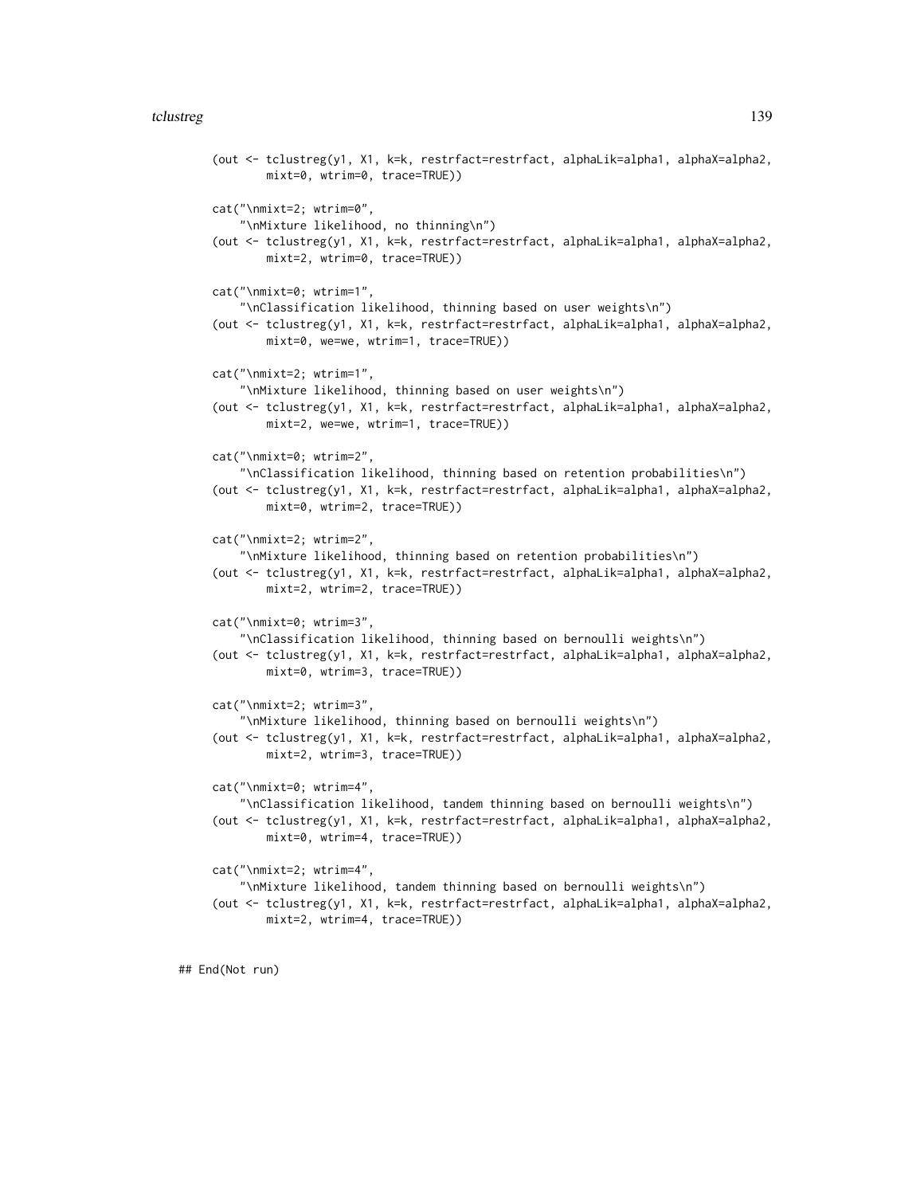```
(out <- tclustreg(y1, X1, k=k, restrfact=restrfact, alphaLik=alpha1, alphaX=alpha2,
        mixt=0, wtrim=0, trace=TRUE))

cat("\nmixt=2; wtrim=0",
    "\nMixture likelihood, no thinning\n")
(out <- tclustreg(y1, X1, k=k, restrfact=restrfact, alphaLik=alpha1, alphaX=alpha2,
        mixt=2, wtrim=0, trace=TRUE))

cat("\nmixt=0; wtrim=1",
    "\nClassification likelihood, thinning based on user weights\n")
(out <- tclustreg(y1, X1, k=k, restrfact=restrfact, alphaLik=alpha1, alphaX=alpha2,
        mixt=0, we=we, wtrim=1, trace=TRUE))

cat("\nmixt=2; wtrim=1",
    "\nMixture likelihood, thinning based on user weights\n")
(out <- tclustreg(y1, X1, k=k, restrfact=restrfact, alphaLik=alpha1, alphaX=alpha2,
        mixt=2, we=we, wtrim=1, trace=TRUE))

cat("\nmixt=0; wtrim=2",
    "\nClassification likelihood, thinning based on retention probabilities\n")
(out <- tclustreg(y1, X1, k=k, restrfact=restrfact, alphaLik=alpha1, alphaX=alpha2,
        mixt=0, wtrim=2, trace=TRUE))

cat("\nmixt=2; wtrim=2",
    "\nMixture likelihood, thinning based on retention probabilities\n")
(out <- tclustreg(y1, X1, k=k, restrfact=restrfact, alphaLik=alpha1, alphaX=alpha2,
        mixt=2, wtrim=2, trace=TRUE))

cat("\nmixt=0; wtrim=3",
    "\nClassification likelihood, thinning based on bernoulli weights\n")
(out <- tclustreg(y1, X1, k=k, restrfact=restrfact, alphaLik=alpha1, alphaX=alpha2,
        mixt=0, wtrim=3, trace=TRUE))

cat("\nmixt=2; wtrim=3",
    "\nMixture likelihood, thinning based on bernoulli weights\n")
(out <- tclustreg(y1, X1, k=k, restrfact=restrfact, alphaLik=alpha1, alphaX=alpha2,
        mixt=2, wtrim=3, trace=TRUE))

cat("\nmixt=0; wtrim=4",
    "\nClassification likelihood, tandem thinning based on bernoulli weights\n")
(out <- tclustreg(y1, X1, k=k, restrfact=restrfact, alphaLik=alpha1, alphaX=alpha2,
        mixt=0, wtrim=4, trace=TRUE))

cat("\nmixt=2; wtrim=4",
    "\nMixture likelihood, tandem thinning based on bernoulli weights\n")
(out <- tclustreg(y1, X1, k=k, restrfact=restrfact, alphaLik=alpha1, alphaX=alpha2,
        mixt=2, wtrim=4, trace=TRUE))

## End(Not run)
```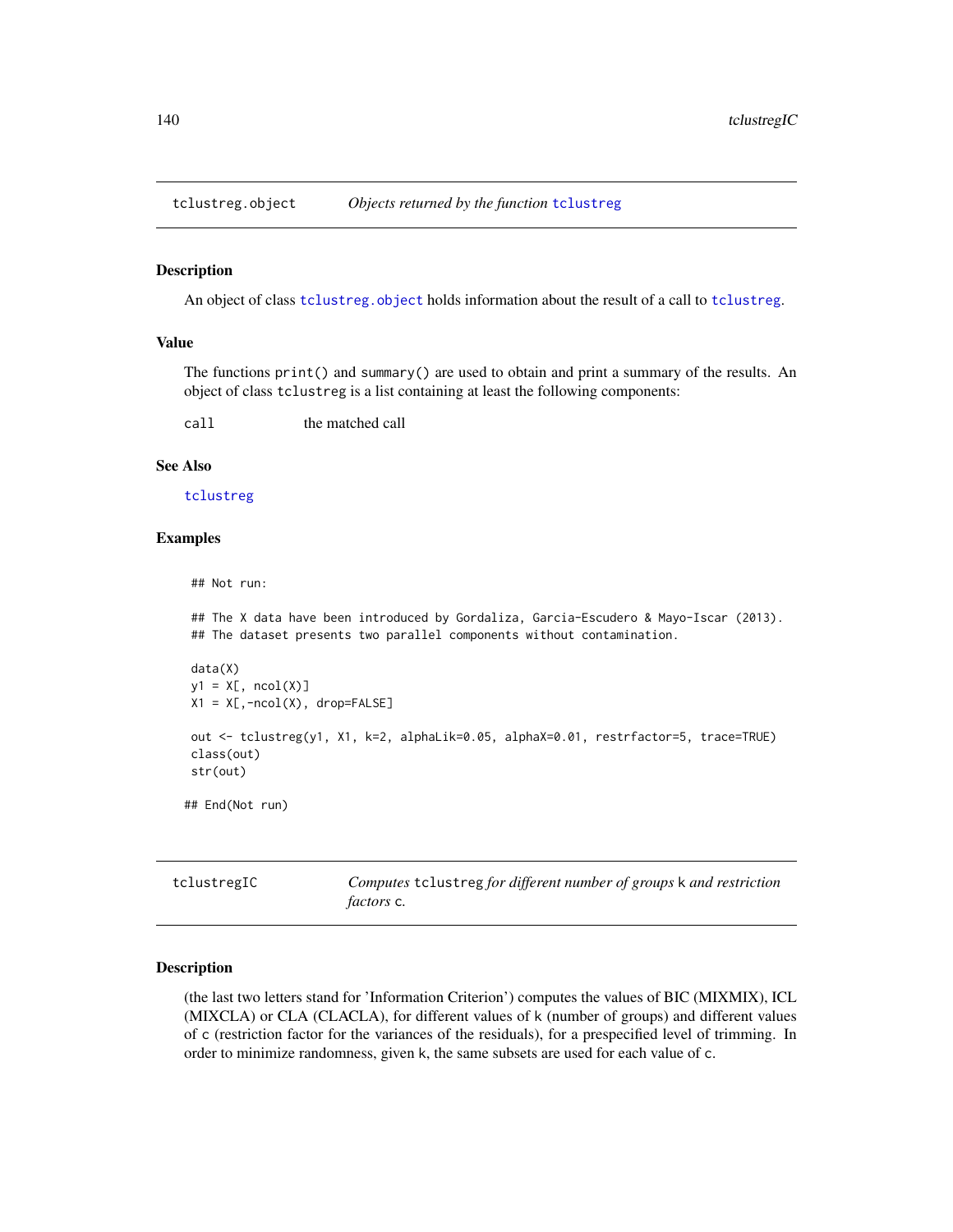## tclustreg.object — *Objects returned by the function* `tclustreg`

### Description

An object of class `tclustreg.object` holds information about the result of a call to `tclustreg`.

### Value

The functions `print()` and `summary()` are used to obtain and print a summary of the results. An object of class `tclustreg` is a list containing at least the following components:

`call` — the matched call

### See Also

`tclustreg`

### Examples

```
 ## Not run:

 ## The X data have been introduced by Gordaliza, Garcia-Escudero & Mayo-Iscar (2013).
 ## The dataset presents two parallel components without contamination.

 data(X)
 y1 = X[, ncol(X)]
 X1 = X[,-ncol(X), drop=FALSE]

 out <- tclustreg(y1, X1, k=2, alphaLik=0.05, alphaX=0.01, restrfactor=5, trace=TRUE)
 class(out)
 str(out)

## End(Not run)
```

## tclustregIC — *Computes* `tclustreg` *for different number of groups* `k` *and restriction factors* `c`*.*

### Description

(the last two letters stand for 'Information Criterion') computes the values of BIC (MIXMIX), ICL (MIXCLA) or CLA (CLACLA), for different values of `k` (number of groups) and different values of `c` (restriction factor for the variances of the residuals), for a prespecified level of trimming. In order to minimize randomness, given `k`, the same subsets are used for each value of `c`.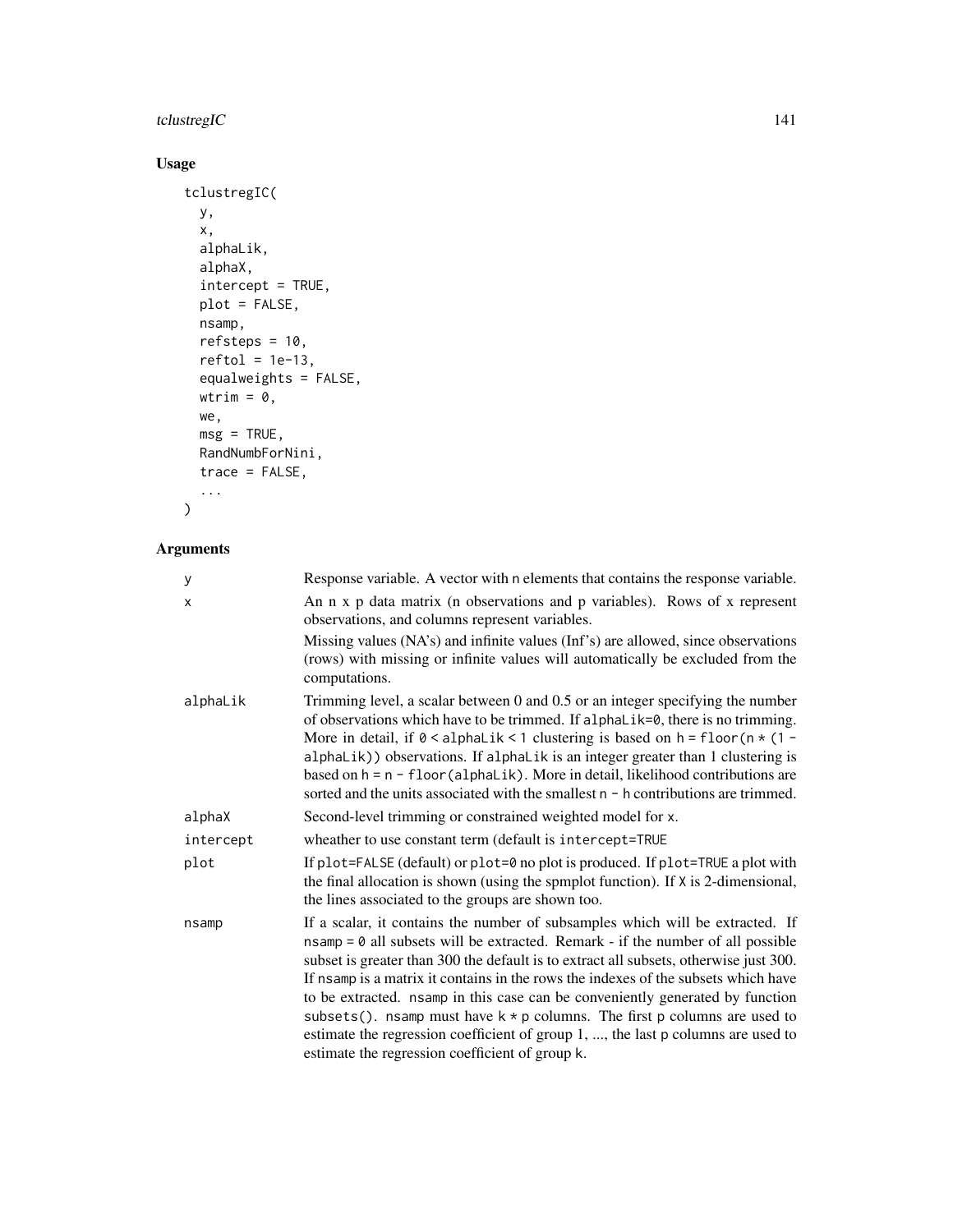## Usage

```
tclustregIC(
  y,
  x,
  alphaLik,
  alphaX,
  intercept = TRUE,
  plot = FALSE,
  nsamp,
  refsteps = 10,
  reftol = 1e-13,
  equalweights = FALSE,
  wtrim = 0,
  we,
  msg = TRUE,
  RandNumbForNini,
  trace = FALSE,
  ...
)
```

## Arguments

| | |
|---|---|
| y | Response variable. A vector with n elements that contains the response variable. |
| x | An n x p data matrix (n observations and p variables). Rows of x represent observations, and columns represent variables. Missing values (NA's) and infinite values (Inf's) are allowed, since observations (rows) with missing or infinite values will automatically be excluded from the computations. |
| alphaLik | Trimming level, a scalar between 0 and 0.5 or an integer specifying the number of observations which have to be trimmed. If alphaLik=0, there is no trimming. More in detail, if 0 < alphaLik < 1 clustering is based on h = floor(n * (1 - alphaLik)) observations. If alphaLik is an integer greater than 1 clustering is based on h = n - floor(alphaLik). More in detail, likelihood contributions are sorted and the units associated with the smallest n - h contributions are trimmed. |
| alphaX | Second-level trimming or constrained weighted model for x. |
| intercept | wheather to use constant term (default is intercept=TRUE |
| plot | If plot=FALSE (default) or plot=0 no plot is produced. If plot=TRUE a plot with the final allocation is shown (using the spmplot function). If X is 2-dimensional, the lines associated to the groups are shown too. |
| nsamp | If a scalar, it contains the number of subsamples which will be extracted. If nsamp = 0 all subsets will be extracted. Remark - if the number of all possible subset is greater than 300 the default is to extract all subsets, otherwise just 300. If nsamp is a matrix it contains in the rows the indexes of the subsets which have to be extracted. nsamp in this case can be conveniently generated by function subsets(). nsamp must have k * p columns. The first p columns are used to estimate the regression coefficient of group 1, ..., the last p columns are used to estimate the regression coefficient of group k. |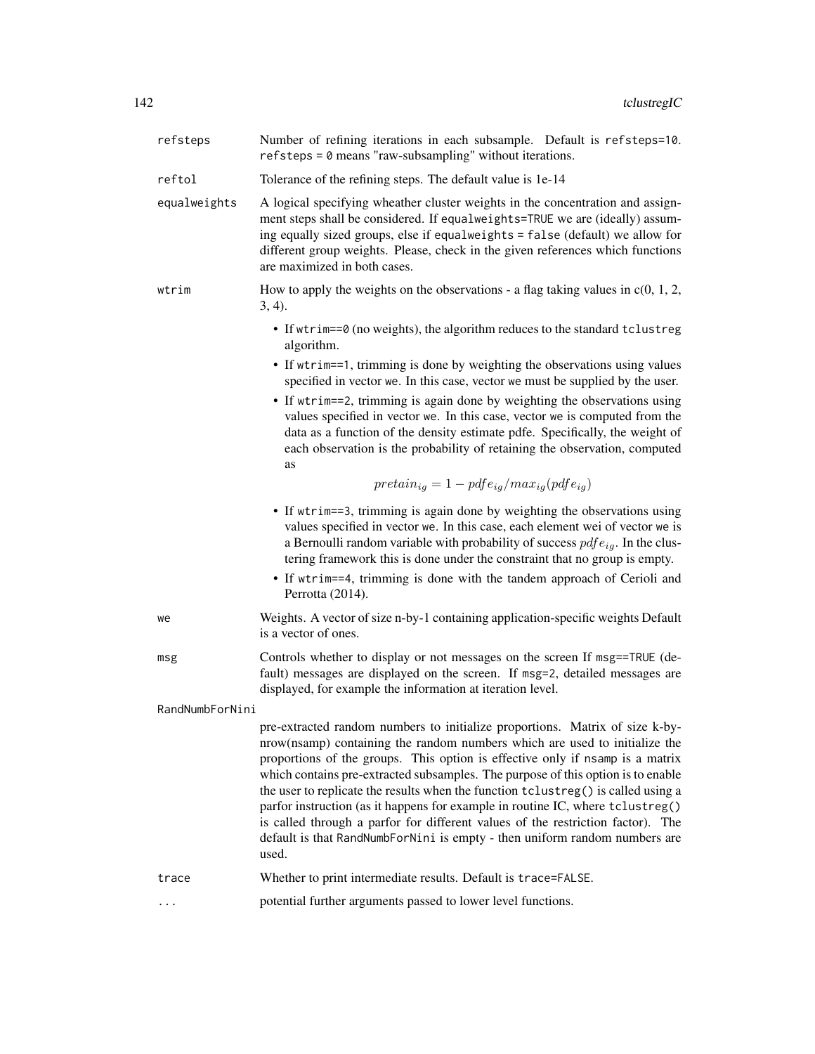`refsteps`
: Number of refining iterations in each subsample. Default is `refsteps=10`. `refsteps = 0` means "raw-subsampling" without iterations.

`reftol`
: Tolerance of the refining steps. The default value is 1e-14

`equalweights`
: A logical specifying wheather cluster weights in the concentration and assignment steps shall be considered. If `equalweights=TRUE` we are (ideally) assuming equally sized groups, else if `equalweights = false` (default) we allow for different group weights. Please, check in the given references which functions are maximized in both cases.

`wtrim`
: How to apply the weights on the observations - a flag taking values in c(0, 1, 2, 3, 4).

  - If `wtrim==0` (no weights), the algorithm reduces to the standard `tclustreg` algorithm.
  - If `wtrim==1`, trimming is done by weighting the observations using values specified in vector `we`. In this case, vector `we` must be supplied by the user.
  - If `wtrim==2`, trimming is again done by weighting the observations using values specified in vector `we`. In this case, vector `we` is computed from the data as a function of the density estimate pdfe. Specifically, the weight of each observation is the probability of retaining the observation, computed as

    $$pretain_{ig} = 1 - pdfe_{ig}/max_{ig}(pdfe_{ig})$$

  - If `wtrim==3`, trimming is again done by weighting the observations using values specified in vector `we`. In this case, each element wei of vector `we` is a Bernoulli random variable with probability of success $pdfe_{ig}$. In the clustering framework this is done under the constraint that no group is empty.
  - If `wtrim==4`, trimming is done with the tandem approach of Cerioli and Perrotta (2014).

`we`
: Weights. A vector of size n-by-1 containing application-specific weights Default is a vector of ones.

`msg`
: Controls whether to display or not messages on the screen If `msg==TRUE` (default) messages are displayed on the screen. If `msg=2`, detailed messages are displayed, for example the information at iteration level.

`RandNumbForNini`
: pre-extracted random numbers to initialize proportions. Matrix of size k-by-nrow(nsamp) containing the random numbers which are used to initialize the proportions of the groups. This option is effective only if `nsamp` is a matrix which contains pre-extracted subsamples. The purpose of this option is to enable the user to replicate the results when the function `tclustreg()` is called using a parfor instruction (as it happens for example in routine IC, where `tclustreg()` is called through a parfor for different values of the restriction factor). The default is that `RandNumbForNini` is empty - then uniform random numbers are used.

`trace`
: Whether to print intermediate results. Default is `trace=FALSE`.

`...`
: potential further arguments passed to lower level functions.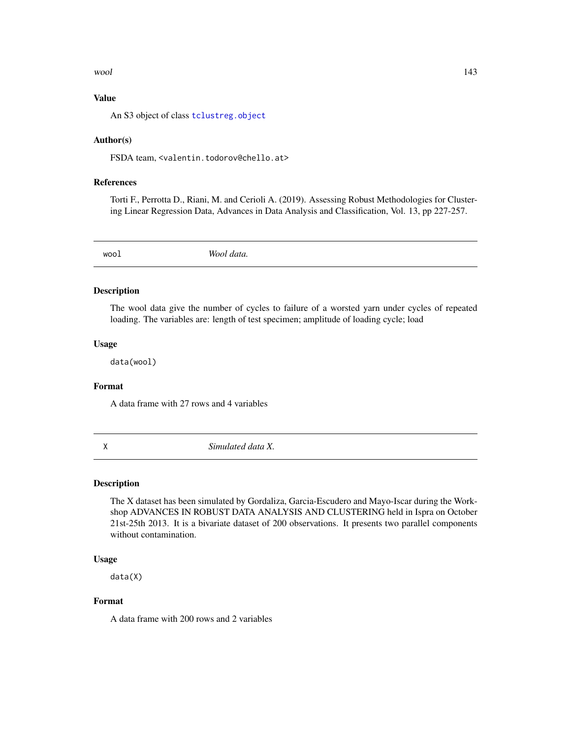## Value

An S3 object of class `tclustreg.object`

## Author(s)

FSDA team, <valentin.todorov@chello.at>

## References

Torti F., Perrotta D., Riani, M. and Cerioli A. (2019). Assessing Robust Methodologies for Clustering Linear Regression Data, Advances in Data Analysis and Classification, Vol. 13, pp 227-257.

---

# wool *Wool data.*

---

## Description

The wool data give the number of cycles to failure of a worsted yarn under cycles of repeated loading. The variables are: length of test specimen; amplitude of loading cycle; load

## Usage

```
data(wool)
```

## Format

A data frame with 27 rows and 4 variables

---

# X *Simulated data X.*

---

## Description

The X dataset has been simulated by Gordaliza, Garcia-Escudero and Mayo-Iscar during the Workshop ADVANCES IN ROBUST DATA ANALYSIS AND CLUSTERING held in Ispra on October 21st-25th 2013. It is a bivariate dataset of 200 observations. It presents two parallel components without contamination.

## Usage

```
data(X)
```

## Format

A data frame with 200 rows and 2 variables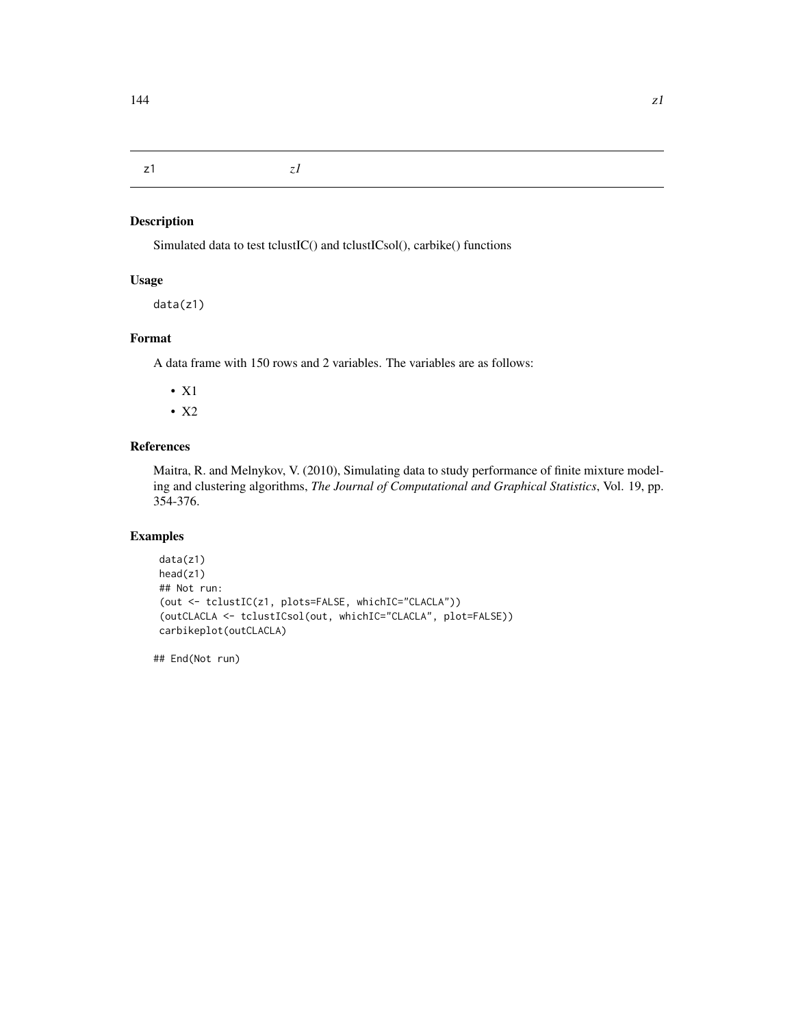# z1 *z1*

## Description

Simulated data to test tclustIC() and tclustICsol(), carbike() functions

## Usage

```
data(z1)
```

## Format

A data frame with 150 rows and 2 variables. The variables are as follows:

- X1
- X2

## References

Maitra, R. and Melnykov, V. (2010), Simulating data to study performance of finite mixture modeling and clustering algorithms, *The Journal of Computational and Graphical Statistics*, Vol. 19, pp. 354-376.

## Examples

```
 data(z1)
 head(z1)
 ## Not run:
 (out <- tclustIC(z1, plots=FALSE, whichIC="CLACLA"))
 (outCLACLA <- tclustICsol(out, whichIC="CLACLA", plot=FALSE))
 carbikeplot(outCLACLA)

## End(Not run)
```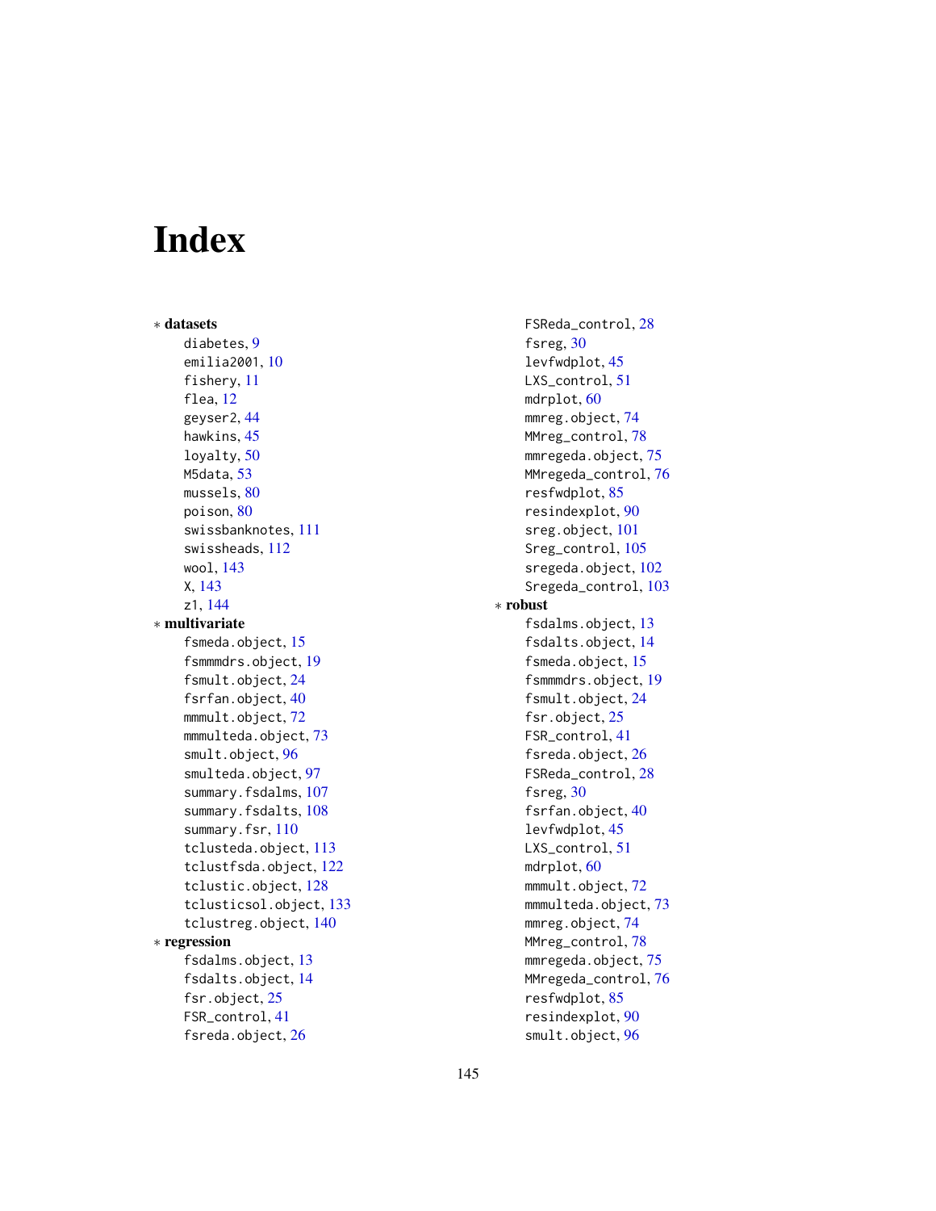# Index

* **datasets**
    - diabetes, 9
    - emilia2001, 10
    - fishery, 11
    - flea, 12
    - geyser2, 44
    - hawkins, 45
    - loyalty, 50
    - M5data, 53
    - mussels, 80
    - poison, 80
    - swissbanknotes, 111
    - swissheads, 112
    - wool, 143
    - X, 143
    - z1, 144
* **multivariate**
    - fsmeda.object, 15
    - fsmmmdrs.object, 19
    - fsmult.object, 24
    - fsrfan.object, 40
    - mmmult.object, 72
    - mmmulteda.object, 73
    - smult.object, 96
    - smulteda.object, 97
    - summary.fsdalms, 107
    - summary.fsdalts, 108
    - summary.fsr, 110
    - tclusteda.object, 113
    - tclustfsda.object, 122
    - tclustic.object, 128
    - tclusticsol.object, 133
    - tclustreg.object, 140
* **regression**
    - fsdalms.object, 13
    - fsdalts.object, 14
    - fsr.object, 25
    - FSR_control, 41
    - fsreda.object, 26
    - FSReda_control, 28
    - fsreg, 30
    - levfwdplot, 45
    - LXS_control, 51
    - mdrplot, 60
    - mmreg.object, 74
    - MMreg_control, 78
    - mmregeda.object, 75
    - MMregeda_control, 76
    - resfwdplot, 85
    - resindexplot, 90
    - sreg.object, 101
    - Sreg_control, 105
    - sregeda.object, 102
    - Sregeda_control, 103
* **robust**
    - fsdalms.object, 13
    - fsdalts.object, 14
    - fsmeda.object, 15
    - fsmmmdrs.object, 19
    - fsmult.object, 24
    - fsr.object, 25
    - FSR_control, 41
    - fsreda.object, 26
    - FSReda_control, 28
    - fsreg, 30
    - fsrfan.object, 40
    - levfwdplot, 45
    - LXS_control, 51
    - mdrplot, 60
    - mmmult.object, 72
    - mmmulteda.object, 73
    - mmreg.object, 74
    - MMreg_control, 78
    - mmregeda.object, 75
    - MMregeda_control, 76
    - resfwdplot, 85
    - resindexplot, 90
    - smult.object, 96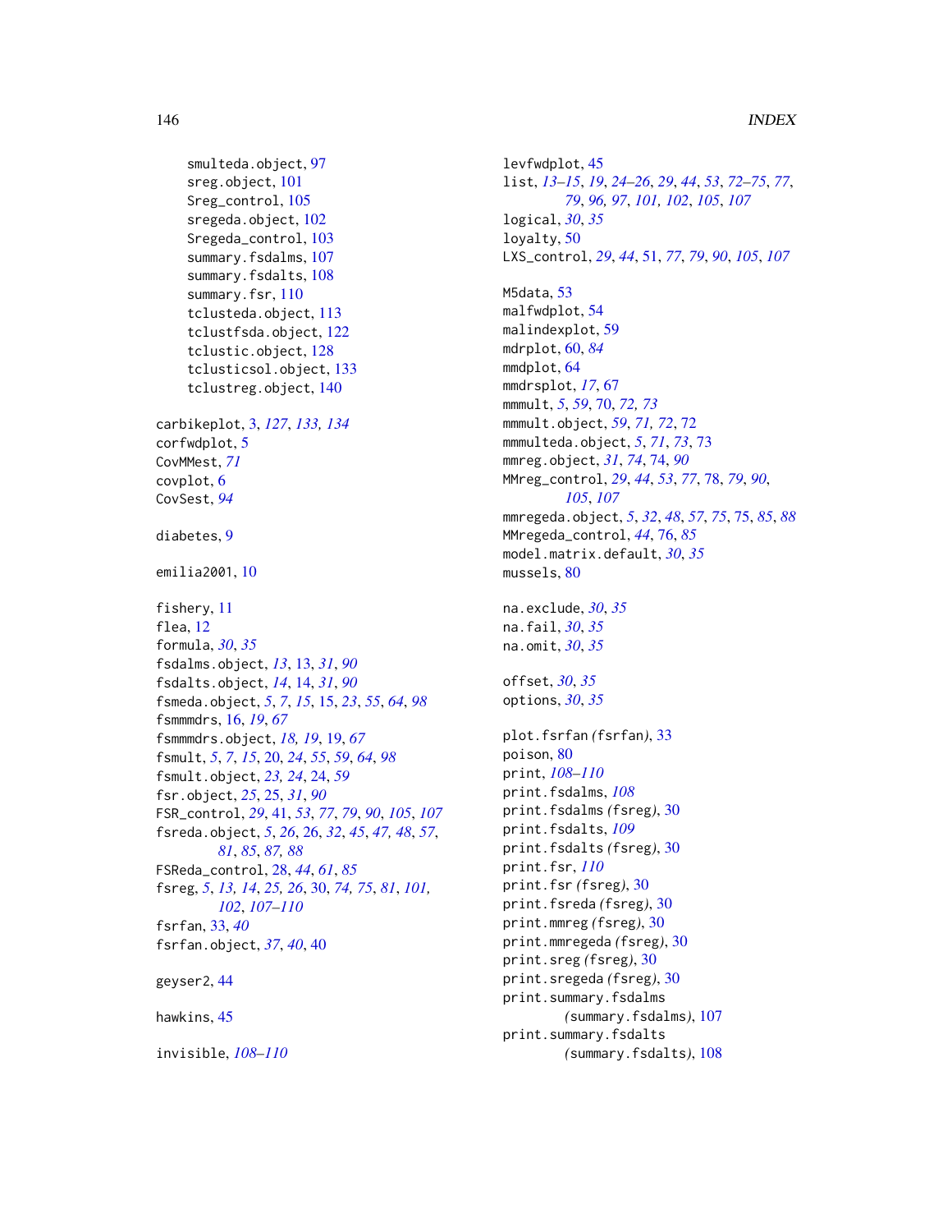smulteda.object, 97
sreg.object, 101
Sreg_control, 105
sregeda.object, 102
Sregeda_control, 103
summary.fsdalms, 107
summary.fsdalts, 108
summary.fsr, 110
tclusteda.object, 113
tclustfsda.object, 122
tclustic.object, 128
tclusticsol.object, 133
tclustreg.object, 140

carbikeplot, 3, *127*, *133, 134*
corfwdplot, 5
CovMMest, *71*
covplot, 6
CovSest, *94*

diabetes, 9

emilia2001, 10

fishery, 11
flea, 12
formula, *30*, *35*
fsdalms.object, *13*, 13, *31*, *90*
fsdalts.object, *14*, 14, *31*, *90*
fsmeda.object, *5*, *7*, *15*, 15, *23*, *55*, *64*, *98*
fsmmmdrs, 16, *19*, *67*
fsmmmdrs.object, *18, 19*, 19, *67*
fsmult, *5*, *7*, *15*, 20, *24*, *55*, *59*, *64*, *98*
fsmult.object, *23, 24*, 24, *59*
fsr.object, *25*, 25, *31*, *90*
FSR_control, *29*, 41, *53*, *77*, *79*, *90*, *105*, *107*
fsreda.object, *5*, *26*, 26, *32*, *45*, *47, 48*, *57*, *81*, *85*, *87, 88*
FSReda_control, 28, *44*, *61*, *85*
fsreg, *5*, *13, 14*, *25, 26*, 30, *74, 75*, *81*, *101, 102*, *107–110*
fsrfan, 33, *40*
fsrfan.object, *37*, *40*, 40

geyser2, 44

hawkins, 45

invisible, *108–110*

levfwdplot, 45
list, *13–15*, *19*, *24–26*, *29*, *44*, *53*, *72–75*, *77*, *79*, *96, 97*, *101, 102*, *105*, *107*
logical, *30*, *35*
loyalty, 50
LXS_control, *29*, *44*, 51, *77*, *79*, *90*, *105*, *107*

M5data, 53
malfwdplot, 54
malindexplot, 59
mdrplot, 60, *84*
mmdplot, 64
mmdrsplot, *17*, 67
mmmult, *5*, *59*, 70, *72, 73*
mmmult.object, *59*, *71, 72*, 72
mmmulteda.object, *5*, *71*, *73*, 73
mmreg.object, *31*, *74*, 74, *90*
MMreg_control, *29*, *44*, *53*, *77*, 78, *79*, *90*, *105*, *107*
mmregeda.object, *5*, *32*, *48*, *57*, *75*, 75, *85*, *88*
MMregeda_control, *44*, 76, *85*
model.matrix.default, *30*, *35*
mussels, 80

na.exclude, *30*, *35*
na.fail, *30*, *35*
na.omit, *30*, *35*

offset, *30*, *35*
options, *30*, *35*

plot.fsrfan *(fsrfan)*, 33
poison, 80
print, *108–110*
print.fsdalms, *108*
print.fsdalms *(fsreg)*, 30
print.fsdalts, *109*
print.fsdalts *(fsreg)*, 30
print.fsr, *110*
print.fsr *(fsreg)*, 30
print.fsreda *(fsreg)*, 30
print.mmreg *(fsreg)*, 30
print.mmregeda *(fsreg)*, 30
print.sreg *(fsreg)*, 30
print.sregeda *(fsreg)*, 30
print.summary.fsdalms *(summary.fsdalms)*, 107
print.summary.fsdalts *(summary.fsdalts)*, 108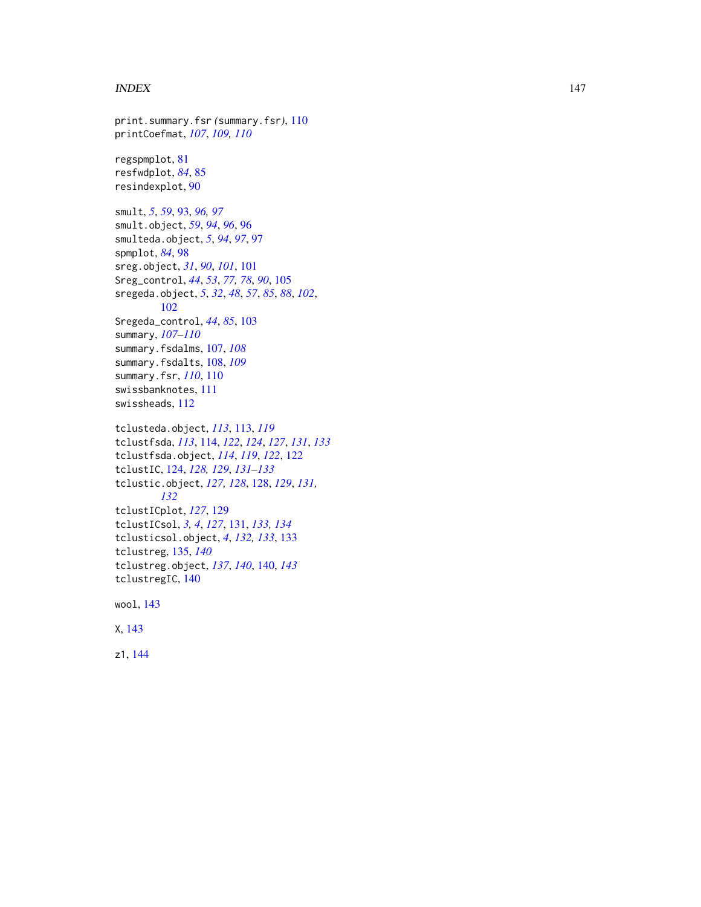print.summary.fsr *(*summary.fsr*)*, 110
printCoefmat, *107*, *109, 110*

regspmplot, 81
resfwdplot, *84*, 85
resindexplot, 90

smult, *5*, *59*, 93, *96, 97*
smult.object, *59*, *94*, *96*, 96
smulteda.object, *5*, *94*, *97*, 97
spmplot, *84*, 98
sreg.object, *31*, *90*, *101*, 101
Sreg_control, *44*, *53*, *77, 78*, *90*, 105
sregeda.object, *5*, *32*, *48*, *57*, *85*, *88*, *102*, 102
Sregeda_control, *44*, *85*, 103
summary, *107–110*
summary.fsdalms, 107, *108*
summary.fsdalts, 108, *109*
summary.fsr, *110*, 110
swissbanknotes, 111
swissheads, 112

tclusteda.object, *113*, 113, *119*
tclustfsda, *113*, 114, *122*, *124*, *127*, *131*, *133*
tclustfsda.object, *114*, *119*, *122*, 122
tclustIC, 124, *128, 129*, *131–133*
tclustic.object, *127, 128*, 128, *129*, *131, 132*
tclustICplot, *127*, 129
tclustICsol, *3, 4*, *127*, 131, *133, 134*
tclusticsol.object, *4*, *132, 133*, 133
tclustreg, 135, *140*
tclustreg.object, *137*, *140*, 140, *143*
tclustregIC, 140

wool, 143

X, 143

z1, 144